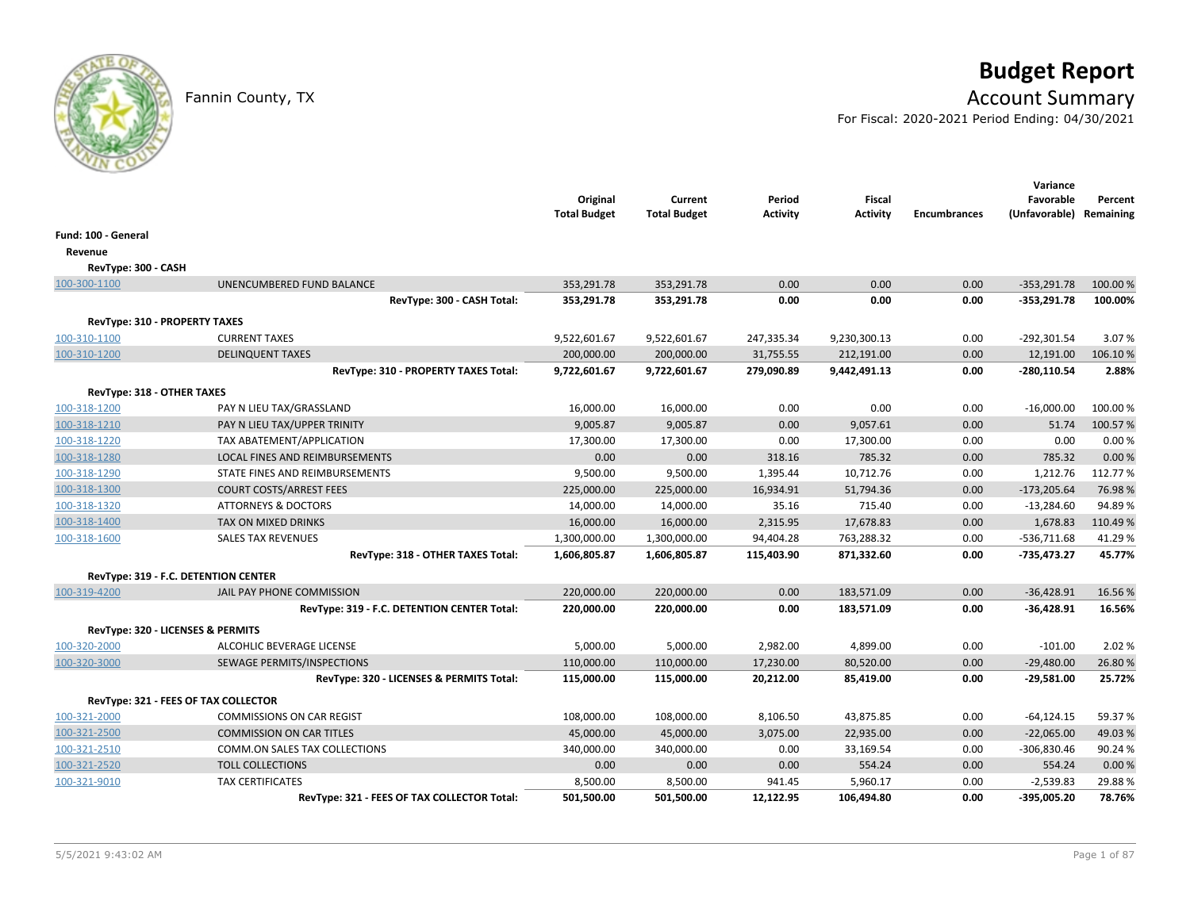# Budget Report

Fannin County, TX

## Account Summary

For Fiscal: 2020-2021 Period Ending: 04/30/2021

| | | Original Total Budget | Current Total Budget | Period Activity | Fiscal Activity | Encumbrances | Variance Favorable (Unfavorable) | Percent Remaining |
|---|---|---|---|---|---|---|---|---|
| **Fund: 100 - General** | | | | | | | | |
| **Revenue** | | | | | | | | |
| **RevType: 300 - CASH** | | | | | | | | |
| 100-300-1100 | UNENCUMBERED FUND BALANCE | 353,291.78 | 353,291.78 | 0.00 | 0.00 | 0.00 | -353,291.78 | 100.00 % |
| | **RevType: 300 - CASH Total:** | **353,291.78** | **353,291.78** | **0.00** | **0.00** | **0.00** | **-353,291.78** | **100.00%** |
| **RevType: 310 - PROPERTY TAXES** | | | | | | | | |
| 100-310-1100 | CURRENT TAXES | 9,522,601.67 | 9,522,601.67 | 247,335.34 | 9,230,300.13 | 0.00 | -292,301.54 | 3.07 % |
| 100-310-1200 | DELINQUENT TAXES | 200,000.00 | 200,000.00 | 31,755.55 | 212,191.00 | 0.00 | 12,191.00 | 106.10 % |
| | **RevType: 310 - PROPERTY TAXES Total:** | **9,722,601.67** | **9,722,601.67** | **279,090.89** | **9,442,491.13** | **0.00** | **-280,110.54** | **2.88%** |
| **RevType: 318 - OTHER TAXES** | | | | | | | | |
| 100-318-1200 | PAY N LIEU TAX/GRASSLAND | 16,000.00 | 16,000.00 | 0.00 | 0.00 | 0.00 | -16,000.00 | 100.00 % |
| 100-318-1210 | PAY N LIEU TAX/UPPER TRINITY | 9,005.87 | 9,005.87 | 0.00 | 9,057.61 | 0.00 | 51.74 | 100.57 % |
| 100-318-1220 | TAX ABATEMENT/APPLICATION | 17,300.00 | 17,300.00 | 0.00 | 17,300.00 | 0.00 | 0.00 | 0.00 % |
| 100-318-1280 | LOCAL FINES AND REIMBURSEMENTS | 0.00 | 0.00 | 318.16 | 785.32 | 0.00 | 785.32 | 0.00 % |
| 100-318-1290 | STATE FINES AND REIMBURSEMENTS | 9,500.00 | 9,500.00 | 1,395.44 | 10,712.76 | 0.00 | 1,212.76 | 112.77 % |
| 100-318-1300 | COURT COSTS/ARREST FEES | 225,000.00 | 225,000.00 | 16,934.91 | 51,794.36 | 0.00 | -173,205.64 | 76.98 % |
| 100-318-1320 | ATTORNEYS & DOCTORS | 14,000.00 | 14,000.00 | 35.16 | 715.40 | 0.00 | -13,284.60 | 94.89 % |
| 100-318-1400 | TAX ON MIXED DRINKS | 16,000.00 | 16,000.00 | 2,315.95 | 17,678.83 | 0.00 | 1,678.83 | 110.49 % |
| 100-318-1600 | SALES TAX REVENUES | 1,300,000.00 | 1,300,000.00 | 94,404.28 | 763,288.32 | 0.00 | -536,711.68 | 41.29 % |
| | **RevType: 318 - OTHER TAXES Total:** | **1,606,805.87** | **1,606,805.87** | **115,403.90** | **871,332.60** | **0.00** | **-735,473.27** | **45.77%** |
| **RevType: 319 - F.C. DETENTION CENTER** | | | | | | | | |
| 100-319-4200 | JAIL PAY PHONE COMMISSION | 220,000.00 | 220,000.00 | 0.00 | 183,571.09 | 0.00 | -36,428.91 | 16.56 % |
| | **RevType: 319 - F.C. DETENTION CENTER Total:** | **220,000.00** | **220,000.00** | **0.00** | **183,571.09** | **0.00** | **-36,428.91** | **16.56%** |
| **RevType: 320 - LICENSES & PERMITS** | | | | | | | | |
| 100-320-2000 | ALCOHLIC BEVERAGE LICENSE | 5,000.00 | 5,000.00 | 2,982.00 | 4,899.00 | 0.00 | -101.00 | 2.02 % |
| 100-320-3000 | SEWAGE PERMITS/INSPECTIONS | 110,000.00 | 110,000.00 | 17,230.00 | 80,520.00 | 0.00 | -29,480.00 | 26.80 % |
| | **RevType: 320 - LICENSES & PERMITS Total:** | **115,000.00** | **115,000.00** | **20,212.00** | **85,419.00** | **0.00** | **-29,581.00** | **25.72%** |
| **RevType: 321 - FEES OF TAX COLLECTOR** | | | | | | | | |
| 100-321-2000 | COMMISSIONS ON CAR REGIST | 108,000.00 | 108,000.00 | 8,106.50 | 43,875.85 | 0.00 | -64,124.15 | 59.37 % |
| 100-321-2500 | COMMISSION ON CAR TITLES | 45,000.00 | 45,000.00 | 3,075.00 | 22,935.00 | 0.00 | -22,065.00 | 49.03 % |
| 100-321-2510 | COMM.ON SALES TAX COLLECTIONS | 340,000.00 | 340,000.00 | 0.00 | 33,169.54 | 0.00 | -306,830.46 | 90.24 % |
| 100-321-2520 | TOLL COLLECTIONS | 0.00 | 0.00 | 0.00 | 554.24 | 0.00 | 554.24 | 0.00 % |
| 100-321-9010 | TAX CERTIFICATES | 8,500.00 | 8,500.00 | 941.45 | 5,960.17 | 0.00 | -2,539.83 | 29.88 % |
| | **RevType: 321 - FEES OF TAX COLLECTOR Total:** | **501,500.00** | **501,500.00** | **12,122.95** | **106,494.80** | **0.00** | **-395,005.20** | **78.76%** |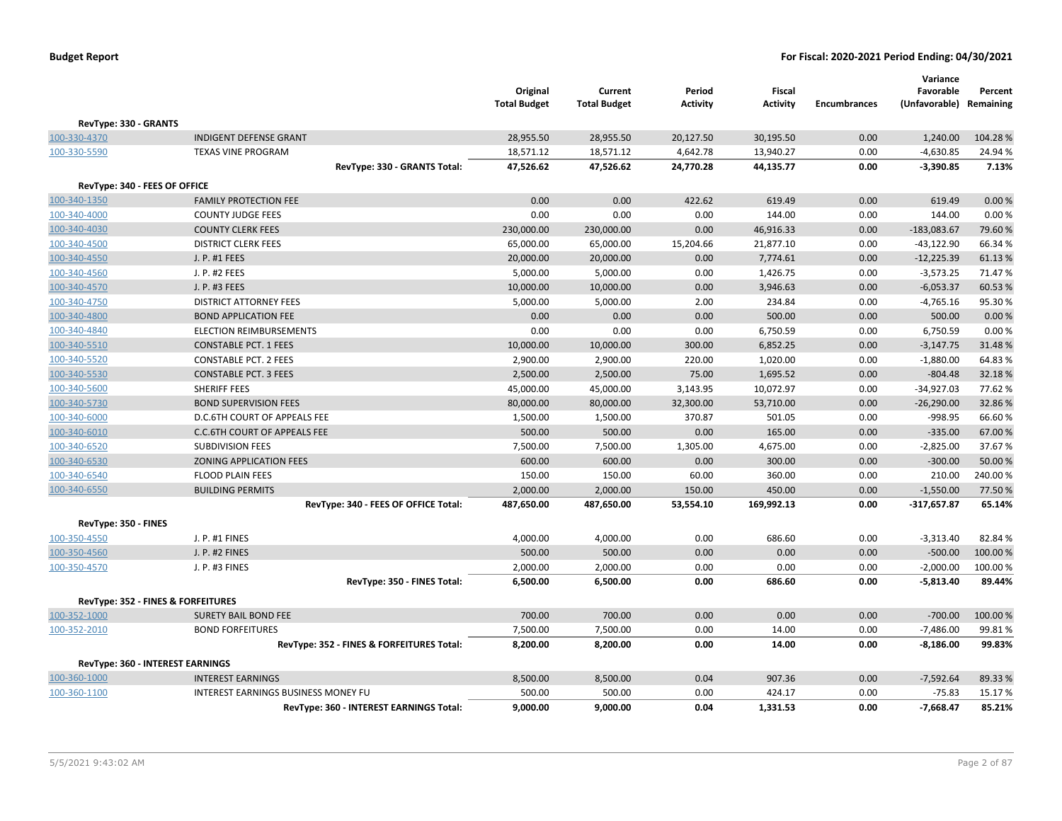**Budget Report** | **For Fiscal: 2020-2021 Period Ending: 04/30/2021**

| | | Original Total Budget | Current Total Budget | Period Activity | Fiscal Activity | Encumbrances | Variance Favorable (Unfavorable) | Percent Remaining |
|---|---|---|---|---|---|---|---|---|
| **RevType: 330 - GRANTS** | | | | | | | | |
| 100-330-4370 | INDIGENT DEFENSE GRANT | 28,955.50 | 28,955.50 | 20,127.50 | 30,195.50 | 0.00 | 1,240.00 | 104.28 % |
| 100-330-5590 | TEXAS VINE PROGRAM | 18,571.12 | 18,571.12 | 4,642.78 | 13,940.27 | 0.00 | -4,630.85 | 24.94 % |
| | **RevType: 330 - GRANTS Total:** | **47,526.62** | **47,526.62** | **24,770.28** | **44,135.77** | **0.00** | **-3,390.85** | **7.13%** |
| **RevType: 340 - FEES OF OFFICE** | | | | | | | | |
| 100-340-1350 | FAMILY PROTECTION FEE | 0.00 | 0.00 | 422.62 | 619.49 | 0.00 | 619.49 | 0.00 % |
| 100-340-4000 | COUNTY JUDGE FEES | 0.00 | 0.00 | 0.00 | 144.00 | 0.00 | 144.00 | 0.00 % |
| 100-340-4030 | COUNTY CLERK FEES | 230,000.00 | 230,000.00 | 0.00 | 46,916.33 | 0.00 | -183,083.67 | 79.60 % |
| 100-340-4500 | DISTRICT CLERK FEES | 65,000.00 | 65,000.00 | 15,204.66 | 21,877.10 | 0.00 | -43,122.90 | 66.34 % |
| 100-340-4550 | J. P. #1 FEES | 20,000.00 | 20,000.00 | 0.00 | 7,774.61 | 0.00 | -12,225.39 | 61.13 % |
| 100-340-4560 | J. P. #2 FEES | 5,000.00 | 5,000.00 | 0.00 | 1,426.75 | 0.00 | -3,573.25 | 71.47 % |
| 100-340-4570 | J. P. #3 FEES | 10,000.00 | 10,000.00 | 0.00 | 3,946.63 | 0.00 | -6,053.37 | 60.53 % |
| 100-340-4750 | DISTRICT ATTORNEY FEES | 5,000.00 | 5,000.00 | 2.00 | 234.84 | 0.00 | -4,765.16 | 95.30 % |
| 100-340-4800 | BOND APPLICATION FEE | 0.00 | 0.00 | 0.00 | 500.00 | 0.00 | 500.00 | 0.00 % |
| 100-340-4840 | ELECTION REIMBURSEMENTS | 0.00 | 0.00 | 0.00 | 6,750.59 | 0.00 | 6,750.59 | 0.00 % |
| 100-340-5510 | CONSTABLE PCT. 1 FEES | 10,000.00 | 10,000.00 | 300.00 | 6,852.25 | 0.00 | -3,147.75 | 31.48 % |
| 100-340-5520 | CONSTABLE PCT. 2 FEES | 2,900.00 | 2,900.00 | 220.00 | 1,020.00 | 0.00 | -1,880.00 | 64.83 % |
| 100-340-5530 | CONSTABLE PCT. 3 FEES | 2,500.00 | 2,500.00 | 75.00 | 1,695.52 | 0.00 | -804.48 | 32.18 % |
| 100-340-5600 | SHERIFF FEES | 45,000.00 | 45,000.00 | 3,143.95 | 10,072.97 | 0.00 | -34,927.03 | 77.62 % |
| 100-340-5730 | BOND SUPERVISION FEES | 80,000.00 | 80,000.00 | 32,300.00 | 53,710.00 | 0.00 | -26,290.00 | 32.86 % |
| 100-340-6000 | D.C.6TH COURT OF APPEALS FEE | 1,500.00 | 1,500.00 | 370.87 | 501.05 | 0.00 | -998.95 | 66.60 % |
| 100-340-6010 | C.C.6TH COURT OF APPEALS FEE | 500.00 | 500.00 | 0.00 | 165.00 | 0.00 | -335.00 | 67.00 % |
| 100-340-6520 | SUBDIVISION FEES | 7,500.00 | 7,500.00 | 1,305.00 | 4,675.00 | 0.00 | -2,825.00 | 37.67 % |
| 100-340-6530 | ZONING APPLICATION FEES | 600.00 | 600.00 | 0.00 | 300.00 | 0.00 | -300.00 | 50.00 % |
| 100-340-6540 | FLOOD PLAIN FEES | 150.00 | 150.00 | 60.00 | 360.00 | 0.00 | 210.00 | 240.00 % |
| 100-340-6550 | BUILDING PERMITS | 2,000.00 | 2,000.00 | 150.00 | 450.00 | 0.00 | -1,550.00 | 77.50 % |
| | **RevType: 340 - FEES OF OFFICE Total:** | **487,650.00** | **487,650.00** | **53,554.10** | **169,992.13** | **0.00** | **-317,657.87** | **65.14%** |
| **RevType: 350 - FINES** | | | | | | | | |
| 100-350-4550 | J. P. #1 FINES | 4,000.00 | 4,000.00 | 0.00 | 686.60 | 0.00 | -3,313.40 | 82.84 % |
| 100-350-4560 | J. P. #2 FINES | 500.00 | 500.00 | 0.00 | 0.00 | 0.00 | -500.00 | 100.00 % |
| 100-350-4570 | J. P. #3 FINES | 2,000.00 | 2,000.00 | 0.00 | 0.00 | 0.00 | -2,000.00 | 100.00 % |
| | **RevType: 350 - FINES Total:** | **6,500.00** | **6,500.00** | **0.00** | **686.60** | **0.00** | **-5,813.40** | **89.44%** |
| **RevType: 352 - FINES & FORFEITURES** | | | | | | | | |
| 100-352-1000 | SURETY BAIL BOND FEE | 700.00 | 700.00 | 0.00 | 0.00 | 0.00 | -700.00 | 100.00 % |
| 100-352-2010 | BOND FORFEITURES | 7,500.00 | 7,500.00 | 0.00 | 14.00 | 0.00 | -7,486.00 | 99.81 % |
| | **RevType: 352 - FINES & FORFEITURES Total:** | **8,200.00** | **8,200.00** | **0.00** | **14.00** | **0.00** | **-8,186.00** | **99.83%** |
| **RevType: 360 - INTEREST EARNINGS** | | | | | | | | |
| 100-360-1000 | INTEREST EARNINGS | 8,500.00 | 8,500.00 | 0.04 | 907.36 | 0.00 | -7,592.64 | 89.33 % |
| 100-360-1100 | INTEREST EARNINGS BUSINESS MONEY FU | 500.00 | 500.00 | 0.00 | 424.17 | 0.00 | -75.83 | 15.17 % |
| | **RevType: 360 - INTEREST EARNINGS Total:** | **9,000.00** | **9,000.00** | **0.04** | **1,331.53** | **0.00** | **-7,668.47** | **85.21%** |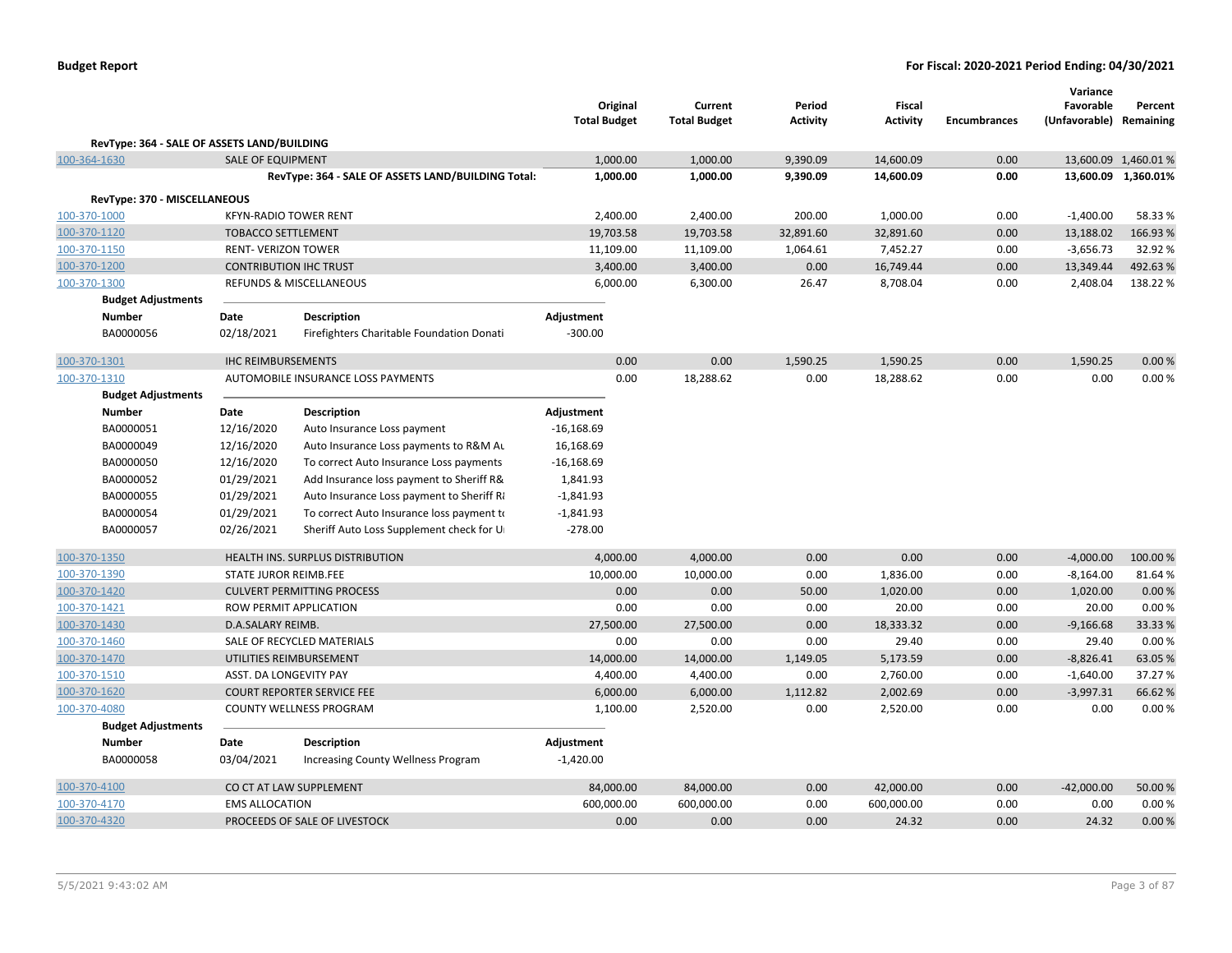**Budget Report** | **For Fiscal: 2020-2021 Period Ending: 04/30/2021**

| | | Original Total Budget | Current Total Budget | Period Activity | Fiscal Activity | Encumbrances | Variance Favorable (Unfavorable) | Percent Remaining |
|---|---|---|---|---|---|---|---|---|
| **RevType: 364 - SALE OF ASSETS LAND/BUILDING** | | | | | | | | |
| 100-364-1630 | SALE OF EQUIPMENT | 1,000.00 | 1,000.00 | 9,390.09 | 14,600.09 | 0.00 | 13,600.09 | 1,460.01 % |
| | **RevType: 364 - SALE OF ASSETS LAND/BUILDING Total:** | **1,000.00** | **1,000.00** | **9,390.09** | **14,600.09** | **0.00** | **13,600.09** | **1,360.01%** |
| **RevType: 370 - MISCELLANEOUS** | | | | | | | | |
| 100-370-1000 | KFYN-RADIO TOWER RENT | 2,400.00 | 2,400.00 | 200.00 | 1,000.00 | 0.00 | -1,400.00 | 58.33 % |
| 100-370-1120 | TOBACCO SETTLEMENT | 19,703.58 | 19,703.58 | 32,891.60 | 32,891.60 | 0.00 | 13,188.02 | 166.93 % |
| 100-370-1150 | RENT- VERIZON TOWER | 11,109.00 | 11,109.00 | 1,064.61 | 7,452.27 | 0.00 | -3,656.73 | 32.92 % |
| 100-370-1200 | CONTRIBUTION IHC TRUST | 3,400.00 | 3,400.00 | 0.00 | 16,749.44 | 0.00 | 13,349.44 | 492.63 % |
| 100-370-1300 | REFUNDS & MISCELLANEOUS | 6,000.00 | 6,300.00 | 26.47 | 8,708.04 | 0.00 | 2,408.04 | 138.22 % |

**Budget Adjustments**

| Number | Date | Description | Adjustment |
|---|---|---|---|
| BA0000056 | 02/18/2021 | Firefighters Charitable Foundation Donati | -300.00 |

| | | Original Total Budget | Current Total Budget | Period Activity | Fiscal Activity | Encumbrances | Variance Favorable (Unfavorable) | Percent Remaining |
|---|---|---|---|---|---|---|---|---|
| 100-370-1301 | IHC REIMBURSEMENTS | 0.00 | 0.00 | 1,590.25 | 1,590.25 | 0.00 | 1,590.25 | 0.00 % |
| 100-370-1310 | AUTOMOBILE INSURANCE LOSS PAYMENTS | 0.00 | 18,288.62 | 0.00 | 18,288.62 | 0.00 | 0.00 | 0.00 % |

**Budget Adjustments**

| Number | Date | Description | Adjustment |
|---|---|---|---|
| BA0000051 | 12/16/2020 | Auto Insurance Loss payment | -16,168.69 |
| BA0000049 | 12/16/2020 | Auto Insurance Loss payments to R&M Au | 16,168.69 |
| BA0000050 | 12/16/2020 | To correct Auto Insurance Loss payments | -16,168.69 |
| BA0000052 | 01/29/2021 | Add Insurance loss payment to Sheriff R& | 1,841.93 |
| BA0000055 | 01/29/2021 | Auto Insurance Loss payment to Sheriff R | -1,841.93 |
| BA0000054 | 01/29/2021 | To correct Auto Insurance loss payment to | -1,841.93 |
| BA0000057 | 02/26/2021 | Sheriff Auto Loss Supplement check for U | -278.00 |

| | | Original Total Budget | Current Total Budget | Period Activity | Fiscal Activity | Encumbrances | Variance Favorable (Unfavorable) | Percent Remaining |
|---|---|---|---|---|---|---|---|---|
| 100-370-1350 | HEALTH INS. SURPLUS DISTRIBUTION | 4,000.00 | 4,000.00 | 0.00 | 0.00 | 0.00 | -4,000.00 | 100.00 % |
| 100-370-1390 | STATE JUROR REIMB.FEE | 10,000.00 | 10,000.00 | 0.00 | 1,836.00 | 0.00 | -8,164.00 | 81.64 % |
| 100-370-1420 | CULVERT PERMITTING PROCESS | 0.00 | 0.00 | 50.00 | 1,020.00 | 0.00 | 1,020.00 | 0.00 % |
| 100-370-1421 | ROW PERMIT APPLICATION | 0.00 | 0.00 | 0.00 | 20.00 | 0.00 | 20.00 | 0.00 % |
| 100-370-1430 | D.A.SALARY REIMB. | 27,500.00 | 27,500.00 | 0.00 | 18,333.32 | 0.00 | -9,166.68 | 33.33 % |
| 100-370-1460 | SALE OF RECYCLED MATERIALS | 0.00 | 0.00 | 0.00 | 29.40 | 0.00 | 29.40 | 0.00 % |
| 100-370-1470 | UTILITIES REIMBURSEMENT | 14,000.00 | 14,000.00 | 1,149.05 | 5,173.59 | 0.00 | -8,826.41 | 63.05 % |
| 100-370-1510 | ASST. DA LONGEVITY PAY | 4,400.00 | 4,400.00 | 0.00 | 2,760.00 | 0.00 | -1,640.00 | 37.27 % |
| 100-370-1620 | COURT REPORTER SERVICE FEE | 6,000.00 | 6,000.00 | 1,112.82 | 2,002.69 | 0.00 | -3,997.31 | 66.62 % |
| 100-370-4080 | COUNTY WELLNESS PROGRAM | 1,100.00 | 2,520.00 | 0.00 | 2,520.00 | 0.00 | 0.00 | 0.00 % |

**Budget Adjustments**

| Number | Date | Description | Adjustment |
|---|---|---|---|
| BA0000058 | 03/04/2021 | Increasing County Wellness Program | -1,420.00 |

| | | Original Total Budget | Current Total Budget | Period Activity | Fiscal Activity | Encumbrances | Variance Favorable (Unfavorable) | Percent Remaining |
|---|---|---|---|---|---|---|---|---|
| 100-370-4100 | CO CT AT LAW SUPPLEMENT | 84,000.00 | 84,000.00 | 0.00 | 42,000.00 | 0.00 | -42,000.00 | 50.00 % |
| 100-370-4170 | EMS ALLOCATION | 600,000.00 | 600,000.00 | 0.00 | 600,000.00 | 0.00 | 0.00 | 0.00 % |
| 100-370-4320 | PROCEEDS OF SALE OF LIVESTOCK | 0.00 | 0.00 | 0.00 | 24.32 | 0.00 | 24.32 | 0.00 % |

5/5/2021 9:43:02 AM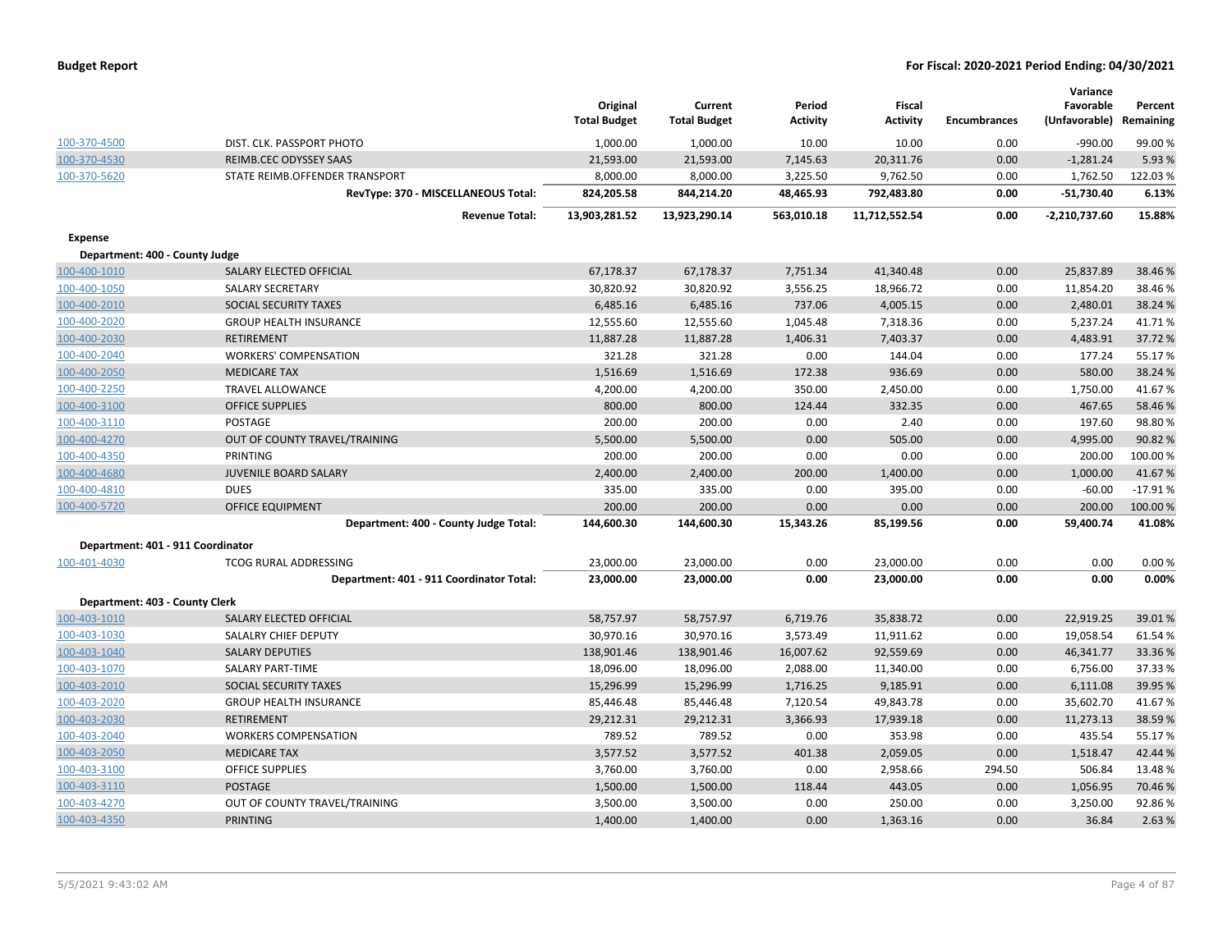**Budget Report** — **For Fiscal: 2020-2021 Period Ending: 04/30/2021**

| | | Original Total Budget | Current Total Budget | Period Activity | Fiscal Activity | Encumbrances | Variance Favorable (Unfavorable) | Percent Remaining |
|---|---|---|---|---|---|---|---|---|
| 100-370-4500 | DIST. CLK. PASSPORT PHOTO | 1,000.00 | 1,000.00 | 10.00 | 10.00 | 0.00 | -990.00 | 99.00 % |
| 100-370-4530 | REIMB.CEC ODYSSEY SAAS | 21,593.00 | 21,593.00 | 7,145.63 | 20,311.76 | 0.00 | -1,281.24 | 5.93 % |
| 100-370-5620 | STATE REIMB.OFFENDER TRANSPORT | 8,000.00 | 8,000.00 | 3,225.50 | 9,762.50 | 0.00 | 1,762.50 | 122.03 % |
| | **RevType: 370 - MISCELLANEOUS Total:** | **824,205.58** | **844,214.20** | **48,465.93** | **792,483.80** | **0.00** | **-51,730.40** | **6.13%** |
| | **Revenue Total:** | **13,903,281.52** | **13,923,290.14** | **563,010.18** | **11,712,552.54** | **0.00** | **-2,210,737.60** | **15.88%** |
| **Expense** | | | | | | | | |
| **Department: 400 - County Judge** | | | | | | | | |
| 100-400-1010 | SALARY ELECTED OFFICIAL | 67,178.37 | 67,178.37 | 7,751.34 | 41,340.48 | 0.00 | 25,837.89 | 38.46 % |
| 100-400-1050 | SALARY SECRETARY | 30,820.92 | 30,820.92 | 3,556.25 | 18,966.72 | 0.00 | 11,854.20 | 38.46 % |
| 100-400-2010 | SOCIAL SECURITY TAXES | 6,485.16 | 6,485.16 | 737.06 | 4,005.15 | 0.00 | 2,480.01 | 38.24 % |
| 100-400-2020 | GROUP HEALTH INSURANCE | 12,555.60 | 12,555.60 | 1,045.48 | 7,318.36 | 0.00 | 5,237.24 | 41.71 % |
| 100-400-2030 | RETIREMENT | 11,887.28 | 11,887.28 | 1,406.31 | 7,403.37 | 0.00 | 4,483.91 | 37.72 % |
| 100-400-2040 | WORKERS' COMPENSATION | 321.28 | 321.28 | 0.00 | 144.04 | 0.00 | 177.24 | 55.17 % |
| 100-400-2050 | MEDICARE TAX | 1,516.69 | 1,516.69 | 172.38 | 936.69 | 0.00 | 580.00 | 38.24 % |
| 100-400-2250 | TRAVEL ALLOWANCE | 4,200.00 | 4,200.00 | 350.00 | 2,450.00 | 0.00 | 1,750.00 | 41.67 % |
| 100-400-3100 | OFFICE SUPPLIES | 800.00 | 800.00 | 124.44 | 332.35 | 0.00 | 467.65 | 58.46 % |
| 100-400-3110 | POSTAGE | 200.00 | 200.00 | 0.00 | 2.40 | 0.00 | 197.60 | 98.80 % |
| 100-400-4270 | OUT OF COUNTY TRAVEL/TRAINING | 5,500.00 | 5,500.00 | 0.00 | 505.00 | 0.00 | 4,995.00 | 90.82 % |
| 100-400-4350 | PRINTING | 200.00 | 200.00 | 0.00 | 0.00 | 0.00 | 200.00 | 100.00 % |
| 100-400-4680 | JUVENILE BOARD SALARY | 2,400.00 | 2,400.00 | 200.00 | 1,400.00 | 0.00 | 1,000.00 | 41.67 % |
| 100-400-4810 | DUES | 335.00 | 335.00 | 0.00 | 395.00 | 0.00 | -60.00 | -17.91 % |
| 100-400-5720 | OFFICE EQUIPMENT | 200.00 | 200.00 | 0.00 | 0.00 | 0.00 | 200.00 | 100.00 % |
| | **Department: 400 - County Judge Total:** | **144,600.30** | **144,600.30** | **15,343.26** | **85,199.56** | **0.00** | **59,400.74** | **41.08%** |
| **Department: 401 - 911 Coordinator** | | | | | | | | |
| 100-401-4030 | TCOG RURAL ADDRESSING | 23,000.00 | 23,000.00 | 0.00 | 23,000.00 | 0.00 | 0.00 | 0.00 % |
| | **Department: 401 - 911 Coordinator Total:** | **23,000.00** | **23,000.00** | **0.00** | **23,000.00** | **0.00** | **0.00** | **0.00%** |
| **Department: 403 - County Clerk** | | | | | | | | |
| 100-403-1010 | SALARY ELECTED OFFICIAL | 58,757.97 | 58,757.97 | 6,719.76 | 35,838.72 | 0.00 | 22,919.25 | 39.01 % |
| 100-403-1030 | SALALRY CHIEF DEPUTY | 30,970.16 | 30,970.16 | 3,573.49 | 11,911.62 | 0.00 | 19,058.54 | 61.54 % |
| 100-403-1040 | SALARY DEPUTIES | 138,901.46 | 138,901.46 | 16,007.62 | 92,559.69 | 0.00 | 46,341.77 | 33.36 % |
| 100-403-1070 | SALARY PART-TIME | 18,096.00 | 18,096.00 | 2,088.00 | 11,340.00 | 0.00 | 6,756.00 | 37.33 % |
| 100-403-2010 | SOCIAL SECURITY TAXES | 15,296.99 | 15,296.99 | 1,716.25 | 9,185.91 | 0.00 | 6,111.08 | 39.95 % |
| 100-403-2020 | GROUP HEALTH INSURANCE | 85,446.48 | 85,446.48 | 7,120.54 | 49,843.78 | 0.00 | 35,602.70 | 41.67 % |
| 100-403-2030 | RETIREMENT | 29,212.31 | 29,212.31 | 3,366.93 | 17,939.18 | 0.00 | 11,273.13 | 38.59 % |
| 100-403-2040 | WORKERS COMPENSATION | 789.52 | 789.52 | 0.00 | 353.98 | 0.00 | 435.54 | 55.17 % |
| 100-403-2050 | MEDICARE TAX | 3,577.52 | 3,577.52 | 401.38 | 2,059.05 | 0.00 | 1,518.47 | 42.44 % |
| 100-403-3100 | OFFICE SUPPLIES | 3,760.00 | 3,760.00 | 0.00 | 2,958.66 | 294.50 | 506.84 | 13.48 % |
| 100-403-3110 | POSTAGE | 1,500.00 | 1,500.00 | 118.44 | 443.05 | 0.00 | 1,056.95 | 70.46 % |
| 100-403-4270 | OUT OF COUNTY TRAVEL/TRAINING | 3,500.00 | 3,500.00 | 0.00 | 250.00 | 0.00 | 3,250.00 | 92.86 % |
| 100-403-4350 | PRINTING | 1,400.00 | 1,400.00 | 0.00 | 1,363.16 | 0.00 | 36.84 | 2.63 % |

5/5/2021 9:43:02 AM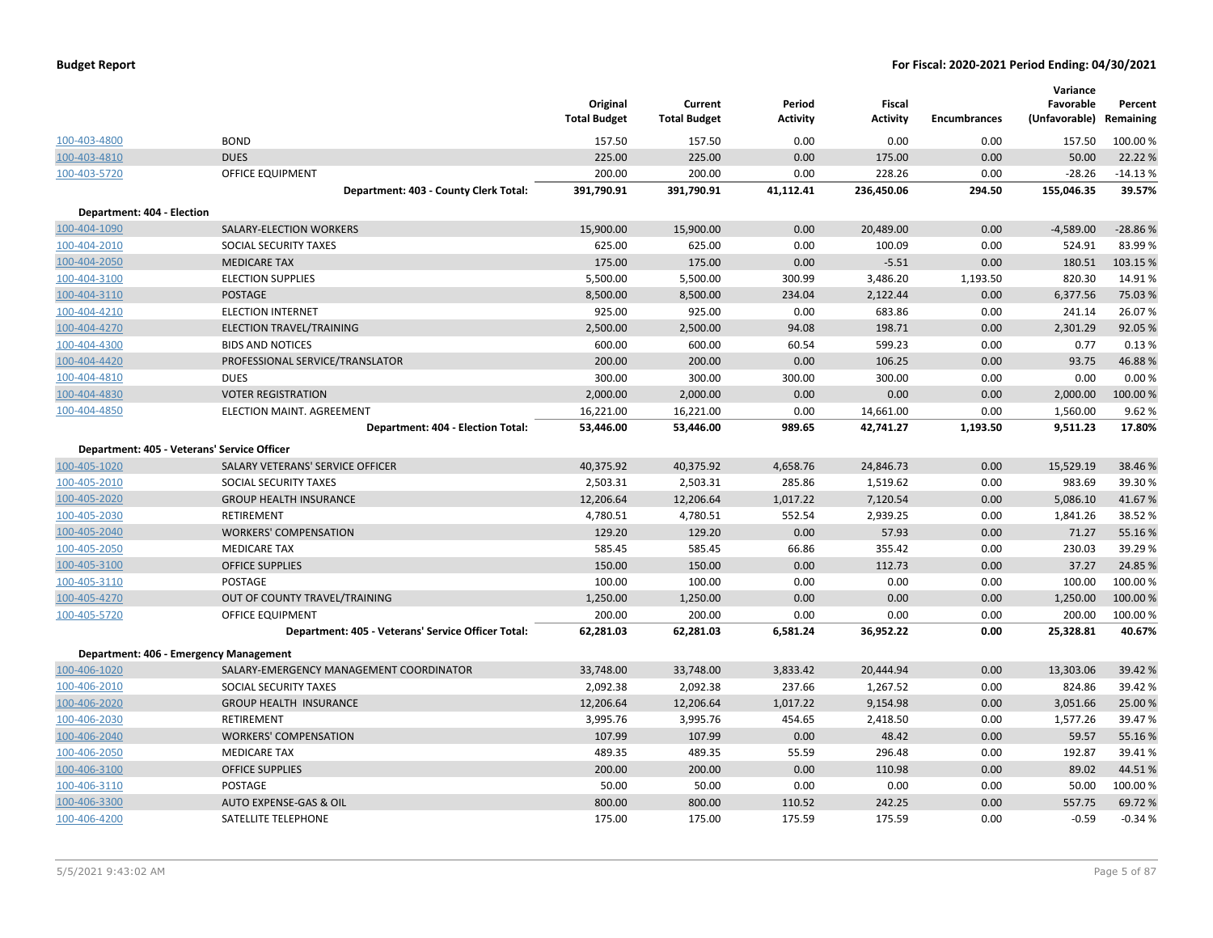**Budget Report** — **For Fiscal: 2020-2021 Period Ending: 04/30/2021**

| | | Original Total Budget | Current Total Budget | Period Activity | Fiscal Activity | Encumbrances | Variance Favorable (Unfavorable) | Percent Remaining |
|---|---|---|---|---|---|---|---|---|
| 100-403-4800 | BOND | 157.50 | 157.50 | 0.00 | 0.00 | 0.00 | 157.50 | 100.00 % |
| 100-403-4810 | DUES | 225.00 | 225.00 | 0.00 | 175.00 | 0.00 | 50.00 | 22.22 % |
| 100-403-5720 | OFFICE EQUIPMENT | 200.00 | 200.00 | 0.00 | 228.26 | 0.00 | -28.26 | -14.13 % |
| | **Department: 403 - County Clerk Total:** | **391,790.91** | **391,790.91** | **41,112.41** | **236,450.06** | **294.50** | **155,046.35** | **39.57%** |
| **Department: 404 - Election** | | | | | | | | |
| 100-404-1090 | SALARY-ELECTION WORKERS | 15,900.00 | 15,900.00 | 0.00 | 20,489.00 | 0.00 | -4,589.00 | -28.86 % |
| 100-404-2010 | SOCIAL SECURITY TAXES | 625.00 | 625.00 | 0.00 | 100.09 | 0.00 | 524.91 | 83.99 % |
| 100-404-2050 | MEDICARE TAX | 175.00 | 175.00 | 0.00 | -5.51 | 0.00 | 180.51 | 103.15 % |
| 100-404-3100 | ELECTION SUPPLIES | 5,500.00 | 5,500.00 | 300.99 | 3,486.20 | 1,193.50 | 820.30 | 14.91 % |
| 100-404-3110 | POSTAGE | 8,500.00 | 8,500.00 | 234.04 | 2,122.44 | 0.00 | 6,377.56 | 75.03 % |
| 100-404-4210 | ELECTION INTERNET | 925.00 | 925.00 | 0.00 | 683.86 | 0.00 | 241.14 | 26.07 % |
| 100-404-4270 | ELECTION TRAVEL/TRAINING | 2,500.00 | 2,500.00 | 94.08 | 198.71 | 0.00 | 2,301.29 | 92.05 % |
| 100-404-4300 | BIDS AND NOTICES | 600.00 | 600.00 | 60.54 | 599.23 | 0.00 | 0.77 | 0.13 % |
| 100-404-4420 | PROFESSIONAL SERVICE/TRANSLATOR | 200.00 | 200.00 | 0.00 | 106.25 | 0.00 | 93.75 | 46.88 % |
| 100-404-4810 | DUES | 300.00 | 300.00 | 300.00 | 300.00 | 0.00 | 0.00 | 0.00 % |
| 100-404-4830 | VOTER REGISTRATION | 2,000.00 | 2,000.00 | 0.00 | 0.00 | 0.00 | 2,000.00 | 100.00 % |
| 100-404-4850 | ELECTION MAINT. AGREEMENT | 16,221.00 | 16,221.00 | 0.00 | 14,661.00 | 0.00 | 1,560.00 | 9.62 % |
| | **Department: 404 - Election Total:** | **53,446.00** | **53,446.00** | **989.65** | **42,741.27** | **1,193.50** | **9,511.23** | **17.80%** |
| **Department: 405 - Veterans' Service Officer** | | | | | | | | |
| 100-405-1020 | SALARY VETERANS' SERVICE OFFICER | 40,375.92 | 40,375.92 | 4,658.76 | 24,846.73 | 0.00 | 15,529.19 | 38.46 % |
| 100-405-2010 | SOCIAL SECURITY TAXES | 2,503.31 | 2,503.31 | 285.86 | 1,519.62 | 0.00 | 983.69 | 39.30 % |
| 100-405-2020 | GROUP HEALTH INSURANCE | 12,206.64 | 12,206.64 | 1,017.22 | 7,120.54 | 0.00 | 5,086.10 | 41.67 % |
| 100-405-2030 | RETIREMENT | 4,780.51 | 4,780.51 | 552.54 | 2,939.25 | 0.00 | 1,841.26 | 38.52 % |
| 100-405-2040 | WORKERS' COMPENSATION | 129.20 | 129.20 | 0.00 | 57.93 | 0.00 | 71.27 | 55.16 % |
| 100-405-2050 | MEDICARE TAX | 585.45 | 585.45 | 66.86 | 355.42 | 0.00 | 230.03 | 39.29 % |
| 100-405-3100 | OFFICE SUPPLIES | 150.00 | 150.00 | 0.00 | 112.73 | 0.00 | 37.27 | 24.85 % |
| 100-405-3110 | POSTAGE | 100.00 | 100.00 | 0.00 | 0.00 | 0.00 | 100.00 | 100.00 % |
| 100-405-4270 | OUT OF COUNTY TRAVEL/TRAINING | 1,250.00 | 1,250.00 | 0.00 | 0.00 | 0.00 | 1,250.00 | 100.00 % |
| 100-405-5720 | OFFICE EQUIPMENT | 200.00 | 200.00 | 0.00 | 0.00 | 0.00 | 200.00 | 100.00 % |
| | **Department: 405 - Veterans' Service Officer Total:** | **62,281.03** | **62,281.03** | **6,581.24** | **36,952.22** | **0.00** | **25,328.81** | **40.67%** |
| **Department: 406 - Emergency Management** | | | | | | | | |
| 100-406-1020 | SALARY-EMERGENCY MANAGEMENT COORDINATOR | 33,748.00 | 33,748.00 | 3,833.42 | 20,444.94 | 0.00 | 13,303.06 | 39.42 % |
| 100-406-2010 | SOCIAL SECURITY TAXES | 2,092.38 | 2,092.38 | 237.66 | 1,267.52 | 0.00 | 824.86 | 39.42 % |
| 100-406-2020 | GROUP HEALTH INSURANCE | 12,206.64 | 12,206.64 | 1,017.22 | 9,154.98 | 0.00 | 3,051.66 | 25.00 % |
| 100-406-2030 | RETIREMENT | 3,995.76 | 3,995.76 | 454.65 | 2,418.50 | 0.00 | 1,577.26 | 39.47 % |
| 100-406-2040 | WORKERS' COMPENSATION | 107.99 | 107.99 | 0.00 | 48.42 | 0.00 | 59.57 | 55.16 % |
| 100-406-2050 | MEDICARE TAX | 489.35 | 489.35 | 55.59 | 296.48 | 0.00 | 192.87 | 39.41 % |
| 100-406-3100 | OFFICE SUPPLIES | 200.00 | 200.00 | 0.00 | 110.98 | 0.00 | 89.02 | 44.51 % |
| 100-406-3110 | POSTAGE | 50.00 | 50.00 | 0.00 | 0.00 | 0.00 | 50.00 | 100.00 % |
| 100-406-3300 | AUTO EXPENSE-GAS & OIL | 800.00 | 800.00 | 110.52 | 242.25 | 0.00 | 557.75 | 69.72 % |
| 100-406-4200 | SATELLITE TELEPHONE | 175.00 | 175.00 | 175.59 | 175.59 | 0.00 | -0.59 | -0.34 % |

5/5/2021 9:43:02 AM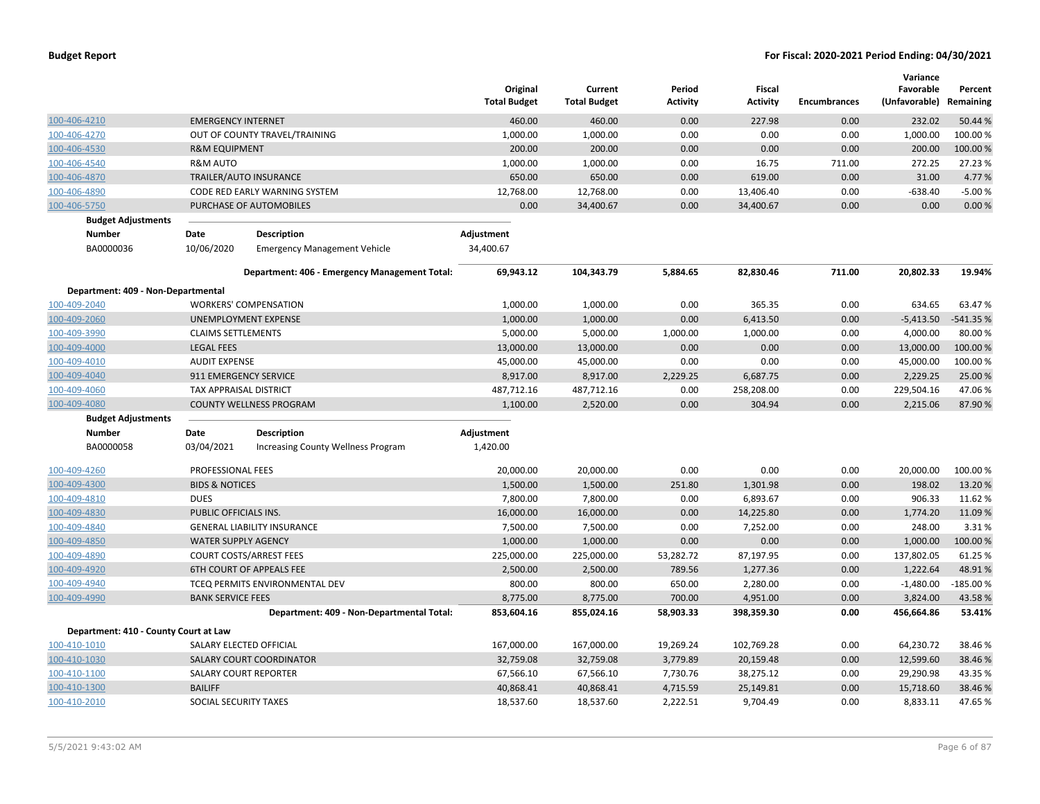**Budget Report** | **For Fiscal: 2020-2021 Period Ending: 04/30/2021**

| | | Original Total Budget | Current Total Budget | Period Activity | Fiscal Activity | Encumbrances | Variance Favorable (Unfavorable) | Percent Remaining |
|---|---|---|---|---|---|---|---|---|
| 100-406-4210 | EMERGENCY INTERNET | 460.00 | 460.00 | 0.00 | 227.98 | 0.00 | 232.02 | 50.44 % |
| 100-406-4270 | OUT OF COUNTY TRAVEL/TRAINING | 1,000.00 | 1,000.00 | 0.00 | 0.00 | 0.00 | 1,000.00 | 100.00 % |
| 100-406-4530 | R&M EQUIPMENT | 200.00 | 200.00 | 0.00 | 0.00 | 0.00 | 200.00 | 100.00 % |
| 100-406-4540 | R&M AUTO | 1,000.00 | 1,000.00 | 0.00 | 16.75 | 711.00 | 272.25 | 27.23 % |
| 100-406-4870 | TRAILER/AUTO INSURANCE | 650.00 | 650.00 | 0.00 | 619.00 | 0.00 | 31.00 | 4.77 % |
| 100-406-4890 | CODE RED EARLY WARNING SYSTEM | 12,768.00 | 12,768.00 | 0.00 | 13,406.40 | 0.00 | -638.40 | -5.00 % |
| 100-406-5750 | PURCHASE OF AUTOMOBILES | 0.00 | 34,400.67 | 0.00 | 34,400.67 | 0.00 | 0.00 | 0.00 % |

**Budget Adjustments**

| Number | Date | Description | Adjustment |
|---|---|---|---|
| BA0000036 | 10/06/2020 | Emergency Management Vehicle | 34,400.67 |

| | Original Total Budget | Current Total Budget | Period Activity | Fiscal Activity | Encumbrances | Variance Favorable (Unfavorable) | Percent Remaining |
|---|---|---|---|---|---|---|---|
| **Department: 406 - Emergency Management Total:** | **69,943.12** | **104,343.79** | **5,884.65** | **82,830.46** | **711.00** | **20,802.33** | **19.94%** |

**Department: 409 - Non-Departmental**

| | | Original Total Budget | Current Total Budget | Period Activity | Fiscal Activity | Encumbrances | Variance Favorable (Unfavorable) | Percent Remaining |
|---|---|---|---|---|---|---|---|---|
| 100-409-2040 | WORKERS' COMPENSATION | 1,000.00 | 1,000.00 | 0.00 | 365.35 | 0.00 | 634.65 | 63.47 % |
| 100-409-2060 | UNEMPLOYMENT EXPENSE | 1,000.00 | 1,000.00 | 0.00 | 6,413.50 | 0.00 | -5,413.50 | -541.35 % |
| 100-409-3990 | CLAIMS SETTLEMENTS | 5,000.00 | 5,000.00 | 1,000.00 | 1,000.00 | 0.00 | 4,000.00 | 80.00 % |
| 100-409-4000 | LEGAL FEES | 13,000.00 | 13,000.00 | 0.00 | 0.00 | 0.00 | 13,000.00 | 100.00 % |
| 100-409-4010 | AUDIT EXPENSE | 45,000.00 | 45,000.00 | 0.00 | 0.00 | 0.00 | 45,000.00 | 100.00 % |
| 100-409-4040 | 911 EMERGENCY SERVICE | 8,917.00 | 8,917.00 | 2,229.25 | 6,687.75 | 0.00 | 2,229.25 | 25.00 % |
| 100-409-4060 | TAX APPRAISAL DISTRICT | 487,712.16 | 487,712.16 | 0.00 | 258,208.00 | 0.00 | 229,504.16 | 47.06 % |
| 100-409-4080 | COUNTY WELLNESS PROGRAM | 1,100.00 | 2,520.00 | 0.00 | 304.94 | 0.00 | 2,215.06 | 87.90 % |

**Budget Adjustments**

| Number | Date | Description | Adjustment |
|---|---|---|---|
| BA0000058 | 03/04/2021 | Increasing County Wellness Program | 1,420.00 |

| | | Original Total Budget | Current Total Budget | Period Activity | Fiscal Activity | Encumbrances | Variance Favorable (Unfavorable) | Percent Remaining |
|---|---|---|---|---|---|---|---|---|
| 100-409-4260 | PROFESSIONAL FEES | 20,000.00 | 20,000.00 | 0.00 | 0.00 | 0.00 | 20,000.00 | 100.00 % |
| 100-409-4300 | BIDS & NOTICES | 1,500.00 | 1,500.00 | 251.80 | 1,301.98 | 0.00 | 198.02 | 13.20 % |
| 100-409-4810 | DUES | 7,800.00 | 7,800.00 | 0.00 | 6,893.67 | 0.00 | 906.33 | 11.62 % |
| 100-409-4830 | PUBLIC OFFICIALS INS. | 16,000.00 | 16,000.00 | 0.00 | 14,225.80 | 0.00 | 1,774.20 | 11.09 % |
| 100-409-4840 | GENERAL LIABILITY INSURANCE | 7,500.00 | 7,500.00 | 0.00 | 7,252.00 | 0.00 | 248.00 | 3.31 % |
| 100-409-4850 | WATER SUPPLY AGENCY | 1,000.00 | 1,000.00 | 0.00 | 0.00 | 0.00 | 1,000.00 | 100.00 % |
| 100-409-4890 | COURT COSTS/ARREST FEES | 225,000.00 | 225,000.00 | 53,282.72 | 87,197.95 | 0.00 | 137,802.05 | 61.25 % |
| 100-409-4920 | 6TH COURT OF APPEALS FEE | 2,500.00 | 2,500.00 | 789.56 | 1,277.36 | 0.00 | 1,222.64 | 48.91 % |
| 100-409-4940 | TCEQ PERMITS ENVIRONMENTAL DEV | 800.00 | 800.00 | 650.00 | 2,280.00 | 0.00 | -1,480.00 | -185.00 % |
| 100-409-4990 | BANK SERVICE FEES | 8,775.00 | 8,775.00 | 700.00 | 4,951.00 | 0.00 | 3,824.00 | 43.58 % |
| | **Department: 409 - Non-Departmental Total:** | **853,604.16** | **855,024.16** | **58,903.33** | **398,359.30** | **0.00** | **456,664.86** | **53.41%** |

**Department: 410 - County Court at Law**

| | | Original Total Budget | Current Total Budget | Period Activity | Fiscal Activity | Encumbrances | Variance Favorable (Unfavorable) | Percent Remaining |
|---|---|---|---|---|---|---|---|---|
| 100-410-1010 | SALARY ELECTED OFFICIAL | 167,000.00 | 167,000.00 | 19,269.24 | 102,769.28 | 0.00 | 64,230.72 | 38.46 % |
| 100-410-1030 | SALARY COURT COORDINATOR | 32,759.08 | 32,759.08 | 3,779.89 | 20,159.48 | 0.00 | 12,599.60 | 38.46 % |
| 100-410-1100 | SALARY COURT REPORTER | 67,566.10 | 67,566.10 | 7,730.76 | 38,275.12 | 0.00 | 29,290.98 | 43.35 % |
| 100-410-1300 | BAILIFF | 40,868.41 | 40,868.41 | 4,715.59 | 25,149.81 | 0.00 | 15,718.60 | 38.46 % |
| 100-410-2010 | SOCIAL SECURITY TAXES | 18,537.60 | 18,537.60 | 2,222.51 | 9,704.49 | 0.00 | 8,833.11 | 47.65 % |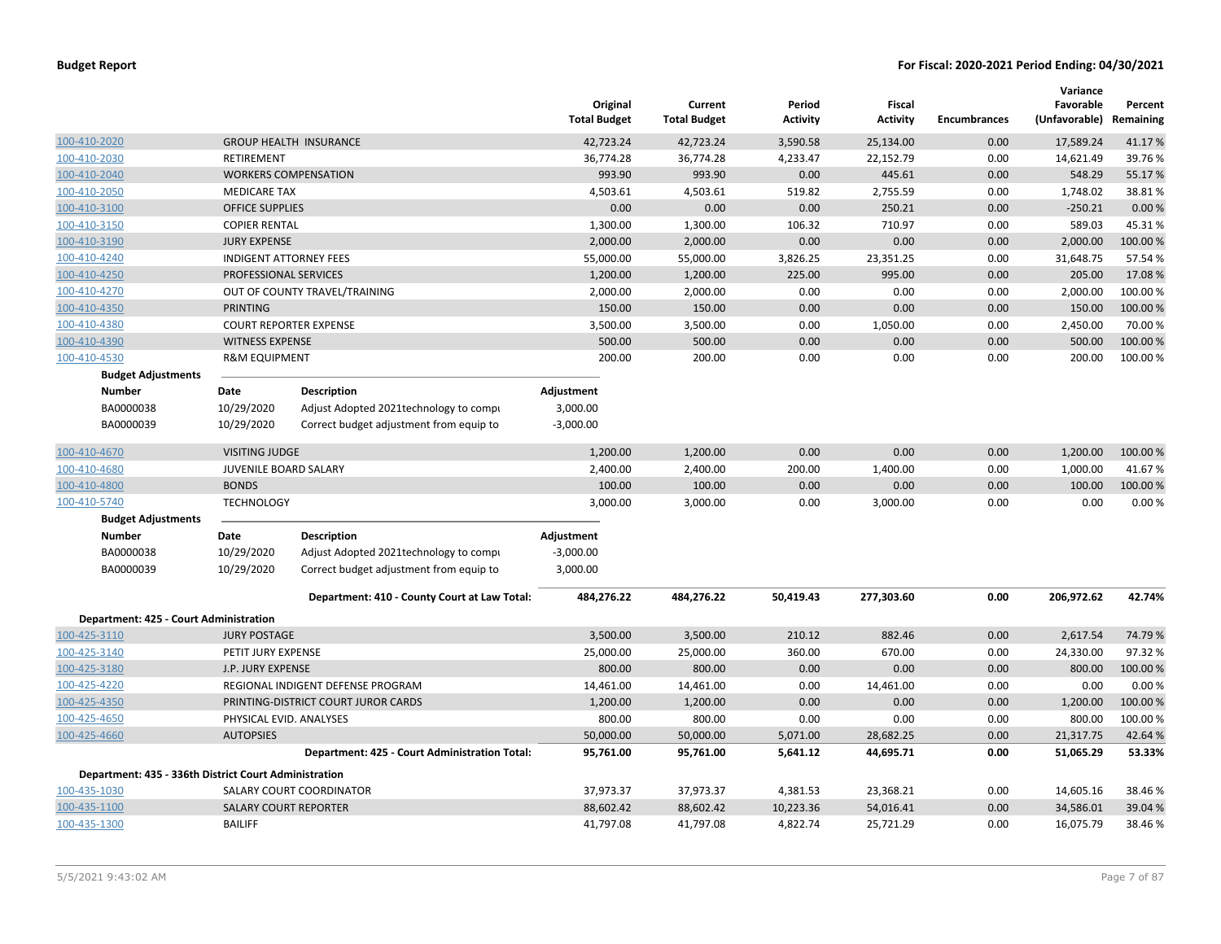## Budget Report

**For Fiscal: 2020-2021 Period Ending: 04/30/2021**

| | | Original Total Budget | Current Total Budget | Period Activity | Fiscal Activity | Encumbrances | Variance Favorable (Unfavorable) | Percent Remaining |
|---|---|---|---|---|---|---|---|---|
| 100-410-2020 | GROUP HEALTH INSURANCE | 42,723.24 | 42,723.24 | 3,590.58 | 25,134.00 | 0.00 | 17,589.24 | 41.17 % |
| 100-410-2030 | RETIREMENT | 36,774.28 | 36,774.28 | 4,233.47 | 22,152.79 | 0.00 | 14,621.49 | 39.76 % |
| 100-410-2040 | WORKERS COMPENSATION | 993.90 | 993.90 | 0.00 | 445.61 | 0.00 | 548.29 | 55.17 % |
| 100-410-2050 | MEDICARE TAX | 4,503.61 | 4,503.61 | 519.82 | 2,755.59 | 0.00 | 1,748.02 | 38.81 % |
| 100-410-3100 | OFFICE SUPPLIES | 0.00 | 0.00 | 0.00 | 250.21 | 0.00 | -250.21 | 0.00 % |
| 100-410-3150 | COPIER RENTAL | 1,300.00 | 1,300.00 | 106.32 | 710.97 | 0.00 | 589.03 | 45.31 % |
| 100-410-3190 | JURY EXPENSE | 2,000.00 | 2,000.00 | 0.00 | 0.00 | 0.00 | 2,000.00 | 100.00 % |
| 100-410-4240 | INDIGENT ATTORNEY FEES | 55,000.00 | 55,000.00 | 3,826.25 | 23,351.25 | 0.00 | 31,648.75 | 57.54 % |
| 100-410-4250 | PROFESSIONAL SERVICES | 1,200.00 | 1,200.00 | 225.00 | 995.00 | 0.00 | 205.00 | 17.08 % |
| 100-410-4270 | OUT OF COUNTY TRAVEL/TRAINING | 2,000.00 | 2,000.00 | 0.00 | 0.00 | 0.00 | 2,000.00 | 100.00 % |
| 100-410-4350 | PRINTING | 150.00 | 150.00 | 0.00 | 0.00 | 0.00 | 150.00 | 100.00 % |
| 100-410-4380 | COURT REPORTER EXPENSE | 3,500.00 | 3,500.00 | 0.00 | 1,050.00 | 0.00 | 2,450.00 | 70.00 % |
| 100-410-4390 | WITNESS EXPENSE | 500.00 | 500.00 | 0.00 | 0.00 | 0.00 | 500.00 | 100.00 % |
| 100-410-4530 | R&M EQUIPMENT | 200.00 | 200.00 | 0.00 | 0.00 | 0.00 | 200.00 | 100.00 % |

**Budget Adjustments**

| Number | Date | Description | Adjustment |
|---|---|---|---|
| BA0000038 | 10/29/2020 | Adjust Adopted 2021technology to compu | 3,000.00 |
| BA0000039 | 10/29/2020 | Correct budget adjustment from equip to | -3,000.00 |

| | | Original Total Budget | Current Total Budget | Period Activity | Fiscal Activity | Encumbrances | Variance Favorable (Unfavorable) | Percent Remaining |
|---|---|---|---|---|---|---|---|---|
| 100-410-4670 | VISITING JUDGE | 1,200.00 | 1,200.00 | 0.00 | 0.00 | 0.00 | 1,200.00 | 100.00 % |
| 100-410-4680 | JUVENILE BOARD SALARY | 2,400.00 | 2,400.00 | 200.00 | 1,400.00 | 0.00 | 1,000.00 | 41.67 % |
| 100-410-4800 | BONDS | 100.00 | 100.00 | 0.00 | 0.00 | 0.00 | 100.00 | 100.00 % |
| 100-410-5740 | TECHNOLOGY | 3,000.00 | 3,000.00 | 0.00 | 3,000.00 | 0.00 | 0.00 | 0.00 % |

**Budget Adjustments**

| Number | Date | Description | Adjustment |
|---|---|---|---|
| BA0000038 | 10/29/2020 | Adjust Adopted 2021technology to compu | -3,000.00 |
| BA0000039 | 10/29/2020 | Correct budget adjustment from equip to | 3,000.00 |

| | Original Total Budget | Current Total Budget | Period Activity | Fiscal Activity | Encumbrances | Variance Favorable (Unfavorable) | Percent Remaining |
|---|---|---|---|---|---|---|---|
| **Department: 410 - County Court at Law Total:** | **484,276.22** | **484,276.22** | **50,419.43** | **277,303.60** | **0.00** | **206,972.62** | **42.74%** |

**Department: 425 - Court Administration**

| | | Original Total Budget | Current Total Budget | Period Activity | Fiscal Activity | Encumbrances | Variance Favorable (Unfavorable) | Percent Remaining |
|---|---|---|---|---|---|---|---|---|
| 100-425-3110 | JURY POSTAGE | 3,500.00 | 3,500.00 | 210.12 | 882.46 | 0.00 | 2,617.54 | 74.79 % |
| 100-425-3140 | PETIT JURY EXPENSE | 25,000.00 | 25,000.00 | 360.00 | 670.00 | 0.00 | 24,330.00 | 97.32 % |
| 100-425-3180 | J.P. JURY EXPENSE | 800.00 | 800.00 | 0.00 | 0.00 | 0.00 | 800.00 | 100.00 % |
| 100-425-4220 | REGIONAL INDIGENT DEFENSE PROGRAM | 14,461.00 | 14,461.00 | 0.00 | 14,461.00 | 0.00 | 0.00 | 0.00 % |
| 100-425-4350 | PRINTING-DISTRICT COURT JUROR CARDS | 1,200.00 | 1,200.00 | 0.00 | 0.00 | 0.00 | 1,200.00 | 100.00 % |
| 100-425-4650 | PHYSICAL EVID. ANALYSES | 800.00 | 800.00 | 0.00 | 0.00 | 0.00 | 800.00 | 100.00 % |
| 100-425-4660 | AUTOPSIES | 50,000.00 | 50,000.00 | 5,071.00 | 28,682.25 | 0.00 | 21,317.75 | 42.64 % |
| | **Department: 425 - Court Administration Total:** | **95,761.00** | **95,761.00** | **5,641.12** | **44,695.71** | **0.00** | **51,065.29** | **53.33%** |

**Department: 435 - 336th District Court Administration**

| | | Original Total Budget | Current Total Budget | Period Activity | Fiscal Activity | Encumbrances | Variance Favorable (Unfavorable) | Percent Remaining |
|---|---|---|---|---|---|---|---|---|
| 100-435-1030 | SALARY COURT COORDINATOR | 37,973.37 | 37,973.37 | 4,381.53 | 23,368.21 | 0.00 | 14,605.16 | 38.46 % |
| 100-435-1100 | SALARY COURT REPORTER | 88,602.42 | 88,602.42 | 10,223.36 | 54,016.41 | 0.00 | 34,586.01 | 39.04 % |
| 100-435-1300 | BAILIFF | 41,797.08 | 41,797.08 | 4,822.74 | 25,721.29 | 0.00 | 16,075.79 | 38.46 % |

5/5/2021 9:43:02 AM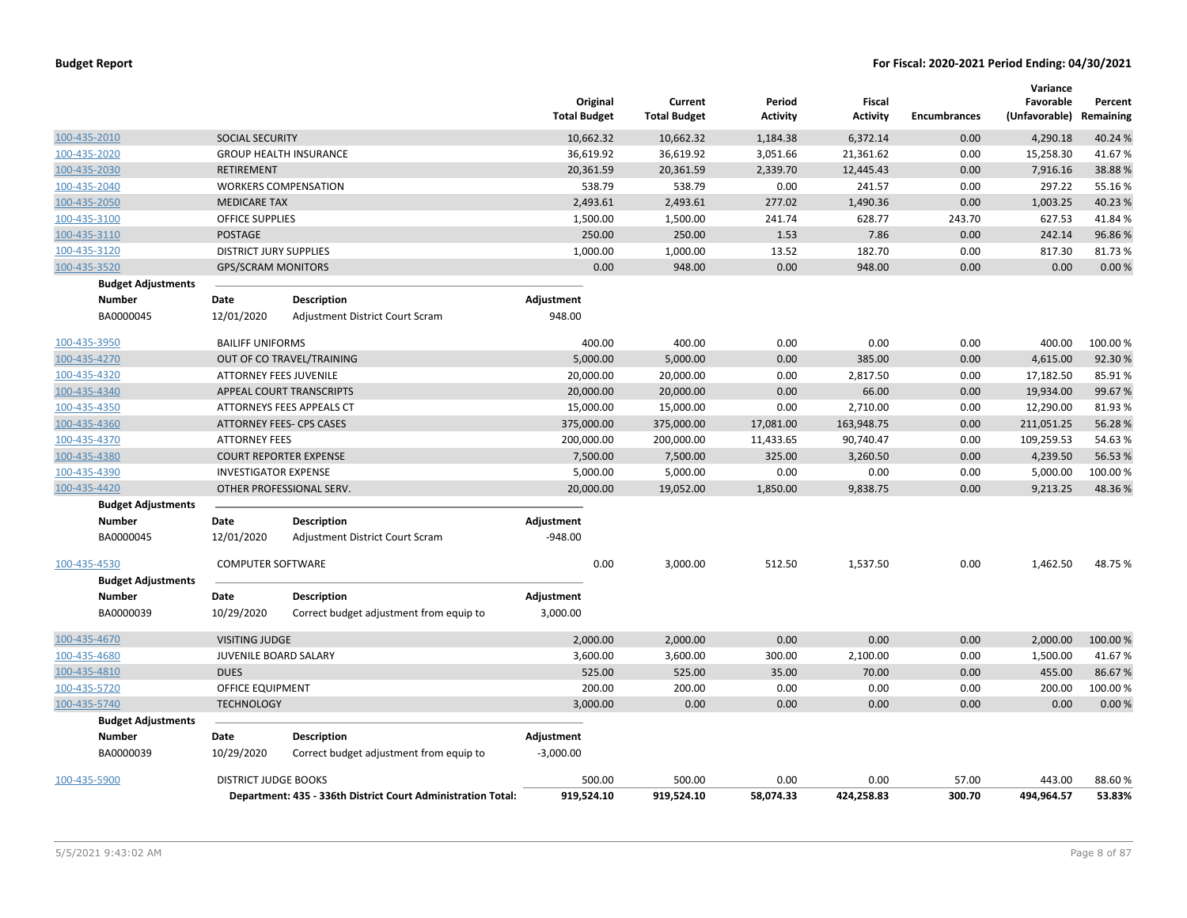**Budget Report** — For Fiscal: 2020-2021 Period Ending: 04/30/2021

| | | Original Total Budget | Current Total Budget | Period Activity | Fiscal Activity | Encumbrances | Variance Favorable (Unfavorable) | Percent Remaining |
|---|---|---|---|---|---|---|---|---|
| 100-435-2010 | SOCIAL SECURITY | 10,662.32 | 10,662.32 | 1,184.38 | 6,372.14 | 0.00 | 4,290.18 | 40.24 % |
| 100-435-2020 | GROUP HEALTH INSURANCE | 36,619.92 | 36,619.92 | 3,051.66 | 21,361.62 | 0.00 | 15,258.30 | 41.67 % |
| 100-435-2030 | RETIREMENT | 20,361.59 | 20,361.59 | 2,339.70 | 12,445.43 | 0.00 | 7,916.16 | 38.88 % |
| 100-435-2040 | WORKERS COMPENSATION | 538.79 | 538.79 | 0.00 | 241.57 | 0.00 | 297.22 | 55.16 % |
| 100-435-2050 | MEDICARE TAX | 2,493.61 | 2,493.61 | 277.02 | 1,490.36 | 0.00 | 1,003.25 | 40.23 % |
| 100-435-3100 | OFFICE SUPPLIES | 1,500.00 | 1,500.00 | 241.74 | 628.77 | 243.70 | 627.53 | 41.84 % |
| 100-435-3110 | POSTAGE | 250.00 | 250.00 | 1.53 | 7.86 | 0.00 | 242.14 | 96.86 % |
| 100-435-3120 | DISTRICT JURY SUPPLIES | 1,000.00 | 1,000.00 | 13.52 | 182.70 | 0.00 | 817.30 | 81.73 % |
| 100-435-3520 | GPS/SCRAM MONITORS | 0.00 | 948.00 | 0.00 | 948.00 | 0.00 | 0.00 | 0.00 % |

**Budget Adjustments**

| Number | Date | Description | Adjustment |
|---|---|---|---|
| BA0000045 | 12/01/2020 | Adjustment District Court Scram | 948.00 |

| | | Original Total Budget | Current Total Budget | Period Activity | Fiscal Activity | Encumbrances | Variance Favorable (Unfavorable) | Percent Remaining |
|---|---|---|---|---|---|---|---|---|
| 100-435-3950 | BAILIFF UNIFORMS | 400.00 | 400.00 | 0.00 | 0.00 | 0.00 | 400.00 | 100.00 % |
| 100-435-4270 | OUT OF CO TRAVEL/TRAINING | 5,000.00 | 5,000.00 | 0.00 | 385.00 | 0.00 | 4,615.00 | 92.30 % |
| 100-435-4320 | ATTORNEY FEES JUVENILE | 20,000.00 | 20,000.00 | 0.00 | 2,817.50 | 0.00 | 17,182.50 | 85.91 % |
| 100-435-4340 | APPEAL COURT TRANSCRIPTS | 20,000.00 | 20,000.00 | 0.00 | 66.00 | 0.00 | 19,934.00 | 99.67 % |
| 100-435-4350 | ATTORNEYS FEES APPEALS CT | 15,000.00 | 15,000.00 | 0.00 | 2,710.00 | 0.00 | 12,290.00 | 81.93 % |
| 100-435-4360 | ATTORNEY FEES- CPS CASES | 375,000.00 | 375,000.00 | 17,081.00 | 163,948.75 | 0.00 | 211,051.25 | 56.28 % |
| 100-435-4370 | ATTORNEY FEES | 200,000.00 | 200,000.00 | 11,433.65 | 90,740.47 | 0.00 | 109,259.53 | 54.63 % |
| 100-435-4380 | COURT REPORTER EXPENSE | 7,500.00 | 7,500.00 | 325.00 | 3,260.50 | 0.00 | 4,239.50 | 56.53 % |
| 100-435-4390 | INVESTIGATOR EXPENSE | 5,000.00 | 5,000.00 | 0.00 | 0.00 | 0.00 | 5,000.00 | 100.00 % |
| 100-435-4420 | OTHER PROFESSIONAL SERV. | 20,000.00 | 19,052.00 | 1,850.00 | 9,838.75 | 0.00 | 9,213.25 | 48.36 % |

**Budget Adjustments**

| Number | Date | Description | Adjustment |
|---|---|---|---|
| BA0000045 | 12/01/2020 | Adjustment District Court Scram | -948.00 |

| | | Original Total Budget | Current Total Budget | Period Activity | Fiscal Activity | Encumbrances | Variance Favorable (Unfavorable) | Percent Remaining |
|---|---|---|---|---|---|---|---|---|
| 100-435-4530 | COMPUTER SOFTWARE | 0.00 | 3,000.00 | 512.50 | 1,537.50 | 0.00 | 1,462.50 | 48.75 % |

**Budget Adjustments**

| Number | Date | Description | Adjustment |
|---|---|---|---|
| BA0000039 | 10/29/2020 | Correct budget adjustment from equip to | 3,000.00 |

| | | Original Total Budget | Current Total Budget | Period Activity | Fiscal Activity | Encumbrances | Variance Favorable (Unfavorable) | Percent Remaining |
|---|---|---|---|---|---|---|---|---|
| 100-435-4670 | VISITING JUDGE | 2,000.00 | 2,000.00 | 0.00 | 0.00 | 0.00 | 2,000.00 | 100.00 % |
| 100-435-4680 | JUVENILE BOARD SALARY | 3,600.00 | 3,600.00 | 300.00 | 2,100.00 | 0.00 | 1,500.00 | 41.67 % |
| 100-435-4810 | DUES | 525.00 | 525.00 | 35.00 | 70.00 | 0.00 | 455.00 | 86.67 % |
| 100-435-5720 | OFFICE EQUIPMENT | 200.00 | 200.00 | 0.00 | 0.00 | 0.00 | 200.00 | 100.00 % |
| 100-435-5740 | TECHNOLOGY | 3,000.00 | 0.00 | 0.00 | 0.00 | 0.00 | 0.00 | 0.00 % |

**Budget Adjustments**

| Number | Date | Description | Adjustment |
|---|---|---|---|
| BA0000039 | 10/29/2020 | Correct budget adjustment from equip to | -3,000.00 |

| | | Original Total Budget | Current Total Budget | Period Activity | Fiscal Activity | Encumbrances | Variance Favorable (Unfavorable) | Percent Remaining |
|---|---|---|---|---|---|---|---|---|
| 100-435-5900 | DISTRICT JUDGE BOOKS | 500.00 | 500.00 | 0.00 | 0.00 | 57.00 | 443.00 | 88.60 % |
| | **Department: 435 - 336th District Court Administration Total:** | **919,524.10** | **919,524.10** | **58,074.33** | **424,258.83** | **300.70** | **494,964.57** | **53.83%** |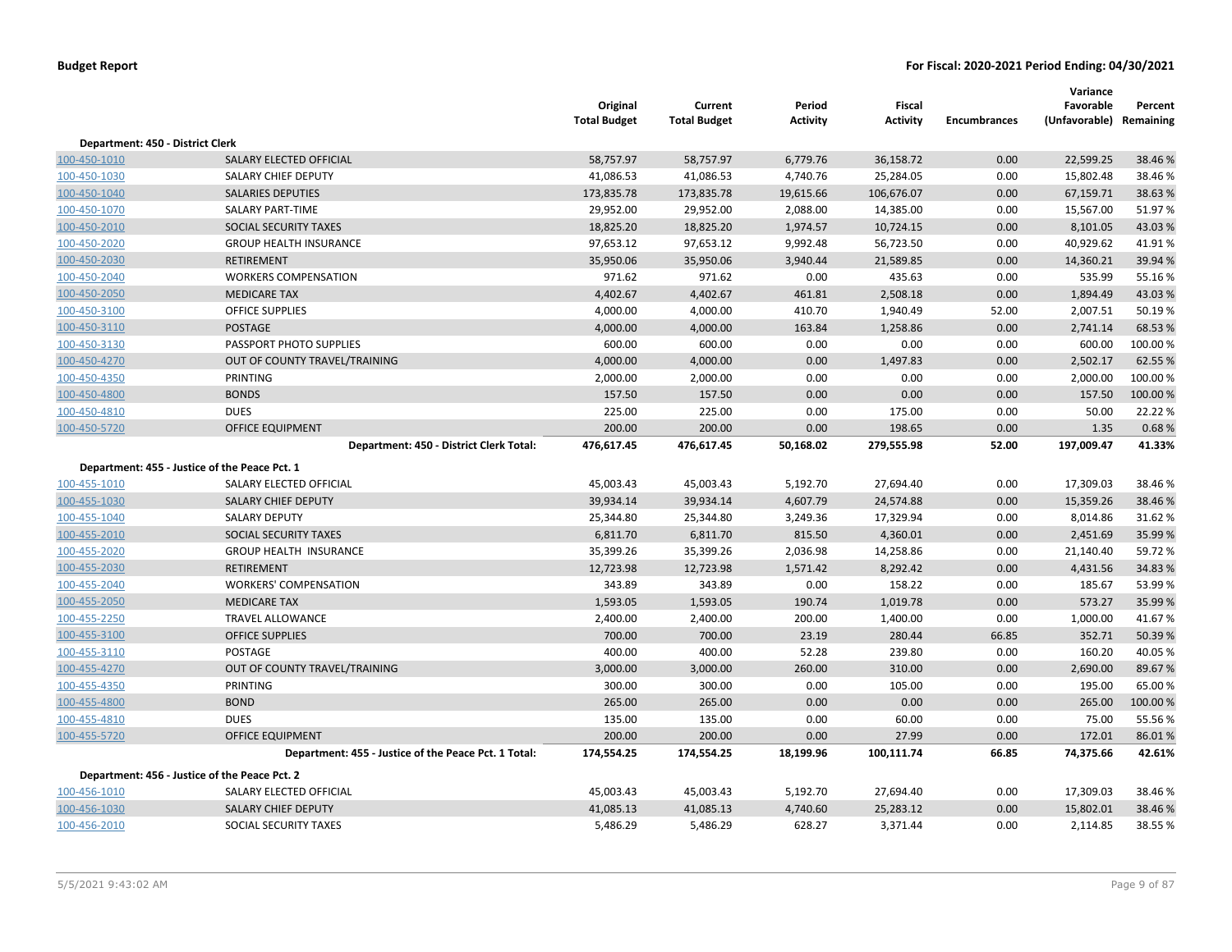| | | Original Total Budget | Current Total Budget | Period Activity | Fiscal Activity | Encumbrances | Variance Favorable (Unfavorable) | Percent Remaining |
|---|---|---|---|---|---|---|---|---|
| **Department: 450 - District Clerk** | | | | | | | | |
| 100-450-1010 | SALARY ELECTED OFFICIAL | 58,757.97 | 58,757.97 | 6,779.76 | 36,158.72 | 0.00 | 22,599.25 | 38.46 % |
| 100-450-1030 | SALARY CHIEF DEPUTY | 41,086.53 | 41,086.53 | 4,740.76 | 25,284.05 | 0.00 | 15,802.48 | 38.46 % |
| 100-450-1040 | SALARIES DEPUTIES | 173,835.78 | 173,835.78 | 19,615.66 | 106,676.07 | 0.00 | 67,159.71 | 38.63 % |
| 100-450-1070 | SALARY PART-TIME | 29,952.00 | 29,952.00 | 2,088.00 | 14,385.00 | 0.00 | 15,567.00 | 51.97 % |
| 100-450-2010 | SOCIAL SECURITY TAXES | 18,825.20 | 18,825.20 | 1,974.57 | 10,724.15 | 0.00 | 8,101.05 | 43.03 % |
| 100-450-2020 | GROUP HEALTH INSURANCE | 97,653.12 | 97,653.12 | 9,992.48 | 56,723.50 | 0.00 | 40,929.62 | 41.91 % |
| 100-450-2030 | RETIREMENT | 35,950.06 | 35,950.06 | 3,940.44 | 21,589.85 | 0.00 | 14,360.21 | 39.94 % |
| 100-450-2040 | WORKERS COMPENSATION | 971.62 | 971.62 | 0.00 | 435.63 | 0.00 | 535.99 | 55.16 % |
| 100-450-2050 | MEDICARE TAX | 4,402.67 | 4,402.67 | 461.81 | 2,508.18 | 0.00 | 1,894.49 | 43.03 % |
| 100-450-3100 | OFFICE SUPPLIES | 4,000.00 | 4,000.00 | 410.70 | 1,940.49 | 52.00 | 2,007.51 | 50.19 % |
| 100-450-3110 | POSTAGE | 4,000.00 | 4,000.00 | 163.84 | 1,258.86 | 0.00 | 2,741.14 | 68.53 % |
| 100-450-3130 | PASSPORT PHOTO SUPPLIES | 600.00 | 600.00 | 0.00 | 0.00 | 0.00 | 600.00 | 100.00 % |
| 100-450-4270 | OUT OF COUNTY TRAVEL/TRAINING | 4,000.00 | 4,000.00 | 0.00 | 1,497.83 | 0.00 | 2,502.17 | 62.55 % |
| 100-450-4350 | PRINTING | 2,000.00 | 2,000.00 | 0.00 | 0.00 | 0.00 | 2,000.00 | 100.00 % |
| 100-450-4800 | BONDS | 157.50 | 157.50 | 0.00 | 0.00 | 0.00 | 157.50 | 100.00 % |
| 100-450-4810 | DUES | 225.00 | 225.00 | 0.00 | 175.00 | 0.00 | 50.00 | 22.22 % |
| 100-450-5720 | OFFICE EQUIPMENT | 200.00 | 200.00 | 0.00 | 198.65 | 0.00 | 1.35 | 0.68 % |
| | **Department: 450 - District Clerk Total:** | **476,617.45** | **476,617.45** | **50,168.02** | **279,555.98** | **52.00** | **197,009.47** | **41.33%** |
| **Department: 455 - Justice of the Peace Pct. 1** | | | | | | | | |
| 100-455-1010 | SALARY ELECTED OFFICIAL | 45,003.43 | 45,003.43 | 5,192.70 | 27,694.40 | 0.00 | 17,309.03 | 38.46 % |
| 100-455-1030 | SALARY CHIEF DEPUTY | 39,934.14 | 39,934.14 | 4,607.79 | 24,574.88 | 0.00 | 15,359.26 | 38.46 % |
| 100-455-1040 | SALARY DEPUTY | 25,344.80 | 25,344.80 | 3,249.36 | 17,329.94 | 0.00 | 8,014.86 | 31.62 % |
| 100-455-2010 | SOCIAL SECURITY TAXES | 6,811.70 | 6,811.70 | 815.50 | 4,360.01 | 0.00 | 2,451.69 | 35.99 % |
| 100-455-2020 | GROUP HEALTH INSURANCE | 35,399.26 | 35,399.26 | 2,036.98 | 14,258.86 | 0.00 | 21,140.40 | 59.72 % |
| 100-455-2030 | RETIREMENT | 12,723.98 | 12,723.98 | 1,571.42 | 8,292.42 | 0.00 | 4,431.56 | 34.83 % |
| 100-455-2040 | WORKERS' COMPENSATION | 343.89 | 343.89 | 0.00 | 158.22 | 0.00 | 185.67 | 53.99 % |
| 100-455-2050 | MEDICARE TAX | 1,593.05 | 1,593.05 | 190.74 | 1,019.78 | 0.00 | 573.27 | 35.99 % |
| 100-455-2250 | TRAVEL ALLOWANCE | 2,400.00 | 2,400.00 | 200.00 | 1,400.00 | 0.00 | 1,000.00 | 41.67 % |
| 100-455-3100 | OFFICE SUPPLIES | 700.00 | 700.00 | 23.19 | 280.44 | 66.85 | 352.71 | 50.39 % |
| 100-455-3110 | POSTAGE | 400.00 | 400.00 | 52.28 | 239.80 | 0.00 | 160.20 | 40.05 % |
| 100-455-4270 | OUT OF COUNTY TRAVEL/TRAINING | 3,000.00 | 3,000.00 | 260.00 | 310.00 | 0.00 | 2,690.00 | 89.67 % |
| 100-455-4350 | PRINTING | 300.00 | 300.00 | 0.00 | 105.00 | 0.00 | 195.00 | 65.00 % |
| 100-455-4800 | BOND | 265.00 | 265.00 | 0.00 | 0.00 | 0.00 | 265.00 | 100.00 % |
| 100-455-4810 | DUES | 135.00 | 135.00 | 0.00 | 60.00 | 0.00 | 75.00 | 55.56 % |
| 100-455-5720 | OFFICE EQUIPMENT | 200.00 | 200.00 | 0.00 | 27.99 | 0.00 | 172.01 | 86.01 % |
| | **Department: 455 - Justice of the Peace Pct. 1 Total:** | **174,554.25** | **174,554.25** | **18,199.96** | **100,111.74** | **66.85** | **74,375.66** | **42.61%** |
| **Department: 456 - Justice of the Peace Pct. 2** | | | | | | | | |
| 100-456-1010 | SALARY ELECTED OFFICIAL | 45,003.43 | 45,003.43 | 5,192.70 | 27,694.40 | 0.00 | 17,309.03 | 38.46 % |
| 100-456-1030 | SALARY CHIEF DEPUTY | 41,085.13 | 41,085.13 | 4,740.60 | 25,283.12 | 0.00 | 15,802.01 | 38.46 % |
| 100-456-2010 | SOCIAL SECURITY TAXES | 5,486.29 | 5,486.29 | 628.27 | 3,371.44 | 0.00 | 2,114.85 | 38.55 % |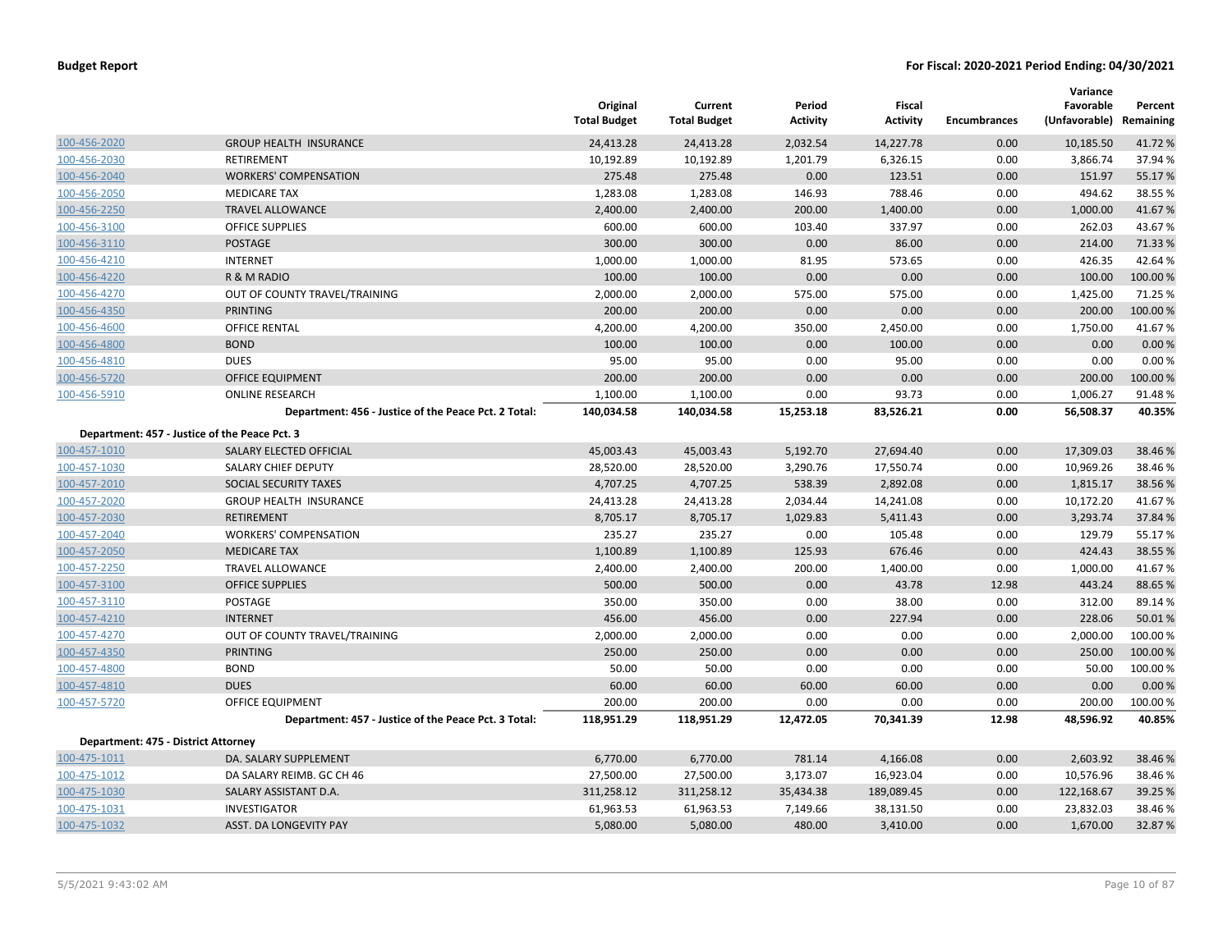| | | Original Total Budget | Current Total Budget | Period Activity | Fiscal Activity | Encumbrances | Variance Favorable (Unfavorable) | Percent Remaining |
|---|---|---|---|---|---|---|---|---|
| 100-456-2020 | GROUP HEALTH INSURANCE | 24,413.28 | 24,413.28 | 2,032.54 | 14,227.78 | 0.00 | 10,185.50 | 41.72 % |
| 100-456-2030 | RETIREMENT | 10,192.89 | 10,192.89 | 1,201.79 | 6,326.15 | 0.00 | 3,866.74 | 37.94 % |
| 100-456-2040 | WORKERS' COMPENSATION | 275.48 | 275.48 | 0.00 | 123.51 | 0.00 | 151.97 | 55.17 % |
| 100-456-2050 | MEDICARE TAX | 1,283.08 | 1,283.08 | 146.93 | 788.46 | 0.00 | 494.62 | 38.55 % |
| 100-456-2250 | TRAVEL ALLOWANCE | 2,400.00 | 2,400.00 | 200.00 | 1,400.00 | 0.00 | 1,000.00 | 41.67 % |
| 100-456-3100 | OFFICE SUPPLIES | 600.00 | 600.00 | 103.40 | 337.97 | 0.00 | 262.03 | 43.67 % |
| 100-456-3110 | POSTAGE | 300.00 | 300.00 | 0.00 | 86.00 | 0.00 | 214.00 | 71.33 % |
| 100-456-4210 | INTERNET | 1,000.00 | 1,000.00 | 81.95 | 573.65 | 0.00 | 426.35 | 42.64 % |
| 100-456-4220 | R & M RADIO | 100.00 | 100.00 | 0.00 | 0.00 | 0.00 | 100.00 | 100.00 % |
| 100-456-4270 | OUT OF COUNTY TRAVEL/TRAINING | 2,000.00 | 2,000.00 | 575.00 | 575.00 | 0.00 | 1,425.00 | 71.25 % |
| 100-456-4350 | PRINTING | 200.00 | 200.00 | 0.00 | 0.00 | 0.00 | 200.00 | 100.00 % |
| 100-456-4600 | OFFICE RENTAL | 4,200.00 | 4,200.00 | 350.00 | 2,450.00 | 0.00 | 1,750.00 | 41.67 % |
| 100-456-4800 | BOND | 100.00 | 100.00 | 0.00 | 100.00 | 0.00 | 0.00 | 0.00 % |
| 100-456-4810 | DUES | 95.00 | 95.00 | 0.00 | 95.00 | 0.00 | 0.00 | 0.00 % |
| 100-456-5720 | OFFICE EQUIPMENT | 200.00 | 200.00 | 0.00 | 0.00 | 0.00 | 200.00 | 100.00 % |
| 100-456-5910 | ONLINE RESEARCH | 1,100.00 | 1,100.00 | 0.00 | 93.73 | 0.00 | 1,006.27 | 91.48 % |
| | **Department: 456 - Justice of the Peace Pct. 2 Total:** | **140,034.58** | **140,034.58** | **15,253.18** | **83,526.21** | **0.00** | **56,508.37** | **40.35%** |
| **Department: 457 - Justice of the Peace Pct. 3** | | | | | | | | |
| 100-457-1010 | SALARY ELECTED OFFICIAL | 45,003.43 | 45,003.43 | 5,192.70 | 27,694.40 | 0.00 | 17,309.03 | 38.46 % |
| 100-457-1030 | SALARY CHIEF DEPUTY | 28,520.00 | 28,520.00 | 3,290.76 | 17,550.74 | 0.00 | 10,969.26 | 38.46 % |
| 100-457-2010 | SOCIAL SECURITY TAXES | 4,707.25 | 4,707.25 | 538.39 | 2,892.08 | 0.00 | 1,815.17 | 38.56 % |
| 100-457-2020 | GROUP HEALTH INSURANCE | 24,413.28 | 24,413.28 | 2,034.44 | 14,241.08 | 0.00 | 10,172.20 | 41.67 % |
| 100-457-2030 | RETIREMENT | 8,705.17 | 8,705.17 | 1,029.83 | 5,411.43 | 0.00 | 3,293.74 | 37.84 % |
| 100-457-2040 | WORKERS' COMPENSATION | 235.27 | 235.27 | 0.00 | 105.48 | 0.00 | 129.79 | 55.17 % |
| 100-457-2050 | MEDICARE TAX | 1,100.89 | 1,100.89 | 125.93 | 676.46 | 0.00 | 424.43 | 38.55 % |
| 100-457-2250 | TRAVEL ALLOWANCE | 2,400.00 | 2,400.00 | 200.00 | 1,400.00 | 0.00 | 1,000.00 | 41.67 % |
| 100-457-3100 | OFFICE SUPPLIES | 500.00 | 500.00 | 0.00 | 43.78 | 12.98 | 443.24 | 88.65 % |
| 100-457-3110 | POSTAGE | 350.00 | 350.00 | 0.00 | 38.00 | 0.00 | 312.00 | 89.14 % |
| 100-457-4210 | INTERNET | 456.00 | 456.00 | 0.00 | 227.94 | 0.00 | 228.06 | 50.01 % |
| 100-457-4270 | OUT OF COUNTY TRAVEL/TRAINING | 2,000.00 | 2,000.00 | 0.00 | 0.00 | 0.00 | 2,000.00 | 100.00 % |
| 100-457-4350 | PRINTING | 250.00 | 250.00 | 0.00 | 0.00 | 0.00 | 250.00 | 100.00 % |
| 100-457-4800 | BOND | 50.00 | 50.00 | 0.00 | 0.00 | 0.00 | 50.00 | 100.00 % |
| 100-457-4810 | DUES | 60.00 | 60.00 | 60.00 | 60.00 | 0.00 | 0.00 | 0.00 % |
| 100-457-5720 | OFFICE EQUIPMENT | 200.00 | 200.00 | 0.00 | 0.00 | 0.00 | 200.00 | 100.00 % |
| | **Department: 457 - Justice of the Peace Pct. 3 Total:** | **118,951.29** | **118,951.29** | **12,472.05** | **70,341.39** | **12.98** | **48,596.92** | **40.85%** |
| **Department: 475 - District Attorney** | | | | | | | | |
| 100-475-1011 | DA. SALARY SUPPLEMENT | 6,770.00 | 6,770.00 | 781.14 | 4,166.08 | 0.00 | 2,603.92 | 38.46 % |
| 100-475-1012 | DA SALARY REIMB. GC CH 46 | 27,500.00 | 27,500.00 | 3,173.07 | 16,923.04 | 0.00 | 10,576.96 | 38.46 % |
| 100-475-1030 | SALARY ASSISTANT D.A. | 311,258.12 | 311,258.12 | 35,434.38 | 189,089.45 | 0.00 | 122,168.67 | 39.25 % |
| 100-475-1031 | INVESTIGATOR | 61,963.53 | 61,963.53 | 7,149.66 | 38,131.50 | 0.00 | 23,832.03 | 38.46 % |
| 100-475-1032 | ASST. DA LONGEVITY PAY | 5,080.00 | 5,080.00 | 480.00 | 3,410.00 | 0.00 | 1,670.00 | 32.87 % |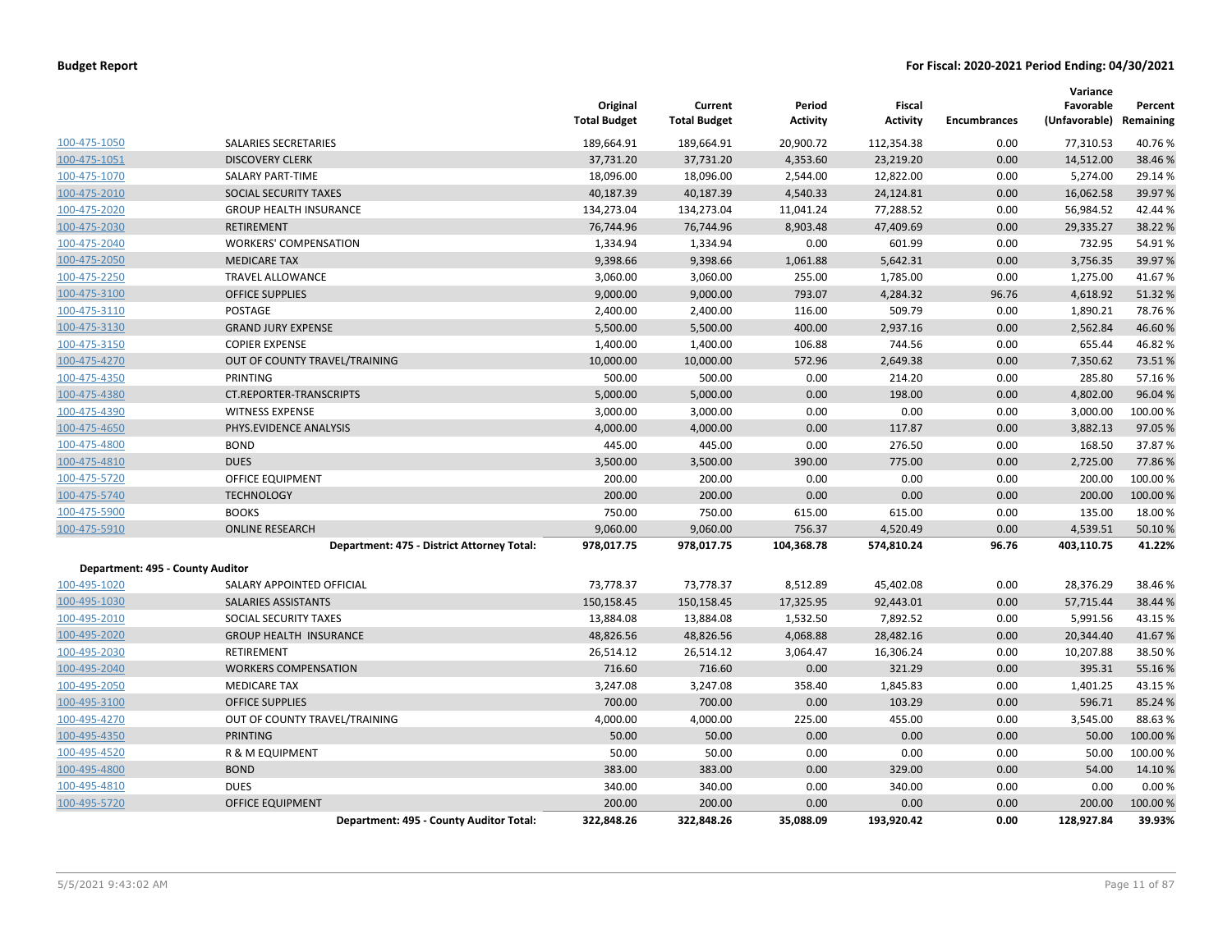**Budget Report** **For Fiscal: 2020-2021 Period Ending: 04/30/2021**

| | | Original Total Budget | Current Total Budget | Period Activity | Fiscal Activity | Encumbrances | Variance Favorable (Unfavorable) | Percent Remaining |
|---|---|---|---|---|---|---|---|---|
| 100-475-1050 | SALARIES SECRETARIES | 189,664.91 | 189,664.91 | 20,900.72 | 112,354.38 | 0.00 | 77,310.53 | 40.76 % |
| 100-475-1051 | DISCOVERY CLERK | 37,731.20 | 37,731.20 | 4,353.60 | 23,219.20 | 0.00 | 14,512.00 | 38.46 % |
| 100-475-1070 | SALARY PART-TIME | 18,096.00 | 18,096.00 | 2,544.00 | 12,822.00 | 0.00 | 5,274.00 | 29.14 % |
| 100-475-2010 | SOCIAL SECURITY TAXES | 40,187.39 | 40,187.39 | 4,540.33 | 24,124.81 | 0.00 | 16,062.58 | 39.97 % |
| 100-475-2020 | GROUP HEALTH INSURANCE | 134,273.04 | 134,273.04 | 11,041.24 | 77,288.52 | 0.00 | 56,984.52 | 42.44 % |
| 100-475-2030 | RETIREMENT | 76,744.96 | 76,744.96 | 8,903.48 | 47,409.69 | 0.00 | 29,335.27 | 38.22 % |
| 100-475-2040 | WORKERS' COMPENSATION | 1,334.94 | 1,334.94 | 0.00 | 601.99 | 0.00 | 732.95 | 54.91 % |
| 100-475-2050 | MEDICARE TAX | 9,398.66 | 9,398.66 | 1,061.88 | 5,642.31 | 0.00 | 3,756.35 | 39.97 % |
| 100-475-2250 | TRAVEL ALLOWANCE | 3,060.00 | 3,060.00 | 255.00 | 1,785.00 | 0.00 | 1,275.00 | 41.67 % |
| 100-475-3100 | OFFICE SUPPLIES | 9,000.00 | 9,000.00 | 793.07 | 4,284.32 | 96.76 | 4,618.92 | 51.32 % |
| 100-475-3110 | POSTAGE | 2,400.00 | 2,400.00 | 116.00 | 509.79 | 0.00 | 1,890.21 | 78.76 % |
| 100-475-3130 | GRAND JURY EXPENSE | 5,500.00 | 5,500.00 | 400.00 | 2,937.16 | 0.00 | 2,562.84 | 46.60 % |
| 100-475-3150 | COPIER EXPENSE | 1,400.00 | 1,400.00 | 106.88 | 744.56 | 0.00 | 655.44 | 46.82 % |
| 100-475-4270 | OUT OF COUNTY TRAVEL/TRAINING | 10,000.00 | 10,000.00 | 572.96 | 2,649.38 | 0.00 | 7,350.62 | 73.51 % |
| 100-475-4350 | PRINTING | 500.00 | 500.00 | 0.00 | 214.20 | 0.00 | 285.80 | 57.16 % |
| 100-475-4380 | CT.REPORTER-TRANSCRIPTS | 5,000.00 | 5,000.00 | 0.00 | 198.00 | 0.00 | 4,802.00 | 96.04 % |
| 100-475-4390 | WITNESS EXPENSE | 3,000.00 | 3,000.00 | 0.00 | 0.00 | 0.00 | 3,000.00 | 100.00 % |
| 100-475-4650 | PHYS.EVIDENCE ANALYSIS | 4,000.00 | 4,000.00 | 0.00 | 117.87 | 0.00 | 3,882.13 | 97.05 % |
| 100-475-4800 | BOND | 445.00 | 445.00 | 0.00 | 276.50 | 0.00 | 168.50 | 37.87 % |
| 100-475-4810 | DUES | 3,500.00 | 3,500.00 | 390.00 | 775.00 | 0.00 | 2,725.00 | 77.86 % |
| 100-475-5720 | OFFICE EQUIPMENT | 200.00 | 200.00 | 0.00 | 0.00 | 0.00 | 200.00 | 100.00 % |
| 100-475-5740 | TECHNOLOGY | 200.00 | 200.00 | 0.00 | 0.00 | 0.00 | 200.00 | 100.00 % |
| 100-475-5900 | BOOKS | 750.00 | 750.00 | 615.00 | 615.00 | 0.00 | 135.00 | 18.00 % |
| 100-475-5910 | ONLINE RESEARCH | 9,060.00 | 9,060.00 | 756.37 | 4,520.49 | 0.00 | 4,539.51 | 50.10 % |
| | **Department: 475 - District Attorney Total:** | **978,017.75** | **978,017.75** | **104,368.78** | **574,810.24** | **96.76** | **403,110.75** | **41.22%** |
| **Department: 495 - County Auditor** | | | | | | | | |
| 100-495-1020 | SALARY APPOINTED OFFICIAL | 73,778.37 | 73,778.37 | 8,512.89 | 45,402.08 | 0.00 | 28,376.29 | 38.46 % |
| 100-495-1030 | SALARIES ASSISTANTS | 150,158.45 | 150,158.45 | 17,325.95 | 92,443.01 | 0.00 | 57,715.44 | 38.44 % |
| 100-495-2010 | SOCIAL SECURITY TAXES | 13,884.08 | 13,884.08 | 1,532.50 | 7,892.52 | 0.00 | 5,991.56 | 43.15 % |
| 100-495-2020 | GROUP HEALTH INSURANCE | 48,826.56 | 48,826.56 | 4,068.88 | 28,482.16 | 0.00 | 20,344.40 | 41.67 % |
| 100-495-2030 | RETIREMENT | 26,514.12 | 26,514.12 | 3,064.47 | 16,306.24 | 0.00 | 10,207.88 | 38.50 % |
| 100-495-2040 | WORKERS COMPENSATION | 716.60 | 716.60 | 0.00 | 321.29 | 0.00 | 395.31 | 55.16 % |
| 100-495-2050 | MEDICARE TAX | 3,247.08 | 3,247.08 | 358.40 | 1,845.83 | 0.00 | 1,401.25 | 43.15 % |
| 100-495-3100 | OFFICE SUPPLIES | 700.00 | 700.00 | 0.00 | 103.29 | 0.00 | 596.71 | 85.24 % |
| 100-495-4270 | OUT OF COUNTY TRAVEL/TRAINING | 4,000.00 | 4,000.00 | 225.00 | 455.00 | 0.00 | 3,545.00 | 88.63 % |
| 100-495-4350 | PRINTING | 50.00 | 50.00 | 0.00 | 0.00 | 0.00 | 50.00 | 100.00 % |
| 100-495-4520 | R & M EQUIPMENT | 50.00 | 50.00 | 0.00 | 0.00 | 0.00 | 50.00 | 100.00 % |
| 100-495-4800 | BOND | 383.00 | 383.00 | 0.00 | 329.00 | 0.00 | 54.00 | 14.10 % |
| 100-495-4810 | DUES | 340.00 | 340.00 | 0.00 | 340.00 | 0.00 | 0.00 | 0.00 % |
| 100-495-5720 | OFFICE EQUIPMENT | 200.00 | 200.00 | 0.00 | 0.00 | 0.00 | 200.00 | 100.00 % |
| | **Department: 495 - County Auditor Total:** | **322,848.26** | **322,848.26** | **35,088.09** | **193,920.42** | **0.00** | **128,927.84** | **39.93%** |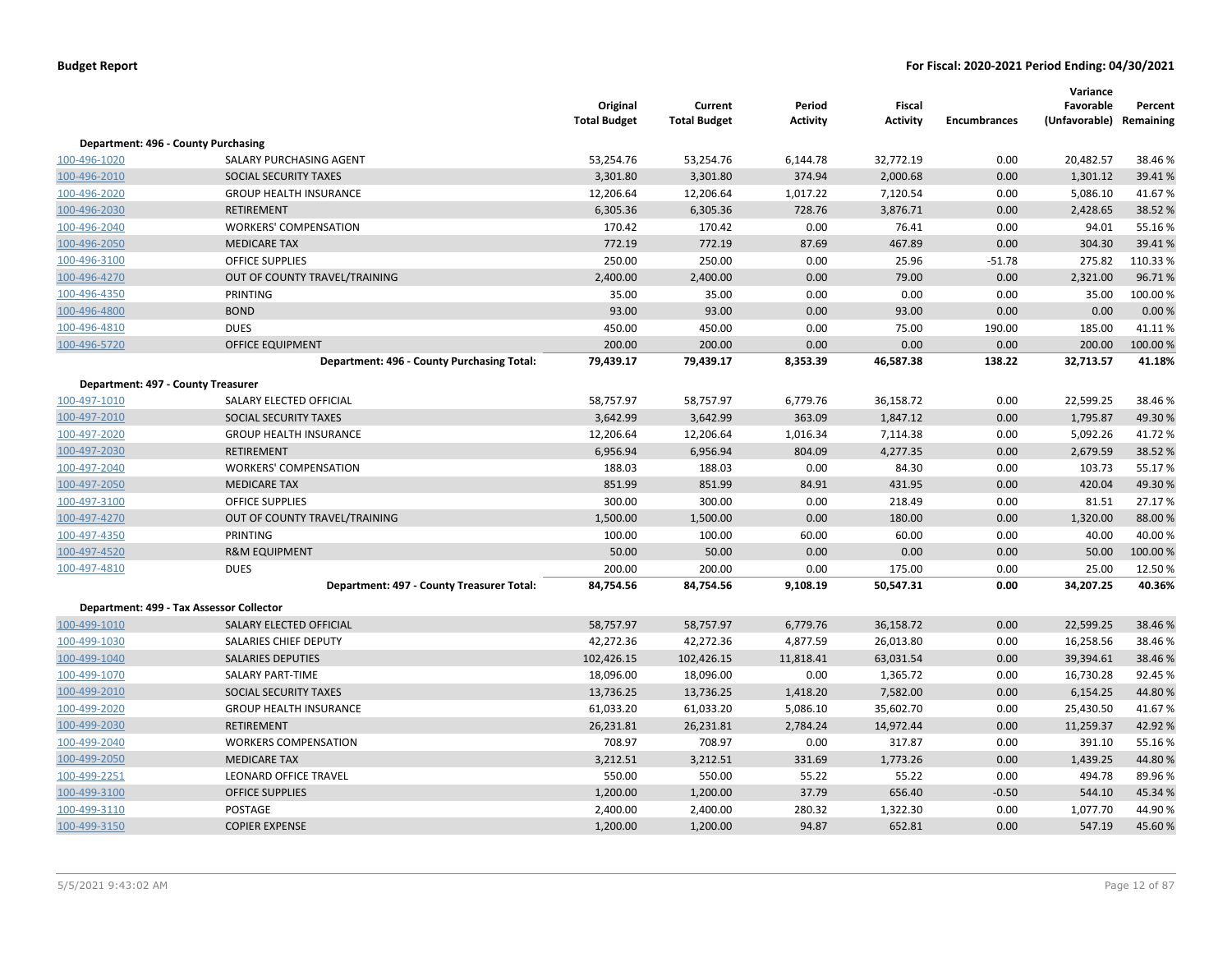**Budget Report** | **For Fiscal: 2020-2021 Period Ending: 04/30/2021**

| | | Original Total Budget | Current Total Budget | Period Activity | Fiscal Activity | Encumbrances | Variance Favorable (Unfavorable) | Percent Remaining |
|---|---|---|---|---|---|---|---|---|
| **Department: 496 - County Purchasing** | | | | | | | | |
| 100-496-1020 | SALARY PURCHASING AGENT | 53,254.76 | 53,254.76 | 6,144.78 | 32,772.19 | 0.00 | 20,482.57 | 38.46 % |
| 100-496-2010 | SOCIAL SECURITY TAXES | 3,301.80 | 3,301.80 | 374.94 | 2,000.68 | 0.00 | 1,301.12 | 39.41 % |
| 100-496-2020 | GROUP HEALTH INSURANCE | 12,206.64 | 12,206.64 | 1,017.22 | 7,120.54 | 0.00 | 5,086.10 | 41.67 % |
| 100-496-2030 | RETIREMENT | 6,305.36 | 6,305.36 | 728.76 | 3,876.71 | 0.00 | 2,428.65 | 38.52 % |
| 100-496-2040 | WORKERS' COMPENSATION | 170.42 | 170.42 | 0.00 | 76.41 | 0.00 | 94.01 | 55.16 % |
| 100-496-2050 | MEDICARE TAX | 772.19 | 772.19 | 87.69 | 467.89 | 0.00 | 304.30 | 39.41 % |
| 100-496-3100 | OFFICE SUPPLIES | 250.00 | 250.00 | 0.00 | 25.96 | -51.78 | 275.82 | 110.33 % |
| 100-496-4270 | OUT OF COUNTY TRAVEL/TRAINING | 2,400.00 | 2,400.00 | 0.00 | 79.00 | 0.00 | 2,321.00 | 96.71 % |
| 100-496-4350 | PRINTING | 35.00 | 35.00 | 0.00 | 0.00 | 0.00 | 35.00 | 100.00 % |
| 100-496-4800 | BOND | 93.00 | 93.00 | 0.00 | 93.00 | 0.00 | 0.00 | 0.00 % |
| 100-496-4810 | DUES | 450.00 | 450.00 | 0.00 | 75.00 | 190.00 | 185.00 | 41.11 % |
| 100-496-5720 | OFFICE EQUIPMENT | 200.00 | 200.00 | 0.00 | 0.00 | 0.00 | 200.00 | 100.00 % |
| | **Department: 496 - County Purchasing Total:** | **79,439.17** | **79,439.17** | **8,353.39** | **46,587.38** | **138.22** | **32,713.57** | **41.18%** |
| **Department: 497 - County Treasurer** | | | | | | | | |
| 100-497-1010 | SALARY ELECTED OFFICIAL | 58,757.97 | 58,757.97 | 6,779.76 | 36,158.72 | 0.00 | 22,599.25 | 38.46 % |
| 100-497-2010 | SOCIAL SECURITY TAXES | 3,642.99 | 3,642.99 | 363.09 | 1,847.12 | 0.00 | 1,795.87 | 49.30 % |
| 100-497-2020 | GROUP HEALTH INSURANCE | 12,206.64 | 12,206.64 | 1,016.34 | 7,114.38 | 0.00 | 5,092.26 | 41.72 % |
| 100-497-2030 | RETIREMENT | 6,956.94 | 6,956.94 | 804.09 | 4,277.35 | 0.00 | 2,679.59 | 38.52 % |
| 100-497-2040 | WORKERS' COMPENSATION | 188.03 | 188.03 | 0.00 | 84.30 | 0.00 | 103.73 | 55.17 % |
| 100-497-2050 | MEDICARE TAX | 851.99 | 851.99 | 84.91 | 431.95 | 0.00 | 420.04 | 49.30 % |
| 100-497-3100 | OFFICE SUPPLIES | 300.00 | 300.00 | 0.00 | 218.49 | 0.00 | 81.51 | 27.17 % |
| 100-497-4270 | OUT OF COUNTY TRAVEL/TRAINING | 1,500.00 | 1,500.00 | 0.00 | 180.00 | 0.00 | 1,320.00 | 88.00 % |
| 100-497-4350 | PRINTING | 100.00 | 100.00 | 60.00 | 60.00 | 0.00 | 40.00 | 40.00 % |
| 100-497-4520 | R&M EQUIPMENT | 50.00 | 50.00 | 0.00 | 0.00 | 0.00 | 50.00 | 100.00 % |
| 100-497-4810 | DUES | 200.00 | 200.00 | 0.00 | 175.00 | 0.00 | 25.00 | 12.50 % |
| | **Department: 497 - County Treasurer Total:** | **84,754.56** | **84,754.56** | **9,108.19** | **50,547.31** | **0.00** | **34,207.25** | **40.36%** |
| **Department: 499 - Tax Assessor Collector** | | | | | | | | |
| 100-499-1010 | SALARY ELECTED OFFICIAL | 58,757.97 | 58,757.97 | 6,779.76 | 36,158.72 | 0.00 | 22,599.25 | 38.46 % |
| 100-499-1030 | SALARIES CHIEF DEPUTY | 42,272.36 | 42,272.36 | 4,877.59 | 26,013.80 | 0.00 | 16,258.56 | 38.46 % |
| 100-499-1040 | SALARIES DEPUTIES | 102,426.15 | 102,426.15 | 11,818.41 | 63,031.54 | 0.00 | 39,394.61 | 38.46 % |
| 100-499-1070 | SALARY PART-TIME | 18,096.00 | 18,096.00 | 0.00 | 1,365.72 | 0.00 | 16,730.28 | 92.45 % |
| 100-499-2010 | SOCIAL SECURITY TAXES | 13,736.25 | 13,736.25 | 1,418.20 | 7,582.00 | 0.00 | 6,154.25 | 44.80 % |
| 100-499-2020 | GROUP HEALTH INSURANCE | 61,033.20 | 61,033.20 | 5,086.10 | 35,602.70 | 0.00 | 25,430.50 | 41.67 % |
| 100-499-2030 | RETIREMENT | 26,231.81 | 26,231.81 | 2,784.24 | 14,972.44 | 0.00 | 11,259.37 | 42.92 % |
| 100-499-2040 | WORKERS COMPENSATION | 708.97 | 708.97 | 0.00 | 317.87 | 0.00 | 391.10 | 55.16 % |
| 100-499-2050 | MEDICARE TAX | 3,212.51 | 3,212.51 | 331.69 | 1,773.26 | 0.00 | 1,439.25 | 44.80 % |
| 100-499-2251 | LEONARD OFFICE TRAVEL | 550.00 | 550.00 | 55.22 | 55.22 | 0.00 | 494.78 | 89.96 % |
| 100-499-3100 | OFFICE SUPPLIES | 1,200.00 | 1,200.00 | 37.79 | 656.40 | -0.50 | 544.10 | 45.34 % |
| 100-499-3110 | POSTAGE | 2,400.00 | 2,400.00 | 280.32 | 1,322.30 | 0.00 | 1,077.70 | 44.90 % |
| 100-499-3150 | COPIER EXPENSE | 1,200.00 | 1,200.00 | 94.87 | 652.81 | 0.00 | 547.19 | 45.60 % |

5/5/2021 9:43:02 AM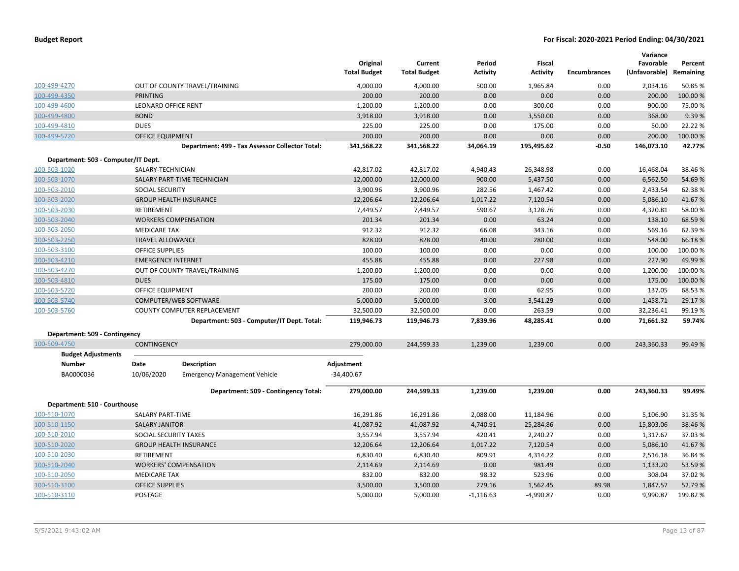**Budget Report** — For Fiscal: 2020-2021 Period Ending: 04/30/2021

| | | Original Total Budget | Current Total Budget | Period Activity | Fiscal Activity | Encumbrances | Variance Favorable (Unfavorable) | Percent Remaining |
|---|---|---|---|---|---|---|---|---|
| 100-499-4270 | OUT OF COUNTY TRAVEL/TRAINING | 4,000.00 | 4,000.00 | 500.00 | 1,965.84 | 0.00 | 2,034.16 | 50.85 % |
| 100-499-4350 | PRINTING | 200.00 | 200.00 | 0.00 | 0.00 | 0.00 | 200.00 | 100.00 % |
| 100-499-4600 | LEONARD OFFICE RENT | 1,200.00 | 1,200.00 | 0.00 | 300.00 | 0.00 | 900.00 | 75.00 % |
| 100-499-4800 | BOND | 3,918.00 | 3,918.00 | 0.00 | 3,550.00 | 0.00 | 368.00 | 9.39 % |
| 100-499-4810 | DUES | 225.00 | 225.00 | 0.00 | 175.00 | 0.00 | 50.00 | 22.22 % |
| 100-499-5720 | OFFICE EQUIPMENT | 200.00 | 200.00 | 0.00 | 0.00 | 0.00 | 200.00 | 100.00 % |
| | **Department: 499 - Tax Assessor Collector Total:** | **341,568.22** | **341,568.22** | **34,064.19** | **195,495.62** | **-0.50** | **146,073.10** | **42.77%** |
| **Department: 503 - Computer/IT Dept.** | | | | | | | | |
| 100-503-1020 | SALARY-TECHNICIAN | 42,817.02 | 42,817.02 | 4,940.43 | 26,348.98 | 0.00 | 16,468.04 | 38.46 % |
| 100-503-1070 | SALARY PART-TIME TECHNICIAN | 12,000.00 | 12,000.00 | 900.00 | 5,437.50 | 0.00 | 6,562.50 | 54.69 % |
| 100-503-2010 | SOCIAL SECURITY | 3,900.96 | 3,900.96 | 282.56 | 1,467.42 | 0.00 | 2,433.54 | 62.38 % |
| 100-503-2020 | GROUP HEALTH INSURANCE | 12,206.64 | 12,206.64 | 1,017.22 | 7,120.54 | 0.00 | 5,086.10 | 41.67 % |
| 100-503-2030 | RETIREMENT | 7,449.57 | 7,449.57 | 590.67 | 3,128.76 | 0.00 | 4,320.81 | 58.00 % |
| 100-503-2040 | WORKERS COMPENSATION | 201.34 | 201.34 | 0.00 | 63.24 | 0.00 | 138.10 | 68.59 % |
| 100-503-2050 | MEDICARE TAX | 912.32 | 912.32 | 66.08 | 343.16 | 0.00 | 569.16 | 62.39 % |
| 100-503-2250 | TRAVEL ALLOWANCE | 828.00 | 828.00 | 40.00 | 280.00 | 0.00 | 548.00 | 66.18 % |
| 100-503-3100 | OFFICE SUPPLIES | 100.00 | 100.00 | 0.00 | 0.00 | 0.00 | 100.00 | 100.00 % |
| 100-503-4210 | EMERGENCY INTERNET | 455.88 | 455.88 | 0.00 | 227.98 | 0.00 | 227.90 | 49.99 % |
| 100-503-4270 | OUT OF COUNTY TRAVEL/TRAINING | 1,200.00 | 1,200.00 | 0.00 | 0.00 | 0.00 | 1,200.00 | 100.00 % |
| 100-503-4810 | DUES | 175.00 | 175.00 | 0.00 | 0.00 | 0.00 | 175.00 | 100.00 % |
| 100-503-5720 | OFFICE EQUIPMENT | 200.00 | 200.00 | 0.00 | 62.95 | 0.00 | 137.05 | 68.53 % |
| 100-503-5740 | COMPUTER/WEB SOFTWARE | 5,000.00 | 5,000.00 | 3.00 | 3,541.29 | 0.00 | 1,458.71 | 29.17 % |
| 100-503-5760 | COUNTY COMPUTER REPLACEMENT | 32,500.00 | 32,500.00 | 0.00 | 263.59 | 0.00 | 32,236.41 | 99.19 % |
| | **Department: 503 - Computer/IT Dept. Total:** | **119,946.73** | **119,946.73** | **7,839.96** | **48,285.41** | **0.00** | **71,661.32** | **59.74%** |
| **Department: 509 - Contingency** | | | | | | | | |
| 100-509-4750 | CONTINGENCY | 279,000.00 | 244,599.33 | 1,239.00 | 1,239.00 | 0.00 | 243,360.33 | 99.49 % |

**Budget Adjustments**

| Number | Date | Description | Adjustment |
|---|---|---|---|
| BA0000036 | 10/06/2020 | Emergency Management Vehicle | -34,400.67 |

| | | Original Total Budget | Current Total Budget | Period Activity | Fiscal Activity | Encumbrances | Variance Favorable (Unfavorable) | Percent Remaining |
|---|---|---|---|---|---|---|---|---|
| | **Department: 509 - Contingency Total:** | **279,000.00** | **244,599.33** | **1,239.00** | **1,239.00** | **0.00** | **243,360.33** | **99.49%** |
| **Department: 510 - Courthouse** | | | | | | | | |
| 100-510-1070 | SALARY PART-TIME | 16,291.86 | 16,291.86 | 2,088.00 | 11,184.96 | 0.00 | 5,106.90 | 31.35 % |
| 100-510-1150 | SALARY JANITOR | 41,087.92 | 41,087.92 | 4,740.91 | 25,284.86 | 0.00 | 15,803.06 | 38.46 % |
| 100-510-2010 | SOCIAL SECURITY TAXES | 3,557.94 | 3,557.94 | 420.41 | 2,240.27 | 0.00 | 1,317.67 | 37.03 % |
| 100-510-2020 | GROUP HEALTH INSURANCE | 12,206.64 | 12,206.64 | 1,017.22 | 7,120.54 | 0.00 | 5,086.10 | 41.67 % |
| 100-510-2030 | RETIREMENT | 6,830.40 | 6,830.40 | 809.91 | 4,314.22 | 0.00 | 2,516.18 | 36.84 % |
| 100-510-2040 | WORKERS' COMPENSATION | 2,114.69 | 2,114.69 | 0.00 | 981.49 | 0.00 | 1,133.20 | 53.59 % |
| 100-510-2050 | MEDICARE TAX | 832.00 | 832.00 | 98.32 | 523.96 | 0.00 | 308.04 | 37.02 % |
| 100-510-3100 | OFFICE SUPPLIES | 3,500.00 | 3,500.00 | 279.16 | 1,562.45 | 89.98 | 1,847.57 | 52.79 % |
| 100-510-3110 | POSTAGE | 5,000.00 | 5,000.00 | -1,116.63 | -4,990.87 | 0.00 | 9,990.87 | 199.82 % |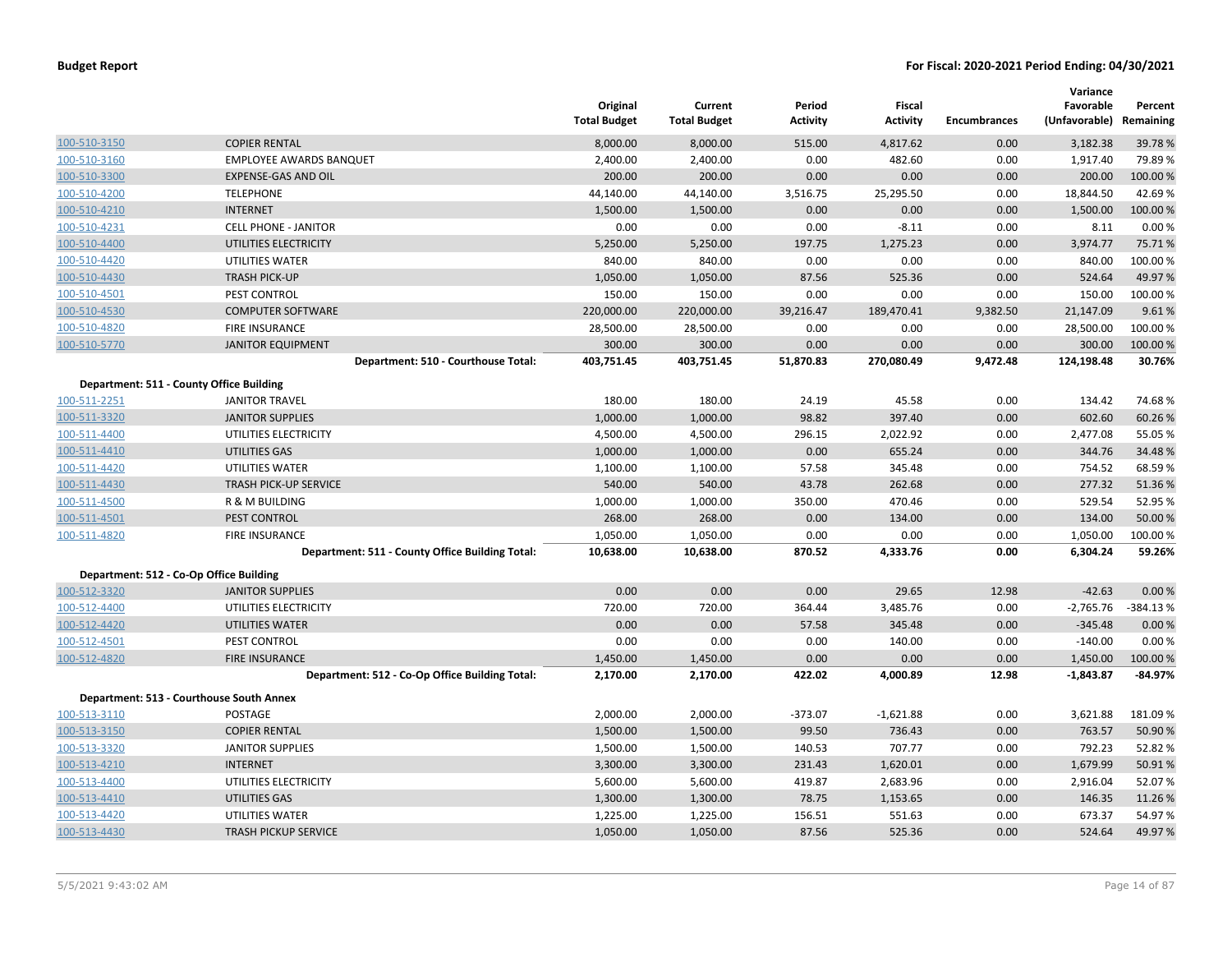**Budget Report** | **For Fiscal: 2020-2021 Period Ending: 04/30/2021**

| | | Original Total Budget | Current Total Budget | Period Activity | Fiscal Activity | Encumbrances | Variance Favorable (Unfavorable) | Percent Remaining |
|---|---|---|---|---|---|---|---|---|
| 100-510-3150 | COPIER RENTAL | 8,000.00 | 8,000.00 | 515.00 | 4,817.62 | 0.00 | 3,182.38 | 39.78 % |
| 100-510-3160 | EMPLOYEE AWARDS BANQUET | 2,400.00 | 2,400.00 | 0.00 | 482.60 | 0.00 | 1,917.40 | 79.89 % |
| 100-510-3300 | EXPENSE-GAS AND OIL | 200.00 | 200.00 | 0.00 | 0.00 | 0.00 | 200.00 | 100.00 % |
| 100-510-4200 | TELEPHONE | 44,140.00 | 44,140.00 | 3,516.75 | 25,295.50 | 0.00 | 18,844.50 | 42.69 % |
| 100-510-4210 | INTERNET | 1,500.00 | 1,500.00 | 0.00 | 0.00 | 0.00 | 1,500.00 | 100.00 % |
| 100-510-4231 | CELL PHONE - JANITOR | 0.00 | 0.00 | 0.00 | -8.11 | 0.00 | 8.11 | 0.00 % |
| 100-510-4400 | UTILITIES ELECTRICITY | 5,250.00 | 5,250.00 | 197.75 | 1,275.23 | 0.00 | 3,974.77 | 75.71 % |
| 100-510-4420 | UTILITIES WATER | 840.00 | 840.00 | 0.00 | 0.00 | 0.00 | 840.00 | 100.00 % |
| 100-510-4430 | TRASH PICK-UP | 1,050.00 | 1,050.00 | 87.56 | 525.36 | 0.00 | 524.64 | 49.97 % |
| 100-510-4501 | PEST CONTROL | 150.00 | 150.00 | 0.00 | 0.00 | 0.00 | 150.00 | 100.00 % |
| 100-510-4530 | COMPUTER SOFTWARE | 220,000.00 | 220,000.00 | 39,216.47 | 189,470.41 | 9,382.50 | 21,147.09 | 9.61 % |
| 100-510-4820 | FIRE INSURANCE | 28,500.00 | 28,500.00 | 0.00 | 0.00 | 0.00 | 28,500.00 | 100.00 % |
| 100-510-5770 | JANITOR EQUIPMENT | 300.00 | 300.00 | 0.00 | 0.00 | 0.00 | 300.00 | 100.00 % |
| | **Department: 510 - Courthouse Total:** | **403,751.45** | **403,751.45** | **51,870.83** | **270,080.49** | **9,472.48** | **124,198.48** | **30.76%** |
| **Department: 511 - County Office Building** | | | | | | | | |
| 100-511-2251 | JANITOR TRAVEL | 180.00 | 180.00 | 24.19 | 45.58 | 0.00 | 134.42 | 74.68 % |
| 100-511-3320 | JANITOR SUPPLIES | 1,000.00 | 1,000.00 | 98.82 | 397.40 | 0.00 | 602.60 | 60.26 % |
| 100-511-4400 | UTILITIES ELECTRICITY | 4,500.00 | 4,500.00 | 296.15 | 2,022.92 | 0.00 | 2,477.08 | 55.05 % |
| 100-511-4410 | UTILITIES GAS | 1,000.00 | 1,000.00 | 0.00 | 655.24 | 0.00 | 344.76 | 34.48 % |
| 100-511-4420 | UTILITIES WATER | 1,100.00 | 1,100.00 | 57.58 | 345.48 | 0.00 | 754.52 | 68.59 % |
| 100-511-4430 | TRASH PICK-UP SERVICE | 540.00 | 540.00 | 43.78 | 262.68 | 0.00 | 277.32 | 51.36 % |
| 100-511-4500 | R & M BUILDING | 1,000.00 | 1,000.00 | 350.00 | 470.46 | 0.00 | 529.54 | 52.95 % |
| 100-511-4501 | PEST CONTROL | 268.00 | 268.00 | 0.00 | 134.00 | 0.00 | 134.00 | 50.00 % |
| 100-511-4820 | FIRE INSURANCE | 1,050.00 | 1,050.00 | 0.00 | 0.00 | 0.00 | 1,050.00 | 100.00 % |
| | **Department: 511 - County Office Building Total:** | **10,638.00** | **10,638.00** | **870.52** | **4,333.76** | **0.00** | **6,304.24** | **59.26%** |
| **Department: 512 - Co-Op Office Building** | | | | | | | | |
| 100-512-3320 | JANITOR SUPPLIES | 0.00 | 0.00 | 0.00 | 29.65 | 12.98 | -42.63 | 0.00 % |
| 100-512-4400 | UTILITIES ELECTRICITY | 720.00 | 720.00 | 364.44 | 3,485.76 | 0.00 | -2,765.76 | -384.13 % |
| 100-512-4420 | UTILITIES WATER | 0.00 | 0.00 | 57.58 | 345.48 | 0.00 | -345.48 | 0.00 % |
| 100-512-4501 | PEST CONTROL | 0.00 | 0.00 | 0.00 | 140.00 | 0.00 | -140.00 | 0.00 % |
| 100-512-4820 | FIRE INSURANCE | 1,450.00 | 1,450.00 | 0.00 | 0.00 | 0.00 | 1,450.00 | 100.00 % |
| | **Department: 512 - Co-Op Office Building Total:** | **2,170.00** | **2,170.00** | **422.02** | **4,000.89** | **12.98** | **-1,843.87** | **-84.97%** |
| **Department: 513 - Courthouse South Annex** | | | | | | | | |
| 100-513-3110 | POSTAGE | 2,000.00 | 2,000.00 | -373.07 | -1,621.88 | 0.00 | 3,621.88 | 181.09 % |
| 100-513-3150 | COPIER RENTAL | 1,500.00 | 1,500.00 | 99.50 | 736.43 | 0.00 | 763.57 | 50.90 % |
| 100-513-3320 | JANITOR SUPPLIES | 1,500.00 | 1,500.00 | 140.53 | 707.77 | 0.00 | 792.23 | 52.82 % |
| 100-513-4210 | INTERNET | 3,300.00 | 3,300.00 | 231.43 | 1,620.01 | 0.00 | 1,679.99 | 50.91 % |
| 100-513-4400 | UTILITIES ELECTRICITY | 5,600.00 | 5,600.00 | 419.87 | 2,683.96 | 0.00 | 2,916.04 | 52.07 % |
| 100-513-4410 | UTILITIES GAS | 1,300.00 | 1,300.00 | 78.75 | 1,153.65 | 0.00 | 146.35 | 11.26 % |
| 100-513-4420 | UTILITIES WATER | 1,225.00 | 1,225.00 | 156.51 | 551.63 | 0.00 | 673.37 | 54.97 % |
| 100-513-4430 | TRASH PICKUP SERVICE | 1,050.00 | 1,050.00 | 87.56 | 525.36 | 0.00 | 524.64 | 49.97 % |

5/5/2021 9:43:02 AM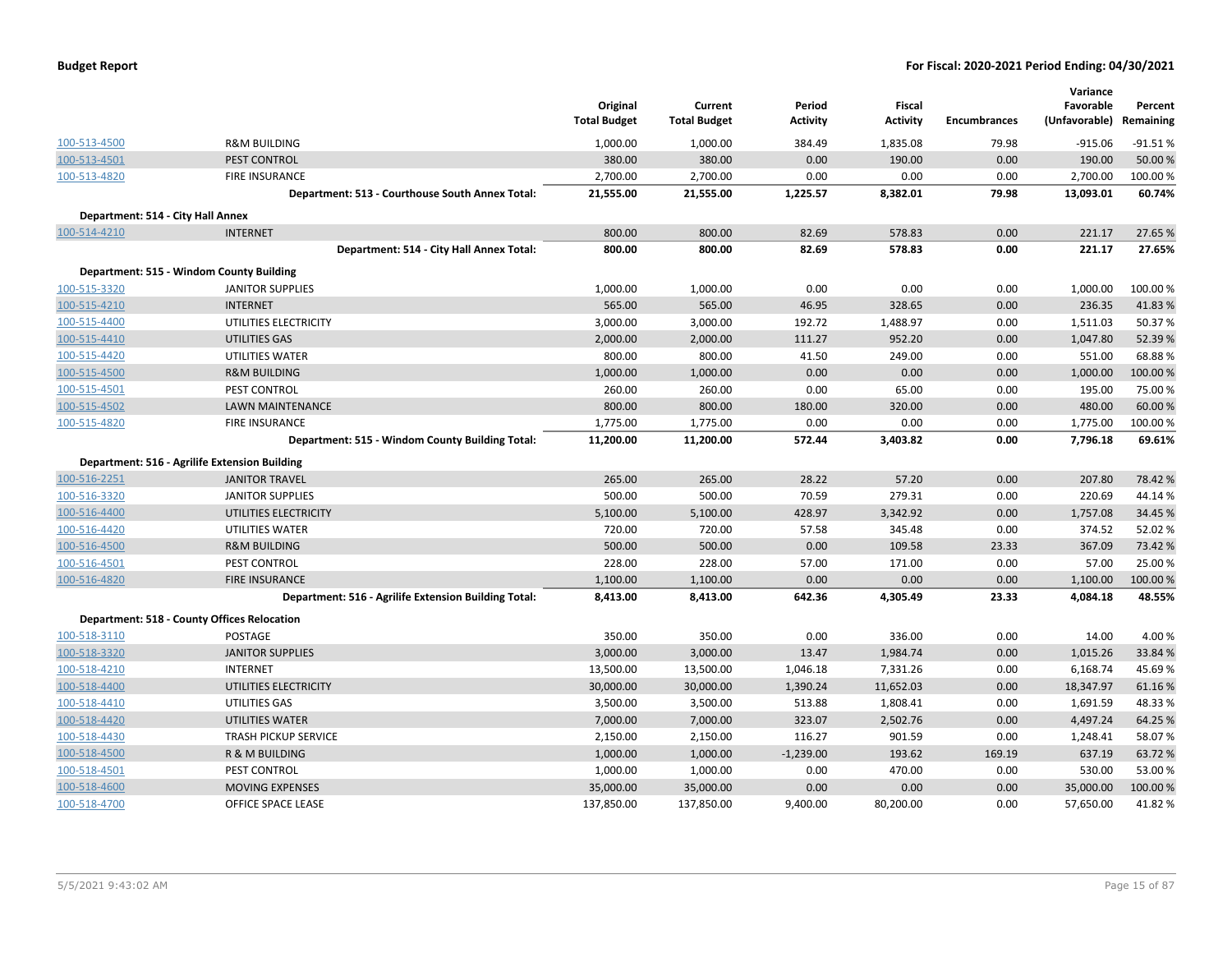# Budget Report

**For Fiscal: 2020-2021 Period Ending: 04/30/2021**

| | | Original Total Budget | Current Total Budget | Period Activity | Fiscal Activity | Encumbrances | Variance Favorable (Unfavorable) | Percent Remaining |
|---|---|---|---|---|---|---|---|---|
| 100-513-4500 | R&M BUILDING | 1,000.00 | 1,000.00 | 384.49 | 1,835.08 | 79.98 | -915.06 | -91.51 % |
| 100-513-4501 | PEST CONTROL | 380.00 | 380.00 | 0.00 | 190.00 | 0.00 | 190.00 | 50.00 % |
| 100-513-4820 | FIRE INSURANCE | 2,700.00 | 2,700.00 | 0.00 | 0.00 | 0.00 | 2,700.00 | 100.00 % |
| | **Department: 513 - Courthouse South Annex Total:** | **21,555.00** | **21,555.00** | **1,225.57** | **8,382.01** | **79.98** | **13,093.01** | **60.74%** |
| **Department: 514 - City Hall Annex** | | | | | | | | |
| 100-514-4210 | INTERNET | 800.00 | 800.00 | 82.69 | 578.83 | 0.00 | 221.17 | 27.65 % |
| | **Department: 514 - City Hall Annex Total:** | **800.00** | **800.00** | **82.69** | **578.83** | **0.00** | **221.17** | **27.65%** |
| **Department: 515 - Windom County Building** | | | | | | | | |
| 100-515-3320 | JANITOR SUPPLIES | 1,000.00 | 1,000.00 | 0.00 | 0.00 | 0.00 | 1,000.00 | 100.00 % |
| 100-515-4210 | INTERNET | 565.00 | 565.00 | 46.95 | 328.65 | 0.00 | 236.35 | 41.83 % |
| 100-515-4400 | UTILITIES ELECTRICITY | 3,000.00 | 3,000.00 | 192.72 | 1,488.97 | 0.00 | 1,511.03 | 50.37 % |
| 100-515-4410 | UTILITIES GAS | 2,000.00 | 2,000.00 | 111.27 | 952.20 | 0.00 | 1,047.80 | 52.39 % |
| 100-515-4420 | UTILITIES WATER | 800.00 | 800.00 | 41.50 | 249.00 | 0.00 | 551.00 | 68.88 % |
| 100-515-4500 | R&M BUILDING | 1,000.00 | 1,000.00 | 0.00 | 0.00 | 0.00 | 1,000.00 | 100.00 % |
| 100-515-4501 | PEST CONTROL | 260.00 | 260.00 | 0.00 | 65.00 | 0.00 | 195.00 | 75.00 % |
| 100-515-4502 | LAWN MAINTENANCE | 800.00 | 800.00 | 180.00 | 320.00 | 0.00 | 480.00 | 60.00 % |
| 100-515-4820 | FIRE INSURANCE | 1,775.00 | 1,775.00 | 0.00 | 0.00 | 0.00 | 1,775.00 | 100.00 % |
| | **Department: 515 - Windom County Building Total:** | **11,200.00** | **11,200.00** | **572.44** | **3,403.82** | **0.00** | **7,796.18** | **69.61%** |
| **Department: 516 - Agrilife Extension Building** | | | | | | | | |
| 100-516-2251 | JANITOR TRAVEL | 265.00 | 265.00 | 28.22 | 57.20 | 0.00 | 207.80 | 78.42 % |
| 100-516-3320 | JANITOR SUPPLIES | 500.00 | 500.00 | 70.59 | 279.31 | 0.00 | 220.69 | 44.14 % |
| 100-516-4400 | UTILITIES ELECTRICITY | 5,100.00 | 5,100.00 | 428.97 | 3,342.92 | 0.00 | 1,757.08 | 34.45 % |
| 100-516-4420 | UTILITIES WATER | 720.00 | 720.00 | 57.58 | 345.48 | 0.00 | 374.52 | 52.02 % |
| 100-516-4500 | R&M BUILDING | 500.00 | 500.00 | 0.00 | 109.58 | 23.33 | 367.09 | 73.42 % |
| 100-516-4501 | PEST CONTROL | 228.00 | 228.00 | 57.00 | 171.00 | 0.00 | 57.00 | 25.00 % |
| 100-516-4820 | FIRE INSURANCE | 1,100.00 | 1,100.00 | 0.00 | 0.00 | 0.00 | 1,100.00 | 100.00 % |
| | **Department: 516 - Agrilife Extension Building Total:** | **8,413.00** | **8,413.00** | **642.36** | **4,305.49** | **23.33** | **4,084.18** | **48.55%** |
| **Department: 518 - County Offices Relocation** | | | | | | | | |
| 100-518-3110 | POSTAGE | 350.00 | 350.00 | 0.00 | 336.00 | 0.00 | 14.00 | 4.00 % |
| 100-518-3320 | JANITOR SUPPLIES | 3,000.00 | 3,000.00 | 13.47 | 1,984.74 | 0.00 | 1,015.26 | 33.84 % |
| 100-518-4210 | INTERNET | 13,500.00 | 13,500.00 | 1,046.18 | 7,331.26 | 0.00 | 6,168.74 | 45.69 % |
| 100-518-4400 | UTILITIES ELECTRICITY | 30,000.00 | 30,000.00 | 1,390.24 | 11,652.03 | 0.00 | 18,347.97 | 61.16 % |
| 100-518-4410 | UTILITIES GAS | 3,500.00 | 3,500.00 | 513.88 | 1,808.41 | 0.00 | 1,691.59 | 48.33 % |
| 100-518-4420 | UTILITIES WATER | 7,000.00 | 7,000.00 | 323.07 | 2,502.76 | 0.00 | 4,497.24 | 64.25 % |
| 100-518-4430 | TRASH PICKUP SERVICE | 2,150.00 | 2,150.00 | 116.27 | 901.59 | 0.00 | 1,248.41 | 58.07 % |
| 100-518-4500 | R & M BUILDING | 1,000.00 | 1,000.00 | -1,239.00 | 193.62 | 169.19 | 637.19 | 63.72 % |
| 100-518-4501 | PEST CONTROL | 1,000.00 | 1,000.00 | 0.00 | 470.00 | 0.00 | 530.00 | 53.00 % |
| 100-518-4600 | MOVING EXPENSES | 35,000.00 | 35,000.00 | 0.00 | 0.00 | 0.00 | 35,000.00 | 100.00 % |
| 100-518-4700 | OFFICE SPACE LEASE | 137,850.00 | 137,850.00 | 9,400.00 | 80,200.00 | 0.00 | 57,650.00 | 41.82 % |

5/5/2021 9:43:02 AM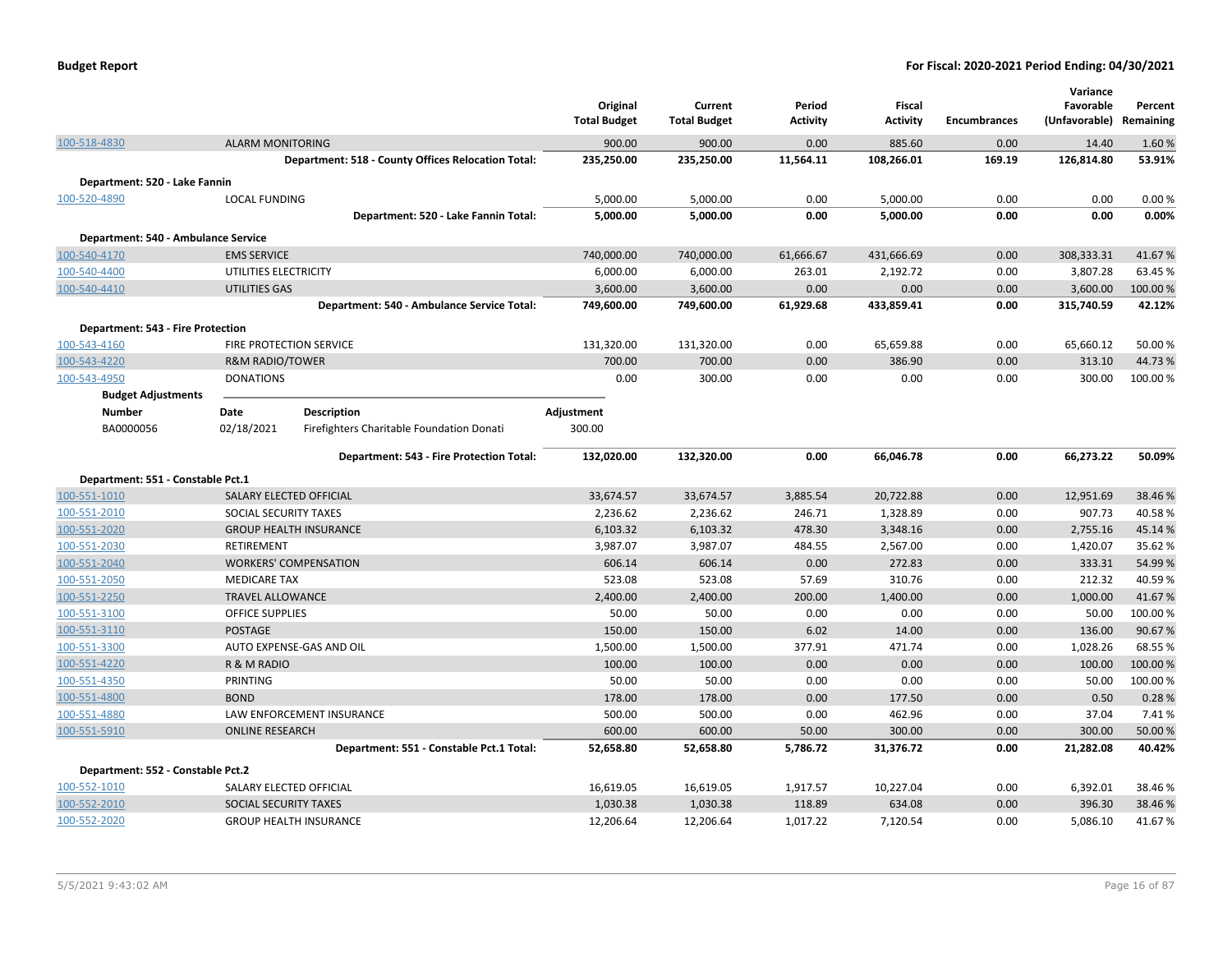| | | Original Total Budget | Current Total Budget | Period Activity | Fiscal Activity | Encumbrances | Variance Favorable (Unfavorable) | Percent Remaining |
|---|---|---|---|---|---|---|---|---|
| 100-518-4830 | ALARM MONITORING | 900.00 | 900.00 | 0.00 | 885.60 | 0.00 | 14.40 | 1.60 % |
| | **Department: 518 - County Offices Relocation Total:** | **235,250.00** | **235,250.00** | **11,564.11** | **108,266.01** | **169.19** | **126,814.80** | **53.91%** |
| **Department: 520 - Lake Fannin** | | | | | | | | |
| 100-520-4890 | LOCAL FUNDING | 5,000.00 | 5,000.00 | 0.00 | 5,000.00 | 0.00 | 0.00 | 0.00 % |
| | **Department: 520 - Lake Fannin Total:** | **5,000.00** | **5,000.00** | **0.00** | **5,000.00** | **0.00** | **0.00** | **0.00%** |
| **Department: 540 - Ambulance Service** | | | | | | | | |
| 100-540-4170 | EMS SERVICE | 740,000.00 | 740,000.00 | 61,666.67 | 431,666.69 | 0.00 | 308,333.31 | 41.67 % |
| 100-540-4400 | UTILITIES ELECTRICITY | 6,000.00 | 6,000.00 | 263.01 | 2,192.72 | 0.00 | 3,807.28 | 63.45 % |
| 100-540-4410 | UTILITIES GAS | 3,600.00 | 3,600.00 | 0.00 | 0.00 | 0.00 | 3,600.00 | 100.00 % |
| | **Department: 540 - Ambulance Service Total:** | **749,600.00** | **749,600.00** | **61,929.68** | **433,859.41** | **0.00** | **315,740.59** | **42.12%** |
| **Department: 543 - Fire Protection** | | | | | | | | |
| 100-543-4160 | FIRE PROTECTION SERVICE | 131,320.00 | 131,320.00 | 0.00 | 65,659.88 | 0.00 | 65,660.12 | 50.00 % |
| 100-543-4220 | R&M RADIO/TOWER | 700.00 | 700.00 | 0.00 | 386.90 | 0.00 | 313.10 | 44.73 % |
| 100-543-4950 | DONATIONS | 0.00 | 300.00 | 0.00 | 0.00 | 0.00 | 300.00 | 100.00 % |

**Budget Adjustments**

| Number | Date | Description | Adjustment |
|---|---|---|---|
| BA0000056 | 02/18/2021 | Firefighters Charitable Foundation Donati | 300.00 |

| | | Original Total Budget | Current Total Budget | Period Activity | Fiscal Activity | Encumbrances | Variance Favorable (Unfavorable) | Percent Remaining |
|---|---|---|---|---|---|---|---|---|
| | **Department: 543 - Fire Protection Total:** | **132,020.00** | **132,320.00** | **0.00** | **66,046.78** | **0.00** | **66,273.22** | **50.09%** |
| **Department: 551 - Constable Pct.1** | | | | | | | | |
| 100-551-1010 | SALARY ELECTED OFFICIAL | 33,674.57 | 33,674.57 | 3,885.54 | 20,722.88 | 0.00 | 12,951.69 | 38.46 % |
| 100-551-2010 | SOCIAL SECURITY TAXES | 2,236.62 | 2,236.62 | 246.71 | 1,328.89 | 0.00 | 907.73 | 40.58 % |
| 100-551-2020 | GROUP HEALTH INSURANCE | 6,103.32 | 6,103.32 | 478.30 | 3,348.16 | 0.00 | 2,755.16 | 45.14 % |
| 100-551-2030 | RETIREMENT | 3,987.07 | 3,987.07 | 484.55 | 2,567.00 | 0.00 | 1,420.07 | 35.62 % |
| 100-551-2040 | WORKERS' COMPENSATION | 606.14 | 606.14 | 0.00 | 272.83 | 0.00 | 333.31 | 54.99 % |
| 100-551-2050 | MEDICARE TAX | 523.08 | 523.08 | 57.69 | 310.76 | 0.00 | 212.32 | 40.59 % |
| 100-551-2250 | TRAVEL ALLOWANCE | 2,400.00 | 2,400.00 | 200.00 | 1,400.00 | 0.00 | 1,000.00 | 41.67 % |
| 100-551-3100 | OFFICE SUPPLIES | 50.00 | 50.00 | 0.00 | 0.00 | 0.00 | 50.00 | 100.00 % |
| 100-551-3110 | POSTAGE | 150.00 | 150.00 | 6.02 | 14.00 | 0.00 | 136.00 | 90.67 % |
| 100-551-3300 | AUTO EXPENSE-GAS AND OIL | 1,500.00 | 1,500.00 | 377.91 | 471.74 | 0.00 | 1,028.26 | 68.55 % |
| 100-551-4220 | R & M RADIO | 100.00 | 100.00 | 0.00 | 0.00 | 0.00 | 100.00 | 100.00 % |
| 100-551-4350 | PRINTING | 50.00 | 50.00 | 0.00 | 0.00 | 0.00 | 50.00 | 100.00 % |
| 100-551-4800 | BOND | 178.00 | 178.00 | 0.00 | 177.50 | 0.00 | 0.50 | 0.28 % |
| 100-551-4880 | LAW ENFORCEMENT INSURANCE | 500.00 | 500.00 | 0.00 | 462.96 | 0.00 | 37.04 | 7.41 % |
| 100-551-5910 | ONLINE RESEARCH | 600.00 | 600.00 | 50.00 | 300.00 | 0.00 | 300.00 | 50.00 % |
| | **Department: 551 - Constable Pct.1 Total:** | **52,658.80** | **52,658.80** | **5,786.72** | **31,376.72** | **0.00** | **21,282.08** | **40.42%** |
| **Department: 552 - Constable Pct.2** | | | | | | | | |
| 100-552-1010 | SALARY ELECTED OFFICIAL | 16,619.05 | 16,619.05 | 1,917.57 | 10,227.04 | 0.00 | 6,392.01 | 38.46 % |
| 100-552-2010 | SOCIAL SECURITY TAXES | 1,030.38 | 1,030.38 | 118.89 | 634.08 | 0.00 | 396.30 | 38.46 % |
| 100-552-2020 | GROUP HEALTH INSURANCE | 12,206.64 | 12,206.64 | 1,017.22 | 7,120.54 | 0.00 | 5,086.10 | 41.67 % |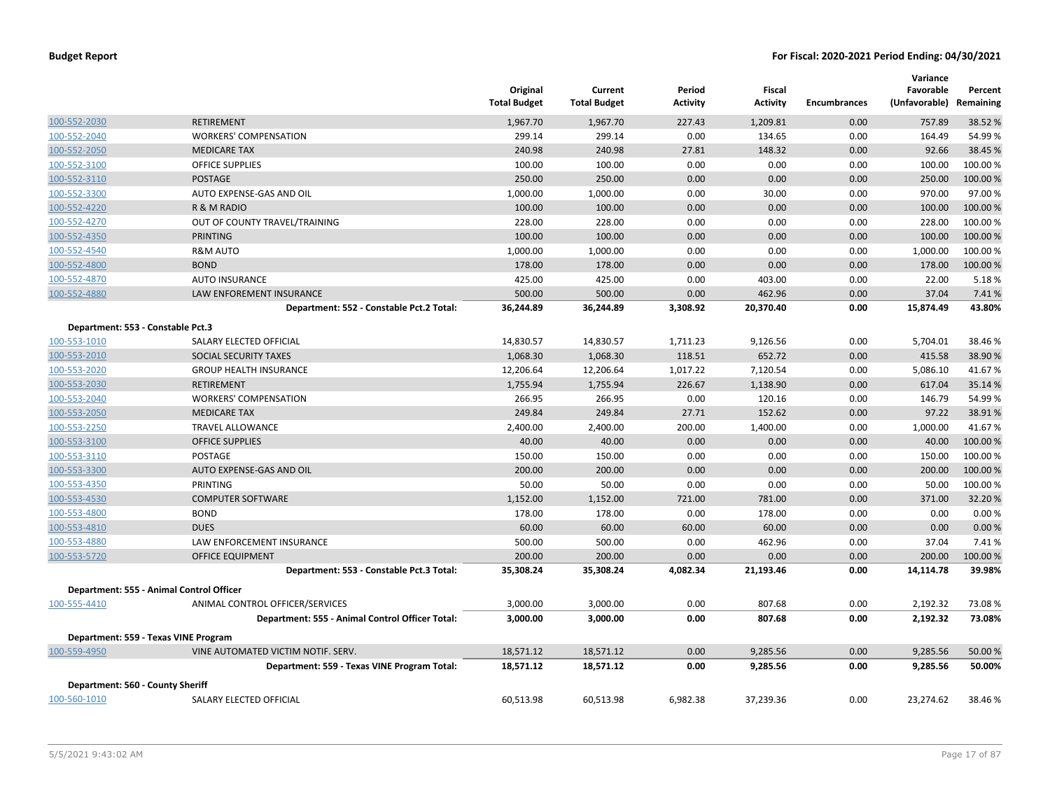**Budget Report** **For Fiscal: 2020-2021 Period Ending: 04/30/2021**

| | | Original Total Budget | Current Total Budget | Period Activity | Fiscal Activity | Encumbrances | Variance Favorable (Unfavorable) | Percent Remaining |
|---|---|---|---|---|---|---|---|---|
| 100-552-2030 | RETIREMENT | 1,967.70 | 1,967.70 | 227.43 | 1,209.81 | 0.00 | 757.89 | 38.52 % |
| 100-552-2040 | WORKERS' COMPENSATION | 299.14 | 299.14 | 0.00 | 134.65 | 0.00 | 164.49 | 54.99 % |
| 100-552-2050 | MEDICARE TAX | 240.98 | 240.98 | 27.81 | 148.32 | 0.00 | 92.66 | 38.45 % |
| 100-552-3100 | OFFICE SUPPLIES | 100.00 | 100.00 | 0.00 | 0.00 | 0.00 | 100.00 | 100.00 % |
| 100-552-3110 | POSTAGE | 250.00 | 250.00 | 0.00 | 0.00 | 0.00 | 250.00 | 100.00 % |
| 100-552-3300 | AUTO EXPENSE-GAS AND OIL | 1,000.00 | 1,000.00 | 0.00 | 30.00 | 0.00 | 970.00 | 97.00 % |
| 100-552-4220 | R & M RADIO | 100.00 | 100.00 | 0.00 | 0.00 | 0.00 | 100.00 | 100.00 % |
| 100-552-4270 | OUT OF COUNTY TRAVEL/TRAINING | 228.00 | 228.00 | 0.00 | 0.00 | 0.00 | 228.00 | 100.00 % |
| 100-552-4350 | PRINTING | 100.00 | 100.00 | 0.00 | 0.00 | 0.00 | 100.00 | 100.00 % |
| 100-552-4540 | R&M AUTO | 1,000.00 | 1,000.00 | 0.00 | 0.00 | 0.00 | 1,000.00 | 100.00 % |
| 100-552-4800 | BOND | 178.00 | 178.00 | 0.00 | 0.00 | 0.00 | 178.00 | 100.00 % |
| 100-552-4870 | AUTO INSURANCE | 425.00 | 425.00 | 0.00 | 403.00 | 0.00 | 22.00 | 5.18 % |
| 100-552-4880 | LAW ENFOREMENT INSURANCE | 500.00 | 500.00 | 0.00 | 462.96 | 0.00 | 37.04 | 7.41 % |
| | **Department: 552 - Constable Pct.2 Total:** | **36,244.89** | **36,244.89** | **3,308.92** | **20,370.40** | **0.00** | **15,874.49** | **43.80%** |
| **Department: 553 - Constable Pct.3** | | | | | | | | |
| 100-553-1010 | SALARY ELECTED OFFICIAL | 14,830.57 | 14,830.57 | 1,711.23 | 9,126.56 | 0.00 | 5,704.01 | 38.46 % |
| 100-553-2010 | SOCIAL SECURITY TAXES | 1,068.30 | 1,068.30 | 118.51 | 652.72 | 0.00 | 415.58 | 38.90 % |
| 100-553-2020 | GROUP HEALTH INSURANCE | 12,206.64 | 12,206.64 | 1,017.22 | 7,120.54 | 0.00 | 5,086.10 | 41.67 % |
| 100-553-2030 | RETIREMENT | 1,755.94 | 1,755.94 | 226.67 | 1,138.90 | 0.00 | 617.04 | 35.14 % |
| 100-553-2040 | WORKERS' COMPENSATION | 266.95 | 266.95 | 0.00 | 120.16 | 0.00 | 146.79 | 54.99 % |
| 100-553-2050 | MEDICARE TAX | 249.84 | 249.84 | 27.71 | 152.62 | 0.00 | 97.22 | 38.91 % |
| 100-553-2250 | TRAVEL ALLOWANCE | 2,400.00 | 2,400.00 | 200.00 | 1,400.00 | 0.00 | 1,000.00 | 41.67 % |
| 100-553-3100 | OFFICE SUPPLIES | 40.00 | 40.00 | 0.00 | 0.00 | 0.00 | 40.00 | 100.00 % |
| 100-553-3110 | POSTAGE | 150.00 | 150.00 | 0.00 | 0.00 | 0.00 | 150.00 | 100.00 % |
| 100-553-3300 | AUTO EXPENSE-GAS AND OIL | 200.00 | 200.00 | 0.00 | 0.00 | 0.00 | 200.00 | 100.00 % |
| 100-553-4350 | PRINTING | 50.00 | 50.00 | 0.00 | 0.00 | 0.00 | 50.00 | 100.00 % |
| 100-553-4530 | COMPUTER SOFTWARE | 1,152.00 | 1,152.00 | 721.00 | 781.00 | 0.00 | 371.00 | 32.20 % |
| 100-553-4800 | BOND | 178.00 | 178.00 | 0.00 | 178.00 | 0.00 | 0.00 | 0.00 % |
| 100-553-4810 | DUES | 60.00 | 60.00 | 60.00 | 60.00 | 0.00 | 0.00 | 0.00 % |
| 100-553-4880 | LAW ENFORCEMENT INSURANCE | 500.00 | 500.00 | 0.00 | 462.96 | 0.00 | 37.04 | 7.41 % |
| 100-553-5720 | OFFICE EQUIPMENT | 200.00 | 200.00 | 0.00 | 0.00 | 0.00 | 200.00 | 100.00 % |
| | **Department: 553 - Constable Pct.3 Total:** | **35,308.24** | **35,308.24** | **4,082.34** | **21,193.46** | **0.00** | **14,114.78** | **39.98%** |
| **Department: 555 - Animal Control Officer** | | | | | | | | |
| 100-555-4410 | ANIMAL CONTROL OFFICER/SERVICES | 3,000.00 | 3,000.00 | 0.00 | 807.68 | 0.00 | 2,192.32 | 73.08 % |
| | **Department: 555 - Animal Control Officer Total:** | **3,000.00** | **3,000.00** | **0.00** | **807.68** | **0.00** | **2,192.32** | **73.08%** |
| **Department: 559 - Texas VINE Program** | | | | | | | | |
| 100-559-4950 | VINE AUTOMATED VICTIM NOTIF. SERV. | 18,571.12 | 18,571.12 | 0.00 | 9,285.56 | 0.00 | 9,285.56 | 50.00 % |
| | **Department: 559 - Texas VINE Program Total:** | **18,571.12** | **18,571.12** | **0.00** | **9,285.56** | **0.00** | **9,285.56** | **50.00%** |
| **Department: 560 - County Sheriff** | | | | | | | | |
| 100-560-1010 | SALARY ELECTED OFFICIAL | 60,513.98 | 60,513.98 | 6,982.38 | 37,239.36 | 0.00 | 23,274.62 | 38.46 % |

5/5/2021 9:43:02 AM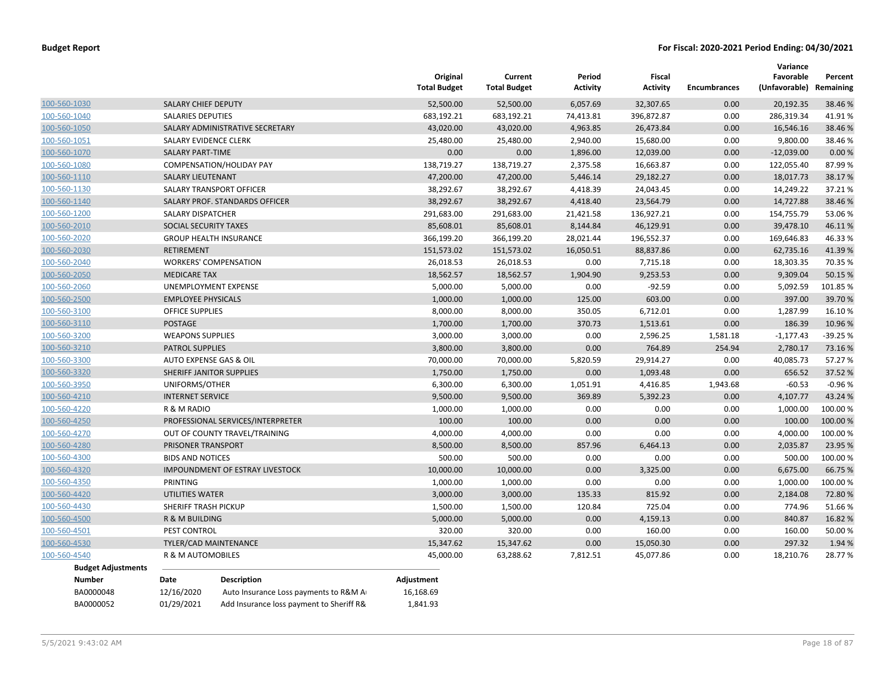| | | Original Total Budget | Current Total Budget | Period Activity | Fiscal Activity | Encumbrances | Variance Favorable (Unfavorable) | Percent Remaining |
|---|---|---|---|---|---|---|---|---|
| 100-560-1030 | SALARY CHIEF DEPUTY | 52,500.00 | 52,500.00 | 6,057.69 | 32,307.65 | 0.00 | 20,192.35 | 38.46 % |
| 100-560-1040 | SALARIES DEPUTIES | 683,192.21 | 683,192.21 | 74,413.81 | 396,872.87 | 0.00 | 286,319.34 | 41.91 % |
| 100-560-1050 | SALARY ADMINISTRATIVE SECRETARY | 43,020.00 | 43,020.00 | 4,963.85 | 26,473.84 | 0.00 | 16,546.16 | 38.46 % |
| 100-560-1051 | SALARY EVIDENCE CLERK | 25,480.00 | 25,480.00 | 2,940.00 | 15,680.00 | 0.00 | 9,800.00 | 38.46 % |
| 100-560-1070 | SALARY PART-TIME | 0.00 | 0.00 | 1,896.00 | 12,039.00 | 0.00 | -12,039.00 | 0.00 % |
| 100-560-1080 | COMPENSATION/HOLIDAY PAY | 138,719.27 | 138,719.27 | 2,375.58 | 16,663.87 | 0.00 | 122,055.40 | 87.99 % |
| 100-560-1110 | SALARY LIEUTENANT | 47,200.00 | 47,200.00 | 5,446.14 | 29,182.27 | 0.00 | 18,017.73 | 38.17 % |
| 100-560-1130 | SALARY TRANSPORT OFFICER | 38,292.67 | 38,292.67 | 4,418.39 | 24,043.45 | 0.00 | 14,249.22 | 37.21 % |
| 100-560-1140 | SALARY PROF. STANDARDS OFFICER | 38,292.67 | 38,292.67 | 4,418.40 | 23,564.79 | 0.00 | 14,727.88 | 38.46 % |
| 100-560-1200 | SALARY DISPATCHER | 291,683.00 | 291,683.00 | 21,421.58 | 136,927.21 | 0.00 | 154,755.79 | 53.06 % |
| 100-560-2010 | SOCIAL SECURITY TAXES | 85,608.01 | 85,608.01 | 8,144.84 | 46,129.91 | 0.00 | 39,478.10 | 46.11 % |
| 100-560-2020 | GROUP HEALTH INSURANCE | 366,199.20 | 366,199.20 | 28,021.44 | 196,552.37 | 0.00 | 169,646.83 | 46.33 % |
| 100-560-2030 | RETIREMENT | 151,573.02 | 151,573.02 | 16,050.51 | 88,837.86 | 0.00 | 62,735.16 | 41.39 % |
| 100-560-2040 | WORKERS' COMPENSATION | 26,018.53 | 26,018.53 | 0.00 | 7,715.18 | 0.00 | 18,303.35 | 70.35 % |
| 100-560-2050 | MEDICARE TAX | 18,562.57 | 18,562.57 | 1,904.90 | 9,253.53 | 0.00 | 9,309.04 | 50.15 % |
| 100-560-2060 | UNEMPLOYMENT EXPENSE | 5,000.00 | 5,000.00 | 0.00 | -92.59 | 0.00 | 5,092.59 | 101.85 % |
| 100-560-2500 | EMPLOYEE PHYSICALS | 1,000.00 | 1,000.00 | 125.00 | 603.00 | 0.00 | 397.00 | 39.70 % |
| 100-560-3100 | OFFICE SUPPLIES | 8,000.00 | 8,000.00 | 350.05 | 6,712.01 | 0.00 | 1,287.99 | 16.10 % |
| 100-560-3110 | POSTAGE | 1,700.00 | 1,700.00 | 370.73 | 1,513.61 | 0.00 | 186.39 | 10.96 % |
| 100-560-3200 | WEAPONS SUPPLIES | 3,000.00 | 3,000.00 | 0.00 | 2,596.25 | 1,581.18 | -1,177.43 | -39.25 % |
| 100-560-3210 | PATROL SUPPLIES | 3,800.00 | 3,800.00 | 0.00 | 764.89 | 254.94 | 2,780.17 | 73.16 % |
| 100-560-3300 | AUTO EXPENSE GAS & OIL | 70,000.00 | 70,000.00 | 5,820.59 | 29,914.27 | 0.00 | 40,085.73 | 57.27 % |
| 100-560-3320 | SHERIFF JANITOR SUPPLIES | 1,750.00 | 1,750.00 | 0.00 | 1,093.48 | 0.00 | 656.52 | 37.52 % |
| 100-560-3950 | UNIFORMS/OTHER | 6,300.00 | 6,300.00 | 1,051.91 | 4,416.85 | 1,943.68 | -60.53 | -0.96 % |
| 100-560-4210 | INTERNET SERVICE | 9,500.00 | 9,500.00 | 369.89 | 5,392.23 | 0.00 | 4,107.77 | 43.24 % |
| 100-560-4220 | R & M RADIO | 1,000.00 | 1,000.00 | 0.00 | 0.00 | 0.00 | 1,000.00 | 100.00 % |
| 100-560-4250 | PROFESSIONAL SERVICES/INTERPRETER | 100.00 | 100.00 | 0.00 | 0.00 | 0.00 | 100.00 | 100.00 % |
| 100-560-4270 | OUT OF COUNTY TRAVEL/TRAINING | 4,000.00 | 4,000.00 | 0.00 | 0.00 | 0.00 | 4,000.00 | 100.00 % |
| 100-560-4280 | PRISONER TRANSPORT | 8,500.00 | 8,500.00 | 857.96 | 6,464.13 | 0.00 | 2,035.87 | 23.95 % |
| 100-560-4300 | BIDS AND NOTICES | 500.00 | 500.00 | 0.00 | 0.00 | 0.00 | 500.00 | 100.00 % |
| 100-560-4320 | IMPOUNDMENT OF ESTRAY LIVESTOCK | 10,000.00 | 10,000.00 | 0.00 | 3,325.00 | 0.00 | 6,675.00 | 66.75 % |
| 100-560-4350 | PRINTING | 1,000.00 | 1,000.00 | 0.00 | 0.00 | 0.00 | 1,000.00 | 100.00 % |
| 100-560-4420 | UTILITIES WATER | 3,000.00 | 3,000.00 | 135.33 | 815.92 | 0.00 | 2,184.08 | 72.80 % |
| 100-560-4430 | SHERIFF TRASH PICKUP | 1,500.00 | 1,500.00 | 120.84 | 725.04 | 0.00 | 774.96 | 51.66 % |
| 100-560-4500 | R & M BUILDING | 5,000.00 | 5,000.00 | 0.00 | 4,159.13 | 0.00 | 840.87 | 16.82 % |
| 100-560-4501 | PEST CONTROL | 320.00 | 320.00 | 0.00 | 160.00 | 0.00 | 160.00 | 50.00 % |
| 100-560-4530 | TYLER/CAD MAINTENANCE | 15,347.62 | 15,347.62 | 0.00 | 15,050.30 | 0.00 | 297.32 | 1.94 % |
| 100-560-4540 | R & M AUTOMOBILES | 45,000.00 | 63,288.62 | 7,812.51 | 45,077.86 | 0.00 | 18,210.76 | 28.77 % |

**Budget Adjustments**

| Number | Date | Description | Adjustment |
|---|---|---|---|
| BA0000048 | 12/16/2020 | Auto Insurance Loss payments to R&M A | 16,168.69 |
| BA0000052 | 01/29/2021 | Add Insurance loss payment to Sheriff R& | 1,841.93 |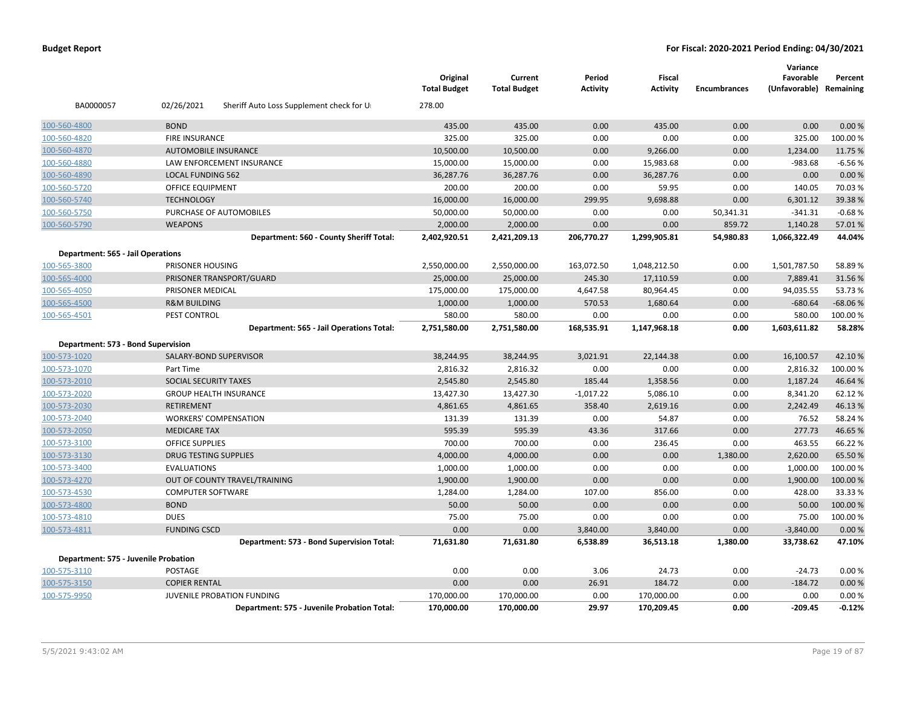| | | Original Total Budget | Current Total Budget | Period Activity | Fiscal Activity | Encumbrances | Variance Favorable (Unfavorable) | Percent Remaining |
|---|---|---|---|---|---|---|---|---|
| BA0000057 | 02/26/2021 Sheriff Auto Loss Supplement check for U | 278.00 | | | | | | |
| 100-560-4800 | BOND | 435.00 | 435.00 | 0.00 | 435.00 | 0.00 | 0.00 | 0.00 % |
| 100-560-4820 | FIRE INSURANCE | 325.00 | 325.00 | 0.00 | 0.00 | 0.00 | 325.00 | 100.00 % |
| 100-560-4870 | AUTOMOBILE INSURANCE | 10,500.00 | 10,500.00 | 0.00 | 9,266.00 | 0.00 | 1,234.00 | 11.75 % |
| 100-560-4880 | LAW ENFORCEMENT INSURANCE | 15,000.00 | 15,000.00 | 0.00 | 15,983.68 | 0.00 | -983.68 | -6.56 % |
| 100-560-4890 | LOCAL FUNDING 562 | 36,287.76 | 36,287.76 | 0.00 | 36,287.76 | 0.00 | 0.00 | 0.00 % |
| 100-560-5720 | OFFICE EQUIPMENT | 200.00 | 200.00 | 0.00 | 59.95 | 0.00 | 140.05 | 70.03 % |
| 100-560-5740 | TECHNOLOGY | 16,000.00 | 16,000.00 | 299.95 | 9,698.88 | 0.00 | 6,301.12 | 39.38 % |
| 100-560-5750 | PURCHASE OF AUTOMOBILES | 50,000.00 | 50,000.00 | 0.00 | 0.00 | 50,341.31 | -341.31 | -0.68 % |
| 100-560-5790 | WEAPONS | 2,000.00 | 2,000.00 | 0.00 | 0.00 | 859.72 | 1,140.28 | 57.01 % |
| | **Department: 560 - County Sheriff Total:** | **2,402,920.51** | **2,421,209.13** | **206,770.27** | **1,299,905.81** | **54,980.83** | **1,066,322.49** | **44.04%** |
| **Department: 565 - Jail Operations** | | | | | | | | |
| 100-565-3800 | PRISONER HOUSING | 2,550,000.00 | 2,550,000.00 | 163,072.50 | 1,048,212.50 | 0.00 | 1,501,787.50 | 58.89 % |
| 100-565-4000 | PRISONER TRANSPORT/GUARD | 25,000.00 | 25,000.00 | 245.30 | 17,110.59 | 0.00 | 7,889.41 | 31.56 % |
| 100-565-4050 | PRISONER MEDICAL | 175,000.00 | 175,000.00 | 4,647.58 | 80,964.45 | 0.00 | 94,035.55 | 53.73 % |
| 100-565-4500 | R&M BUILDING | 1,000.00 | 1,000.00 | 570.53 | 1,680.64 | 0.00 | -680.64 | -68.06 % |
| 100-565-4501 | PEST CONTROL | 580.00 | 580.00 | 0.00 | 0.00 | 0.00 | 580.00 | 100.00 % |
| | **Department: 565 - Jail Operations Total:** | **2,751,580.00** | **2,751,580.00** | **168,535.91** | **1,147,968.18** | **0.00** | **1,603,611.82** | **58.28%** |
| **Department: 573 - Bond Supervision** | | | | | | | | |
| 100-573-1020 | SALARY-BOND SUPERVISOR | 38,244.95 | 38,244.95 | 3,021.91 | 22,144.38 | 0.00 | 16,100.57 | 42.10 % |
| 100-573-1070 | Part Time | 2,816.32 | 2,816.32 | 0.00 | 0.00 | 0.00 | 2,816.32 | 100.00 % |
| 100-573-2010 | SOCIAL SECURITY TAXES | 2,545.80 | 2,545.80 | 185.44 | 1,358.56 | 0.00 | 1,187.24 | 46.64 % |
| 100-573-2020 | GROUP HEALTH INSURANCE | 13,427.30 | 13,427.30 | -1,017.22 | 5,086.10 | 0.00 | 8,341.20 | 62.12 % |
| 100-573-2030 | RETIREMENT | 4,861.65 | 4,861.65 | 358.40 | 2,619.16 | 0.00 | 2,242.49 | 46.13 % |
| 100-573-2040 | WORKERS' COMPENSATION | 131.39 | 131.39 | 0.00 | 54.87 | 0.00 | 76.52 | 58.24 % |
| 100-573-2050 | MEDICARE TAX | 595.39 | 595.39 | 43.36 | 317.66 | 0.00 | 277.73 | 46.65 % |
| 100-573-3100 | OFFICE SUPPLIES | 700.00 | 700.00 | 0.00 | 236.45 | 0.00 | 463.55 | 66.22 % |
| 100-573-3130 | DRUG TESTING SUPPLIES | 4,000.00 | 4,000.00 | 0.00 | 0.00 | 1,380.00 | 2,620.00 | 65.50 % |
| 100-573-3400 | EVALUATIONS | 1,000.00 | 1,000.00 | 0.00 | 0.00 | 0.00 | 1,000.00 | 100.00 % |
| 100-573-4270 | OUT OF COUNTY TRAVEL/TRAINING | 1,900.00 | 1,900.00 | 0.00 | 0.00 | 0.00 | 1,900.00 | 100.00 % |
| 100-573-4530 | COMPUTER SOFTWARE | 1,284.00 | 1,284.00 | 107.00 | 856.00 | 0.00 | 428.00 | 33.33 % |
| 100-573-4800 | BOND | 50.00 | 50.00 | 0.00 | 0.00 | 0.00 | 50.00 | 100.00 % |
| 100-573-4810 | DUES | 75.00 | 75.00 | 0.00 | 0.00 | 0.00 | 75.00 | 100.00 % |
| 100-573-4811 | FUNDING CSCD | 0.00 | 0.00 | 3,840.00 | 3,840.00 | 0.00 | -3,840.00 | 0.00 % |
| | **Department: 573 - Bond Supervision Total:** | **71,631.80** | **71,631.80** | **6,538.89** | **36,513.18** | **1,380.00** | **33,738.62** | **47.10%** |
| **Department: 575 - Juvenile Probation** | | | | | | | | |
| 100-575-3110 | POSTAGE | 0.00 | 0.00 | 3.06 | 24.73 | 0.00 | -24.73 | 0.00 % |
| 100-575-3150 | COPIER RENTAL | 0.00 | 0.00 | 26.91 | 184.72 | 0.00 | -184.72 | 0.00 % |
| 100-575-9950 | JUVENILE PROBATION FUNDING | 170,000.00 | 170,000.00 | 0.00 | 170,000.00 | 0.00 | 0.00 | 0.00 % |
| | **Department: 575 - Juvenile Probation Total:** | **170,000.00** | **170,000.00** | **29.97** | **170,209.45** | **0.00** | **-209.45** | **-0.12%** |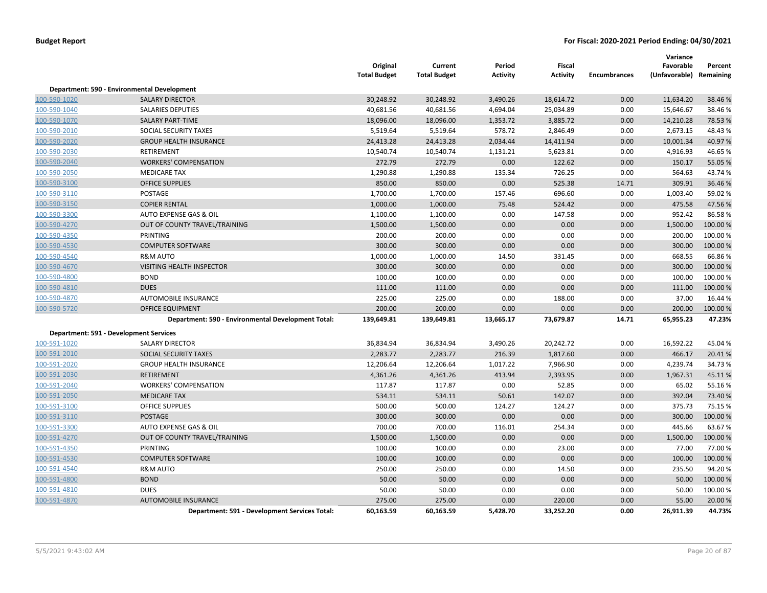**Budget Report** — **For Fiscal: 2020-2021 Period Ending: 04/30/2021**

| | | Original Total Budget | Current Total Budget | Period Activity | Fiscal Activity | Encumbrances | Variance Favorable (Unfavorable) | Percent Remaining |
|---|---|---|---|---|---|---|---|---|
| **Department: 590 - Environmental Development** | | | | | | | | |
| 100-590-1020 | SALARY DIRECTOR | 30,248.92 | 30,248.92 | 3,490.26 | 18,614.72 | 0.00 | 11,634.20 | 38.46 % |
| 100-590-1040 | SALARIES DEPUTIES | 40,681.56 | 40,681.56 | 4,694.04 | 25,034.89 | 0.00 | 15,646.67 | 38.46 % |
| 100-590-1070 | SALARY PART-TIME | 18,096.00 | 18,096.00 | 1,353.72 | 3,885.72 | 0.00 | 14,210.28 | 78.53 % |
| 100-590-2010 | SOCIAL SECURITY TAXES | 5,519.64 | 5,519.64 | 578.72 | 2,846.49 | 0.00 | 2,673.15 | 48.43 % |
| 100-590-2020 | GROUP HEALTH INSURANCE | 24,413.28 | 24,413.28 | 2,034.44 | 14,411.94 | 0.00 | 10,001.34 | 40.97 % |
| 100-590-2030 | RETIREMENT | 10,540.74 | 10,540.74 | 1,131.21 | 5,623.81 | 0.00 | 4,916.93 | 46.65 % |
| 100-590-2040 | WORKERS' COMPENSATION | 272.79 | 272.79 | 0.00 | 122.62 | 0.00 | 150.17 | 55.05 % |
| 100-590-2050 | MEDICARE TAX | 1,290.88 | 1,290.88 | 135.34 | 726.25 | 0.00 | 564.63 | 43.74 % |
| 100-590-3100 | OFFICE SUPPLIES | 850.00 | 850.00 | 0.00 | 525.38 | 14.71 | 309.91 | 36.46 % |
| 100-590-3110 | POSTAGE | 1,700.00 | 1,700.00 | 157.46 | 696.60 | 0.00 | 1,003.40 | 59.02 % |
| 100-590-3150 | COPIER RENTAL | 1,000.00 | 1,000.00 | 75.48 | 524.42 | 0.00 | 475.58 | 47.56 % |
| 100-590-3300 | AUTO EXPENSE GAS & OIL | 1,100.00 | 1,100.00 | 0.00 | 147.58 | 0.00 | 952.42 | 86.58 % |
| 100-590-4270 | OUT OF COUNTY TRAVEL/TRAINING | 1,500.00 | 1,500.00 | 0.00 | 0.00 | 0.00 | 1,500.00 | 100.00 % |
| 100-590-4350 | PRINTING | 200.00 | 200.00 | 0.00 | 0.00 | 0.00 | 200.00 | 100.00 % |
| 100-590-4530 | COMPUTER SOFTWARE | 300.00 | 300.00 | 0.00 | 0.00 | 0.00 | 300.00 | 100.00 % |
| 100-590-4540 | R&M AUTO | 1,000.00 | 1,000.00 | 14.50 | 331.45 | 0.00 | 668.55 | 66.86 % |
| 100-590-4670 | VISITING HEALTH INSPECTOR | 300.00 | 300.00 | 0.00 | 0.00 | 0.00 | 300.00 | 100.00 % |
| 100-590-4800 | BOND | 100.00 | 100.00 | 0.00 | 0.00 | 0.00 | 100.00 | 100.00 % |
| 100-590-4810 | DUES | 111.00 | 111.00 | 0.00 | 0.00 | 0.00 | 111.00 | 100.00 % |
| 100-590-4870 | AUTOMOBILE INSURANCE | 225.00 | 225.00 | 0.00 | 188.00 | 0.00 | 37.00 | 16.44 % |
| 100-590-5720 | OFFICE EQUIPMENT | 200.00 | 200.00 | 0.00 | 0.00 | 0.00 | 200.00 | 100.00 % |
| | **Department: 590 - Environmental Development Total:** | **139,649.81** | **139,649.81** | **13,665.17** | **73,679.87** | **14.71** | **65,955.23** | **47.23%** |
| **Department: 591 - Development Services** | | | | | | | | |
| 100-591-1020 | SALARY DIRECTOR | 36,834.94 | 36,834.94 | 3,490.26 | 20,242.72 | 0.00 | 16,592.22 | 45.04 % |
| 100-591-2010 | SOCIAL SECURITY TAXES | 2,283.77 | 2,283.77 | 216.39 | 1,817.60 | 0.00 | 466.17 | 20.41 % |
| 100-591-2020 | GROUP HEALTH INSURANCE | 12,206.64 | 12,206.64 | 1,017.22 | 7,966.90 | 0.00 | 4,239.74 | 34.73 % |
| 100-591-2030 | RETIREMENT | 4,361.26 | 4,361.26 | 413.94 | 2,393.95 | 0.00 | 1,967.31 | 45.11 % |
| 100-591-2040 | WORKERS' COMPENSATION | 117.87 | 117.87 | 0.00 | 52.85 | 0.00 | 65.02 | 55.16 % |
| 100-591-2050 | MEDICARE TAX | 534.11 | 534.11 | 50.61 | 142.07 | 0.00 | 392.04 | 73.40 % |
| 100-591-3100 | OFFICE SUPPLIES | 500.00 | 500.00 | 124.27 | 124.27 | 0.00 | 375.73 | 75.15 % |
| 100-591-3110 | POSTAGE | 300.00 | 300.00 | 0.00 | 0.00 | 0.00 | 300.00 | 100.00 % |
| 100-591-3300 | AUTO EXPENSE GAS & OIL | 700.00 | 700.00 | 116.01 | 254.34 | 0.00 | 445.66 | 63.67 % |
| 100-591-4270 | OUT OF COUNTY TRAVEL/TRAINING | 1,500.00 | 1,500.00 | 0.00 | 0.00 | 0.00 | 1,500.00 | 100.00 % |
| 100-591-4350 | PRINTING | 100.00 | 100.00 | 0.00 | 23.00 | 0.00 | 77.00 | 77.00 % |
| 100-591-4530 | COMPUTER SOFTWARE | 100.00 | 100.00 | 0.00 | 0.00 | 0.00 | 100.00 | 100.00 % |
| 100-591-4540 | R&M AUTO | 250.00 | 250.00 | 0.00 | 14.50 | 0.00 | 235.50 | 94.20 % |
| 100-591-4800 | BOND | 50.00 | 50.00 | 0.00 | 0.00 | 0.00 | 50.00 | 100.00 % |
| 100-591-4810 | DUES | 50.00 | 50.00 | 0.00 | 0.00 | 0.00 | 50.00 | 100.00 % |
| 100-591-4870 | AUTOMOBILE INSURANCE | 275.00 | 275.00 | 0.00 | 220.00 | 0.00 | 55.00 | 20.00 % |
| | **Department: 591 - Development Services Total:** | **60,163.59** | **60,163.59** | **5,428.70** | **33,252.20** | **0.00** | **26,911.39** | **44.73%** |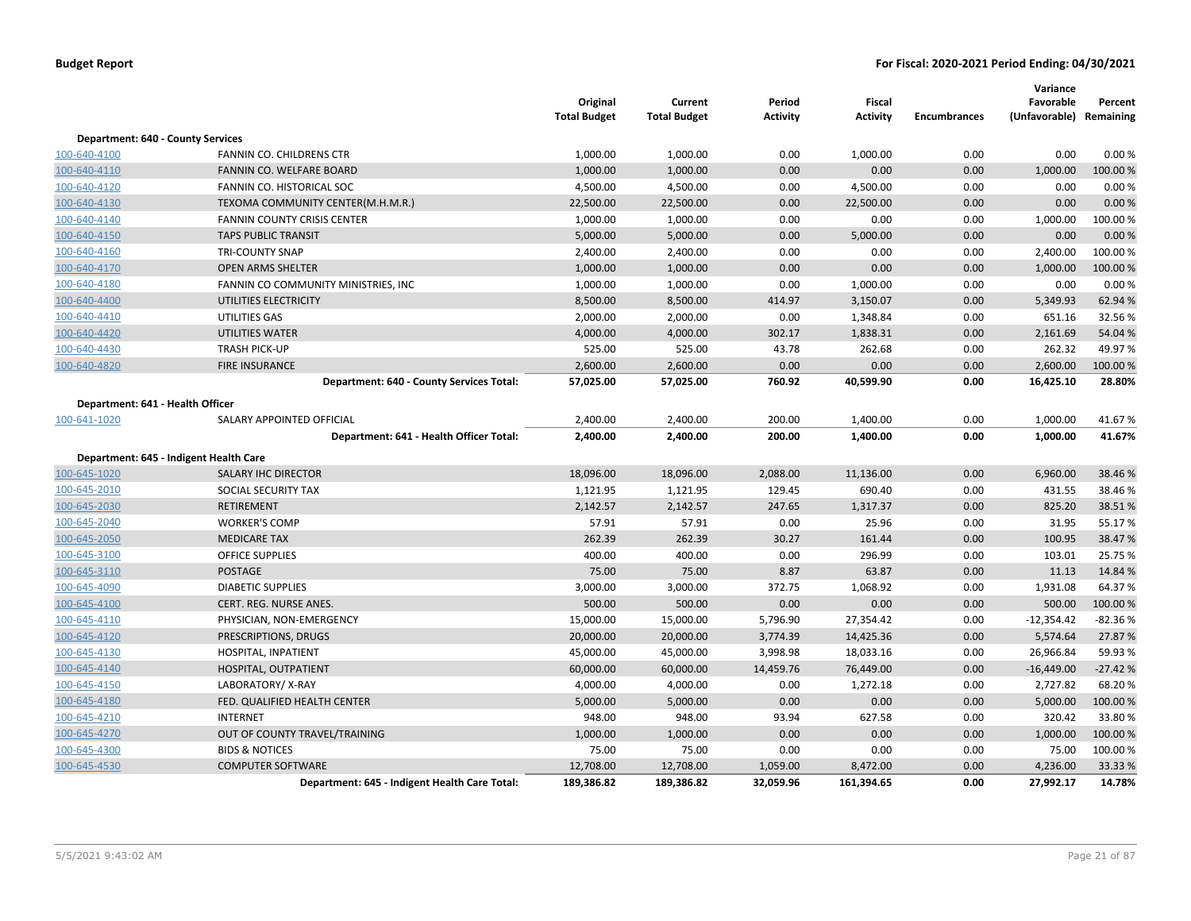**Budget Report** | **For Fiscal: 2020-2021 Period Ending: 04/30/2021**

| | | Original Total Budget | Current Total Budget | Period Activity | Fiscal Activity | Encumbrances | Variance Favorable (Unfavorable) | Percent Remaining |
|---|---|---|---|---|---|---|---|---|
| **Department: 640 - County Services** | | | | | | | | |
| 100-640-4100 | FANNIN CO. CHILDRENS CTR | 1,000.00 | 1,000.00 | 0.00 | 1,000.00 | 0.00 | 0.00 | 0.00 % |
| 100-640-4110 | FANNIN CO. WELFARE BOARD | 1,000.00 | 1,000.00 | 0.00 | 0.00 | 0.00 | 1,000.00 | 100.00 % |
| 100-640-4120 | FANNIN CO. HISTORICAL SOC | 4,500.00 | 4,500.00 | 0.00 | 4,500.00 | 0.00 | 0.00 | 0.00 % |
| 100-640-4130 | TEXOMA COMMUNITY CENTER(M.H.M.R.) | 22,500.00 | 22,500.00 | 0.00 | 22,500.00 | 0.00 | 0.00 | 0.00 % |
| 100-640-4140 | FANNIN COUNTY CRISIS CENTER | 1,000.00 | 1,000.00 | 0.00 | 0.00 | 0.00 | 1,000.00 | 100.00 % |
| 100-640-4150 | TAPS PUBLIC TRANSIT | 5,000.00 | 5,000.00 | 0.00 | 5,000.00 | 0.00 | 0.00 | 0.00 % |
| 100-640-4160 | TRI-COUNTY SNAP | 2,400.00 | 2,400.00 | 0.00 | 0.00 | 0.00 | 2,400.00 | 100.00 % |
| 100-640-4170 | OPEN ARMS SHELTER | 1,000.00 | 1,000.00 | 0.00 | 0.00 | 0.00 | 1,000.00 | 100.00 % |
| 100-640-4180 | FANNIN CO COMMUNITY MINISTRIES, INC | 1,000.00 | 1,000.00 | 0.00 | 1,000.00 | 0.00 | 0.00 | 0.00 % |
| 100-640-4400 | UTILITIES ELECTRICITY | 8,500.00 | 8,500.00 | 414.97 | 3,150.07 | 0.00 | 5,349.93 | 62.94 % |
| 100-640-4410 | UTILITIES GAS | 2,000.00 | 2,000.00 | 0.00 | 1,348.84 | 0.00 | 651.16 | 32.56 % |
| 100-640-4420 | UTILITIES WATER | 4,000.00 | 4,000.00 | 302.17 | 1,838.31 | 0.00 | 2,161.69 | 54.04 % |
| 100-640-4430 | TRASH PICK-UP | 525.00 | 525.00 | 43.78 | 262.68 | 0.00 | 262.32 | 49.97 % |
| 100-640-4820 | FIRE INSURANCE | 2,600.00 | 2,600.00 | 0.00 | 0.00 | 0.00 | 2,600.00 | 100.00 % |
| | **Department: 640 - County Services Total:** | **57,025.00** | **57,025.00** | **760.92** | **40,599.90** | **0.00** | **16,425.10** | **28.80%** |
| **Department: 641 - Health Officer** | | | | | | | | |
| 100-641-1020 | SALARY APPOINTED OFFICIAL | 2,400.00 | 2,400.00 | 200.00 | 1,400.00 | 0.00 | 1,000.00 | 41.67 % |
| | **Department: 641 - Health Officer Total:** | **2,400.00** | **2,400.00** | **200.00** | **1,400.00** | **0.00** | **1,000.00** | **41.67%** |
| **Department: 645 - Indigent Health Care** | | | | | | | | |
| 100-645-1020 | SALARY IHC DIRECTOR | 18,096.00 | 18,096.00 | 2,088.00 | 11,136.00 | 0.00 | 6,960.00 | 38.46 % |
| 100-645-2010 | SOCIAL SECURITY TAX | 1,121.95 | 1,121.95 | 129.45 | 690.40 | 0.00 | 431.55 | 38.46 % |
| 100-645-2030 | RETIREMENT | 2,142.57 | 2,142.57 | 247.65 | 1,317.37 | 0.00 | 825.20 | 38.51 % |
| 100-645-2040 | WORKER'S COMP | 57.91 | 57.91 | 0.00 | 25.96 | 0.00 | 31.95 | 55.17 % |
| 100-645-2050 | MEDICARE TAX | 262.39 | 262.39 | 30.27 | 161.44 | 0.00 | 100.95 | 38.47 % |
| 100-645-3100 | OFFICE SUPPLIES | 400.00 | 400.00 | 0.00 | 296.99 | 0.00 | 103.01 | 25.75 % |
| 100-645-3110 | POSTAGE | 75.00 | 75.00 | 8.87 | 63.87 | 0.00 | 11.13 | 14.84 % |
| 100-645-4090 | DIABETIC SUPPLIES | 3,000.00 | 3,000.00 | 372.75 | 1,068.92 | 0.00 | 1,931.08 | 64.37 % |
| 100-645-4100 | CERT. REG. NURSE ANES. | 500.00 | 500.00 | 0.00 | 0.00 | 0.00 | 500.00 | 100.00 % |
| 100-645-4110 | PHYSICIAN, NON-EMERGENCY | 15,000.00 | 15,000.00 | 5,796.90 | 27,354.42 | 0.00 | -12,354.42 | -82.36 % |
| 100-645-4120 | PRESCRIPTIONS, DRUGS | 20,000.00 | 20,000.00 | 3,774.39 | 14,425.36 | 0.00 | 5,574.64 | 27.87 % |
| 100-645-4130 | HOSPITAL, INPATIENT | 45,000.00 | 45,000.00 | 3,998.98 | 18,033.16 | 0.00 | 26,966.84 | 59.93 % |
| 100-645-4140 | HOSPITAL, OUTPATIENT | 60,000.00 | 60,000.00 | 14,459.76 | 76,449.00 | 0.00 | -16,449.00 | -27.42 % |
| 100-645-4150 | LABORATORY/ X-RAY | 4,000.00 | 4,000.00 | 0.00 | 1,272.18 | 0.00 | 2,727.82 | 68.20 % |
| 100-645-4180 | FED. QUALIFIED HEALTH CENTER | 5,000.00 | 5,000.00 | 0.00 | 0.00 | 0.00 | 5,000.00 | 100.00 % |
| 100-645-4210 | INTERNET | 948.00 | 948.00 | 93.94 | 627.58 | 0.00 | 320.42 | 33.80 % |
| 100-645-4270 | OUT OF COUNTY TRAVEL/TRAINING | 1,000.00 | 1,000.00 | 0.00 | 0.00 | 0.00 | 1,000.00 | 100.00 % |
| 100-645-4300 | BIDS & NOTICES | 75.00 | 75.00 | 0.00 | 0.00 | 0.00 | 75.00 | 100.00 % |
| 100-645-4530 | COMPUTER SOFTWARE | 12,708.00 | 12,708.00 | 1,059.00 | 8,472.00 | 0.00 | 4,236.00 | 33.33 % |
| | **Department: 645 - Indigent Health Care Total:** | **189,386.82** | **189,386.82** | **32,059.96** | **161,394.65** | **0.00** | **27,992.17** | **14.78%** |

5/5/2021 9:43:02 AM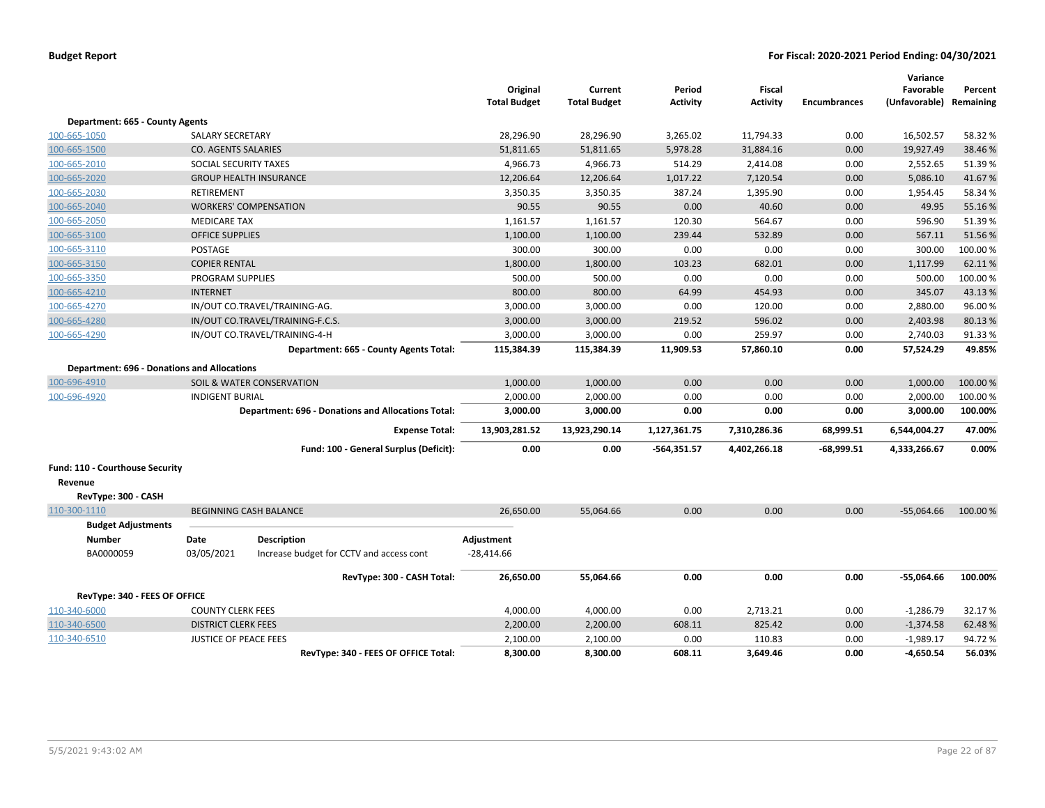**Budget Report** — **For Fiscal: 2020-2021 Period Ending: 04/30/2021**

| | | Original Total Budget | Current Total Budget | Period Activity | Fiscal Activity | Encumbrances | Variance Favorable (Unfavorable) | Percent Remaining |
|---|---|---|---|---|---|---|---|---|
| **Department: 665 - County Agents** | | | | | | | | |
| 100-665-1050 | SALARY SECRETARY | 28,296.90 | 28,296.90 | 3,265.02 | 11,794.33 | 0.00 | 16,502.57 | 58.32 % |
| 100-665-1500 | CO. AGENTS SALARIES | 51,811.65 | 51,811.65 | 5,978.28 | 31,884.16 | 0.00 | 19,927.49 | 38.46 % |
| 100-665-2010 | SOCIAL SECURITY TAXES | 4,966.73 | 4,966.73 | 514.29 | 2,414.08 | 0.00 | 2,552.65 | 51.39 % |
| 100-665-2020 | GROUP HEALTH INSURANCE | 12,206.64 | 12,206.64 | 1,017.22 | 7,120.54 | 0.00 | 5,086.10 | 41.67 % |
| 100-665-2030 | RETIREMENT | 3,350.35 | 3,350.35 | 387.24 | 1,395.90 | 0.00 | 1,954.45 | 58.34 % |
| 100-665-2040 | WORKERS' COMPENSATION | 90.55 | 90.55 | 0.00 | 40.60 | 0.00 | 49.95 | 55.16 % |
| 100-665-2050 | MEDICARE TAX | 1,161.57 | 1,161.57 | 120.30 | 564.67 | 0.00 | 596.90 | 51.39 % |
| 100-665-3100 | OFFICE SUPPLIES | 1,100.00 | 1,100.00 | 239.44 | 532.89 | 0.00 | 567.11 | 51.56 % |
| 100-665-3110 | POSTAGE | 300.00 | 300.00 | 0.00 | 0.00 | 0.00 | 300.00 | 100.00 % |
| 100-665-3150 | COPIER RENTAL | 1,800.00 | 1,800.00 | 103.23 | 682.01 | 0.00 | 1,117.99 | 62.11 % |
| 100-665-3350 | PROGRAM SUPPLIES | 500.00 | 500.00 | 0.00 | 0.00 | 0.00 | 500.00 | 100.00 % |
| 100-665-4210 | INTERNET | 800.00 | 800.00 | 64.99 | 454.93 | 0.00 | 345.07 | 43.13 % |
| 100-665-4270 | IN/OUT CO.TRAVEL/TRAINING-AG. | 3,000.00 | 3,000.00 | 0.00 | 120.00 | 0.00 | 2,880.00 | 96.00 % |
| 100-665-4280 | IN/OUT CO.TRAVEL/TRAINING-F.C.S. | 3,000.00 | 3,000.00 | 219.52 | 596.02 | 0.00 | 2,403.98 | 80.13 % |
| 100-665-4290 | IN/OUT CO.TRAVEL/TRAINING-4-H | 3,000.00 | 3,000.00 | 0.00 | 259.97 | 0.00 | 2,740.03 | 91.33 % |
| | **Department: 665 - County Agents Total:** | **115,384.39** | **115,384.39** | **11,909.53** | **57,860.10** | **0.00** | **57,524.29** | **49.85%** |
| **Department: 696 - Donations and Allocations** | | | | | | | | |
| 100-696-4910 | SOIL & WATER CONSERVATION | 1,000.00 | 1,000.00 | 0.00 | 0.00 | 0.00 | 1,000.00 | 100.00 % |
| 100-696-4920 | INDIGENT BURIAL | 2,000.00 | 2,000.00 | 0.00 | 0.00 | 0.00 | 2,000.00 | 100.00 % |
| | **Department: 696 - Donations and Allocations Total:** | **3,000.00** | **3,000.00** | **0.00** | **0.00** | **0.00** | **3,000.00** | **100.00%** |
| | **Expense Total:** | **13,903,281.52** | **13,923,290.14** | **1,127,361.75** | **7,310,286.36** | **68,999.51** | **6,544,004.27** | **47.00%** |
| | **Fund: 100 - General Surplus (Deficit):** | **0.00** | **0.00** | **-564,351.57** | **4,402,266.18** | **-68,999.51** | **4,333,266.67** | **0.00%** |
| **Fund: 110 - Courthouse Security** | | | | | | | | |
| **Revenue** | | | | | | | | |
| **RevType: 300 - CASH** | | | | | | | | |
| 110-300-1110 | BEGINNING CASH BALANCE | 26,650.00 | 55,064.66 | 0.00 | 0.00 | 0.00 | -55,064.66 | 100.00 % |

**Budget Adjustments**

| Number | Date | Description | Adjustment |
|---|---|---|---|
| BA0000059 | 03/05/2021 | Increase budget for CCTV and access cont | -28,414.66 |

| | | Original Total Budget | Current Total Budget | Period Activity | Fiscal Activity | Encumbrances | Variance Favorable (Unfavorable) | Percent Remaining |
|---|---|---|---|---|---|---|---|---|
| | **RevType: 300 - CASH Total:** | **26,650.00** | **55,064.66** | **0.00** | **0.00** | **0.00** | **-55,064.66** | **100.00%** |
| **RevType: 340 - FEES OF OFFICE** | | | | | | | | |
| 110-340-6000 | COUNTY CLERK FEES | 4,000.00 | 4,000.00 | 0.00 | 2,713.21 | 0.00 | -1,286.79 | 32.17 % |
| 110-340-6500 | DISTRICT CLERK FEES | 2,200.00 | 2,200.00 | 608.11 | 825.42 | 0.00 | -1,374.58 | 62.48 % |
| 110-340-6510 | JUSTICE OF PEACE FEES | 2,100.00 | 2,100.00 | 0.00 | 110.83 | 0.00 | -1,989.17 | 94.72 % |
| | **RevType: 340 - FEES OF OFFICE Total:** | **8,300.00** | **8,300.00** | **608.11** | **3,649.46** | **0.00** | **-4,650.54** | **56.03%** |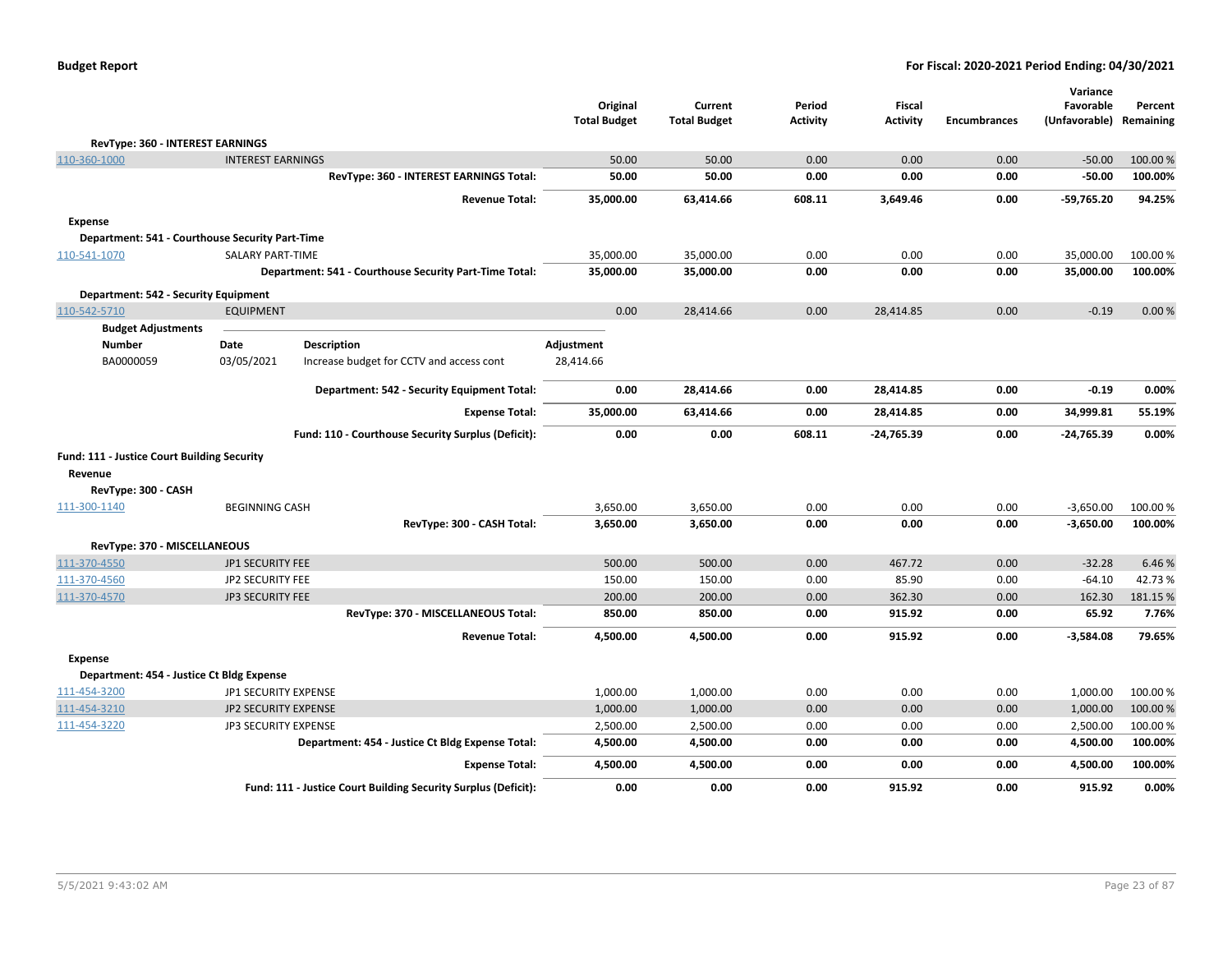| | | Original Total Budget | Current Total Budget | Period Activity | Fiscal Activity | Encumbrances | Variance Favorable (Unfavorable) | Percent Remaining |
|---|---|---|---|---|---|---|---|---|
| **RevType: 360 - INTEREST EARNINGS** | | | | | | | | |
| 110-360-1000 | INTEREST EARNINGS | 50.00 | 50.00 | 0.00 | 0.00 | 0.00 | -50.00 | 100.00 % |
| | **RevType: 360 - INTEREST EARNINGS Total:** | **50.00** | **50.00** | **0.00** | **0.00** | **0.00** | **-50.00** | **100.00%** |
| | **Revenue Total:** | **35,000.00** | **63,414.66** | **608.11** | **3,649.46** | **0.00** | **-59,765.20** | **94.25%** |
| **Expense** | | | | | | | | |
| **Department: 541 - Courthouse Security Part-Time** | | | | | | | | |
| 110-541-1070 | SALARY PART-TIME | 35,000.00 | 35,000.00 | 0.00 | 0.00 | 0.00 | 35,000.00 | 100.00 % |
| | **Department: 541 - Courthouse Security Part-Time Total:** | **35,000.00** | **35,000.00** | **0.00** | **0.00** | **0.00** | **35,000.00** | **100.00%** |
| **Department: 542 - Security Equipment** | | | | | | | | |
| 110-542-5710 | EQUIPMENT | 0.00 | 28,414.66 | 0.00 | 28,414.85 | 0.00 | -0.19 | 0.00 % |

**Budget Adjustments**

| Number | Date | Description | Adjustment |
|---|---|---|---|
| BA0000059 | 03/05/2021 | Increase budget for CCTV and access cont | 28,414.66 |

| | | Original Total Budget | Current Total Budget | Period Activity | Fiscal Activity | Encumbrances | Variance Favorable (Unfavorable) | Percent Remaining |
|---|---|---|---|---|---|---|---|---|
| | **Department: 542 - Security Equipment Total:** | **0.00** | **28,414.66** | **0.00** | **28,414.85** | **0.00** | **-0.19** | **0.00%** |
| | **Expense Total:** | **35,000.00** | **63,414.66** | **0.00** | **28,414.85** | **0.00** | **34,999.81** | **55.19%** |
| | **Fund: 110 - Courthouse Security Surplus (Deficit):** | **0.00** | **0.00** | **608.11** | **-24,765.39** | **0.00** | **-24,765.39** | **0.00%** |
| **Fund: 111 - Justice Court Building Security** | | | | | | | | |
| **Revenue** | | | | | | | | |
| **RevType: 300 - CASH** | | | | | | | | |
| 111-300-1140 | BEGINNING CASH | 3,650.00 | 3,650.00 | 0.00 | 0.00 | 0.00 | -3,650.00 | 100.00 % |
| | **RevType: 300 - CASH Total:** | **3,650.00** | **3,650.00** | **0.00** | **0.00** | **0.00** | **-3,650.00** | **100.00%** |
| **RevType: 370 - MISCELLANEOUS** | | | | | | | | |
| 111-370-4550 | JP1 SECURITY FEE | 500.00 | 500.00 | 0.00 | 467.72 | 0.00 | -32.28 | 6.46 % |
| 111-370-4560 | JP2 SECURITY FEE | 150.00 | 150.00 | 0.00 | 85.90 | 0.00 | -64.10 | 42.73 % |
| 111-370-4570 | JP3 SECURITY FEE | 200.00 | 200.00 | 0.00 | 362.30 | 0.00 | 162.30 | 181.15 % |
| | **RevType: 370 - MISCELLANEOUS Total:** | **850.00** | **850.00** | **0.00** | **915.92** | **0.00** | **65.92** | **7.76%** |
| | **Revenue Total:** | **4,500.00** | **4,500.00** | **0.00** | **915.92** | **0.00** | **-3,584.08** | **79.65%** |
| **Expense** | | | | | | | | |
| **Department: 454 - Justice Ct Bldg Expense** | | | | | | | | |
| 111-454-3200 | JP1 SECURITY EXPENSE | 1,000.00 | 1,000.00 | 0.00 | 0.00 | 0.00 | 1,000.00 | 100.00 % |
| 111-454-3210 | JP2 SECURITY EXPENSE | 1,000.00 | 1,000.00 | 0.00 | 0.00 | 0.00 | 1,000.00 | 100.00 % |
| 111-454-3220 | JP3 SECURITY EXPENSE | 2,500.00 | 2,500.00 | 0.00 | 0.00 | 0.00 | 2,500.00 | 100.00 % |
| | **Department: 454 - Justice Ct Bldg Expense Total:** | **4,500.00** | **4,500.00** | **0.00** | **0.00** | **0.00** | **4,500.00** | **100.00%** |
| | **Expense Total:** | **4,500.00** | **4,500.00** | **0.00** | **0.00** | **0.00** | **4,500.00** | **100.00%** |
| | **Fund: 111 - Justice Court Building Security Surplus (Deficit):** | **0.00** | **0.00** | **0.00** | **915.92** | **0.00** | **915.92** | **0.00%** |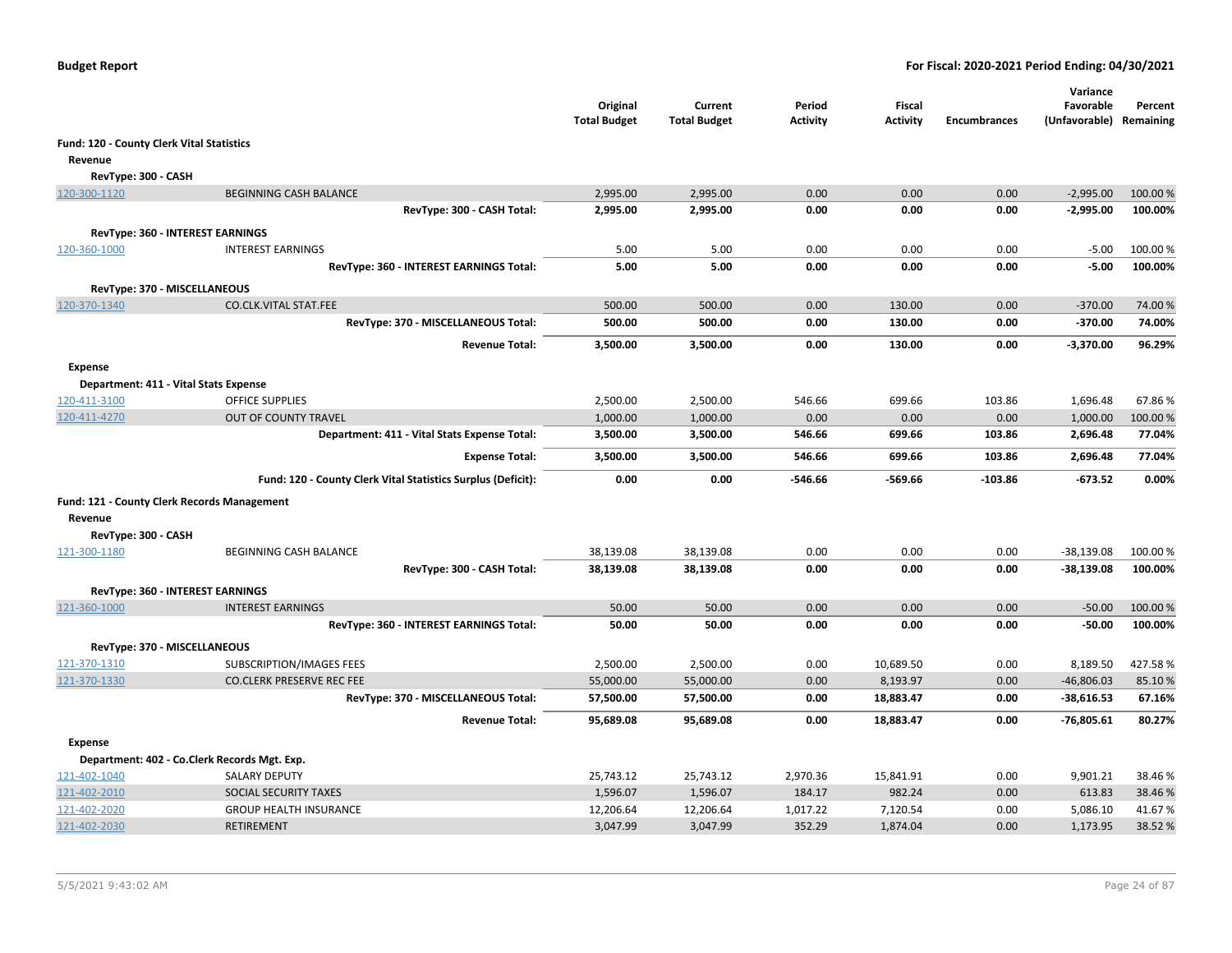**Budget Report** — For Fiscal: 2020-2021 Period Ending: 04/30/2021

| | | Original Total Budget | Current Total Budget | Period Activity | Fiscal Activity | Encumbrances | Variance Favorable (Unfavorable) | Percent Remaining |
|---|---|---|---|---|---|---|---|---|
| **Fund: 120 - County Clerk Vital Statistics** | | | | | | | | |
| **Revenue** | | | | | | | | |
| **RevType: 300 - CASH** | | | | | | | | |
| 120-300-1120 | BEGINNING CASH BALANCE | 2,995.00 | 2,995.00 | 0.00 | 0.00 | 0.00 | -2,995.00 | 100.00 % |
| | **RevType: 300 - CASH Total:** | **2,995.00** | **2,995.00** | **0.00** | **0.00** | **0.00** | **-2,995.00** | **100.00%** |
| **RevType: 360 - INTEREST EARNINGS** | | | | | | | | |
| 120-360-1000 | INTEREST EARNINGS | 5.00 | 5.00 | 0.00 | 0.00 | 0.00 | -5.00 | 100.00 % |
| | **RevType: 360 - INTEREST EARNINGS Total:** | **5.00** | **5.00** | **0.00** | **0.00** | **0.00** | **-5.00** | **100.00%** |
| **RevType: 370 - MISCELLANEOUS** | | | | | | | | |
| 120-370-1340 | CO.CLK.VITAL STAT.FEE | 500.00 | 500.00 | 0.00 | 130.00 | 0.00 | -370.00 | 74.00 % |
| | **RevType: 370 - MISCELLANEOUS Total:** | **500.00** | **500.00** | **0.00** | **130.00** | **0.00** | **-370.00** | **74.00%** |
| | **Revenue Total:** | **3,500.00** | **3,500.00** | **0.00** | **130.00** | **0.00** | **-3,370.00** | **96.29%** |
| **Expense** | | | | | | | | |
| **Department: 411 - Vital Stats Expense** | | | | | | | | |
| 120-411-3100 | OFFICE SUPPLIES | 2,500.00 | 2,500.00 | 546.66 | 699.66 | 103.86 | 1,696.48 | 67.86 % |
| 120-411-4270 | OUT OF COUNTY TRAVEL | 1,000.00 | 1,000.00 | 0.00 | 0.00 | 0.00 | 1,000.00 | 100.00 % |
| | **Department: 411 - Vital Stats Expense Total:** | **3,500.00** | **3,500.00** | **546.66** | **699.66** | **103.86** | **2,696.48** | **77.04%** |
| | **Expense Total:** | **3,500.00** | **3,500.00** | **546.66** | **699.66** | **103.86** | **2,696.48** | **77.04%** |
| | **Fund: 120 - County Clerk Vital Statistics Surplus (Deficit):** | **0.00** | **0.00** | **-546.66** | **-569.66** | **-103.86** | **-673.52** | **0.00%** |
| **Fund: 121 - County Clerk Records Management** | | | | | | | | |
| **Revenue** | | | | | | | | |
| **RevType: 300 - CASH** | | | | | | | | |
| 121-300-1180 | BEGINNING CASH BALANCE | 38,139.08 | 38,139.08 | 0.00 | 0.00 | 0.00 | -38,139.08 | 100.00 % |
| | **RevType: 300 - CASH Total:** | **38,139.08** | **38,139.08** | **0.00** | **0.00** | **0.00** | **-38,139.08** | **100.00%** |
| **RevType: 360 - INTEREST EARNINGS** | | | | | | | | |
| 121-360-1000 | INTEREST EARNINGS | 50.00 | 50.00 | 0.00 | 0.00 | 0.00 | -50.00 | 100.00 % |
| | **RevType: 360 - INTEREST EARNINGS Total:** | **50.00** | **50.00** | **0.00** | **0.00** | **0.00** | **-50.00** | **100.00%** |
| **RevType: 370 - MISCELLANEOUS** | | | | | | | | |
| 121-370-1310 | SUBSCRIPTION/IMAGES FEES | 2,500.00 | 2,500.00 | 0.00 | 10,689.50 | 0.00 | 8,189.50 | 427.58 % |
| 121-370-1330 | CO.CLERK PRESERVE REC FEE | 55,000.00 | 55,000.00 | 0.00 | 8,193.97 | 0.00 | -46,806.03 | 85.10 % |
| | **RevType: 370 - MISCELLANEOUS Total:** | **57,500.00** | **57,500.00** | **0.00** | **18,883.47** | **0.00** | **-38,616.53** | **67.16%** |
| | **Revenue Total:** | **95,689.08** | **95,689.08** | **0.00** | **18,883.47** | **0.00** | **-76,805.61** | **80.27%** |
| **Expense** | | | | | | | | |
| **Department: 402 - Co.Clerk Records Mgt. Exp.** | | | | | | | | |
| 121-402-1040 | SALARY DEPUTY | 25,743.12 | 25,743.12 | 2,970.36 | 15,841.91 | 0.00 | 9,901.21 | 38.46 % |
| 121-402-2010 | SOCIAL SECURITY TAXES | 1,596.07 | 1,596.07 | 184.17 | 982.24 | 0.00 | 613.83 | 38.46 % |
| 121-402-2020 | GROUP HEALTH INSURANCE | 12,206.64 | 12,206.64 | 1,017.22 | 7,120.54 | 0.00 | 5,086.10 | 41.67 % |
| 121-402-2030 | RETIREMENT | 3,047.99 | 3,047.99 | 352.29 | 1,874.04 | 0.00 | 1,173.95 | 38.52 % |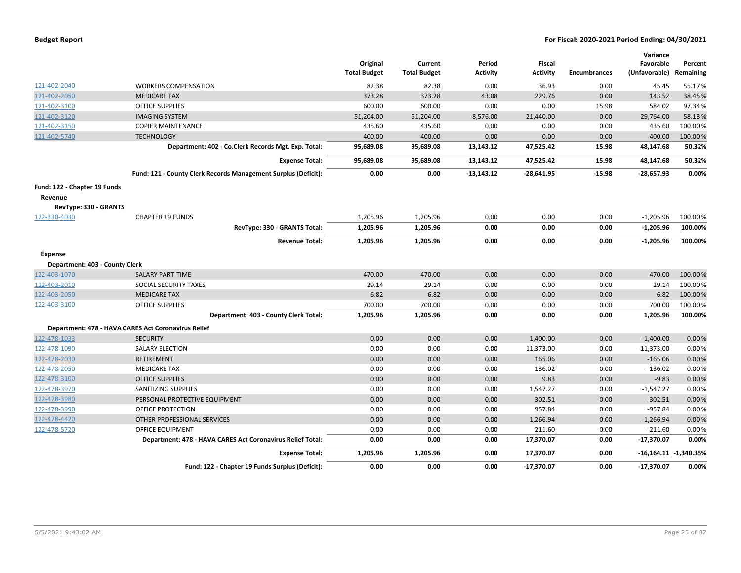| | | Original Total Budget | Current Total Budget | Period Activity | Fiscal Activity | Encumbrances | Variance Favorable (Unfavorable) | Percent Remaining |
|---|---|---|---|---|---|---|---|---|
| 121-402-2040 | WORKERS COMPENSATION | 82.38 | 82.38 | 0.00 | 36.93 | 0.00 | 45.45 | 55.17 % |
| 121-402-2050 | MEDICARE TAX | 373.28 | 373.28 | 43.08 | 229.76 | 0.00 | 143.52 | 38.45 % |
| 121-402-3100 | OFFICE SUPPLIES | 600.00 | 600.00 | 0.00 | 0.00 | 15.98 | 584.02 | 97.34 % |
| 121-402-3120 | IMAGING SYSTEM | 51,204.00 | 51,204.00 | 8,576.00 | 21,440.00 | 0.00 | 29,764.00 | 58.13 % |
| 121-402-3150 | COPIER MAINTENANCE | 435.60 | 435.60 | 0.00 | 0.00 | 0.00 | 435.60 | 100.00 % |
| 121-402-5740 | TECHNOLOGY | 400.00 | 400.00 | 0.00 | 0.00 | 0.00 | 400.00 | 100.00 % |
| | **Department: 402 - Co.Clerk Records Mgt. Exp. Total:** | **95,689.08** | **95,689.08** | **13,143.12** | **47,525.42** | **15.98** | **48,147.68** | **50.32%** |
| | **Expense Total:** | **95,689.08** | **95,689.08** | **13,143.12** | **47,525.42** | **15.98** | **48,147.68** | **50.32%** |
| | **Fund: 121 - County Clerk Records Management Surplus (Deficit):** | **0.00** | **0.00** | **-13,143.12** | **-28,641.95** | **-15.98** | **-28,657.93** | **0.00%** |
| **Fund: 122 - Chapter 19 Funds** | | | | | | | | |
| **Revenue** | | | | | | | | |
| **RevType: 330 - GRANTS** | | | | | | | | |
| 122-330-4030 | CHAPTER 19 FUNDS | 1,205.96 | 1,205.96 | 0.00 | 0.00 | 0.00 | -1,205.96 | 100.00 % |
| | **RevType: 330 - GRANTS Total:** | **1,205.96** | **1,205.96** | **0.00** | **0.00** | **0.00** | **-1,205.96** | **100.00%** |
| | **Revenue Total:** | **1,205.96** | **1,205.96** | **0.00** | **0.00** | **0.00** | **-1,205.96** | **100.00%** |
| **Expense** | | | | | | | | |
| **Department: 403 - County Clerk** | | | | | | | | |
| 122-403-1070 | SALARY PART-TIME | 470.00 | 470.00 | 0.00 | 0.00 | 0.00 | 470.00 | 100.00 % |
| 122-403-2010 | SOCIAL SECURITY TAXES | 29.14 | 29.14 | 0.00 | 0.00 | 0.00 | 29.14 | 100.00 % |
| 122-403-2050 | MEDICARE TAX | 6.82 | 6.82 | 0.00 | 0.00 | 0.00 | 6.82 | 100.00 % |
| 122-403-3100 | OFFICE SUPPLIES | 700.00 | 700.00 | 0.00 | 0.00 | 0.00 | 700.00 | 100.00 % |
| | **Department: 403 - County Clerk Total:** | **1,205.96** | **1,205.96** | **0.00** | **0.00** | **0.00** | **1,205.96** | **100.00%** |
| **Department: 478 - HAVA CARES Act Coronavirus Relief** | | | | | | | | |
| 122-478-1033 | SECURITY | 0.00 | 0.00 | 0.00 | 1,400.00 | 0.00 | -1,400.00 | 0.00 % |
| 122-478-1090 | SALARY ELECTION | 0.00 | 0.00 | 0.00 | 11,373.00 | 0.00 | -11,373.00 | 0.00 % |
| 122-478-2030 | RETIREMENT | 0.00 | 0.00 | 0.00 | 165.06 | 0.00 | -165.06 | 0.00 % |
| 122-478-2050 | MEDICARE TAX | 0.00 | 0.00 | 0.00 | 136.02 | 0.00 | -136.02 | 0.00 % |
| 122-478-3100 | OFFICE SUPPLIES | 0.00 | 0.00 | 0.00 | 9.83 | 0.00 | -9.83 | 0.00 % |
| 122-478-3970 | SANITIZING SUPPLIES | 0.00 | 0.00 | 0.00 | 1,547.27 | 0.00 | -1,547.27 | 0.00 % |
| 122-478-3980 | PERSONAL PROTECTIVE EQUIPMENT | 0.00 | 0.00 | 0.00 | 302.51 | 0.00 | -302.51 | 0.00 % |
| 122-478-3990 | OFFICE PROTECTION | 0.00 | 0.00 | 0.00 | 957.84 | 0.00 | -957.84 | 0.00 % |
| 122-478-4420 | OTHER PROFESSIONAL SERVICES | 0.00 | 0.00 | 0.00 | 1,266.94 | 0.00 | -1,266.94 | 0.00 % |
| 122-478-5720 | OFFICE EQUIPMENT | 0.00 | 0.00 | 0.00 | 211.60 | 0.00 | -211.60 | 0.00 % |
| | **Department: 478 - HAVA CARES Act Coronavirus Relief Total:** | **0.00** | **0.00** | **0.00** | **17,370.07** | **0.00** | **-17,370.07** | **0.00%** |
| | **Expense Total:** | **1,205.96** | **1,205.96** | **0.00** | **17,370.07** | **0.00** | **-16,164.11** | **-1,340.35%** |
| | **Fund: 122 - Chapter 19 Funds Surplus (Deficit):** | **0.00** | **0.00** | **0.00** | **-17,370.07** | **0.00** | **-17,370.07** | **0.00%** |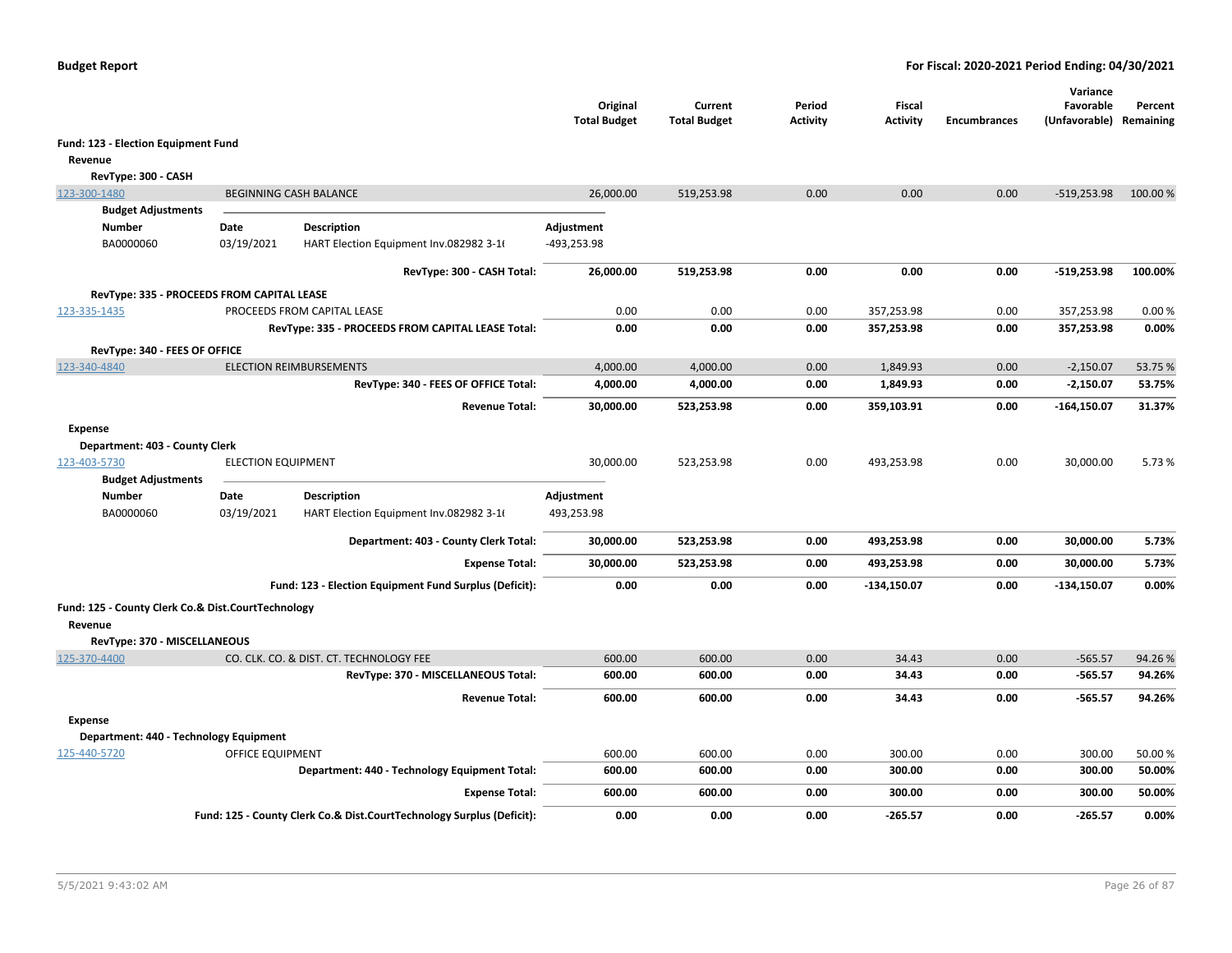**Budget Report** — **For Fiscal: 2020-2021 Period Ending: 04/30/2021**

| | | Original Total Budget | Current Total Budget | Period Activity | Fiscal Activity | Encumbrances | Variance Favorable (Unfavorable) | Percent Remaining |
|---|---|---|---|---|---|---|---|---|
| **Fund: 123 - Election Equipment Fund** | | | | | | | | |
| **Revenue** | | | | | | | | |
| **RevType: 300 - CASH** | | | | | | | | |
| 123-300-1480 | BEGINNING CASH BALANCE | 26,000.00 | 519,253.98 | 0.00 | 0.00 | 0.00 | -519,253.98 | 100.00 % |
| | **RevType: 300 - CASH Total:** | **26,000.00** | **519,253.98** | **0.00** | **0.00** | **0.00** | **-519,253.98** | **100.00%** |
| **RevType: 335 - PROCEEDS FROM CAPITAL LEASE** | | | | | | | | |
| 123-335-1435 | PROCEEDS FROM CAPITAL LEASE | 0.00 | 0.00 | 0.00 | 357,253.98 | 0.00 | 357,253.98 | 0.00 % |
| | **RevType: 335 - PROCEEDS FROM CAPITAL LEASE Total:** | **0.00** | **0.00** | **0.00** | **357,253.98** | **0.00** | **357,253.98** | **0.00%** |
| **RevType: 340 - FEES OF OFFICE** | | | | | | | | |
| 123-340-4840 | ELECTION REIMBURSEMENTS | 4,000.00 | 4,000.00 | 0.00 | 1,849.93 | 0.00 | -2,150.07 | 53.75 % |
| | **RevType: 340 - FEES OF OFFICE Total:** | **4,000.00** | **4,000.00** | **0.00** | **1,849.93** | **0.00** | **-2,150.07** | **53.75%** |
| | **Revenue Total:** | **30,000.00** | **523,253.98** | **0.00** | **359,103.91** | **0.00** | **-164,150.07** | **31.37%** |
| **Expense** | | | | | | | | |
| **Department: 403 - County Clerk** | | | | | | | | |
| 123-403-5730 | ELECTION EQUIPMENT | 30,000.00 | 523,253.98 | 0.00 | 493,253.98 | 0.00 | 30,000.00 | 5.73 % |
| | **Department: 403 - County Clerk Total:** | **30,000.00** | **523,253.98** | **0.00** | **493,253.98** | **0.00** | **30,000.00** | **5.73%** |
| | **Expense Total:** | **30,000.00** | **523,253.98** | **0.00** | **493,253.98** | **0.00** | **30,000.00** | **5.73%** |
| | **Fund: 123 - Election Equipment Fund Surplus (Deficit):** | **0.00** | **0.00** | **0.00** | **-134,150.07** | **0.00** | **-134,150.07** | **0.00%** |
| **Fund: 125 - County Clerk Co.& Dist.CourtTechnology** | | | | | | | | |
| **Revenue** | | | | | | | | |
| **RevType: 370 - MISCELLANEOUS** | | | | | | | | |
| 125-370-4400 | CO. CLK. CO. & DIST. CT. TECHNOLOGY FEE | 600.00 | 600.00 | 0.00 | 34.43 | 0.00 | -565.57 | 94.26 % |
| | **RevType: 370 - MISCELLANEOUS Total:** | **600.00** | **600.00** | **0.00** | **34.43** | **0.00** | **-565.57** | **94.26%** |
| | **Revenue Total:** | **600.00** | **600.00** | **0.00** | **34.43** | **0.00** | **-565.57** | **94.26%** |
| **Expense** | | | | | | | | |
| **Department: 440 - Technology Equipment** | | | | | | | | |
| 125-440-5720 | OFFICE EQUIPMENT | 600.00 | 600.00 | 0.00 | 300.00 | 0.00 | 300.00 | 50.00 % |
| | **Department: 440 - Technology Equipment Total:** | **600.00** | **600.00** | **0.00** | **300.00** | **0.00** | **300.00** | **50.00%** |
| | **Expense Total:** | **600.00** | **600.00** | **0.00** | **300.00** | **0.00** | **300.00** | **50.00%** |
| | **Fund: 125 - County Clerk Co.& Dist.CourtTechnology Surplus (Deficit):** | **0.00** | **0.00** | **0.00** | **-265.57** | **0.00** | **-265.57** | **0.00%** |

Budget Adjustments (123-300-1480):

| Number | Date | Description | Adjustment |
|---|---|---|---|
| BA0000060 | 03/19/2021 | HART Election Equipment Inv.082982 3-1( | -493,253.98 |

Budget Adjustments (123-403-5730):

| Number | Date | Description | Adjustment |
|---|---|---|---|
| BA0000060 | 03/19/2021 | HART Election Equipment Inv.082982 3-1( | 493,253.98 |

5/5/2021 9:43:02 AM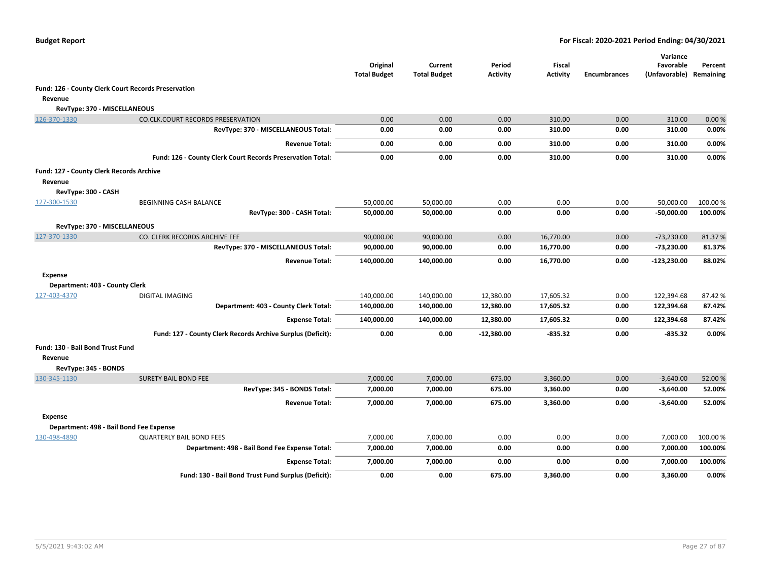**Budget Report** — **For Fiscal: 2020-2021 Period Ending: 04/30/2021**

| | | Original Total Budget | Current Total Budget | Period Activity | Fiscal Activity | Encumbrances | Variance Favorable (Unfavorable) | Percent Remaining |
|---|---|---|---|---|---|---|---|---|
| **Fund: 126 - County Clerk Court Records Preservation** | | | | | | | | |
| **Revenue** | | | | | | | | |
| **RevType: 370 - MISCELLANEOUS** | | | | | | | | |
| 126-370-1330 | CO.CLK.COURT RECORDS PRESERVATION | 0.00 | 0.00 | 0.00 | 310.00 | 0.00 | 310.00 | 0.00 % |
| | **RevType: 370 - MISCELLANEOUS Total:** | **0.00** | **0.00** | **0.00** | **310.00** | **0.00** | **310.00** | **0.00%** |
| | **Revenue Total:** | **0.00** | **0.00** | **0.00** | **310.00** | **0.00** | **310.00** | **0.00%** |
| | **Fund: 126 - County Clerk Court Records Preservation Total:** | **0.00** | **0.00** | **0.00** | **310.00** | **0.00** | **310.00** | **0.00%** |
| **Fund: 127 - County Clerk Records Archive** | | | | | | | | |
| **Revenue** | | | | | | | | |
| **RevType: 300 - CASH** | | | | | | | | |
| 127-300-1530 | BEGINNING CASH BALANCE | 50,000.00 | 50,000.00 | 0.00 | 0.00 | 0.00 | -50,000.00 | 100.00 % |
| | **RevType: 300 - CASH Total:** | **50,000.00** | **50,000.00** | **0.00** | **0.00** | **0.00** | **-50,000.00** | **100.00%** |
| **RevType: 370 - MISCELLANEOUS** | | | | | | | | |
| 127-370-1330 | CO. CLERK RECORDS ARCHIVE FEE | 90,000.00 | 90,000.00 | 0.00 | 16,770.00 | 0.00 | -73,230.00 | 81.37 % |
| | **RevType: 370 - MISCELLANEOUS Total:** | **90,000.00** | **90,000.00** | **0.00** | **16,770.00** | **0.00** | **-73,230.00** | **81.37%** |
| | **Revenue Total:** | **140,000.00** | **140,000.00** | **0.00** | **16,770.00** | **0.00** | **-123,230.00** | **88.02%** |
| **Expense** | | | | | | | | |
| **Department: 403 - County Clerk** | | | | | | | | |
| 127-403-4370 | DIGITAL IMAGING | 140,000.00 | 140,000.00 | 12,380.00 | 17,605.32 | 0.00 | 122,394.68 | 87.42 % |
| | **Department: 403 - County Clerk Total:** | **140,000.00** | **140,000.00** | **12,380.00** | **17,605.32** | **0.00** | **122,394.68** | **87.42%** |
| | **Expense Total:** | **140,000.00** | **140,000.00** | **12,380.00** | **17,605.32** | **0.00** | **122,394.68** | **87.42%** |
| | **Fund: 127 - County Clerk Records Archive Surplus (Deficit):** | **0.00** | **0.00** | **-12,380.00** | **-835.32** | **0.00** | **-835.32** | **0.00%** |
| **Fund: 130 - Bail Bond Trust Fund** | | | | | | | | |
| **Revenue** | | | | | | | | |
| **RevType: 345 - BONDS** | | | | | | | | |
| 130-345-1130 | SURETY BAIL BOND FEE | 7,000.00 | 7,000.00 | 675.00 | 3,360.00 | 0.00 | -3,640.00 | 52.00 % |
| | **RevType: 345 - BONDS Total:** | **7,000.00** | **7,000.00** | **675.00** | **3,360.00** | **0.00** | **-3,640.00** | **52.00%** |
| | **Revenue Total:** | **7,000.00** | **7,000.00** | **675.00** | **3,360.00** | **0.00** | **-3,640.00** | **52.00%** |
| **Expense** | | | | | | | | |
| **Department: 498 - Bail Bond Fee Expense** | | | | | | | | |
| 130-498-4890 | QUARTERLY BAIL BOND FEES | 7,000.00 | 7,000.00 | 0.00 | 0.00 | 0.00 | 7,000.00 | 100.00 % |
| | **Department: 498 - Bail Bond Fee Expense Total:** | **7,000.00** | **7,000.00** | **0.00** | **0.00** | **0.00** | **7,000.00** | **100.00%** |
| | **Expense Total:** | **7,000.00** | **7,000.00** | **0.00** | **0.00** | **0.00** | **7,000.00** | **100.00%** |
| | **Fund: 130 - Bail Bond Trust Fund Surplus (Deficit):** | **0.00** | **0.00** | **675.00** | **3,360.00** | **0.00** | **3,360.00** | **0.00%** |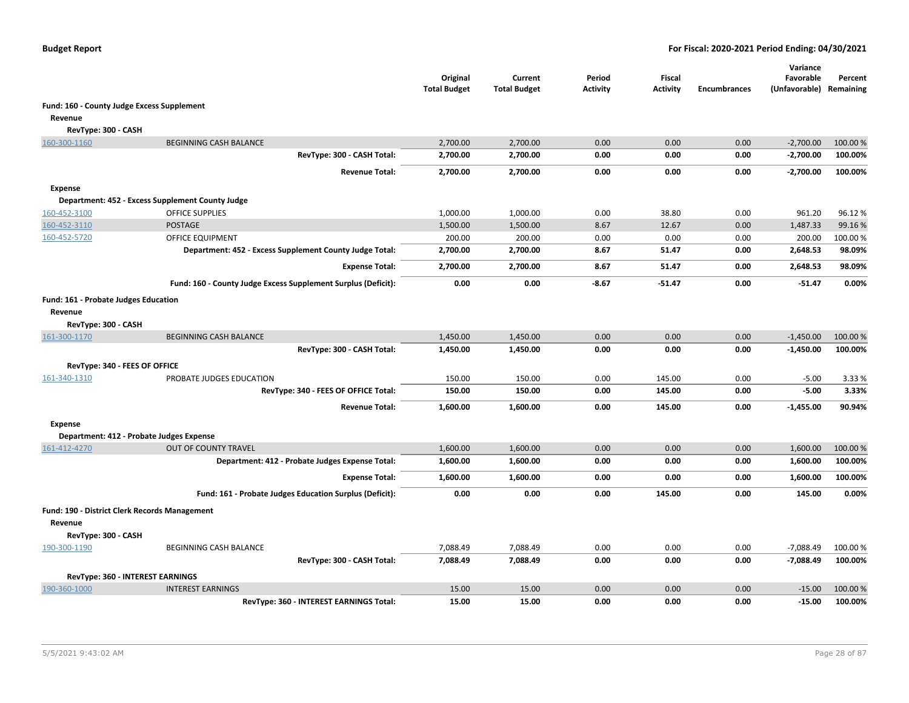**Budget Report** — **For Fiscal: 2020-2021 Period Ending: 04/30/2021**

| | | Original Total Budget | Current Total Budget | Period Activity | Fiscal Activity | Encumbrances | Variance Favorable (Unfavorable) | Percent Remaining |
|---|---|---|---|---|---|---|---|---|
| **Fund: 160 - County Judge Excess Supplement** | | | | | | | | |
| **Revenue** | | | | | | | | |
| **RevType: 300 - CASH** | | | | | | | | |
| 160-300-1160 | BEGINNING CASH BALANCE | 2,700.00 | 2,700.00 | 0.00 | 0.00 | 0.00 | -2,700.00 | 100.00 % |
| | **RevType: 300 - CASH Total:** | **2,700.00** | **2,700.00** | **0.00** | **0.00** | **0.00** | **-2,700.00** | **100.00%** |
| | **Revenue Total:** | **2,700.00** | **2,700.00** | **0.00** | **0.00** | **0.00** | **-2,700.00** | **100.00%** |
| **Expense** | | | | | | | | |
| **Department: 452 - Excess Supplement County Judge** | | | | | | | | |
| 160-452-3100 | OFFICE SUPPLIES | 1,000.00 | 1,000.00 | 0.00 | 38.80 | 0.00 | 961.20 | 96.12 % |
| 160-452-3110 | POSTAGE | 1,500.00 | 1,500.00 | 8.67 | 12.67 | 0.00 | 1,487.33 | 99.16 % |
| 160-452-5720 | OFFICE EQUIPMENT | 200.00 | 200.00 | 0.00 | 0.00 | 0.00 | 200.00 | 100.00 % |
| | **Department: 452 - Excess Supplement County Judge Total:** | **2,700.00** | **2,700.00** | **8.67** | **51.47** | **0.00** | **2,648.53** | **98.09%** |
| | **Expense Total:** | **2,700.00** | **2,700.00** | **8.67** | **51.47** | **0.00** | **2,648.53** | **98.09%** |
| | **Fund: 160 - County Judge Excess Supplement Surplus (Deficit):** | **0.00** | **0.00** | **-8.67** | **-51.47** | **0.00** | **-51.47** | **0.00%** |
| **Fund: 161 - Probate Judges Education** | | | | | | | | |
| **Revenue** | | | | | | | | |
| **RevType: 300 - CASH** | | | | | | | | |
| 161-300-1170 | BEGINNING CASH BALANCE | 1,450.00 | 1,450.00 | 0.00 | 0.00 | 0.00 | -1,450.00 | 100.00 % |
| | **RevType: 300 - CASH Total:** | **1,450.00** | **1,450.00** | **0.00** | **0.00** | **0.00** | **-1,450.00** | **100.00%** |
| **RevType: 340 - FEES OF OFFICE** | | | | | | | | |
| 161-340-1310 | PROBATE JUDGES EDUCATION | 150.00 | 150.00 | 0.00 | 145.00 | 0.00 | -5.00 | 3.33 % |
| | **RevType: 340 - FEES OF OFFICE Total:** | **150.00** | **150.00** | **0.00** | **145.00** | **0.00** | **-5.00** | **3.33%** |
| | **Revenue Total:** | **1,600.00** | **1,600.00** | **0.00** | **145.00** | **0.00** | **-1,455.00** | **90.94%** |
| **Expense** | | | | | | | | |
| **Department: 412 - Probate Judges Expense** | | | | | | | | |
| 161-412-4270 | OUT OF COUNTY TRAVEL | 1,600.00 | 1,600.00 | 0.00 | 0.00 | 0.00 | 1,600.00 | 100.00 % |
| | **Department: 412 - Probate Judges Expense Total:** | **1,600.00** | **1,600.00** | **0.00** | **0.00** | **0.00** | **1,600.00** | **100.00%** |
| | **Expense Total:** | **1,600.00** | **1,600.00** | **0.00** | **0.00** | **0.00** | **1,600.00** | **100.00%** |
| | **Fund: 161 - Probate Judges Education Surplus (Deficit):** | **0.00** | **0.00** | **0.00** | **145.00** | **0.00** | **145.00** | **0.00%** |
| **Fund: 190 - District Clerk Records Management** | | | | | | | | |
| **Revenue** | | | | | | | | |
| **RevType: 300 - CASH** | | | | | | | | |
| 190-300-1190 | BEGINNING CASH BALANCE | 7,088.49 | 7,088.49 | 0.00 | 0.00 | 0.00 | -7,088.49 | 100.00 % |
| | **RevType: 300 - CASH Total:** | **7,088.49** | **7,088.49** | **0.00** | **0.00** | **0.00** | **-7,088.49** | **100.00%** |
| **RevType: 360 - INTEREST EARNINGS** | | | | | | | | |
| 190-360-1000 | INTEREST EARNINGS | 15.00 | 15.00 | 0.00 | 0.00 | 0.00 | -15.00 | 100.00 % |
| | **RevType: 360 - INTEREST EARNINGS Total:** | **15.00** | **15.00** | **0.00** | **0.00** | **0.00** | **-15.00** | **100.00%** |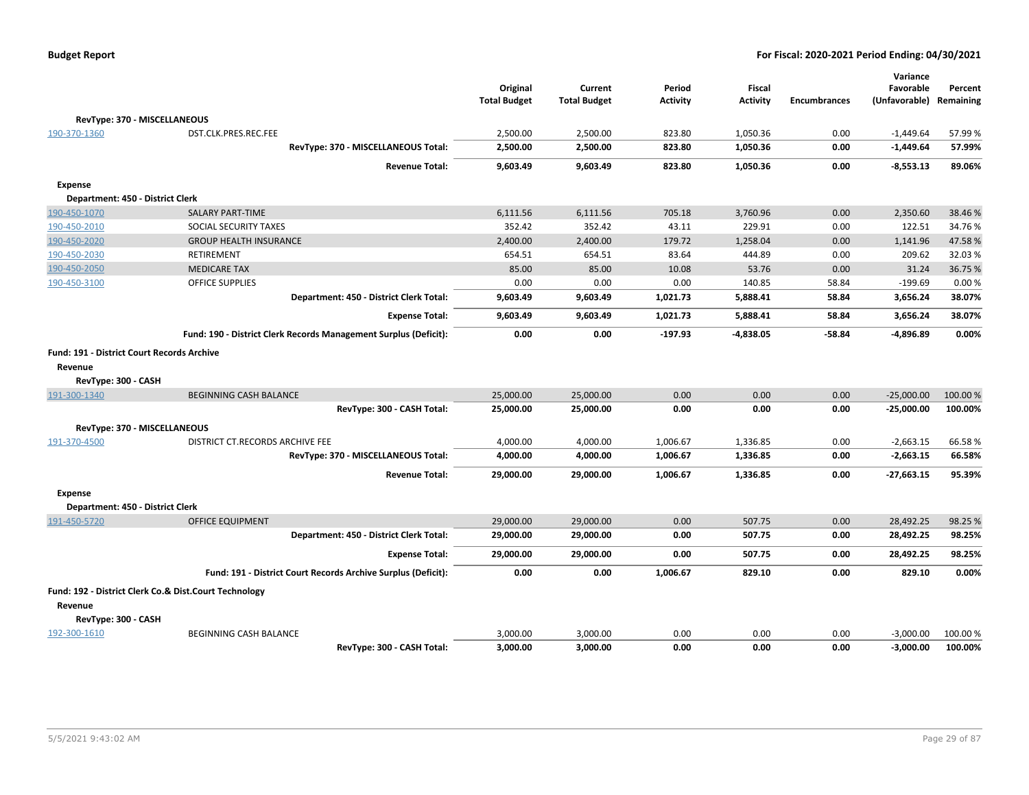| | | Original Total Budget | Current Total Budget | Period Activity | Fiscal Activity | Encumbrances | Variance Favorable (Unfavorable) | Percent Remaining |
|---|---|---|---|---|---|---|---|---|
| **RevType: 370 - MISCELLANEOUS** | | | | | | | | |
| 190-370-1360 | DST.CLK.PRES.REC.FEE | 2,500.00 | 2,500.00 | 823.80 | 1,050.36 | 0.00 | -1,449.64 | 57.99 % |
| | **RevType: 370 - MISCELLANEOUS Total:** | **2,500.00** | **2,500.00** | **823.80** | **1,050.36** | **0.00** | **-1,449.64** | **57.99%** |
| | **Revenue Total:** | **9,603.49** | **9,603.49** | **823.80** | **1,050.36** | **0.00** | **-8,553.13** | **89.06%** |
| **Expense** | | | | | | | | |
| **Department: 450 - District Clerk** | | | | | | | | |
| 190-450-1070 | SALARY PART-TIME | 6,111.56 | 6,111.56 | 705.18 | 3,760.96 | 0.00 | 2,350.60 | 38.46 % |
| 190-450-2010 | SOCIAL SECURITY TAXES | 352.42 | 352.42 | 43.11 | 229.91 | 0.00 | 122.51 | 34.76 % |
| 190-450-2020 | GROUP HEALTH INSURANCE | 2,400.00 | 2,400.00 | 179.72 | 1,258.04 | 0.00 | 1,141.96 | 47.58 % |
| 190-450-2030 | RETIREMENT | 654.51 | 654.51 | 83.64 | 444.89 | 0.00 | 209.62 | 32.03 % |
| 190-450-2050 | MEDICARE TAX | 85.00 | 85.00 | 10.08 | 53.76 | 0.00 | 31.24 | 36.75 % |
| 190-450-3100 | OFFICE SUPPLIES | 0.00 | 0.00 | 0.00 | 140.85 | 58.84 | -199.69 | 0.00 % |
| | **Department: 450 - District Clerk Total:** | **9,603.49** | **9,603.49** | **1,021.73** | **5,888.41** | **58.84** | **3,656.24** | **38.07%** |
| | **Expense Total:** | **9,603.49** | **9,603.49** | **1,021.73** | **5,888.41** | **58.84** | **3,656.24** | **38.07%** |
| | **Fund: 190 - District Clerk Records Management Surplus (Deficit):** | **0.00** | **0.00** | **-197.93** | **-4,838.05** | **-58.84** | **-4,896.89** | **0.00%** |
| **Fund: 191 - District Court Records Archive** | | | | | | | | |
| **Revenue** | | | | | | | | |
| **RevType: 300 - CASH** | | | | | | | | |
| 191-300-1340 | BEGINNING CASH BALANCE | 25,000.00 | 25,000.00 | 0.00 | 0.00 | 0.00 | -25,000.00 | 100.00 % |
| | **RevType: 300 - CASH Total:** | **25,000.00** | **25,000.00** | **0.00** | **0.00** | **0.00** | **-25,000.00** | **100.00%** |
| **RevType: 370 - MISCELLANEOUS** | | | | | | | | |
| 191-370-4500 | DISTRICT CT.RECORDS ARCHIVE FEE | 4,000.00 | 4,000.00 | 1,006.67 | 1,336.85 | 0.00 | -2,663.15 | 66.58 % |
| | **RevType: 370 - MISCELLANEOUS Total:** | **4,000.00** | **4,000.00** | **1,006.67** | **1,336.85** | **0.00** | **-2,663.15** | **66.58%** |
| | **Revenue Total:** | **29,000.00** | **29,000.00** | **1,006.67** | **1,336.85** | **0.00** | **-27,663.15** | **95.39%** |
| **Expense** | | | | | | | | |
| **Department: 450 - District Clerk** | | | | | | | | |
| 191-450-5720 | OFFICE EQUIPMENT | 29,000.00 | 29,000.00 | 0.00 | 507.75 | 0.00 | 28,492.25 | 98.25 % |
| | **Department: 450 - District Clerk Total:** | **29,000.00** | **29,000.00** | **0.00** | **507.75** | **0.00** | **28,492.25** | **98.25%** |
| | **Expense Total:** | **29,000.00** | **29,000.00** | **0.00** | **507.75** | **0.00** | **28,492.25** | **98.25%** |
| | **Fund: 191 - District Court Records Archive Surplus (Deficit):** | **0.00** | **0.00** | **1,006.67** | **829.10** | **0.00** | **829.10** | **0.00%** |
| **Fund: 192 - District Clerk Co.& Dist.Court Technology** | | | | | | | | |
| **Revenue** | | | | | | | | |
| **RevType: 300 - CASH** | | | | | | | | |
| 192-300-1610 | BEGINNING CASH BALANCE | 3,000.00 | 3,000.00 | 0.00 | 0.00 | 0.00 | -3,000.00 | 100.00 % |
| | **RevType: 300 - CASH Total:** | **3,000.00** | **3,000.00** | **0.00** | **0.00** | **0.00** | **-3,000.00** | **100.00%** |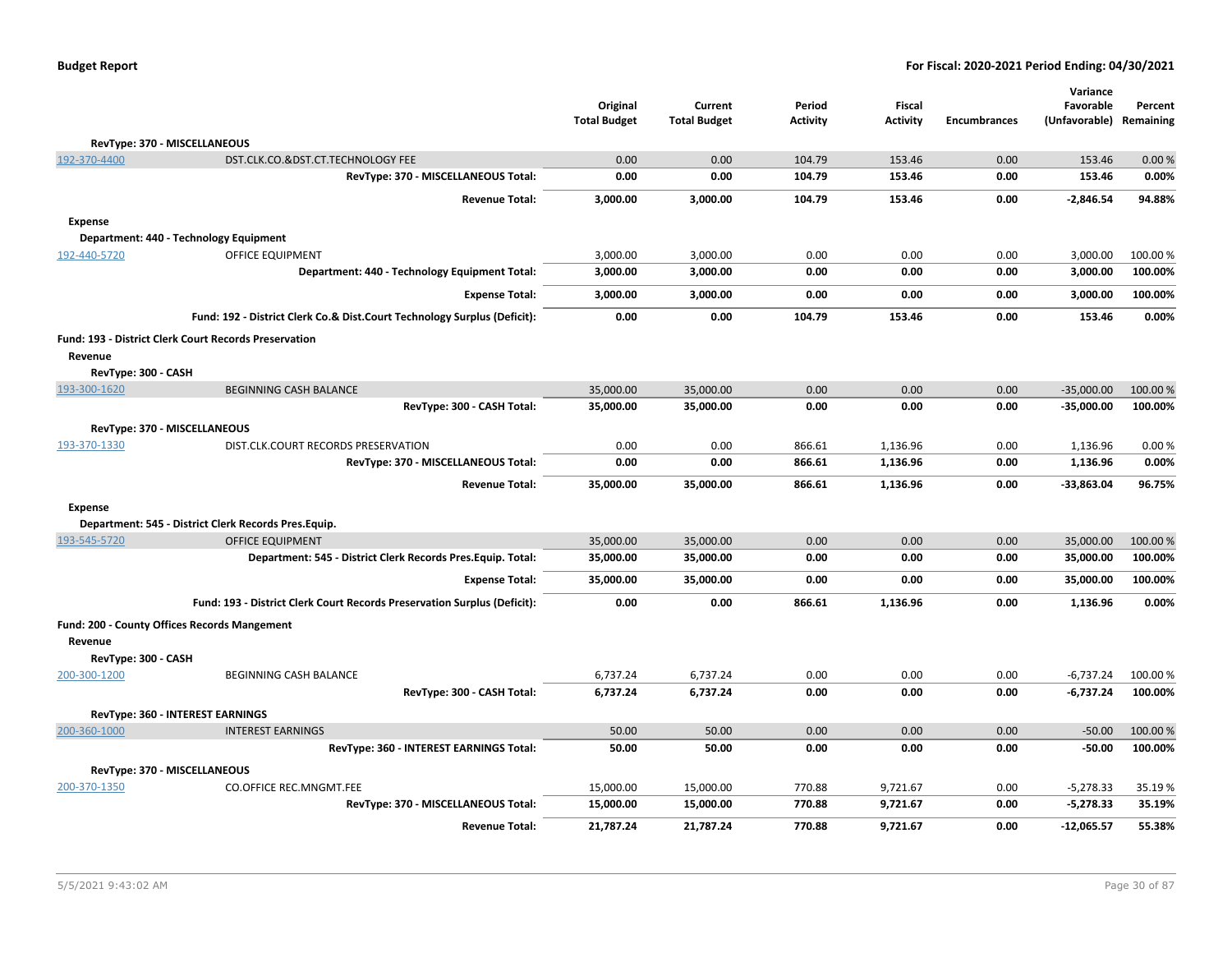**Budget Report** — **For Fiscal: 2020-2021 Period Ending: 04/30/2021**

| | | Original Total Budget | Current Total Budget | Period Activity | Fiscal Activity | Encumbrances | Variance Favorable (Unfavorable) | Percent Remaining |
|---|---|---|---|---|---|---|---|---|
| **RevType: 370 - MISCELLANEOUS** | | | | | | | | |
| 192-370-4400 | DST.CLK.CO.&DST.CT.TECHNOLOGY FEE | 0.00 | 0.00 | 104.79 | 153.46 | 0.00 | 153.46 | 0.00 % |
| | **RevType: 370 - MISCELLANEOUS Total:** | **0.00** | **0.00** | **104.79** | **153.46** | **0.00** | **153.46** | **0.00%** |
| | **Revenue Total:** | **3,000.00** | **3,000.00** | **104.79** | **153.46** | **0.00** | **-2,846.54** | **94.88%** |
| **Expense** | | | | | | | | |
| **Department: 440 - Technology Equipment** | | | | | | | | |
| 192-440-5720 | OFFICE EQUIPMENT | 3,000.00 | 3,000.00 | 0.00 | 0.00 | 0.00 | 3,000.00 | 100.00 % |
| | **Department: 440 - Technology Equipment Total:** | **3,000.00** | **3,000.00** | **0.00** | **0.00** | **0.00** | **3,000.00** | **100.00%** |
| | **Expense Total:** | **3,000.00** | **3,000.00** | **0.00** | **0.00** | **0.00** | **3,000.00** | **100.00%** |
| | **Fund: 192 - District Clerk Co.& Dist.Court Technology Surplus (Deficit):** | **0.00** | **0.00** | **104.79** | **153.46** | **0.00** | **153.46** | **0.00%** |
| **Fund: 193 - District Clerk Court Records Preservation** | | | | | | | | |
| **Revenue** | | | | | | | | |
| **RevType: 300 - CASH** | | | | | | | | |
| 193-300-1620 | BEGINNING CASH BALANCE | 35,000.00 | 35,000.00 | 0.00 | 0.00 | 0.00 | -35,000.00 | 100.00 % |
| | **RevType: 300 - CASH Total:** | **35,000.00** | **35,000.00** | **0.00** | **0.00** | **0.00** | **-35,000.00** | **100.00%** |
| **RevType: 370 - MISCELLANEOUS** | | | | | | | | |
| 193-370-1330 | DIST.CLK.COURT RECORDS PRESERVATION | 0.00 | 0.00 | 866.61 | 1,136.96 | 0.00 | 1,136.96 | 0.00 % |
| | **RevType: 370 - MISCELLANEOUS Total:** | **0.00** | **0.00** | **866.61** | **1,136.96** | **0.00** | **1,136.96** | **0.00%** |
| | **Revenue Total:** | **35,000.00** | **35,000.00** | **866.61** | **1,136.96** | **0.00** | **-33,863.04** | **96.75%** |
| **Expense** | | | | | | | | |
| **Department: 545 - District Clerk Records Pres.Equip.** | | | | | | | | |
| 193-545-5720 | OFFICE EQUIPMENT | 35,000.00 | 35,000.00 | 0.00 | 0.00 | 0.00 | 35,000.00 | 100.00 % |
| | **Department: 545 - District Clerk Records Pres.Equip. Total:** | **35,000.00** | **35,000.00** | **0.00** | **0.00** | **0.00** | **35,000.00** | **100.00%** |
| | **Expense Total:** | **35,000.00** | **35,000.00** | **0.00** | **0.00** | **0.00** | **35,000.00** | **100.00%** |
| | **Fund: 193 - District Clerk Court Records Preservation Surplus (Deficit):** | **0.00** | **0.00** | **866.61** | **1,136.96** | **0.00** | **1,136.96** | **0.00%** |
| **Fund: 200 - County Offices Records Mangement** | | | | | | | | |
| **Revenue** | | | | | | | | |
| **RevType: 300 - CASH** | | | | | | | | |
| 200-300-1200 | BEGINNING CASH BALANCE | 6,737.24 | 6,737.24 | 0.00 | 0.00 | 0.00 | -6,737.24 | 100.00 % |
| | **RevType: 300 - CASH Total:** | **6,737.24** | **6,737.24** | **0.00** | **0.00** | **0.00** | **-6,737.24** | **100.00%** |
| **RevType: 360 - INTEREST EARNINGS** | | | | | | | | |
| 200-360-1000 | INTEREST EARNINGS | 50.00 | 50.00 | 0.00 | 0.00 | 0.00 | -50.00 | 100.00 % |
| | **RevType: 360 - INTEREST EARNINGS Total:** | **50.00** | **50.00** | **0.00** | **0.00** | **0.00** | **-50.00** | **100.00%** |
| **RevType: 370 - MISCELLANEOUS** | | | | | | | | |
| 200-370-1350 | CO.OFFICE REC.MNGMT.FEE | 15,000.00 | 15,000.00 | 770.88 | 9,721.67 | 0.00 | -5,278.33 | 35.19 % |
| | **RevType: 370 - MISCELLANEOUS Total:** | **15,000.00** | **15,000.00** | **770.88** | **9,721.67** | **0.00** | **-5,278.33** | **35.19%** |
| | **Revenue Total:** | **21,787.24** | **21,787.24** | **770.88** | **9,721.67** | **0.00** | **-12,065.57** | **55.38%** |

5/5/2021 9:43:02 AM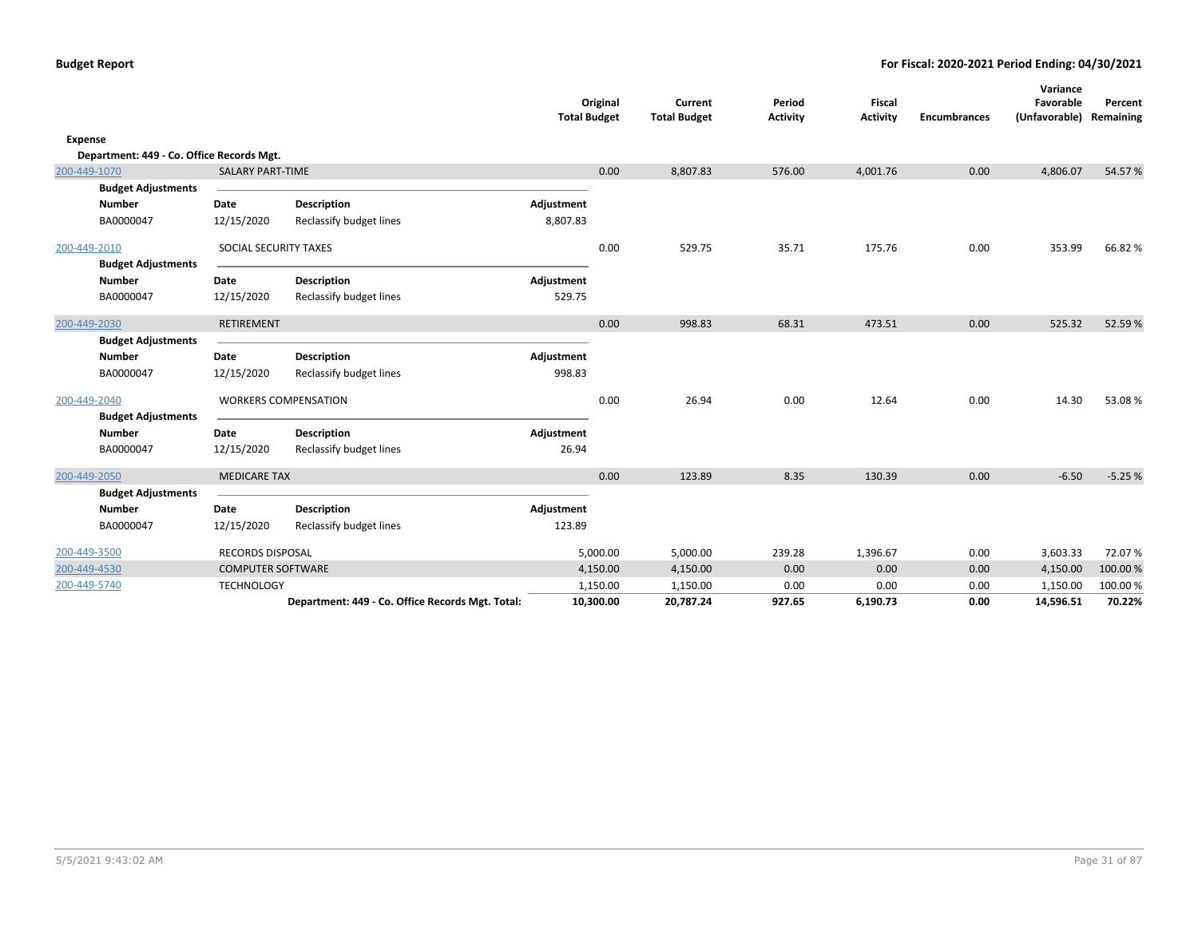**Budget Report** — **For Fiscal: 2020-2021 Period Ending: 04/30/2021**

| | | | Original Total Budget | Current Total Budget | Period Activity | Fiscal Activity | Encumbrances | Variance Favorable (Unfavorable) | Percent Remaining |
|---|---|---|---|---|---|---|---|---|---|
| **Expense** | | | | | | | | | |
| **Department: 449 - Co. Office Records Mgt.** | | | | | | | | | |
| 200-449-1070 | SALARY PART-TIME | | 0.00 | 8,807.83 | 576.00 | 4,001.76 | 0.00 | 4,806.07 | 54.57 % |
| **Budget Adjustments** | | | | | | | | | |
| **Number** | **Date** | **Description** | **Adjustment** | | | | | | |
| BA0000047 | 12/15/2020 | Reclassify budget lines | 8,807.83 | | | | | | |
| 200-449-2010 | SOCIAL SECURITY TAXES | | 0.00 | 529.75 | 35.71 | 175.76 | 0.00 | 353.99 | 66.82 % |
| **Budget Adjustments** | | | | | | | | | |
| **Number** | **Date** | **Description** | **Adjustment** | | | | | | |
| BA0000047 | 12/15/2020 | Reclassify budget lines | 529.75 | | | | | | |
| 200-449-2030 | RETIREMENT | | 0.00 | 998.83 | 68.31 | 473.51 | 0.00 | 525.32 | 52.59 % |
| **Budget Adjustments** | | | | | | | | | |
| **Number** | **Date** | **Description** | **Adjustment** | | | | | | |
| BA0000047 | 12/15/2020 | Reclassify budget lines | 998.83 | | | | | | |
| 200-449-2040 | WORKERS COMPENSATION | | 0.00 | 26.94 | 0.00 | 12.64 | 0.00 | 14.30 | 53.08 % |
| **Budget Adjustments** | | | | | | | | | |
| **Number** | **Date** | **Description** | **Adjustment** | | | | | | |
| BA0000047 | 12/15/2020 | Reclassify budget lines | 26.94 | | | | | | |
| 200-449-2050 | MEDICARE TAX | | 0.00 | 123.89 | 8.35 | 130.39 | 0.00 | -6.50 | -5.25 % |
| **Budget Adjustments** | | | | | | | | | |
| **Number** | **Date** | **Description** | **Adjustment** | | | | | | |
| BA0000047 | 12/15/2020 | Reclassify budget lines | 123.89 | | | | | | |
| 200-449-3500 | RECORDS DISPOSAL | | 5,000.00 | 5,000.00 | 239.28 | 1,396.67 | 0.00 | 3,603.33 | 72.07 % |
| 200-449-4530 | COMPUTER SOFTWARE | | 4,150.00 | 4,150.00 | 0.00 | 0.00 | 0.00 | 4,150.00 | 100.00 % |
| 200-449-5740 | TECHNOLOGY | | 1,150.00 | 1,150.00 | 0.00 | 0.00 | 0.00 | 1,150.00 | 100.00 % |
| | | **Department: 449 - Co. Office Records Mgt. Total:** | **10,300.00** | **20,787.24** | **927.65** | **6,190.73** | **0.00** | **14,596.51** | **70.22%** |

5/5/2021 9:43:02 AM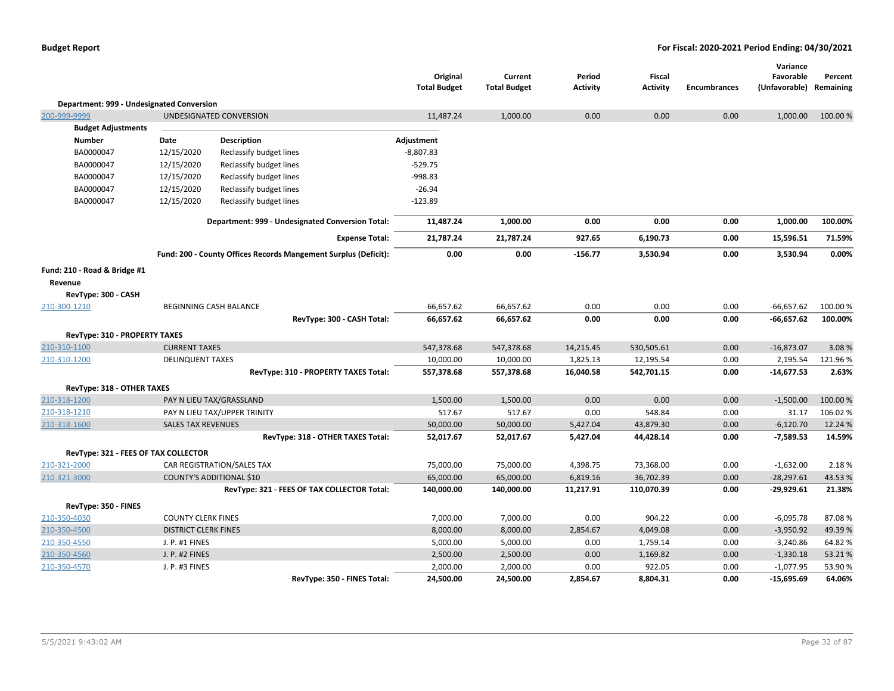**Budget Report** — **For Fiscal: 2020-2021 Period Ending: 04/30/2021**

| | | Original Total Budget | Current Total Budget | Period Activity | Fiscal Activity | Encumbrances | Variance Favorable (Unfavorable) | Percent Remaining |
|---|---|---|---|---|---|---|---|---|
| **Department: 999 - Undesignated Conversion** | | | | | | | | |
| 200-999-9999 | UNDESIGNATED CONVERSION | 11,487.24 | 1,000.00 | 0.00 | 0.00 | 0.00 | 1,000.00 | 100.00 % |

**Budget Adjustments**

| Number | Date | Description | Adjustment |
|---|---|---|---|
| BA0000047 | 12/15/2020 | Reclassify budget lines | -8,807.83 |
| BA0000047 | 12/15/2020 | Reclassify budget lines | -529.75 |
| BA0000047 | 12/15/2020 | Reclassify budget lines | -998.83 |
| BA0000047 | 12/15/2020 | Reclassify budget lines | -26.94 |
| BA0000047 | 12/15/2020 | Reclassify budget lines | -123.89 |

| | Original Total Budget | Current Total Budget | Period Activity | Fiscal Activity | Encumbrances | Variance Favorable (Unfavorable) | Percent Remaining |
|---|---|---|---|---|---|---|---|
| **Department: 999 - Undesignated Conversion Total:** | **11,487.24** | **1,000.00** | **0.00** | **0.00** | **0.00** | **1,000.00** | **100.00%** |
| **Expense Total:** | **21,787.24** | **21,787.24** | **927.65** | **6,190.73** | **0.00** | **15,596.51** | **71.59%** |
| **Fund: 200 - County Offices Records Mangement Surplus (Deficit):** | **0.00** | **0.00** | **-156.77** | **3,530.94** | **0.00** | **3,530.94** | **0.00%** |

**Fund: 210 - Road & Bridge #1**

**Revenue**

| | | Original Total Budget | Current Total Budget | Period Activity | Fiscal Activity | Encumbrances | Variance Favorable (Unfavorable) | Percent Remaining |
|---|---|---|---|---|---|---|---|---|
| **RevType: 300 - CASH** | | | | | | | | |
| 210-300-1210 | BEGINNING CASH BALANCE | 66,657.62 | 66,657.62 | 0.00 | 0.00 | 0.00 | -66,657.62 | 100.00 % |
| | **RevType: 300 - CASH Total:** | **66,657.62** | **66,657.62** | **0.00** | **0.00** | **0.00** | **-66,657.62** | **100.00%** |
| **RevType: 310 - PROPERTY TAXES** | | | | | | | | |
| 210-310-1100 | CURRENT TAXES | 547,378.68 | 547,378.68 | 14,215.45 | 530,505.61 | 0.00 | -16,873.07 | 3.08 % |
| 210-310-1200 | DELINQUENT TAXES | 10,000.00 | 10,000.00 | 1,825.13 | 12,195.54 | 0.00 | 2,195.54 | 121.96 % |
| | **RevType: 310 - PROPERTY TAXES Total:** | **557,378.68** | **557,378.68** | **16,040.58** | **542,701.15** | **0.00** | **-14,677.53** | **2.63%** |
| **RevType: 318 - OTHER TAXES** | | | | | | | | |
| 210-318-1200 | PAY N LIEU TAX/GRASSLAND | 1,500.00 | 1,500.00 | 0.00 | 0.00 | 0.00 | -1,500.00 | 100.00 % |
| 210-318-1210 | PAY N LIEU TAX/UPPER TRINITY | 517.67 | 517.67 | 0.00 | 548.84 | 0.00 | 31.17 | 106.02 % |
| 210-318-1600 | SALES TAX REVENUES | 50,000.00 | 50,000.00 | 5,427.04 | 43,879.30 | 0.00 | -6,120.70 | 12.24 % |
| | **RevType: 318 - OTHER TAXES Total:** | **52,017.67** | **52,017.67** | **5,427.04** | **44,428.14** | **0.00** | **-7,589.53** | **14.59%** |
| **RevType: 321 - FEES OF TAX COLLECTOR** | | | | | | | | |
| 210-321-2000 | CAR REGISTRATION/SALES TAX | 75,000.00 | 75,000.00 | 4,398.75 | 73,368.00 | 0.00 | -1,632.00 | 2.18 % |
| 210-321-3000 | COUNTY'S ADDITIONAL $10 | 65,000.00 | 65,000.00 | 6,819.16 | 36,702.39 | 0.00 | -28,297.61 | 43.53 % |
| | **RevType: 321 - FEES OF TAX COLLECTOR Total:** | **140,000.00** | **140,000.00** | **11,217.91** | **110,070.39** | **0.00** | **-29,929.61** | **21.38%** |
| **RevType: 350 - FINES** | | | | | | | | |
| 210-350-4030 | COUNTY CLERK FINES | 7,000.00 | 7,000.00 | 0.00 | 904.22 | 0.00 | -6,095.78 | 87.08 % |
| 210-350-4500 | DISTRICT CLERK FINES | 8,000.00 | 8,000.00 | 2,854.67 | 4,049.08 | 0.00 | -3,950.92 | 49.39 % |
| 210-350-4550 | J. P. #1 FINES | 5,000.00 | 5,000.00 | 0.00 | 1,759.14 | 0.00 | -3,240.86 | 64.82 % |
| 210-350-4560 | J. P. #2 FINES | 2,500.00 | 2,500.00 | 0.00 | 1,169.82 | 0.00 | -1,330.18 | 53.21 % |
| 210-350-4570 | J. P. #3 FINES | 2,000.00 | 2,000.00 | 0.00 | 922.05 | 0.00 | -1,077.95 | 53.90 % |
| | **RevType: 350 - FINES Total:** | **24,500.00** | **24,500.00** | **2,854.67** | **8,804.31** | **0.00** | **-15,695.69** | **64.06%** |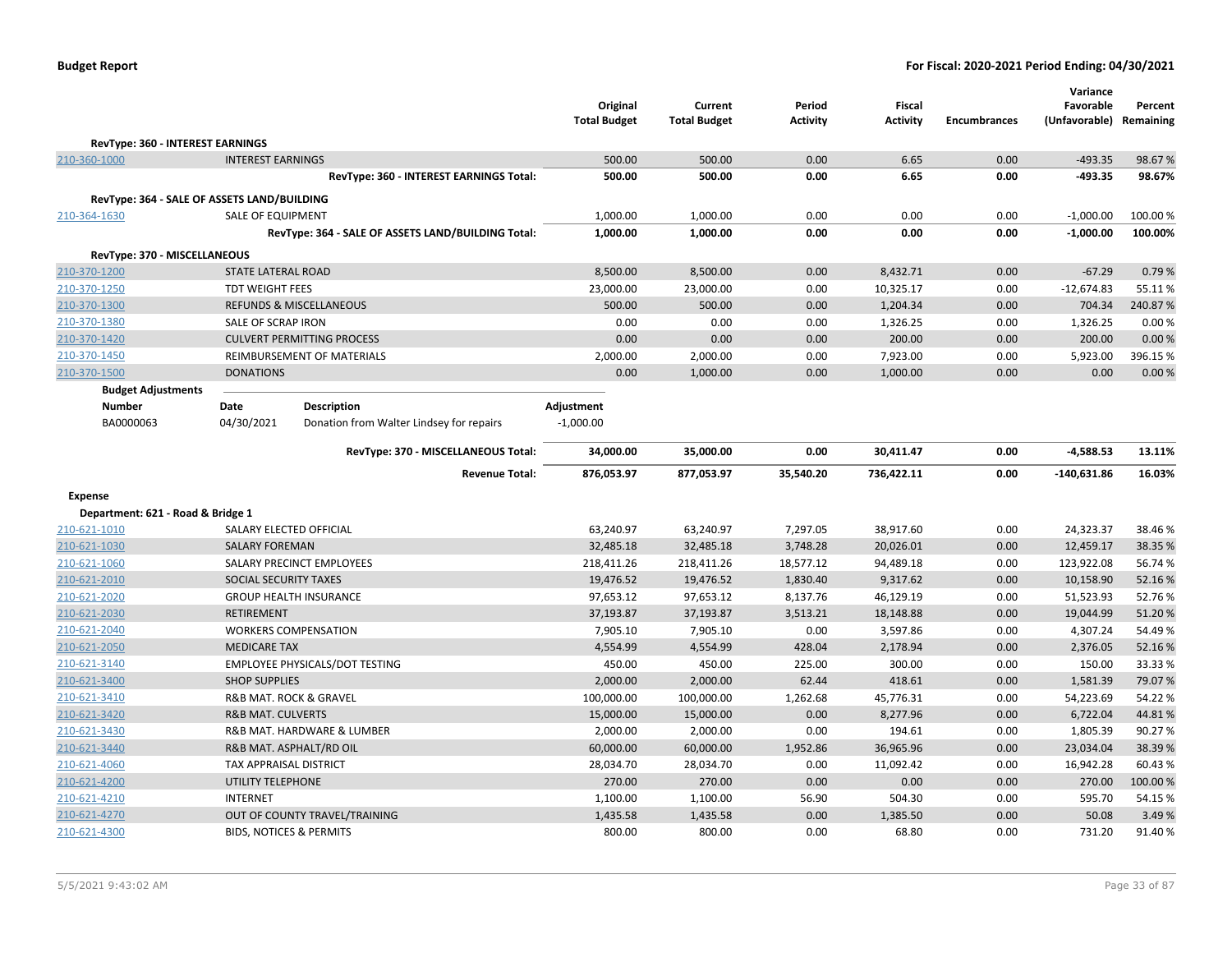**Budget Report** — For Fiscal: 2020-2021 Period Ending: 04/30/2021

| | | Original Total Budget | Current Total Budget | Period Activity | Fiscal Activity | Encumbrances | Variance Favorable (Unfavorable) | Percent Remaining |
|---|---|---|---|---|---|---|---|---|
| **RevType: 360 - INTEREST EARNINGS** | | | | | | | | |
| 210-360-1000 | INTEREST EARNINGS | 500.00 | 500.00 | 0.00 | 6.65 | 0.00 | -493.35 | 98.67 % |
| | **RevType: 360 - INTEREST EARNINGS Total:** | **500.00** | **500.00** | **0.00** | **6.65** | **0.00** | **-493.35** | **98.67%** |
| **RevType: 364 - SALE OF ASSETS LAND/BUILDING** | | | | | | | | |
| 210-364-1630 | SALE OF EQUIPMENT | 1,000.00 | 1,000.00 | 0.00 | 0.00 | 0.00 | -1,000.00 | 100.00 % |
| | **RevType: 364 - SALE OF ASSETS LAND/BUILDING Total:** | **1,000.00** | **1,000.00** | **0.00** | **0.00** | **0.00** | **-1,000.00** | **100.00%** |
| **RevType: 370 - MISCELLANEOUS** | | | | | | | | |
| 210-370-1200 | STATE LATERAL ROAD | 8,500.00 | 8,500.00 | 0.00 | 8,432.71 | 0.00 | -67.29 | 0.79 % |
| 210-370-1250 | TDT WEIGHT FEES | 23,000.00 | 23,000.00 | 0.00 | 10,325.17 | 0.00 | -12,674.83 | 55.11 % |
| 210-370-1300 | REFUNDS & MISCELLANEOUS | 500.00 | 500.00 | 0.00 | 1,204.34 | 0.00 | 704.34 | 240.87 % |
| 210-370-1380 | SALE OF SCRAP IRON | 0.00 | 0.00 | 0.00 | 1,326.25 | 0.00 | 1,326.25 | 0.00 % |
| 210-370-1420 | CULVERT PERMITTING PROCESS | 0.00 | 0.00 | 0.00 | 200.00 | 0.00 | 200.00 | 0.00 % |
| 210-370-1450 | REIMBURSEMENT OF MATERIALS | 2,000.00 | 2,000.00 | 0.00 | 7,923.00 | 0.00 | 5,923.00 | 396.15 % |
| 210-370-1500 | DONATIONS | 0.00 | 1,000.00 | 0.00 | 1,000.00 | 0.00 | 0.00 | 0.00 % |

**Budget Adjustments**

| Number | Date | Description | Adjustment |
|---|---|---|---|
| BA0000063 | 04/30/2021 | Donation from Walter Lindsey for repairs | -1,000.00 |

| | | Original Total Budget | Current Total Budget | Period Activity | Fiscal Activity | Encumbrances | Variance Favorable (Unfavorable) | Percent Remaining |
|---|---|---|---|---|---|---|---|---|
| | **RevType: 370 - MISCELLANEOUS Total:** | **34,000.00** | **35,000.00** | **0.00** | **30,411.47** | **0.00** | **-4,588.53** | **13.11%** |
| | **Revenue Total:** | **876,053.97** | **877,053.97** | **35,540.20** | **736,422.11** | **0.00** | **-140,631.86** | **16.03%** |
| **Expense** | | | | | | | | |
| **Department: 621 - Road & Bridge 1** | | | | | | | | |
| 210-621-1010 | SALARY ELECTED OFFICIAL | 63,240.97 | 63,240.97 | 7,297.05 | 38,917.60 | 0.00 | 24,323.37 | 38.46 % |
| 210-621-1030 | SALARY FOREMAN | 32,485.18 | 32,485.18 | 3,748.28 | 20,026.01 | 0.00 | 12,459.17 | 38.35 % |
| 210-621-1060 | SALARY PRECINCT EMPLOYEES | 218,411.26 | 218,411.26 | 18,577.12 | 94,489.18 | 0.00 | 123,922.08 | 56.74 % |
| 210-621-2010 | SOCIAL SECURITY TAXES | 19,476.52 | 19,476.52 | 1,830.40 | 9,317.62 | 0.00 | 10,158.90 | 52.16 % |
| 210-621-2020 | GROUP HEALTH INSURANCE | 97,653.12 | 97,653.12 | 8,137.76 | 46,129.19 | 0.00 | 51,523.93 | 52.76 % |
| 210-621-2030 | RETIREMENT | 37,193.87 | 37,193.87 | 3,513.21 | 18,148.88 | 0.00 | 19,044.99 | 51.20 % |
| 210-621-2040 | WORKERS COMPENSATION | 7,905.10 | 7,905.10 | 0.00 | 3,597.86 | 0.00 | 4,307.24 | 54.49 % |
| 210-621-2050 | MEDICARE TAX | 4,554.99 | 4,554.99 | 428.04 | 2,178.94 | 0.00 | 2,376.05 | 52.16 % |
| 210-621-3140 | EMPLOYEE PHYSICALS/DOT TESTING | 450.00 | 450.00 | 225.00 | 300.00 | 0.00 | 150.00 | 33.33 % |
| 210-621-3400 | SHOP SUPPLIES | 2,000.00 | 2,000.00 | 62.44 | 418.61 | 0.00 | 1,581.39 | 79.07 % |
| 210-621-3410 | R&B MAT. ROCK & GRAVEL | 100,000.00 | 100,000.00 | 1,262.68 | 45,776.31 | 0.00 | 54,223.69 | 54.22 % |
| 210-621-3420 | R&B MAT. CULVERTS | 15,000.00 | 15,000.00 | 0.00 | 8,277.96 | 0.00 | 6,722.04 | 44.81 % |
| 210-621-3430 | R&B MAT. HARDWARE & LUMBER | 2,000.00 | 2,000.00 | 0.00 | 194.61 | 0.00 | 1,805.39 | 90.27 % |
| 210-621-3440 | R&B MAT. ASPHALT/RD OIL | 60,000.00 | 60,000.00 | 1,952.86 | 36,965.96 | 0.00 | 23,034.04 | 38.39 % |
| 210-621-4060 | TAX APPRAISAL DISTRICT | 28,034.70 | 28,034.70 | 0.00 | 11,092.42 | 0.00 | 16,942.28 | 60.43 % |
| 210-621-4200 | UTILITY TELEPHONE | 270.00 | 270.00 | 0.00 | 0.00 | 0.00 | 270.00 | 100.00 % |
| 210-621-4210 | INTERNET | 1,100.00 | 1,100.00 | 56.90 | 504.30 | 0.00 | 595.70 | 54.15 % |
| 210-621-4270 | OUT OF COUNTY TRAVEL/TRAINING | 1,435.58 | 1,435.58 | 0.00 | 1,385.50 | 0.00 | 50.08 | 3.49 % |
| 210-621-4300 | BIDS, NOTICES & PERMITS | 800.00 | 800.00 | 0.00 | 68.80 | 0.00 | 731.20 | 91.40 % |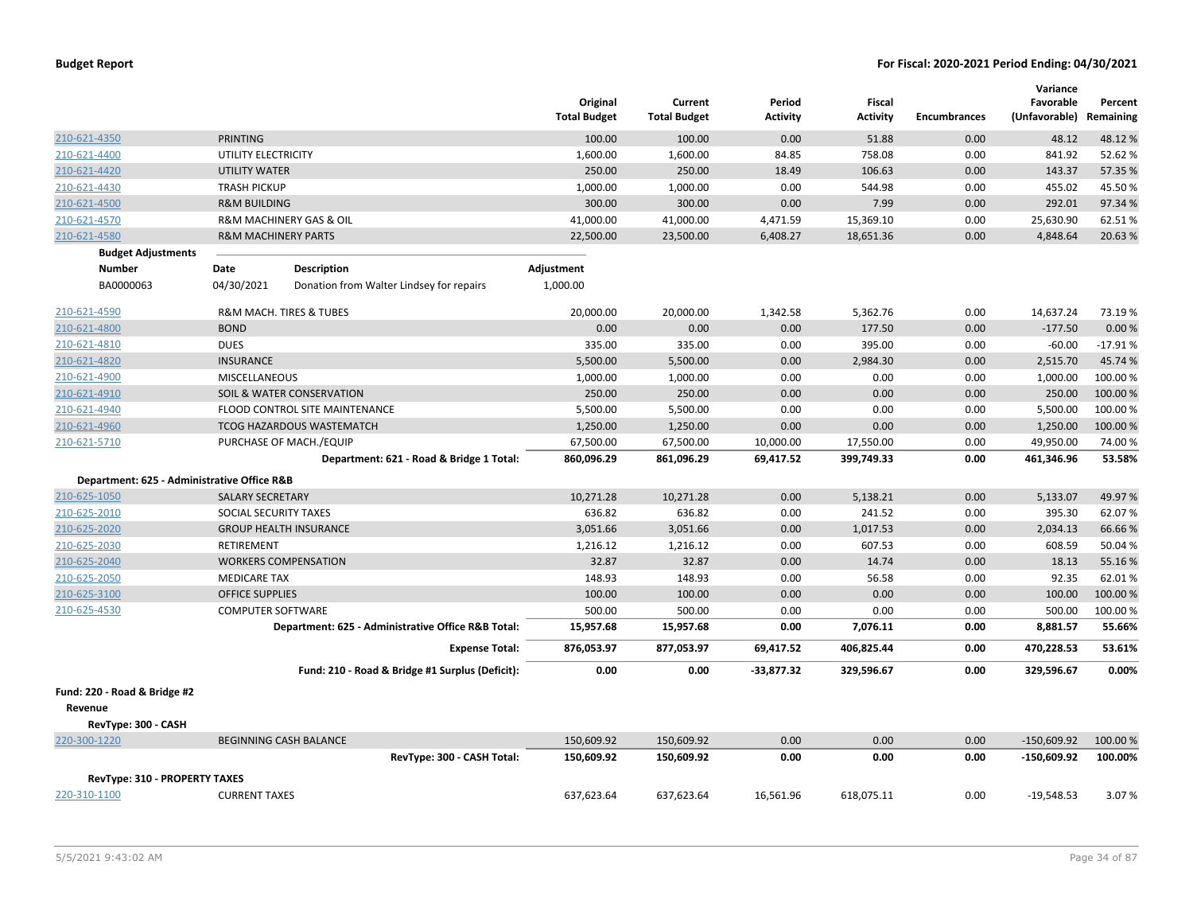| | | Original Total Budget | Current Total Budget | Period Activity | Fiscal Activity | Encumbrances | Variance Favorable (Unfavorable) | Percent Remaining |
|---|---|---|---|---|---|---|---|---|
| 210-621-4350 | PRINTING | 100.00 | 100.00 | 0.00 | 51.88 | 0.00 | 48.12 | 48.12 % |
| 210-621-4400 | UTILITY ELECTRICITY | 1,600.00 | 1,600.00 | 84.85 | 758.08 | 0.00 | 841.92 | 52.62 % |
| 210-621-4420 | UTILITY WATER | 250.00 | 250.00 | 18.49 | 106.63 | 0.00 | 143.37 | 57.35 % |
| 210-621-4430 | TRASH PICKUP | 1,000.00 | 1,000.00 | 0.00 | 544.98 | 0.00 | 455.02 | 45.50 % |
| 210-621-4500 | R&M BUILDING | 300.00 | 300.00 | 0.00 | 7.99 | 0.00 | 292.01 | 97.34 % |
| 210-621-4570 | R&M MACHINERY GAS & OIL | 41,000.00 | 41,000.00 | 4,471.59 | 15,369.10 | 0.00 | 25,630.90 | 62.51 % |
| 210-621-4580 | R&M MACHINERY PARTS | 22,500.00 | 23,500.00 | 6,408.27 | 18,651.36 | 0.00 | 4,848.64 | 20.63 % |

**Budget Adjustments**

| Number | Date | Description | Adjustment |
|---|---|---|---|
| BA0000063 | 04/30/2021 | Donation from Walter Lindsey for repairs | 1,000.00 |

| | | Original Total Budget | Current Total Budget | Period Activity | Fiscal Activity | Encumbrances | Variance Favorable (Unfavorable) | Percent Remaining |
|---|---|---|---|---|---|---|---|---|
| 210-621-4590 | R&M MACH. TIRES & TUBES | 20,000.00 | 20,000.00 | 1,342.58 | 5,362.76 | 0.00 | 14,637.24 | 73.19 % |
| 210-621-4800 | BOND | 0.00 | 0.00 | 0.00 | 177.50 | 0.00 | -177.50 | 0.00 % |
| 210-621-4810 | DUES | 335.00 | 335.00 | 0.00 | 395.00 | 0.00 | -60.00 | -17.91 % |
| 210-621-4820 | INSURANCE | 5,500.00 | 5,500.00 | 0.00 | 2,984.30 | 0.00 | 2,515.70 | 45.74 % |
| 210-621-4900 | MISCELLANEOUS | 1,000.00 | 1,000.00 | 0.00 | 0.00 | 0.00 | 1,000.00 | 100.00 % |
| 210-621-4910 | SOIL & WATER CONSERVATION | 250.00 | 250.00 | 0.00 | 0.00 | 0.00 | 250.00 | 100.00 % |
| 210-621-4940 | FLOOD CONTROL SITE MAINTENANCE | 5,500.00 | 5,500.00 | 0.00 | 0.00 | 0.00 | 5,500.00 | 100.00 % |
| 210-621-4960 | TCOG HAZARDOUS WASTEMATCH | 1,250.00 | 1,250.00 | 0.00 | 0.00 | 0.00 | 1,250.00 | 100.00 % |
| 210-621-5710 | PURCHASE OF MACH./EQUIP | 67,500.00 | 67,500.00 | 10,000.00 | 17,550.00 | 0.00 | 49,950.00 | 74.00 % |
| | **Department: 621 - Road & Bridge 1 Total:** | **860,096.29** | **861,096.29** | **69,417.52** | **399,749.33** | **0.00** | **461,346.96** | **53.58%** |
| **Department: 625 - Administrative Office R&B** | | | | | | | | |
| 210-625-1050 | SALARY SECRETARY | 10,271.28 | 10,271.28 | 0.00 | 5,138.21 | 0.00 | 5,133.07 | 49.97 % |
| 210-625-2010 | SOCIAL SECURITY TAXES | 636.82 | 636.82 | 0.00 | 241.52 | 0.00 | 395.30 | 62.07 % |
| 210-625-2020 | GROUP HEALTH INSURANCE | 3,051.66 | 3,051.66 | 0.00 | 1,017.53 | 0.00 | 2,034.13 | 66.66 % |
| 210-625-2030 | RETIREMENT | 1,216.12 | 1,216.12 | 0.00 | 607.53 | 0.00 | 608.59 | 50.04 % |
| 210-625-2040 | WORKERS COMPENSATION | 32.87 | 32.87 | 0.00 | 14.74 | 0.00 | 18.13 | 55.16 % |
| 210-625-2050 | MEDICARE TAX | 148.93 | 148.93 | 0.00 | 56.58 | 0.00 | 92.35 | 62.01 % |
| 210-625-3100 | OFFICE SUPPLIES | 100.00 | 100.00 | 0.00 | 0.00 | 0.00 | 100.00 | 100.00 % |
| 210-625-4530 | COMPUTER SOFTWARE | 500.00 | 500.00 | 0.00 | 0.00 | 0.00 | 500.00 | 100.00 % |
| | **Department: 625 - Administrative Office R&B Total:** | **15,957.68** | **15,957.68** | **0.00** | **7,076.11** | **0.00** | **8,881.57** | **55.66%** |
| | **Expense Total:** | **876,053.97** | **877,053.97** | **69,417.52** | **406,825.44** | **0.00** | **470,228.53** | **53.61%** |
| | **Fund: 210 - Road & Bridge #1 Surplus (Deficit):** | **0.00** | **0.00** | **-33,877.32** | **329,596.67** | **0.00** | **329,596.67** | **0.00%** |

**Fund: 220 - Road & Bridge #2**

**Revenue**

**RevType: 300 - CASH**

| | | Original Total Budget | Current Total Budget | Period Activity | Fiscal Activity | Encumbrances | Variance Favorable (Unfavorable) | Percent Remaining |
|---|---|---|---|---|---|---|---|---|
| 220-300-1220 | BEGINNING CASH BALANCE | 150,609.92 | 150,609.92 | 0.00 | 0.00 | 0.00 | -150,609.92 | 100.00 % |
| | **RevType: 300 - CASH Total:** | **150,609.92** | **150,609.92** | **0.00** | **0.00** | **0.00** | **-150,609.92** | **100.00%** |
| **RevType: 310 - PROPERTY TAXES** | | | | | | | | |
| 220-310-1100 | CURRENT TAXES | 637,623.64 | 637,623.64 | 16,561.96 | 618,075.11 | 0.00 | -19,548.53 | 3.07 % |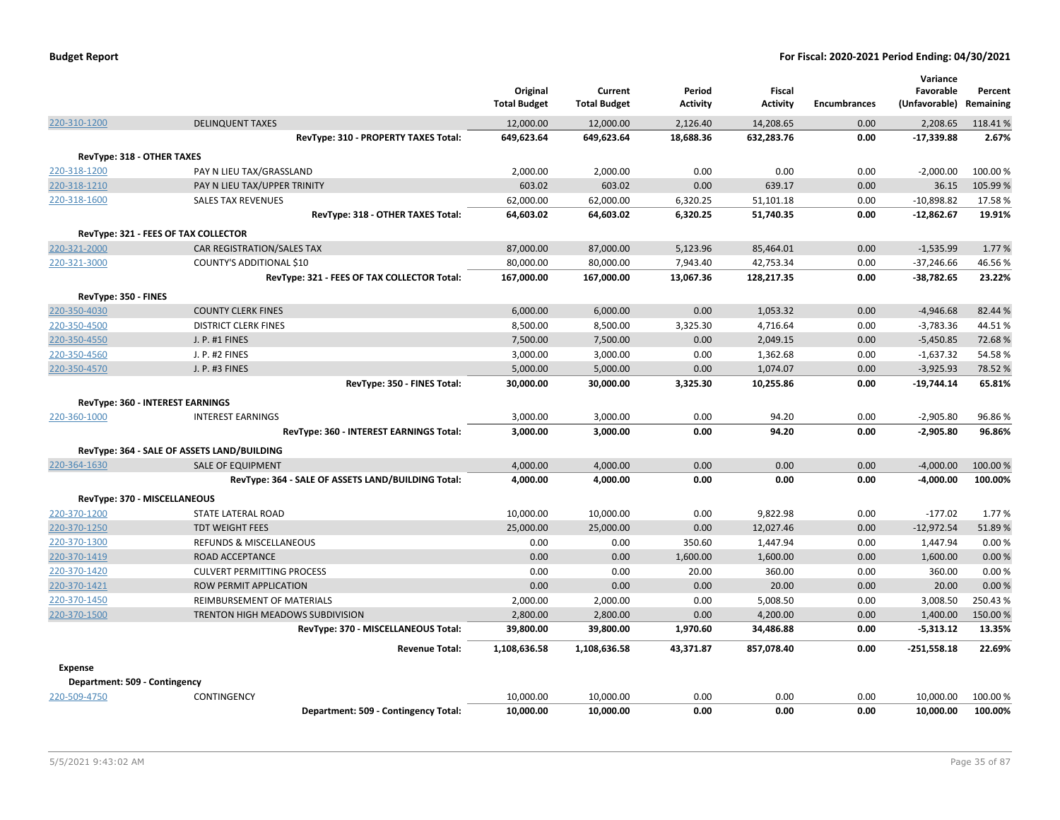**Budget Report** — **For Fiscal: 2020-2021 Period Ending: 04/30/2021**

| | | Original Total Budget | Current Total Budget | Period Activity | Fiscal Activity | Encumbrances | Variance Favorable (Unfavorable) | Percent Remaining |
|---|---|---|---|---|---|---|---|---|
| 220-310-1200 | DELINQUENT TAXES | 12,000.00 | 12,000.00 | 2,126.40 | 14,208.65 | 0.00 | 2,208.65 | 118.41 % |
| | **RevType: 310 - PROPERTY TAXES Total:** | **649,623.64** | **649,623.64** | **18,688.36** | **632,283.76** | **0.00** | **-17,339.88** | **2.67%** |
| **RevType: 318 - OTHER TAXES** | | | | | | | | |
| 220-318-1200 | PAY N LIEU TAX/GRASSLAND | 2,000.00 | 2,000.00 | 0.00 | 0.00 | 0.00 | -2,000.00 | 100.00 % |
| 220-318-1210 | PAY N LIEU TAX/UPPER TRINITY | 603.02 | 603.02 | 0.00 | 639.17 | 0.00 | 36.15 | 105.99 % |
| 220-318-1600 | SALES TAX REVENUES | 62,000.00 | 62,000.00 | 6,320.25 | 51,101.18 | 0.00 | -10,898.82 | 17.58 % |
| | **RevType: 318 - OTHER TAXES Total:** | **64,603.02** | **64,603.02** | **6,320.25** | **51,740.35** | **0.00** | **-12,862.67** | **19.91%** |
| **RevType: 321 - FEES OF TAX COLLECTOR** | | | | | | | | |
| 220-321-2000 | CAR REGISTRATION/SALES TAX | 87,000.00 | 87,000.00 | 5,123.96 | 85,464.01 | 0.00 | -1,535.99 | 1.77 % |
| 220-321-3000 | COUNTY'S ADDITIONAL $10 | 80,000.00 | 80,000.00 | 7,943.40 | 42,753.34 | 0.00 | -37,246.66 | 46.56 % |
| | **RevType: 321 - FEES OF TAX COLLECTOR Total:** | **167,000.00** | **167,000.00** | **13,067.36** | **128,217.35** | **0.00** | **-38,782.65** | **23.22%** |
| **RevType: 350 - FINES** | | | | | | | | |
| 220-350-4030 | COUNTY CLERK FINES | 6,000.00 | 6,000.00 | 0.00 | 1,053.32 | 0.00 | -4,946.68 | 82.44 % |
| 220-350-4500 | DISTRICT CLERK FINES | 8,500.00 | 8,500.00 | 3,325.30 | 4,716.64 | 0.00 | -3,783.36 | 44.51 % |
| 220-350-4550 | J. P. #1 FINES | 7,500.00 | 7,500.00 | 0.00 | 2,049.15 | 0.00 | -5,450.85 | 72.68 % |
| 220-350-4560 | J. P. #2 FINES | 3,000.00 | 3,000.00 | 0.00 | 1,362.68 | 0.00 | -1,637.32 | 54.58 % |
| 220-350-4570 | J. P. #3 FINES | 5,000.00 | 5,000.00 | 0.00 | 1,074.07 | 0.00 | -3,925.93 | 78.52 % |
| | **RevType: 350 - FINES Total:** | **30,000.00** | **30,000.00** | **3,325.30** | **10,255.86** | **0.00** | **-19,744.14** | **65.81%** |
| **RevType: 360 - INTEREST EARNINGS** | | | | | | | | |
| 220-360-1000 | INTEREST EARNINGS | 3,000.00 | 3,000.00 | 0.00 | 94.20 | 0.00 | -2,905.80 | 96.86 % |
| | **RevType: 360 - INTEREST EARNINGS Total:** | **3,000.00** | **3,000.00** | **0.00** | **94.20** | **0.00** | **-2,905.80** | **96.86%** |
| **RevType: 364 - SALE OF ASSETS LAND/BUILDING** | | | | | | | | |
| 220-364-1630 | SALE OF EQUIPMENT | 4,000.00 | 4,000.00 | 0.00 | 0.00 | 0.00 | -4,000.00 | 100.00 % |
| | **RevType: 364 - SALE OF ASSETS LAND/BUILDING Total:** | **4,000.00** | **4,000.00** | **0.00** | **0.00** | **0.00** | **-4,000.00** | **100.00%** |
| **RevType: 370 - MISCELLANEOUS** | | | | | | | | |
| 220-370-1200 | STATE LATERAL ROAD | 10,000.00 | 10,000.00 | 0.00 | 9,822.98 | 0.00 | -177.02 | 1.77 % |
| 220-370-1250 | TDT WEIGHT FEES | 25,000.00 | 25,000.00 | 0.00 | 12,027.46 | 0.00 | -12,972.54 | 51.89 % |
| 220-370-1300 | REFUNDS & MISCELLANEOUS | 0.00 | 0.00 | 350.60 | 1,447.94 | 0.00 | 1,447.94 | 0.00 % |
| 220-370-1419 | ROAD ACCEPTANCE | 0.00 | 0.00 | 1,600.00 | 1,600.00 | 0.00 | 1,600.00 | 0.00 % |
| 220-370-1420 | CULVERT PERMITTING PROCESS | 0.00 | 0.00 | 20.00 | 360.00 | 0.00 | 360.00 | 0.00 % |
| 220-370-1421 | ROW PERMIT APPLICATION | 0.00 | 0.00 | 0.00 | 20.00 | 0.00 | 20.00 | 0.00 % |
| 220-370-1450 | REIMBURSEMENT OF MATERIALS | 2,000.00 | 2,000.00 | 0.00 | 5,008.50 | 0.00 | 3,008.50 | 250.43 % |
| 220-370-1500 | TRENTON HIGH MEADOWS SUBDIVISION | 2,800.00 | 2,800.00 | 0.00 | 4,200.00 | 0.00 | 1,400.00 | 150.00 % |
| | **RevType: 370 - MISCELLANEOUS Total:** | **39,800.00** | **39,800.00** | **1,970.60** | **34,486.88** | **0.00** | **-5,313.12** | **13.35%** |
| | **Revenue Total:** | **1,108,636.58** | **1,108,636.58** | **43,371.87** | **857,078.40** | **0.00** | **-251,558.18** | **22.69%** |
| **Expense** | | | | | | | | |
| **Department: 509 - Contingency** | | | | | | | | |
| 220-509-4750 | CONTINGENCY | 10,000.00 | 10,000.00 | 0.00 | 0.00 | 0.00 | 10,000.00 | 100.00 % |
| | **Department: 509 - Contingency Total:** | **10,000.00** | **10,000.00** | **0.00** | **0.00** | **0.00** | **10,000.00** | **100.00%** |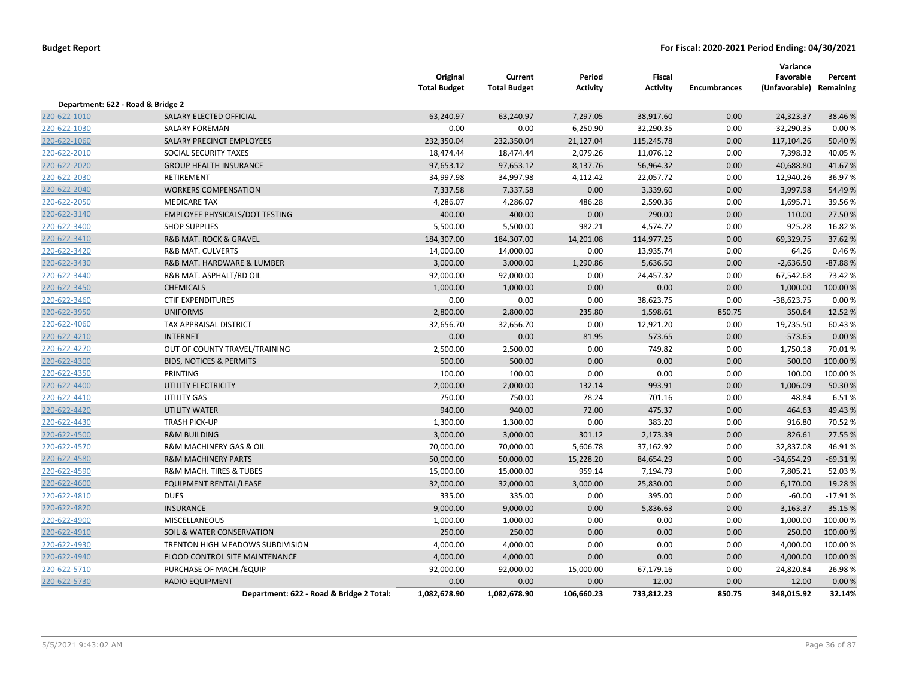**Budget Report** | **For Fiscal: 2020-2021 Period Ending: 04/30/2021**

| | | Original Total Budget | Current Total Budget | Period Activity | Fiscal Activity | Encumbrances | Variance Favorable (Unfavorable) | Percent Remaining |
|---|---|---|---|---|---|---|---|---|
| **Department: 622 - Road & Bridge 2** | | | | | | | | |
| 220-622-1010 | SALARY ELECTED OFFICIAL | 63,240.97 | 63,240.97 | 7,297.05 | 38,917.60 | 0.00 | 24,323.37 | 38.46 % |
| 220-622-1030 | SALARY FOREMAN | 0.00 | 0.00 | 6,250.90 | 32,290.35 | 0.00 | -32,290.35 | 0.00 % |
| 220-622-1060 | SALARY PRECINCT EMPLOYEES | 232,350.04 | 232,350.04 | 21,127.04 | 115,245.78 | 0.00 | 117,104.26 | 50.40 % |
| 220-622-2010 | SOCIAL SECURITY TAXES | 18,474.44 | 18,474.44 | 2,079.26 | 11,076.12 | 0.00 | 7,398.32 | 40.05 % |
| 220-622-2020 | GROUP HEALTH INSURANCE | 97,653.12 | 97,653.12 | 8,137.76 | 56,964.32 | 0.00 | 40,688.80 | 41.67 % |
| 220-622-2030 | RETIREMENT | 34,997.98 | 34,997.98 | 4,112.42 | 22,057.72 | 0.00 | 12,940.26 | 36.97 % |
| 220-622-2040 | WORKERS COMPENSATION | 7,337.58 | 7,337.58 | 0.00 | 3,339.60 | 0.00 | 3,997.98 | 54.49 % |
| 220-622-2050 | MEDICARE TAX | 4,286.07 | 4,286.07 | 486.28 | 2,590.36 | 0.00 | 1,695.71 | 39.56 % |
| 220-622-3140 | EMPLOYEE PHYSICALS/DOT TESTING | 400.00 | 400.00 | 0.00 | 290.00 | 0.00 | 110.00 | 27.50 % |
| 220-622-3400 | SHOP SUPPLIES | 5,500.00 | 5,500.00 | 982.21 | 4,574.72 | 0.00 | 925.28 | 16.82 % |
| 220-622-3410 | R&B MAT. ROCK & GRAVEL | 184,307.00 | 184,307.00 | 14,201.08 | 114,977.25 | 0.00 | 69,329.75 | 37.62 % |
| 220-622-3420 | R&B MAT. CULVERTS | 14,000.00 | 14,000.00 | 0.00 | 13,935.74 | 0.00 | 64.26 | 0.46 % |
| 220-622-3430 | R&B MAT. HARDWARE & LUMBER | 3,000.00 | 3,000.00 | 1,290.86 | 5,636.50 | 0.00 | -2,636.50 | -87.88 % |
| 220-622-3440 | R&B MAT. ASPHALT/RD OIL | 92,000.00 | 92,000.00 | 0.00 | 24,457.32 | 0.00 | 67,542.68 | 73.42 % |
| 220-622-3450 | CHEMICALS | 1,000.00 | 1,000.00 | 0.00 | 0.00 | 0.00 | 1,000.00 | 100.00 % |
| 220-622-3460 | CTIF EXPENDITURES | 0.00 | 0.00 | 0.00 | 38,623.75 | 0.00 | -38,623.75 | 0.00 % |
| 220-622-3950 | UNIFORMS | 2,800.00 | 2,800.00 | 235.80 | 1,598.61 | 850.75 | 350.64 | 12.52 % |
| 220-622-4060 | TAX APPRAISAL DISTRICT | 32,656.70 | 32,656.70 | 0.00 | 12,921.20 | 0.00 | 19,735.50 | 60.43 % |
| 220-622-4210 | INTERNET | 0.00 | 0.00 | 81.95 | 573.65 | 0.00 | -573.65 | 0.00 % |
| 220-622-4270 | OUT OF COUNTY TRAVEL/TRAINING | 2,500.00 | 2,500.00 | 0.00 | 749.82 | 0.00 | 1,750.18 | 70.01 % |
| 220-622-4300 | BIDS, NOTICES & PERMITS | 500.00 | 500.00 | 0.00 | 0.00 | 0.00 | 500.00 | 100.00 % |
| 220-622-4350 | PRINTING | 100.00 | 100.00 | 0.00 | 0.00 | 0.00 | 100.00 | 100.00 % |
| 220-622-4400 | UTILITY ELECTRICITY | 2,000.00 | 2,000.00 | 132.14 | 993.91 | 0.00 | 1,006.09 | 50.30 % |
| 220-622-4410 | UTILITY GAS | 750.00 | 750.00 | 78.24 | 701.16 | 0.00 | 48.84 | 6.51 % |
| 220-622-4420 | UTILITY WATER | 940.00 | 940.00 | 72.00 | 475.37 | 0.00 | 464.63 | 49.43 % |
| 220-622-4430 | TRASH PICK-UP | 1,300.00 | 1,300.00 | 0.00 | 383.20 | 0.00 | 916.80 | 70.52 % |
| 220-622-4500 | R&M BUILDING | 3,000.00 | 3,000.00 | 301.12 | 2,173.39 | 0.00 | 826.61 | 27.55 % |
| 220-622-4570 | R&M MACHINERY GAS & OIL | 70,000.00 | 70,000.00 | 5,606.78 | 37,162.92 | 0.00 | 32,837.08 | 46.91 % |
| 220-622-4580 | R&M MACHINERY PARTS | 50,000.00 | 50,000.00 | 15,228.20 | 84,654.29 | 0.00 | -34,654.29 | -69.31 % |
| 220-622-4590 | R&M MACH. TIRES & TUBES | 15,000.00 | 15,000.00 | 959.14 | 7,194.79 | 0.00 | 7,805.21 | 52.03 % |
| 220-622-4600 | EQUIPMENT RENTAL/LEASE | 32,000.00 | 32,000.00 | 3,000.00 | 25,830.00 | 0.00 | 6,170.00 | 19.28 % |
| 220-622-4810 | DUES | 335.00 | 335.00 | 0.00 | 395.00 | 0.00 | -60.00 | -17.91 % |
| 220-622-4820 | INSURANCE | 9,000.00 | 9,000.00 | 0.00 | 5,836.63 | 0.00 | 3,163.37 | 35.15 % |
| 220-622-4900 | MISCELLANEOUS | 1,000.00 | 1,000.00 | 0.00 | 0.00 | 0.00 | 1,000.00 | 100.00 % |
| 220-622-4910 | SOIL & WATER CONSERVATION | 250.00 | 250.00 | 0.00 | 0.00 | 0.00 | 250.00 | 100.00 % |
| 220-622-4930 | TRENTON HIGH MEADOWS SUBDIVISION | 4,000.00 | 4,000.00 | 0.00 | 0.00 | 0.00 | 4,000.00 | 100.00 % |
| 220-622-4940 | FLOOD CONTROL SITE MAINTENANCE | 4,000.00 | 4,000.00 | 0.00 | 0.00 | 0.00 | 4,000.00 | 100.00 % |
| 220-622-5710 | PURCHASE OF MACH./EQUIP | 92,000.00 | 92,000.00 | 15,000.00 | 67,179.16 | 0.00 | 24,820.84 | 26.98 % |
| 220-622-5730 | RADIO EQUIPMENT | 0.00 | 0.00 | 0.00 | 12.00 | 0.00 | -12.00 | 0.00 % |
| | **Department: 622 - Road & Bridge 2 Total:** | **1,082,678.90** | **1,082,678.90** | **106,660.23** | **733,812.23** | **850.75** | **348,015.92** | **32.14%** |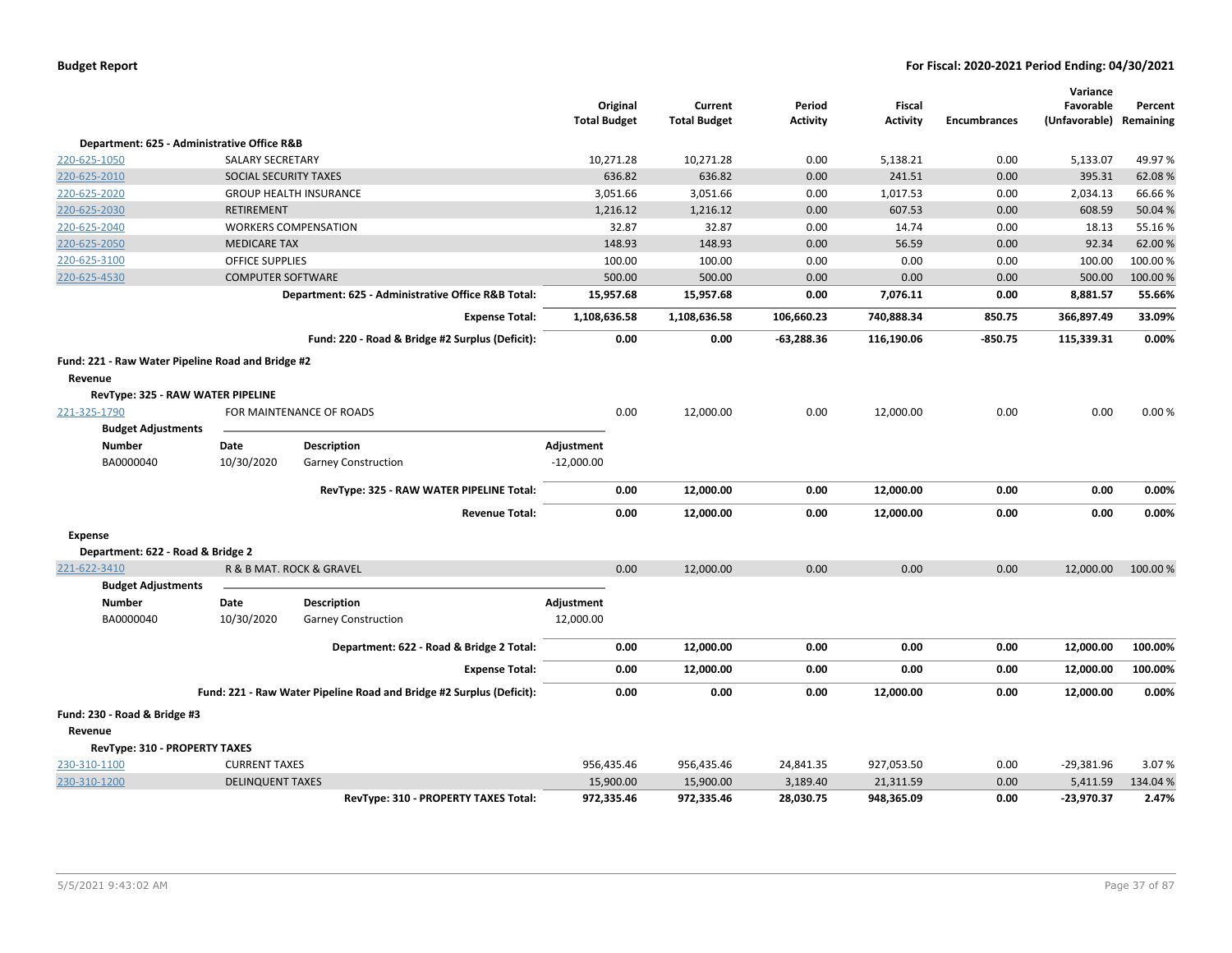| | | | Original Total Budget | Current Total Budget | Period Activity | Fiscal Activity | Encumbrances | Variance Favorable (Unfavorable) | Percent Remaining |
|---|---|---|---|---|---|---|---|---|---|
| **Department: 625 - Administrative Office R&B** | | | | | | | | | |
| 220-625-1050 | SALARY SECRETARY | | 10,271.28 | 10,271.28 | 0.00 | 5,138.21 | 0.00 | 5,133.07 | 49.97 % |
| 220-625-2010 | SOCIAL SECURITY TAXES | | 636.82 | 636.82 | 0.00 | 241.51 | 0.00 | 395.31 | 62.08 % |
| 220-625-2020 | GROUP HEALTH INSURANCE | | 3,051.66 | 3,051.66 | 0.00 | 1,017.53 | 0.00 | 2,034.13 | 66.66 % |
| 220-625-2030 | RETIREMENT | | 1,216.12 | 1,216.12 | 0.00 | 607.53 | 0.00 | 608.59 | 50.04 % |
| 220-625-2040 | WORKERS COMPENSATION | | 32.87 | 32.87 | 0.00 | 14.74 | 0.00 | 18.13 | 55.16 % |
| 220-625-2050 | MEDICARE TAX | | 148.93 | 148.93 | 0.00 | 56.59 | 0.00 | 92.34 | 62.00 % |
| 220-625-3100 | OFFICE SUPPLIES | | 100.00 | 100.00 | 0.00 | 0.00 | 0.00 | 100.00 | 100.00 % |
| 220-625-4530 | COMPUTER SOFTWARE | | 500.00 | 500.00 | 0.00 | 0.00 | 0.00 | 500.00 | 100.00 % |
| | | **Department: 625 - Administrative Office R&B Total:** | **15,957.68** | **15,957.68** | **0.00** | **7,076.11** | **0.00** | **8,881.57** | **55.66%** |
| | | **Expense Total:** | **1,108,636.58** | **1,108,636.58** | **106,660.23** | **740,888.34** | **850.75** | **366,897.49** | **33.09%** |
| | | **Fund: 220 - Road & Bridge #2 Surplus (Deficit):** | **0.00** | **0.00** | **-63,288.36** | **116,190.06** | **-850.75** | **115,339.31** | **0.00%** |
| **Fund: 221 - Raw Water Pipeline Road and Bridge #2** | | | | | | | | | |
| **Revenue** | | | | | | | | | |
| **RevType: 325 - RAW WATER PIPELINE** | | | | | | | | | |
| 221-325-1790 | FOR MAINTENANCE OF ROADS | | 0.00 | 12,000.00 | 0.00 | 12,000.00 | 0.00 | 0.00 | 0.00 % |
| **Budget Adjustments** | | | | | | | | | |
| **Number** | **Date** | **Description** | **Adjustment** | | | | | | |
| BA0000040 | 10/30/2020 | Garney Construction | -12,000.00 | | | | | | |
| | | **RevType: 325 - RAW WATER PIPELINE Total:** | **0.00** | **12,000.00** | **0.00** | **12,000.00** | **0.00** | **0.00** | **0.00%** |
| | | **Revenue Total:** | **0.00** | **12,000.00** | **0.00** | **12,000.00** | **0.00** | **0.00** | **0.00%** |
| **Expense** | | | | | | | | | |
| **Department: 622 - Road & Bridge 2** | | | | | | | | | |
| 221-622-3410 | R & B MAT. ROCK & GRAVEL | | 0.00 | 12,000.00 | 0.00 | 0.00 | 0.00 | 12,000.00 | 100.00 % |
| **Budget Adjustments** | | | | | | | | | |
| **Number** | **Date** | **Description** | **Adjustment** | | | | | | |
| BA0000040 | 10/30/2020 | Garney Construction | 12,000.00 | | | | | | |
| | | **Department: 622 - Road & Bridge 2 Total:** | **0.00** | **12,000.00** | **0.00** | **0.00** | **0.00** | **12,000.00** | **100.00%** |
| | | **Expense Total:** | **0.00** | **12,000.00** | **0.00** | **0.00** | **0.00** | **12,000.00** | **100.00%** |
| | | **Fund: 221 - Raw Water Pipeline Road and Bridge #2 Surplus (Deficit):** | **0.00** | **0.00** | **0.00** | **12,000.00** | **0.00** | **12,000.00** | **0.00%** |
| **Fund: 230 - Road & Bridge #3** | | | | | | | | | |
| **Revenue** | | | | | | | | | |
| **RevType: 310 - PROPERTY TAXES** | | | | | | | | | |
| 230-310-1100 | CURRENT TAXES | | 956,435.46 | 956,435.46 | 24,841.35 | 927,053.50 | 0.00 | -29,381.96 | 3.07 % |
| 230-310-1200 | DELINQUENT TAXES | | 15,900.00 | 15,900.00 | 3,189.40 | 21,311.59 | 0.00 | 5,411.59 | 134.04 % |
| | | **RevType: 310 - PROPERTY TAXES Total:** | **972,335.46** | **972,335.46** | **28,030.75** | **948,365.09** | **0.00** | **-23,970.37** | **2.47%** |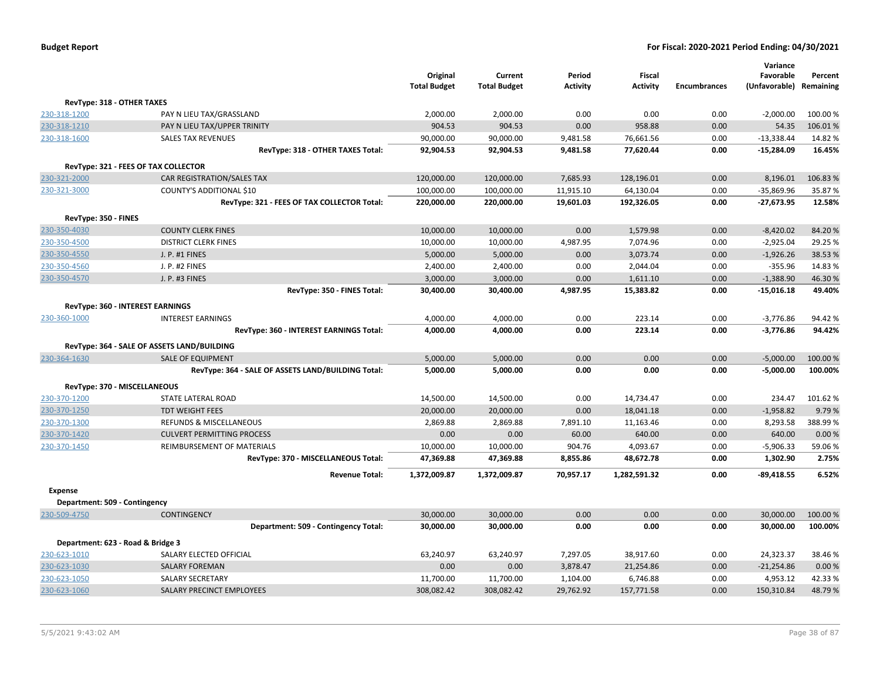**Budget Report** **For Fiscal: 2020-2021 Period Ending: 04/30/2021**

| | | Original Total Budget | Current Total Budget | Period Activity | Fiscal Activity | Encumbrances | Variance Favorable (Unfavorable) | Percent Remaining |
|---|---|---|---|---|---|---|---|---|
| **RevType: 318 - OTHER TAXES** | | | | | | | | |
| 230-318-1200 | PAY N LIEU TAX/GRASSLAND | 2,000.00 | 2,000.00 | 0.00 | 0.00 | 0.00 | -2,000.00 | 100.00 % |
| 230-318-1210 | PAY N LIEU TAX/UPPER TRINITY | 904.53 | 904.53 | 0.00 | 958.88 | 0.00 | 54.35 | 106.01 % |
| 230-318-1600 | SALES TAX REVENUES | 90,000.00 | 90,000.00 | 9,481.58 | 76,661.56 | 0.00 | -13,338.44 | 14.82 % |
| | **RevType: 318 - OTHER TAXES Total:** | **92,904.53** | **92,904.53** | **9,481.58** | **77,620.44** | **0.00** | **-15,284.09** | **16.45%** |
| **RevType: 321 - FEES OF TAX COLLECTOR** | | | | | | | | |
| 230-321-2000 | CAR REGISTRATION/SALES TAX | 120,000.00 | 120,000.00 | 7,685.93 | 128,196.01 | 0.00 | 8,196.01 | 106.83 % |
| 230-321-3000 | COUNTY'S ADDITIONAL $10 | 100,000.00 | 100,000.00 | 11,915.10 | 64,130.04 | 0.00 | -35,869.96 | 35.87 % |
| | **RevType: 321 - FEES OF TAX COLLECTOR Total:** | **220,000.00** | **220,000.00** | **19,601.03** | **192,326.05** | **0.00** | **-27,673.95** | **12.58%** |
| **RevType: 350 - FINES** | | | | | | | | |
| 230-350-4030 | COUNTY CLERK FINES | 10,000.00 | 10,000.00 | 0.00 | 1,579.98 | 0.00 | -8,420.02 | 84.20 % |
| 230-350-4500 | DISTRICT CLERK FINES | 10,000.00 | 10,000.00 | 4,987.95 | 7,074.96 | 0.00 | -2,925.04 | 29.25 % |
| 230-350-4550 | J. P. #1 FINES | 5,000.00 | 5,000.00 | 0.00 | 3,073.74 | 0.00 | -1,926.26 | 38.53 % |
| 230-350-4560 | J. P. #2 FINES | 2,400.00 | 2,400.00 | 0.00 | 2,044.04 | 0.00 | -355.96 | 14.83 % |
| 230-350-4570 | J. P. #3 FINES | 3,000.00 | 3,000.00 | 0.00 | 1,611.10 | 0.00 | -1,388.90 | 46.30 % |
| | **RevType: 350 - FINES Total:** | **30,400.00** | **30,400.00** | **4,987.95** | **15,383.82** | **0.00** | **-15,016.18** | **49.40%** |
| **RevType: 360 - INTEREST EARNINGS** | | | | | | | | |
| 230-360-1000 | INTEREST EARNINGS | 4,000.00 | 4,000.00 | 0.00 | 223.14 | 0.00 | -3,776.86 | 94.42 % |
| | **RevType: 360 - INTEREST EARNINGS Total:** | **4,000.00** | **4,000.00** | **0.00** | **223.14** | **0.00** | **-3,776.86** | **94.42%** |
| **RevType: 364 - SALE OF ASSETS LAND/BUILDING** | | | | | | | | |
| 230-364-1630 | SALE OF EQUIPMENT | 5,000.00 | 5,000.00 | 0.00 | 0.00 | 0.00 | -5,000.00 | 100.00 % |
| | **RevType: 364 - SALE OF ASSETS LAND/BUILDING Total:** | **5,000.00** | **5,000.00** | **0.00** | **0.00** | **0.00** | **-5,000.00** | **100.00%** |
| **RevType: 370 - MISCELLANEOUS** | | | | | | | | |
| 230-370-1200 | STATE LATERAL ROAD | 14,500.00 | 14,500.00 | 0.00 | 14,734.47 | 0.00 | 234.47 | 101.62 % |
| 230-370-1250 | TDT WEIGHT FEES | 20,000.00 | 20,000.00 | 0.00 | 18,041.18 | 0.00 | -1,958.82 | 9.79 % |
| 230-370-1300 | REFUNDS & MISCELLANEOUS | 2,869.88 | 2,869.88 | 7,891.10 | 11,163.46 | 0.00 | 8,293.58 | 388.99 % |
| 230-370-1420 | CULVERT PERMITTING PROCESS | 0.00 | 0.00 | 60.00 | 640.00 | 0.00 | 640.00 | 0.00 % |
| 230-370-1450 | REIMBURSEMENT OF MATERIALS | 10,000.00 | 10,000.00 | 904.76 | 4,093.67 | 0.00 | -5,906.33 | 59.06 % |
| | **RevType: 370 - MISCELLANEOUS Total:** | **47,369.88** | **47,369.88** | **8,855.86** | **48,672.78** | **0.00** | **1,302.90** | **2.75%** |
| | **Revenue Total:** | **1,372,009.87** | **1,372,009.87** | **70,957.17** | **1,282,591.32** | **0.00** | **-89,418.55** | **6.52%** |
| **Expense** | | | | | | | | |
| **Department: 509 - Contingency** | | | | | | | | |
| 230-509-4750 | CONTINGENCY | 30,000.00 | 30,000.00 | 0.00 | 0.00 | 0.00 | 30,000.00 | 100.00 % |
| | **Department: 509 - Contingency Total:** | **30,000.00** | **30,000.00** | **0.00** | **0.00** | **0.00** | **30,000.00** | **100.00%** |
| **Department: 623 - Road & Bridge 3** | | | | | | | | |
| 230-623-1010 | SALARY ELECTED OFFICIAL | 63,240.97 | 63,240.97 | 7,297.05 | 38,917.60 | 0.00 | 24,323.37 | 38.46 % |
| 230-623-1030 | SALARY FOREMAN | 0.00 | 0.00 | 3,878.47 | 21,254.86 | 0.00 | -21,254.86 | 0.00 % |
| 230-623-1050 | SALARY SECRETARY | 11,700.00 | 11,700.00 | 1,104.00 | 6,746.88 | 0.00 | 4,953.12 | 42.33 % |
| 230-623-1060 | SALARY PRECINCT EMPLOYEES | 308,082.42 | 308,082.42 | 29,762.92 | 157,771.58 | 0.00 | 150,310.84 | 48.79 % |

5/5/2021 9:43:02 AM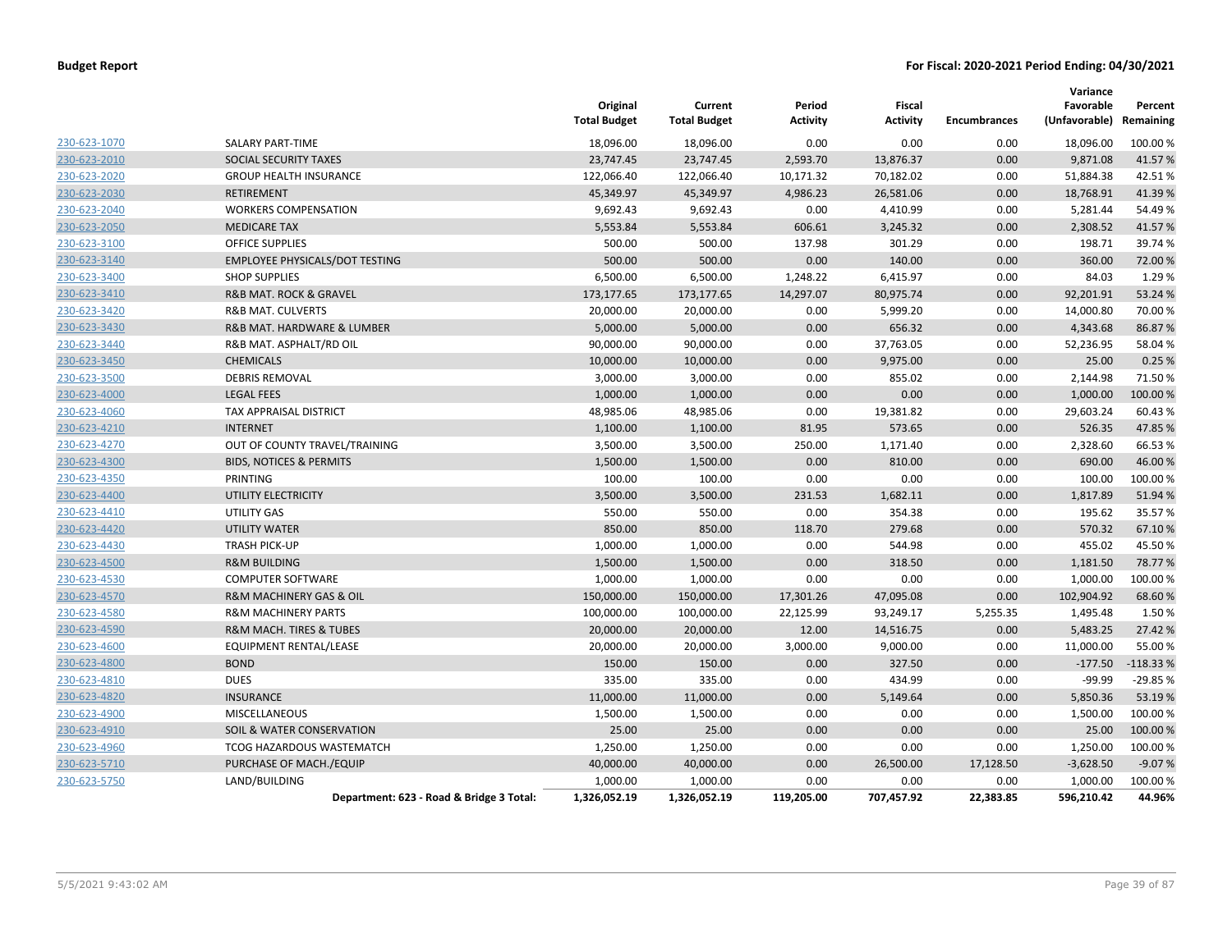**Budget Report** **For Fiscal: 2020-2021 Period Ending: 04/30/2021**

| | | Original Total Budget | Current Total Budget | Period Activity | Fiscal Activity | Encumbrances | Variance Favorable (Unfavorable) | Percent Remaining |
|---|---|---|---|---|---|---|---|---|
| 230-623-1070 | SALARY PART-TIME | 18,096.00 | 18,096.00 | 0.00 | 0.00 | 0.00 | 18,096.00 | 100.00 % |
| 230-623-2010 | SOCIAL SECURITY TAXES | 23,747.45 | 23,747.45 | 2,593.70 | 13,876.37 | 0.00 | 9,871.08 | 41.57 % |
| 230-623-2020 | GROUP HEALTH INSURANCE | 122,066.40 | 122,066.40 | 10,171.32 | 70,182.02 | 0.00 | 51,884.38 | 42.51 % |
| 230-623-2030 | RETIREMENT | 45,349.97 | 45,349.97 | 4,986.23 | 26,581.06 | 0.00 | 18,768.91 | 41.39 % |
| 230-623-2040 | WORKERS COMPENSATION | 9,692.43 | 9,692.43 | 0.00 | 4,410.99 | 0.00 | 5,281.44 | 54.49 % |
| 230-623-2050 | MEDICARE TAX | 5,553.84 | 5,553.84 | 606.61 | 3,245.32 | 0.00 | 2,308.52 | 41.57 % |
| 230-623-3100 | OFFICE SUPPLIES | 500.00 | 500.00 | 137.98 | 301.29 | 0.00 | 198.71 | 39.74 % |
| 230-623-3140 | EMPLOYEE PHYSICALS/DOT TESTING | 500.00 | 500.00 | 0.00 | 140.00 | 0.00 | 360.00 | 72.00 % |
| 230-623-3400 | SHOP SUPPLIES | 6,500.00 | 6,500.00 | 1,248.22 | 6,415.97 | 0.00 | 84.03 | 1.29 % |
| 230-623-3410 | R&B MAT. ROCK & GRAVEL | 173,177.65 | 173,177.65 | 14,297.07 | 80,975.74 | 0.00 | 92,201.91 | 53.24 % |
| 230-623-3420 | R&B MAT. CULVERTS | 20,000.00 | 20,000.00 | 0.00 | 5,999.20 | 0.00 | 14,000.80 | 70.00 % |
| 230-623-3430 | R&B MAT. HARDWARE & LUMBER | 5,000.00 | 5,000.00 | 0.00 | 656.32 | 0.00 | 4,343.68 | 86.87 % |
| 230-623-3440 | R&B MAT. ASPHALT/RD OIL | 90,000.00 | 90,000.00 | 0.00 | 37,763.05 | 0.00 | 52,236.95 | 58.04 % |
| 230-623-3450 | CHEMICALS | 10,000.00 | 10,000.00 | 0.00 | 9,975.00 | 0.00 | 25.00 | 0.25 % |
| 230-623-3500 | DEBRIS REMOVAL | 3,000.00 | 3,000.00 | 0.00 | 855.02 | 0.00 | 2,144.98 | 71.50 % |
| 230-623-4000 | LEGAL FEES | 1,000.00 | 1,000.00 | 0.00 | 0.00 | 0.00 | 1,000.00 | 100.00 % |
| 230-623-4060 | TAX APPRAISAL DISTRICT | 48,985.06 | 48,985.06 | 0.00 | 19,381.82 | 0.00 | 29,603.24 | 60.43 % |
| 230-623-4210 | INTERNET | 1,100.00 | 1,100.00 | 81.95 | 573.65 | 0.00 | 526.35 | 47.85 % |
| 230-623-4270 | OUT OF COUNTY TRAVEL/TRAINING | 3,500.00 | 3,500.00 | 250.00 | 1,171.40 | 0.00 | 2,328.60 | 66.53 % |
| 230-623-4300 | BIDS, NOTICES & PERMITS | 1,500.00 | 1,500.00 | 0.00 | 810.00 | 0.00 | 690.00 | 46.00 % |
| 230-623-4350 | PRINTING | 100.00 | 100.00 | 0.00 | 0.00 | 0.00 | 100.00 | 100.00 % |
| 230-623-4400 | UTILITY ELECTRICITY | 3,500.00 | 3,500.00 | 231.53 | 1,682.11 | 0.00 | 1,817.89 | 51.94 % |
| 230-623-4410 | UTILITY GAS | 550.00 | 550.00 | 0.00 | 354.38 | 0.00 | 195.62 | 35.57 % |
| 230-623-4420 | UTILITY WATER | 850.00 | 850.00 | 118.70 | 279.68 | 0.00 | 570.32 | 67.10 % |
| 230-623-4430 | TRASH PICK-UP | 1,000.00 | 1,000.00 | 0.00 | 544.98 | 0.00 | 455.02 | 45.50 % |
| 230-623-4500 | R&M BUILDING | 1,500.00 | 1,500.00 | 0.00 | 318.50 | 0.00 | 1,181.50 | 78.77 % |
| 230-623-4530 | COMPUTER SOFTWARE | 1,000.00 | 1,000.00 | 0.00 | 0.00 | 0.00 | 1,000.00 | 100.00 % |
| 230-623-4570 | R&M MACHINERY GAS & OIL | 150,000.00 | 150,000.00 | 17,301.26 | 47,095.08 | 0.00 | 102,904.92 | 68.60 % |
| 230-623-4580 | R&M MACHINERY PARTS | 100,000.00 | 100,000.00 | 22,125.99 | 93,249.17 | 5,255.35 | 1,495.48 | 1.50 % |
| 230-623-4590 | R&M MACH. TIRES & TUBES | 20,000.00 | 20,000.00 | 12.00 | 14,516.75 | 0.00 | 5,483.25 | 27.42 % |
| 230-623-4600 | EQUIPMENT RENTAL/LEASE | 20,000.00 | 20,000.00 | 3,000.00 | 9,000.00 | 0.00 | 11,000.00 | 55.00 % |
| 230-623-4800 | BOND | 150.00 | 150.00 | 0.00 | 327.50 | 0.00 | -177.50 | -118.33 % |
| 230-623-4810 | DUES | 335.00 | 335.00 | 0.00 | 434.99 | 0.00 | -99.99 | -29.85 % |
| 230-623-4820 | INSURANCE | 11,000.00 | 11,000.00 | 0.00 | 5,149.64 | 0.00 | 5,850.36 | 53.19 % |
| 230-623-4900 | MISCELLANEOUS | 1,500.00 | 1,500.00 | 0.00 | 0.00 | 0.00 | 1,500.00 | 100.00 % |
| 230-623-4910 | SOIL & WATER CONSERVATION | 25.00 | 25.00 | 0.00 | 0.00 | 0.00 | 25.00 | 100.00 % |
| 230-623-4960 | TCOG HAZARDOUS WASTEMATCH | 1,250.00 | 1,250.00 | 0.00 | 0.00 | 0.00 | 1,250.00 | 100.00 % |
| 230-623-5710 | PURCHASE OF MACH./EQUIP | 40,000.00 | 40,000.00 | 0.00 | 26,500.00 | 17,128.50 | -3,628.50 | -9.07 % |
| 230-623-5750 | LAND/BUILDING | 1,000.00 | 1,000.00 | 0.00 | 0.00 | 0.00 | 1,000.00 | 100.00 % |
| | **Department: 623 - Road & Bridge 3 Total:** | **1,326,052.19** | **1,326,052.19** | **119,205.00** | **707,457.92** | **22,383.85** | **596,210.42** | **44.96%** |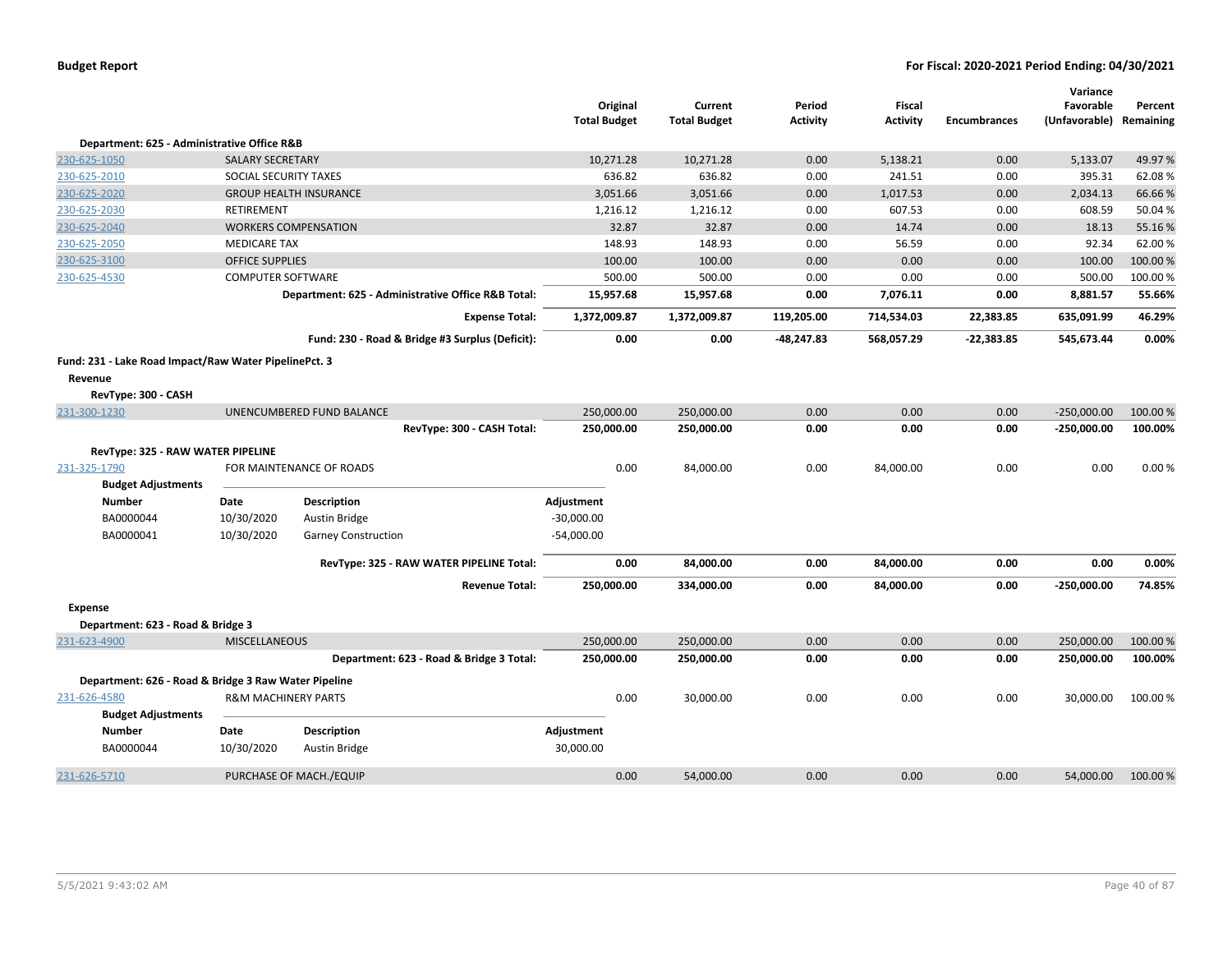**Budget Report** | **For Fiscal: 2020-2021 Period Ending: 04/30/2021**

| | | | Original Total Budget | Current Total Budget | Period Activity | Fiscal Activity | Encumbrances | Variance Favorable (Unfavorable) | Percent Remaining |
|---|---|---|---|---|---|---|---|---|---|
| **Department: 625 - Administrative Office R&B** | | | | | | | | | |
| 230-625-1050 | SALARY SECRETARY | | 10,271.28 | 10,271.28 | 0.00 | 5,138.21 | 0.00 | 5,133.07 | 49.97 % |
| 230-625-2010 | SOCIAL SECURITY TAXES | | 636.82 | 636.82 | 0.00 | 241.51 | 0.00 | 395.31 | 62.08 % |
| 230-625-2020 | GROUP HEALTH INSURANCE | | 3,051.66 | 3,051.66 | 0.00 | 1,017.53 | 0.00 | 2,034.13 | 66.66 % |
| 230-625-2030 | RETIREMENT | | 1,216.12 | 1,216.12 | 0.00 | 607.53 | 0.00 | 608.59 | 50.04 % |
| 230-625-2040 | WORKERS COMPENSATION | | 32.87 | 32.87 | 0.00 | 14.74 | 0.00 | 18.13 | 55.16 % |
| 230-625-2050 | MEDICARE TAX | | 148.93 | 148.93 | 0.00 | 56.59 | 0.00 | 92.34 | 62.00 % |
| 230-625-3100 | OFFICE SUPPLIES | | 100.00 | 100.00 | 0.00 | 0.00 | 0.00 | 100.00 | 100.00 % |
| 230-625-4530 | COMPUTER SOFTWARE | | 500.00 | 500.00 | 0.00 | 0.00 | 0.00 | 500.00 | 100.00 % |
| | | **Department: 625 - Administrative Office R&B Total:** | **15,957.68** | **15,957.68** | **0.00** | **7,076.11** | **0.00** | **8,881.57** | **55.66%** |
| | | **Expense Total:** | **1,372,009.87** | **1,372,009.87** | **119,205.00** | **714,534.03** | **22,383.85** | **635,091.99** | **46.29%** |
| | | **Fund: 230 - Road & Bridge #3 Surplus (Deficit):** | **0.00** | **0.00** | **-48,247.83** | **568,057.29** | **-22,383.85** | **545,673.44** | **0.00%** |
| **Fund: 231 - Lake Road Impact/Raw Water PipelinePct. 3** | | | | | | | | | |
| **Revenue** | | | | | | | | | |
| **RevType: 300 - CASH** | | | | | | | | | |
| 231-300-1230 | UNENCUMBERED FUND BALANCE | | 250,000.00 | 250,000.00 | 0.00 | 0.00 | 0.00 | -250,000.00 | 100.00 % |
| | | **RevType: 300 - CASH Total:** | **250,000.00** | **250,000.00** | **0.00** | **0.00** | **0.00** | **-250,000.00** | **100.00%** |
| **RevType: 325 - RAW WATER PIPELINE** | | | | | | | | | |
| 231-325-1790 | FOR MAINTENANCE OF ROADS | | 0.00 | 84,000.00 | 0.00 | 84,000.00 | 0.00 | 0.00 | 0.00 % |
| **Budget Adjustments** | | | | | | | | | |
| **Number** | **Date** | **Description** | **Adjustment** | | | | | | |
| BA0000044 | 10/30/2020 | Austin Bridge | -30,000.00 | | | | | | |
| BA0000041 | 10/30/2020 | Garney Construction | -54,000.00 | | | | | | |
| | | **RevType: 325 - RAW WATER PIPELINE Total:** | **0.00** | **84,000.00** | **0.00** | **84,000.00** | **0.00** | **0.00** | **0.00%** |
| | | **Revenue Total:** | **250,000.00** | **334,000.00** | **0.00** | **84,000.00** | **0.00** | **-250,000.00** | **74.85%** |
| **Expense** | | | | | | | | | |
| **Department: 623 - Road & Bridge 3** | | | | | | | | | |
| 231-623-4900 | MISCELLANEOUS | | 250,000.00 | 250,000.00 | 0.00 | 0.00 | 0.00 | 250,000.00 | 100.00 % |
| | | **Department: 623 - Road & Bridge 3 Total:** | **250,000.00** | **250,000.00** | **0.00** | **0.00** | **0.00** | **250,000.00** | **100.00%** |
| **Department: 626 - Road & Bridge 3 Raw Water Pipeline** | | | | | | | | | |
| 231-626-4580 | R&M MACHINERY PARTS | | 0.00 | 30,000.00 | 0.00 | 0.00 | 0.00 | 30,000.00 | 100.00 % |
| **Budget Adjustments** | | | | | | | | | |
| **Number** | **Date** | **Description** | **Adjustment** | | | | | | |
| BA0000044 | 10/30/2020 | Austin Bridge | 30,000.00 | | | | | | |
| 231-626-5710 | PURCHASE OF MACH./EQUIP | | 0.00 | 54,000.00 | 0.00 | 0.00 | 0.00 | 54,000.00 | 100.00 % |

5/5/2021 9:43:02 AM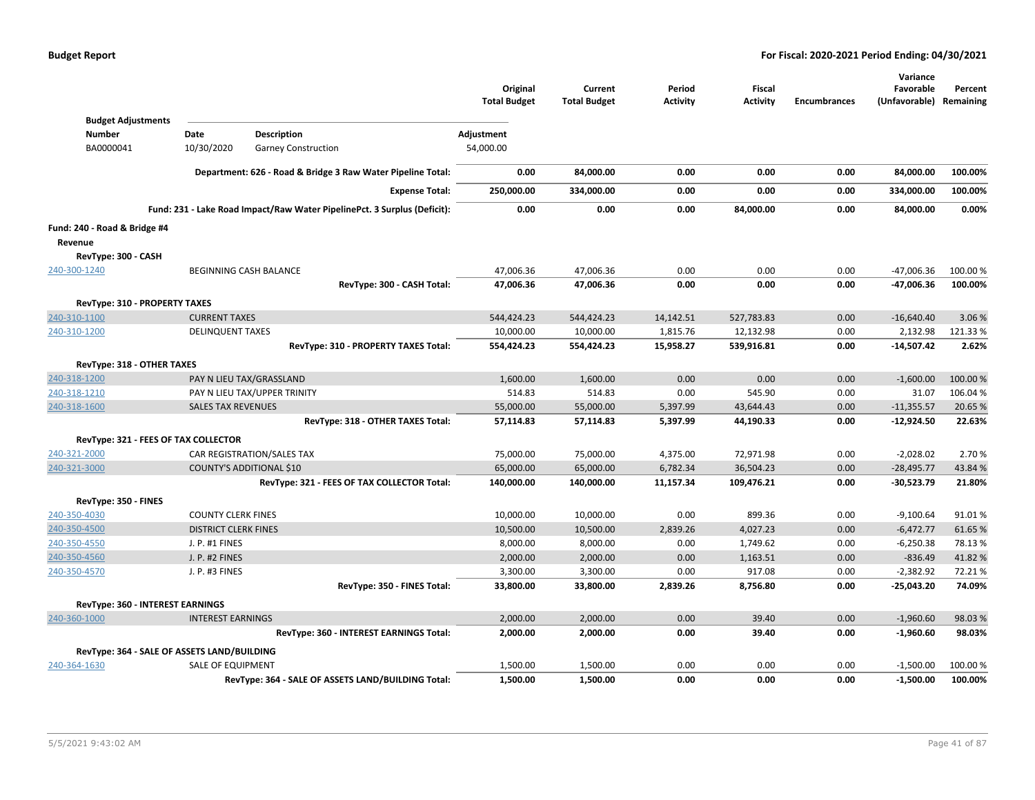**Budget Report** — **For Fiscal: 2020-2021 Period Ending: 04/30/2021**

| | | Original Total Budget | Current Total Budget | Period Activity | Fiscal Activity | Encumbrances | Variance Favorable (Unfavorable) | Percent Remaining |
|---|---|---|---|---|---|---|---|---|

**Budget Adjustments**

| Number | Date | Description | Adjustment |
|---|---|---|---|
| BA0000041 | 10/30/2020 | Garney Construction | 54,000.00 |

| | | Original Total Budget | Current Total Budget | Period Activity | Fiscal Activity | Encumbrances | Variance Favorable (Unfavorable) | Percent Remaining |
|---|---|---|---|---|---|---|---|---|
| | **Department: 626 - Road & Bridge 3 Raw Water Pipeline Total:** | **0.00** | **84,000.00** | **0.00** | **0.00** | **0.00** | **84,000.00** | **100.00%** |
| | **Expense Total:** | **250,000.00** | **334,000.00** | **0.00** | **0.00** | **0.00** | **334,000.00** | **100.00%** |
| | **Fund: 231 - Lake Road Impact/Raw Water PipelinePct. 3 Surplus (Deficit):** | **0.00** | **0.00** | **0.00** | **84,000.00** | **0.00** | **84,000.00** | **0.00%** |

**Fund: 240 - Road & Bridge #4**

**Revenue**

| Account | Description | Original Total Budget | Current Total Budget | Period Activity | Fiscal Activity | Encumbrances | Variance Favorable (Unfavorable) | Percent Remaining |
|---|---|---|---|---|---|---|---|---|
| **RevType: 300 - CASH** | | | | | | | | |
| 240-300-1240 | BEGINNING CASH BALANCE | 47,006.36 | 47,006.36 | 0.00 | 0.00 | 0.00 | -47,006.36 | 100.00 % |
| | **RevType: 300 - CASH Total:** | **47,006.36** | **47,006.36** | **0.00** | **0.00** | **0.00** | **-47,006.36** | **100.00%** |
| **RevType: 310 - PROPERTY TAXES** | | | | | | | | |
| 240-310-1100 | CURRENT TAXES | 544,424.23 | 544,424.23 | 14,142.51 | 527,783.83 | 0.00 | -16,640.40 | 3.06 % |
| 240-310-1200 | DELINQUENT TAXES | 10,000.00 | 10,000.00 | 1,815.76 | 12,132.98 | 0.00 | 2,132.98 | 121.33 % |
| | **RevType: 310 - PROPERTY TAXES Total:** | **554,424.23** | **554,424.23** | **15,958.27** | **539,916.81** | **0.00** | **-14,507.42** | **2.62%** |
| **RevType: 318 - OTHER TAXES** | | | | | | | | |
| 240-318-1200 | PAY N LIEU TAX/GRASSLAND | 1,600.00 | 1,600.00 | 0.00 | 0.00 | 0.00 | -1,600.00 | 100.00 % |
| 240-318-1210 | PAY N LIEU TAX/UPPER TRINITY | 514.83 | 514.83 | 0.00 | 545.90 | 0.00 | 31.07 | 106.04 % |
| 240-318-1600 | SALES TAX REVENUES | 55,000.00 | 55,000.00 | 5,397.99 | 43,644.43 | 0.00 | -11,355.57 | 20.65 % |
| | **RevType: 318 - OTHER TAXES Total:** | **57,114.83** | **57,114.83** | **5,397.99** | **44,190.33** | **0.00** | **-12,924.50** | **22.63%** |
| **RevType: 321 - FEES OF TAX COLLECTOR** | | | | | | | | |
| 240-321-2000 | CAR REGISTRATION/SALES TAX | 75,000.00 | 75,000.00 | 4,375.00 | 72,971.98 | 0.00 | -2,028.02 | 2.70 % |
| 240-321-3000 | COUNTY'S ADDITIONAL $10 | 65,000.00 | 65,000.00 | 6,782.34 | 36,504.23 | 0.00 | -28,495.77 | 43.84 % |
| | **RevType: 321 - FEES OF TAX COLLECTOR Total:** | **140,000.00** | **140,000.00** | **11,157.34** | **109,476.21** | **0.00** | **-30,523.79** | **21.80%** |
| **RevType: 350 - FINES** | | | | | | | | |
| 240-350-4030 | COUNTY CLERK FINES | 10,000.00 | 10,000.00 | 0.00 | 899.36 | 0.00 | -9,100.64 | 91.01 % |
| 240-350-4500 | DISTRICT CLERK FINES | 10,500.00 | 10,500.00 | 2,839.26 | 4,027.23 | 0.00 | -6,472.77 | 61.65 % |
| 240-350-4550 | J. P. #1 FINES | 8,000.00 | 8,000.00 | 0.00 | 1,749.62 | 0.00 | -6,250.38 | 78.13 % |
| 240-350-4560 | J. P. #2 FINES | 2,000.00 | 2,000.00 | 0.00 | 1,163.51 | 0.00 | -836.49 | 41.82 % |
| 240-350-4570 | J. P. #3 FINES | 3,300.00 | 3,300.00 | 0.00 | 917.08 | 0.00 | -2,382.92 | 72.21 % |
| | **RevType: 350 - FINES Total:** | **33,800.00** | **33,800.00** | **2,839.26** | **8,756.80** | **0.00** | **-25,043.20** | **74.09%** |
| **RevType: 360 - INTEREST EARNINGS** | | | | | | | | |
| 240-360-1000 | INTEREST EARNINGS | 2,000.00 | 2,000.00 | 0.00 | 39.40 | 0.00 | -1,960.60 | 98.03 % |
| | **RevType: 360 - INTEREST EARNINGS Total:** | **2,000.00** | **2,000.00** | **0.00** | **39.40** | **0.00** | **-1,960.60** | **98.03%** |
| **RevType: 364 - SALE OF ASSETS LAND/BUILDING** | | | | | | | | |
| 240-364-1630 | SALE OF EQUIPMENT | 1,500.00 | 1,500.00 | 0.00 | 0.00 | 0.00 | -1,500.00 | 100.00 % |
| | **RevType: 364 - SALE OF ASSETS LAND/BUILDING Total:** | **1,500.00** | **1,500.00** | **0.00** | **0.00** | **0.00** | **-1,500.00** | **100.00%** |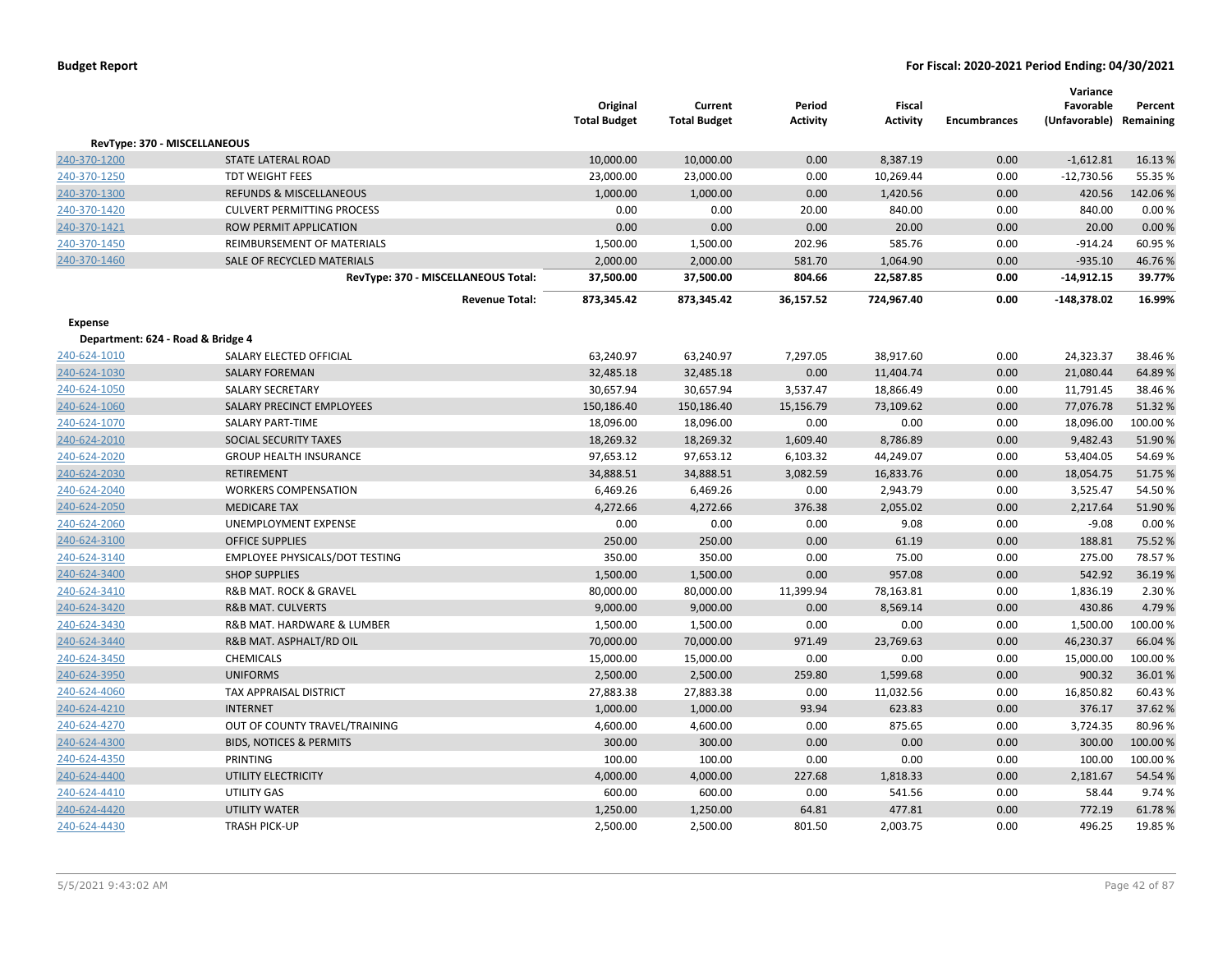**Budget Report** — **For Fiscal: 2020-2021 Period Ending: 04/30/2021**

| | | Original Total Budget | Current Total Budget | Period Activity | Fiscal Activity | Encumbrances | Variance Favorable (Unfavorable) | Percent Remaining |
|---|---|---|---|---|---|---|---|---|
| **RevType: 370 - MISCELLANEOUS** | | | | | | | | |
| 240-370-1200 | STATE LATERAL ROAD | 10,000.00 | 10,000.00 | 0.00 | 8,387.19 | 0.00 | -1,612.81 | 16.13 % |
| 240-370-1250 | TDT WEIGHT FEES | 23,000.00 | 23,000.00 | 0.00 | 10,269.44 | 0.00 | -12,730.56 | 55.35 % |
| 240-370-1300 | REFUNDS & MISCELLANEOUS | 1,000.00 | 1,000.00 | 0.00 | 1,420.56 | 0.00 | 420.56 | 142.06 % |
| 240-370-1420 | CULVERT PERMITTING PROCESS | 0.00 | 0.00 | 20.00 | 840.00 | 0.00 | 840.00 | 0.00 % |
| 240-370-1421 | ROW PERMIT APPLICATION | 0.00 | 0.00 | 0.00 | 20.00 | 0.00 | 20.00 | 0.00 % |
| 240-370-1450 | REIMBURSEMENT OF MATERIALS | 1,500.00 | 1,500.00 | 202.96 | 585.76 | 0.00 | -914.24 | 60.95 % |
| 240-370-1460 | SALE OF RECYCLED MATERIALS | 2,000.00 | 2,000.00 | 581.70 | 1,064.90 | 0.00 | -935.10 | 46.76 % |
| | **RevType: 370 - MISCELLANEOUS Total:** | **37,500.00** | **37,500.00** | **804.66** | **22,587.85** | **0.00** | **-14,912.15** | **39.77%** |
| | **Revenue Total:** | **873,345.42** | **873,345.42** | **36,157.52** | **724,967.40** | **0.00** | **-148,378.02** | **16.99%** |
| **Expense** | | | | | | | | |
| **Department: 624 - Road & Bridge 4** | | | | | | | | |
| 240-624-1010 | SALARY ELECTED OFFICIAL | 63,240.97 | 63,240.97 | 7,297.05 | 38,917.60 | 0.00 | 24,323.37 | 38.46 % |
| 240-624-1030 | SALARY FOREMAN | 32,485.18 | 32,485.18 | 0.00 | 11,404.74 | 0.00 | 21,080.44 | 64.89 % |
| 240-624-1050 | SALARY SECRETARY | 30,657.94 | 30,657.94 | 3,537.47 | 18,866.49 | 0.00 | 11,791.45 | 38.46 % |
| 240-624-1060 | SALARY PRECINCT EMPLOYEES | 150,186.40 | 150,186.40 | 15,156.79 | 73,109.62 | 0.00 | 77,076.78 | 51.32 % |
| 240-624-1070 | SALARY PART-TIME | 18,096.00 | 18,096.00 | 0.00 | 0.00 | 0.00 | 18,096.00 | 100.00 % |
| 240-624-2010 | SOCIAL SECURITY TAXES | 18,269.32 | 18,269.32 | 1,609.40 | 8,786.89 | 0.00 | 9,482.43 | 51.90 % |
| 240-624-2020 | GROUP HEALTH INSURANCE | 97,653.12 | 97,653.12 | 6,103.32 | 44,249.07 | 0.00 | 53,404.05 | 54.69 % |
| 240-624-2030 | RETIREMENT | 34,888.51 | 34,888.51 | 3,082.59 | 16,833.76 | 0.00 | 18,054.75 | 51.75 % |
| 240-624-2040 | WORKERS COMPENSATION | 6,469.26 | 6,469.26 | 0.00 | 2,943.79 | 0.00 | 3,525.47 | 54.50 % |
| 240-624-2050 | MEDICARE TAX | 4,272.66 | 4,272.66 | 376.38 | 2,055.02 | 0.00 | 2,217.64 | 51.90 % |
| 240-624-2060 | UNEMPLOYMENT EXPENSE | 0.00 | 0.00 | 0.00 | 9.08 | 0.00 | -9.08 | 0.00 % |
| 240-624-3100 | OFFICE SUPPLIES | 250.00 | 250.00 | 0.00 | 61.19 | 0.00 | 188.81 | 75.52 % |
| 240-624-3140 | EMPLOYEE PHYSICALS/DOT TESTING | 350.00 | 350.00 | 0.00 | 75.00 | 0.00 | 275.00 | 78.57 % |
| 240-624-3400 | SHOP SUPPLIES | 1,500.00 | 1,500.00 | 0.00 | 957.08 | 0.00 | 542.92 | 36.19 % |
| 240-624-3410 | R&B MAT. ROCK & GRAVEL | 80,000.00 | 80,000.00 | 11,399.94 | 78,163.81 | 0.00 | 1,836.19 | 2.30 % |
| 240-624-3420 | R&B MAT. CULVERTS | 9,000.00 | 9,000.00 | 0.00 | 8,569.14 | 0.00 | 430.86 | 4.79 % |
| 240-624-3430 | R&B MAT. HARDWARE & LUMBER | 1,500.00 | 1,500.00 | 0.00 | 0.00 | 0.00 | 1,500.00 | 100.00 % |
| 240-624-3440 | R&B MAT. ASPHALT/RD OIL | 70,000.00 | 70,000.00 | 971.49 | 23,769.63 | 0.00 | 46,230.37 | 66.04 % |
| 240-624-3450 | CHEMICALS | 15,000.00 | 15,000.00 | 0.00 | 0.00 | 0.00 | 15,000.00 | 100.00 % |
| 240-624-3950 | UNIFORMS | 2,500.00 | 2,500.00 | 259.80 | 1,599.68 | 0.00 | 900.32 | 36.01 % |
| 240-624-4060 | TAX APPRAISAL DISTRICT | 27,883.38 | 27,883.38 | 0.00 | 11,032.56 | 0.00 | 16,850.82 | 60.43 % |
| 240-624-4210 | INTERNET | 1,000.00 | 1,000.00 | 93.94 | 623.83 | 0.00 | 376.17 | 37.62 % |
| 240-624-4270 | OUT OF COUNTY TRAVEL/TRAINING | 4,600.00 | 4,600.00 | 0.00 | 875.65 | 0.00 | 3,724.35 | 80.96 % |
| 240-624-4300 | BIDS, NOTICES & PERMITS | 300.00 | 300.00 | 0.00 | 0.00 | 0.00 | 300.00 | 100.00 % |
| 240-624-4350 | PRINTING | 100.00 | 100.00 | 0.00 | 0.00 | 0.00 | 100.00 | 100.00 % |
| 240-624-4400 | UTILITY ELECTRICITY | 4,000.00 | 4,000.00 | 227.68 | 1,818.33 | 0.00 | 2,181.67 | 54.54 % |
| 240-624-4410 | UTILITY GAS | 600.00 | 600.00 | 0.00 | 541.56 | 0.00 | 58.44 | 9.74 % |
| 240-624-4420 | UTILITY WATER | 1,250.00 | 1,250.00 | 64.81 | 477.81 | 0.00 | 772.19 | 61.78 % |
| 240-624-4430 | TRASH PICK-UP | 2,500.00 | 2,500.00 | 801.50 | 2,003.75 | 0.00 | 496.25 | 19.85 % |

5/5/2021 9:43:02 AM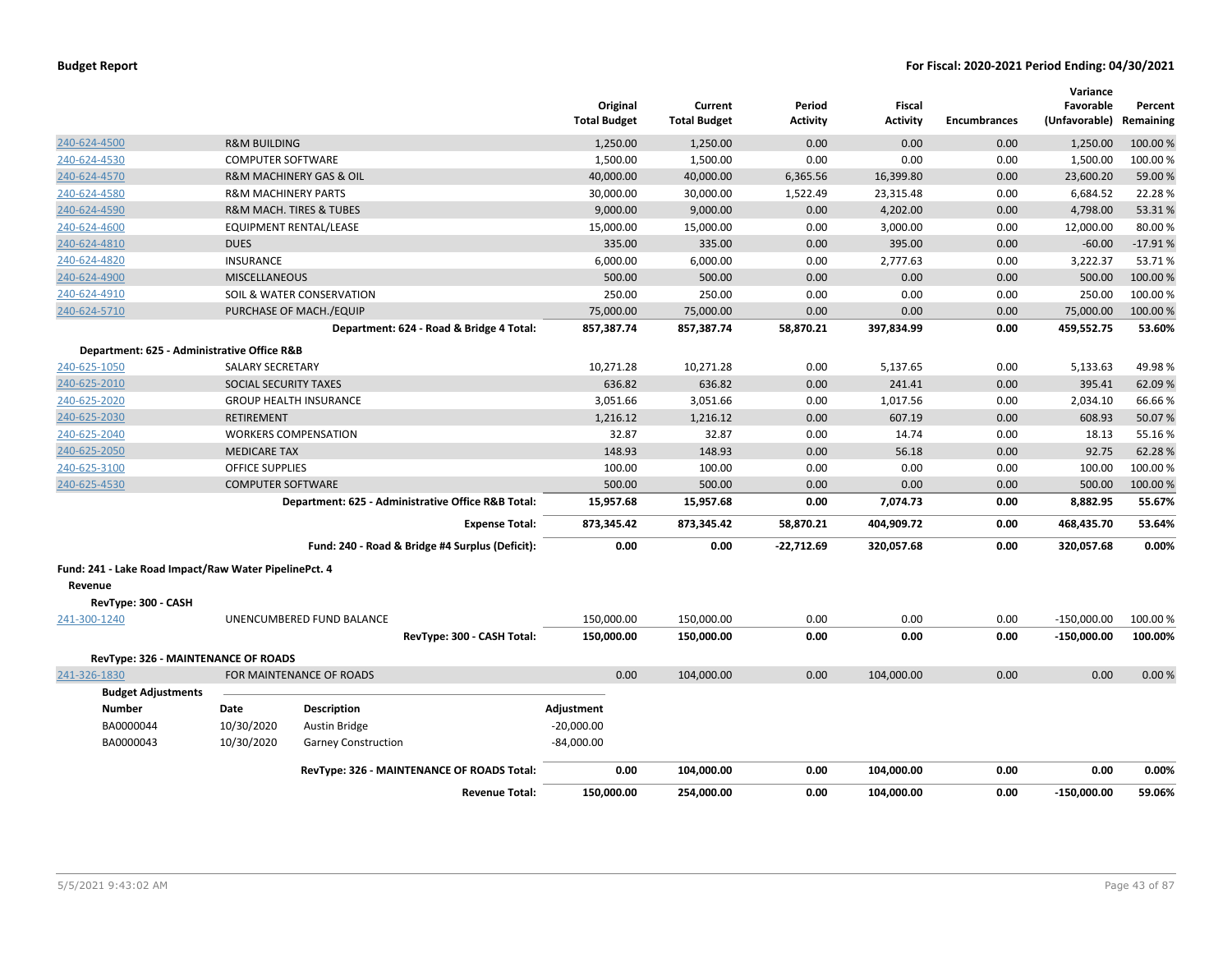**Budget Report** — For Fiscal: 2020-2021 Period Ending: 04/30/2021

| Account | Description | Original Total Budget | Current Total Budget | Period Activity | Fiscal Activity | Encumbrances | Variance Favorable (Unfavorable) | Percent Remaining |
|---|---|---|---|---|---|---|---|---|
| 240-624-4500 | R&M BUILDING | 1,250.00 | 1,250.00 | 0.00 | 0.00 | 0.00 | 1,250.00 | 100.00 % |
| 240-624-4530 | COMPUTER SOFTWARE | 1,500.00 | 1,500.00 | 0.00 | 0.00 | 0.00 | 1,500.00 | 100.00 % |
| 240-624-4570 | R&M MACHINERY GAS & OIL | 40,000.00 | 40,000.00 | 6,365.56 | 16,399.80 | 0.00 | 23,600.20 | 59.00 % |
| 240-624-4580 | R&M MACHINERY PARTS | 30,000.00 | 30,000.00 | 1,522.49 | 23,315.48 | 0.00 | 6,684.52 | 22.28 % |
| 240-624-4590 | R&M MACH. TIRES & TUBES | 9,000.00 | 9,000.00 | 0.00 | 4,202.00 | 0.00 | 4,798.00 | 53.31 % |
| 240-624-4600 | EQUIPMENT RENTAL/LEASE | 15,000.00 | 15,000.00 | 0.00 | 3,000.00 | 0.00 | 12,000.00 | 80.00 % |
| 240-624-4810 | DUES | 335.00 | 335.00 | 0.00 | 395.00 | 0.00 | -60.00 | -17.91 % |
| 240-624-4820 | INSURANCE | 6,000.00 | 6,000.00 | 0.00 | 2,777.63 | 0.00 | 3,222.37 | 53.71 % |
| 240-624-4900 | MISCELLANEOUS | 500.00 | 500.00 | 0.00 | 0.00 | 0.00 | 500.00 | 100.00 % |
| 240-624-4910 | SOIL & WATER CONSERVATION | 250.00 | 250.00 | 0.00 | 0.00 | 0.00 | 250.00 | 100.00 % |
| 240-624-5710 | PURCHASE OF MACH./EQUIP | 75,000.00 | 75,000.00 | 0.00 | 0.00 | 0.00 | 75,000.00 | 100.00 % |
| | **Department: 624 - Road & Bridge 4 Total:** | **857,387.74** | **857,387.74** | **58,870.21** | **397,834.99** | **0.00** | **459,552.75** | **53.60%** |
| **Department: 625 - Administrative Office R&B** | | | | | | | | |
| 240-625-1050 | SALARY SECRETARY | 10,271.28 | 10,271.28 | 0.00 | 5,137.65 | 0.00 | 5,133.63 | 49.98 % |
| 240-625-2010 | SOCIAL SECURITY TAXES | 636.82 | 636.82 | 0.00 | 241.41 | 0.00 | 395.41 | 62.09 % |
| 240-625-2020 | GROUP HEALTH INSURANCE | 3,051.66 | 3,051.66 | 0.00 | 1,017.56 | 0.00 | 2,034.10 | 66.66 % |
| 240-625-2030 | RETIREMENT | 1,216.12 | 1,216.12 | 0.00 | 607.19 | 0.00 | 608.93 | 50.07 % |
| 240-625-2040 | WORKERS COMPENSATION | 32.87 | 32.87 | 0.00 | 14.74 | 0.00 | 18.13 | 55.16 % |
| 240-625-2050 | MEDICARE TAX | 148.93 | 148.93 | 0.00 | 56.18 | 0.00 | 92.75 | 62.28 % |
| 240-625-3100 | OFFICE SUPPLIES | 100.00 | 100.00 | 0.00 | 0.00 | 0.00 | 100.00 | 100.00 % |
| 240-625-4530 | COMPUTER SOFTWARE | 500.00 | 500.00 | 0.00 | 0.00 | 0.00 | 500.00 | 100.00 % |
| | **Department: 625 - Administrative Office R&B Total:** | **15,957.68** | **15,957.68** | **0.00** | **7,074.73** | **0.00** | **8,882.95** | **55.67%** |
| | **Expense Total:** | **873,345.42** | **873,345.42** | **58,870.21** | **404,909.72** | **0.00** | **468,435.70** | **53.64%** |
| | **Fund: 240 - Road & Bridge #4 Surplus (Deficit):** | **0.00** | **0.00** | **-22,712.69** | **320,057.68** | **0.00** | **320,057.68** | **0.00%** |

**Fund: 241 - Lake Road Impact/Raw Water PipelinePct. 4**

**Revenue**

| Account | Description | Original Total Budget | Current Total Budget | Period Activity | Fiscal Activity | Encumbrances | Variance Favorable (Unfavorable) | Percent Remaining |
|---|---|---|---|---|---|---|---|---|
| **RevType: 300 - CASH** | | | | | | | | |
| 241-300-1240 | UNENCUMBERED FUND BALANCE | 150,000.00 | 150,000.00 | 0.00 | 0.00 | 0.00 | -150,000.00 | 100.00 % |
| | **RevType: 300 - CASH Total:** | **150,000.00** | **150,000.00** | **0.00** | **0.00** | **0.00** | **-150,000.00** | **100.00%** |
| **RevType: 326 - MAINTENANCE OF ROADS** | | | | | | | | |
| 241-326-1830 | FOR MAINTENANCE OF ROADS | 0.00 | 104,000.00 | 0.00 | 104,000.00 | 0.00 | 0.00 | 0.00 % |

**Budget Adjustments**

| Number | Date | Description | Adjustment |
|---|---|---|---|
| BA0000044 | 10/30/2020 | Austin Bridge | -20,000.00 |
| BA0000043 | 10/30/2020 | Garney Construction | -84,000.00 |

| | Original Total Budget | Current Total Budget | Period Activity | Fiscal Activity | Encumbrances | Variance Favorable (Unfavorable) | Percent Remaining |
|---|---|---|---|---|---|---|---|
| **RevType: 326 - MAINTENANCE OF ROADS Total:** | **0.00** | **104,000.00** | **0.00** | **104,000.00** | **0.00** | **0.00** | **0.00%** |
| **Revenue Total:** | **150,000.00** | **254,000.00** | **0.00** | **104,000.00** | **0.00** | **-150,000.00** | **59.06%** |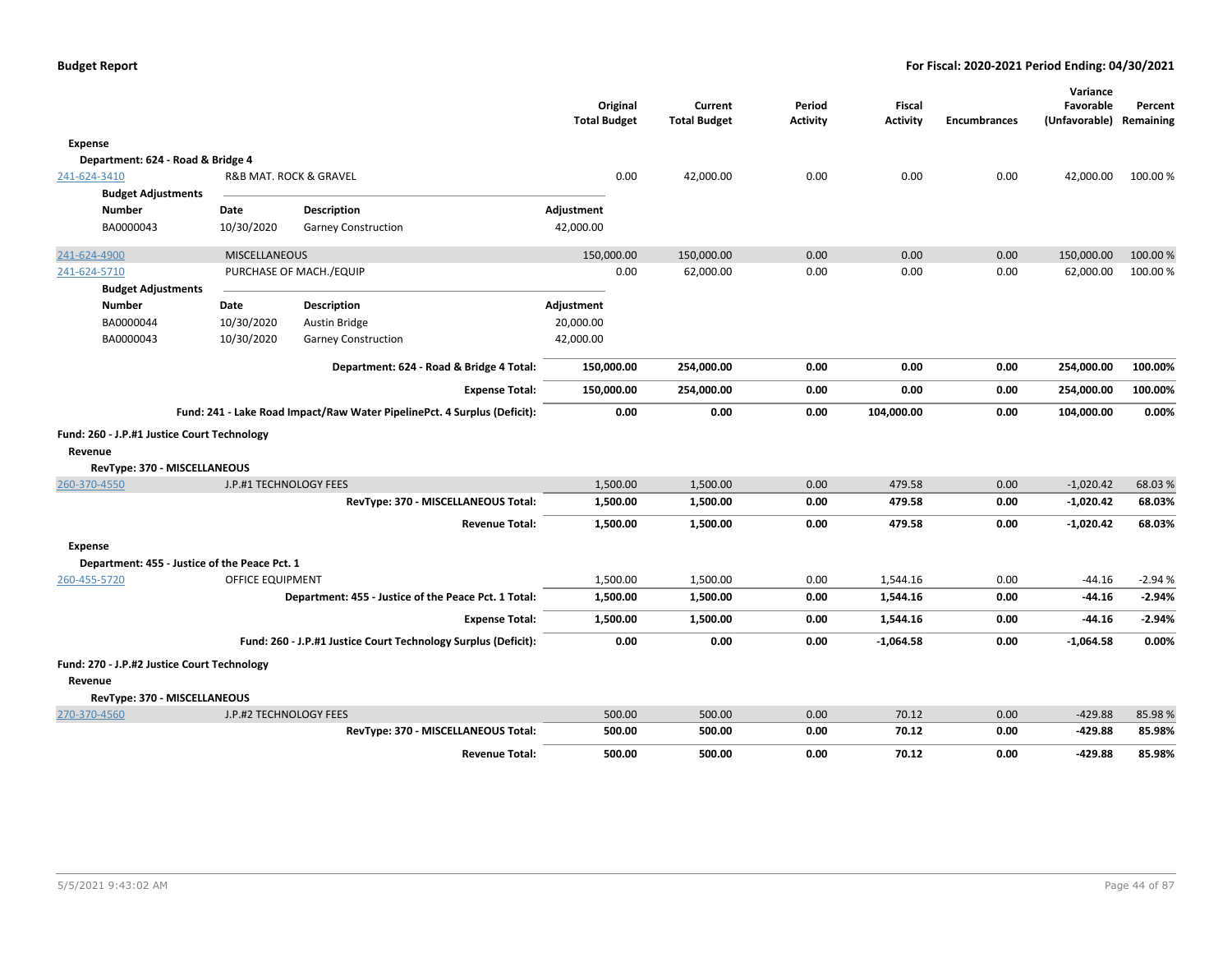**Budget Report** — For Fiscal: 2020-2021 Period Ending: 04/30/2021

| | | Original Total Budget | Current Total Budget | Period Activity | Fiscal Activity | Encumbrances | Variance Favorable (Unfavorable) | Percent Remaining |
|---|---|---|---|---|---|---|---|---|
| **Expense** | | | | | | | | |
| **Department: 624 - Road & Bridge 4** | | | | | | | | |
| 241-624-3410 | R&B MAT. ROCK & GRAVEL | 0.00 | 42,000.00 | 0.00 | 0.00 | 0.00 | 42,000.00 | 100.00 % |

**Budget Adjustments**

| Number | Date | Description | Adjustment |
|---|---|---|---|
| BA0000043 | 10/30/2020 | Garney Construction | 42,000.00 |

| | | Original Total Budget | Current Total Budget | Period Activity | Fiscal Activity | Encumbrances | Variance Favorable (Unfavorable) | Percent Remaining |
|---|---|---|---|---|---|---|---|---|
| 241-624-4900 | MISCELLANEOUS | 150,000.00 | 150,000.00 | 0.00 | 0.00 | 0.00 | 150,000.00 | 100.00 % |
| 241-624-5710 | PURCHASE OF MACH./EQUIP | 0.00 | 62,000.00 | 0.00 | 0.00 | 0.00 | 62,000.00 | 100.00 % |

**Budget Adjustments**

| Number | Date | Description | Adjustment |
|---|---|---|---|
| BA0000044 | 10/30/2020 | Austin Bridge | 20,000.00 |
| BA0000043 | 10/30/2020 | Garney Construction | 42,000.00 |

| | Original Total Budget | Current Total Budget | Period Activity | Fiscal Activity | Encumbrances | Variance Favorable (Unfavorable) | Percent Remaining |
|---|---|---|---|---|---|---|---|
| **Department: 624 - Road & Bridge 4 Total:** | **150,000.00** | **254,000.00** | **0.00** | **0.00** | **0.00** | **254,000.00** | **100.00%** |
| **Expense Total:** | **150,000.00** | **254,000.00** | **0.00** | **0.00** | **0.00** | **254,000.00** | **100.00%** |
| **Fund: 241 - Lake Road Impact/Raw Water PipelinePct. 4 Surplus (Deficit):** | **0.00** | **0.00** | **0.00** | **104,000.00** | **0.00** | **104,000.00** | **0.00%** |

**Fund: 260 - J.P.#1 Justice Court Technology**

| | | Original Total Budget | Current Total Budget | Period Activity | Fiscal Activity | Encumbrances | Variance Favorable (Unfavorable) | Percent Remaining |
|---|---|---|---|---|---|---|---|---|
| **Revenue** | | | | | | | | |
| **RevType: 370 - MISCELLANEOUS** | | | | | | | | |
| 260-370-4550 | J.P.#1 TECHNOLOGY FEES | 1,500.00 | 1,500.00 | 0.00 | 479.58 | 0.00 | -1,020.42 | 68.03 % |
| | **RevType: 370 - MISCELLANEOUS Total:** | **1,500.00** | **1,500.00** | **0.00** | **479.58** | **0.00** | **-1,020.42** | **68.03%** |
| | **Revenue Total:** | **1,500.00** | **1,500.00** | **0.00** | **479.58** | **0.00** | **-1,020.42** | **68.03%** |
| **Expense** | | | | | | | | |
| **Department: 455 - Justice of the Peace Pct. 1** | | | | | | | | |
| 260-455-5720 | OFFICE EQUIPMENT | 1,500.00 | 1,500.00 | 0.00 | 1,544.16 | 0.00 | -44.16 | -2.94 % |
| | **Department: 455 - Justice of the Peace Pct. 1 Total:** | **1,500.00** | **1,500.00** | **0.00** | **1,544.16** | **0.00** | **-44.16** | **-2.94%** |
| | **Expense Total:** | **1,500.00** | **1,500.00** | **0.00** | **1,544.16** | **0.00** | **-44.16** | **-2.94%** |
| | **Fund: 260 - J.P.#1 Justice Court Technology Surplus (Deficit):** | **0.00** | **0.00** | **0.00** | **-1,064.58** | **0.00** | **-1,064.58** | **0.00%** |

**Fund: 270 - J.P.#2 Justice Court Technology**

| | | Original Total Budget | Current Total Budget | Period Activity | Fiscal Activity | Encumbrances | Variance Favorable (Unfavorable) | Percent Remaining |
|---|---|---|---|---|---|---|---|---|
| **Revenue** | | | | | | | | |
| **RevType: 370 - MISCELLANEOUS** | | | | | | | | |
| 270-370-4560 | J.P.#2 TECHNOLOGY FEES | 500.00 | 500.00 | 0.00 | 70.12 | 0.00 | -429.88 | 85.98 % |
| | **RevType: 370 - MISCELLANEOUS Total:** | **500.00** | **500.00** | **0.00** | **70.12** | **0.00** | **-429.88** | **85.98%** |
| | **Revenue Total:** | **500.00** | **500.00** | **0.00** | **70.12** | **0.00** | **-429.88** | **85.98%** |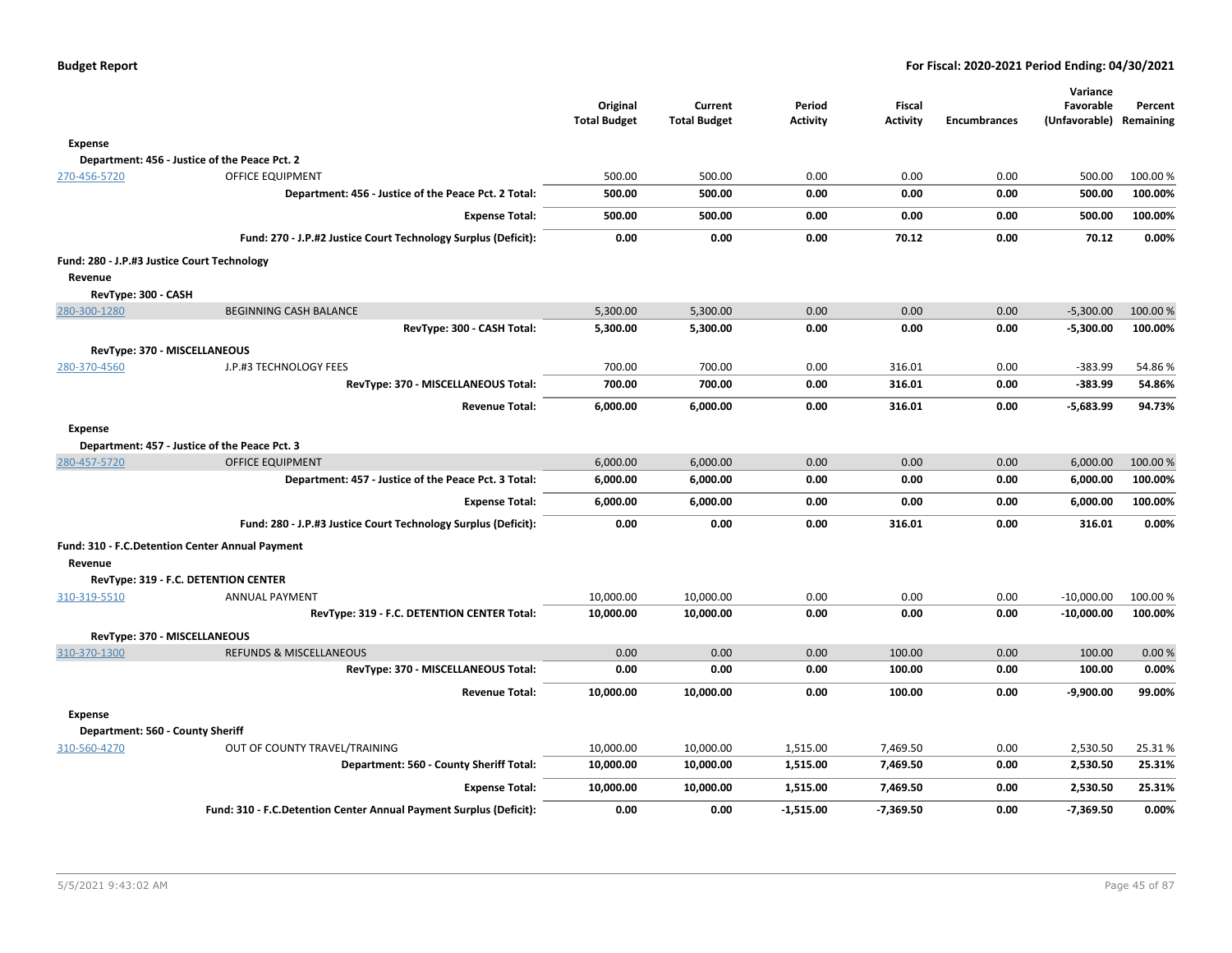| | | Original Total Budget | Current Total Budget | Period Activity | Fiscal Activity | Encumbrances | Variance Favorable (Unfavorable) | Percent Remaining |
|---|---|---|---|---|---|---|---|---|
| **Expense** | | | | | | | | |
| **Department: 456 - Justice of the Peace Pct. 2** | | | | | | | | |
| 270-456-5720 | OFFICE EQUIPMENT | 500.00 | 500.00 | 0.00 | 0.00 | 0.00 | 500.00 | 100.00 % |
| | **Department: 456 - Justice of the Peace Pct. 2 Total:** | **500.00** | **500.00** | **0.00** | **0.00** | **0.00** | **500.00** | **100.00%** |
| | **Expense Total:** | **500.00** | **500.00** | **0.00** | **0.00** | **0.00** | **500.00** | **100.00%** |
| | **Fund: 270 - J.P.#2 Justice Court Technology Surplus (Deficit):** | **0.00** | **0.00** | **0.00** | **70.12** | **0.00** | **70.12** | **0.00%** |
| **Fund: 280 - J.P.#3 Justice Court Technology** | | | | | | | | |
| **Revenue** | | | | | | | | |
| **RevType: 300 - CASH** | | | | | | | | |
| 280-300-1280 | BEGINNING CASH BALANCE | 5,300.00 | 5,300.00 | 0.00 | 0.00 | 0.00 | -5,300.00 | 100.00 % |
| | **RevType: 300 - CASH Total:** | **5,300.00** | **5,300.00** | **0.00** | **0.00** | **0.00** | **-5,300.00** | **100.00%** |
| **RevType: 370 - MISCELLANEOUS** | | | | | | | | |
| 280-370-4560 | J.P.#3 TECHNOLOGY FEES | 700.00 | 700.00 | 0.00 | 316.01 | 0.00 | -383.99 | 54.86 % |
| | **RevType: 370 - MISCELLANEOUS Total:** | **700.00** | **700.00** | **0.00** | **316.01** | **0.00** | **-383.99** | **54.86%** |
| | **Revenue Total:** | **6,000.00** | **6,000.00** | **0.00** | **316.01** | **0.00** | **-5,683.99** | **94.73%** |
| **Expense** | | | | | | | | |
| **Department: 457 - Justice of the Peace Pct. 3** | | | | | | | | |
| 280-457-5720 | OFFICE EQUIPMENT | 6,000.00 | 6,000.00 | 0.00 | 0.00 | 0.00 | 6,000.00 | 100.00 % |
| | **Department: 457 - Justice of the Peace Pct. 3 Total:** | **6,000.00** | **6,000.00** | **0.00** | **0.00** | **0.00** | **6,000.00** | **100.00%** |
| | **Expense Total:** | **6,000.00** | **6,000.00** | **0.00** | **0.00** | **0.00** | **6,000.00** | **100.00%** |
| | **Fund: 280 - J.P.#3 Justice Court Technology Surplus (Deficit):** | **0.00** | **0.00** | **0.00** | **316.01** | **0.00** | **316.01** | **0.00%** |
| **Fund: 310 - F.C.Detention Center Annual Payment** | | | | | | | | |
| **Revenue** | | | | | | | | |
| **RevType: 319 - F.C. DETENTION CENTER** | | | | | | | | |
| 310-319-5510 | ANNUAL PAYMENT | 10,000.00 | 10,000.00 | 0.00 | 0.00 | 0.00 | -10,000.00 | 100.00 % |
| | **RevType: 319 - F.C. DETENTION CENTER Total:** | **10,000.00** | **10,000.00** | **0.00** | **0.00** | **0.00** | **-10,000.00** | **100.00%** |
| **RevType: 370 - MISCELLANEOUS** | | | | | | | | |
| 310-370-1300 | REFUNDS & MISCELLANEOUS | 0.00 | 0.00 | 0.00 | 100.00 | 0.00 | 100.00 | 0.00 % |
| | **RevType: 370 - MISCELLANEOUS Total:** | **0.00** | **0.00** | **0.00** | **100.00** | **0.00** | **100.00** | **0.00%** |
| | **Revenue Total:** | **10,000.00** | **10,000.00** | **0.00** | **100.00** | **0.00** | **-9,900.00** | **99.00%** |
| **Expense** | | | | | | | | |
| **Department: 560 - County Sheriff** | | | | | | | | |
| 310-560-4270 | OUT OF COUNTY TRAVEL/TRAINING | 10,000.00 | 10,000.00 | 1,515.00 | 7,469.50 | 0.00 | 2,530.50 | 25.31 % |
| | **Department: 560 - County Sheriff Total:** | **10,000.00** | **10,000.00** | **1,515.00** | **7,469.50** | **0.00** | **2,530.50** | **25.31%** |
| | **Expense Total:** | **10,000.00** | **10,000.00** | **1,515.00** | **7,469.50** | **0.00** | **2,530.50** | **25.31%** |
| | **Fund: 310 - F.C.Detention Center Annual Payment Surplus (Deficit):** | **0.00** | **0.00** | **-1,515.00** | **-7,369.50** | **0.00** | **-7,369.50** | **0.00%** |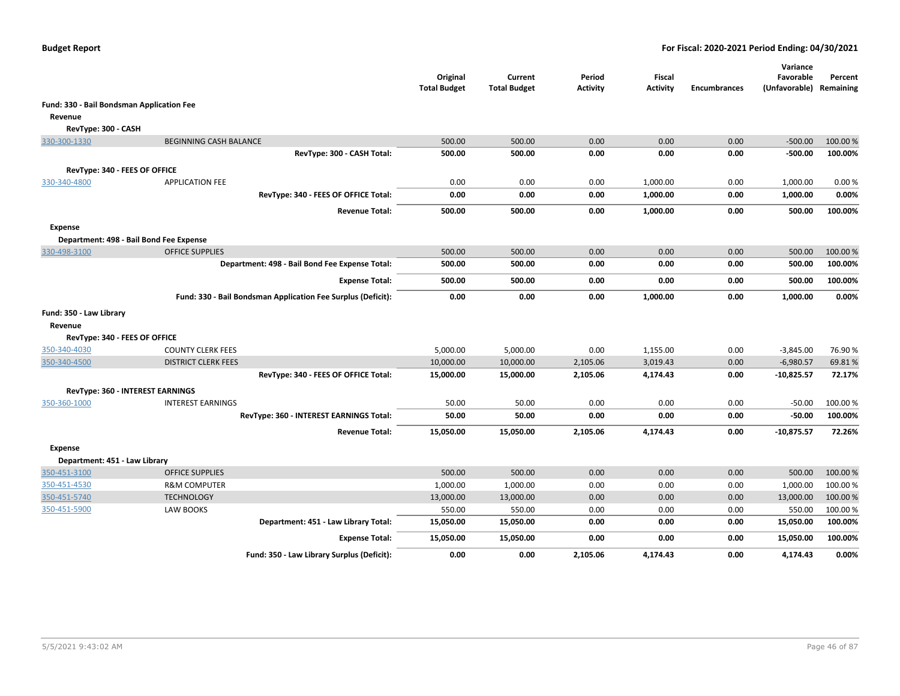**Budget Report** **For Fiscal: 2020-2021 Period Ending: 04/30/2021**

| | | Original Total Budget | Current Total Budget | Period Activity | Fiscal Activity | Encumbrances | Variance Favorable (Unfavorable) | Percent Remaining |
|---|---|---|---|---|---|---|---|---|
| **Fund: 330 - Bail Bondsman Application Fee** | | | | | | | | |
| **Revenue** | | | | | | | | |
| **RevType: 300 - CASH** | | | | | | | | |
| 330-300-1330 | BEGINNING CASH BALANCE | 500.00 | 500.00 | 0.00 | 0.00 | 0.00 | -500.00 | 100.00 % |
| | **RevType: 300 - CASH Total:** | **500.00** | **500.00** | **0.00** | **0.00** | **0.00** | **-500.00** | **100.00%** |
| **RevType: 340 - FEES OF OFFICE** | | | | | | | | |
| 330-340-4800 | APPLICATION FEE | 0.00 | 0.00 | 0.00 | 1,000.00 | 0.00 | 1,000.00 | 0.00 % |
| | **RevType: 340 - FEES OF OFFICE Total:** | **0.00** | **0.00** | **0.00** | **1,000.00** | **0.00** | **1,000.00** | **0.00%** |
| | **Revenue Total:** | **500.00** | **500.00** | **0.00** | **1,000.00** | **0.00** | **500.00** | **100.00%** |
| **Expense** | | | | | | | | |
| **Department: 498 - Bail Bond Fee Expense** | | | | | | | | |
| 330-498-3100 | OFFICE SUPPLIES | 500.00 | 500.00 | 0.00 | 0.00 | 0.00 | 500.00 | 100.00 % |
| | **Department: 498 - Bail Bond Fee Expense Total:** | **500.00** | **500.00** | **0.00** | **0.00** | **0.00** | **500.00** | **100.00%** |
| | **Expense Total:** | **500.00** | **500.00** | **0.00** | **0.00** | **0.00** | **500.00** | **100.00%** |
| | **Fund: 330 - Bail Bondsman Application Fee Surplus (Deficit):** | **0.00** | **0.00** | **0.00** | **1,000.00** | **0.00** | **1,000.00** | **0.00%** |
| **Fund: 350 - Law Library** | | | | | | | | |
| **Revenue** | | | | | | | | |
| **RevType: 340 - FEES OF OFFICE** | | | | | | | | |
| 350-340-4030 | COUNTY CLERK FEES | 5,000.00 | 5,000.00 | 0.00 | 1,155.00 | 0.00 | -3,845.00 | 76.90 % |
| 350-340-4500 | DISTRICT CLERK FEES | 10,000.00 | 10,000.00 | 2,105.06 | 3,019.43 | 0.00 | -6,980.57 | 69.81 % |
| | **RevType: 340 - FEES OF OFFICE Total:** | **15,000.00** | **15,000.00** | **2,105.06** | **4,174.43** | **0.00** | **-10,825.57** | **72.17%** |
| **RevType: 360 - INTEREST EARNINGS** | | | | | | | | |
| 350-360-1000 | INTEREST EARNINGS | 50.00 | 50.00 | 0.00 | 0.00 | 0.00 | -50.00 | 100.00 % |
| | **RevType: 360 - INTEREST EARNINGS Total:** | **50.00** | **50.00** | **0.00** | **0.00** | **0.00** | **-50.00** | **100.00%** |
| | **Revenue Total:** | **15,050.00** | **15,050.00** | **2,105.06** | **4,174.43** | **0.00** | **-10,875.57** | **72.26%** |
| **Expense** | | | | | | | | |
| **Department: 451 - Law Library** | | | | | | | | |
| 350-451-3100 | OFFICE SUPPLIES | 500.00 | 500.00 | 0.00 | 0.00 | 0.00 | 500.00 | 100.00 % |
| 350-451-4530 | R&M COMPUTER | 1,000.00 | 1,000.00 | 0.00 | 0.00 | 0.00 | 1,000.00 | 100.00 % |
| 350-451-5740 | TECHNOLOGY | 13,000.00 | 13,000.00 | 0.00 | 0.00 | 0.00 | 13,000.00 | 100.00 % |
| 350-451-5900 | LAW BOOKS | 550.00 | 550.00 | 0.00 | 0.00 | 0.00 | 550.00 | 100.00 % |
| | **Department: 451 - Law Library Total:** | **15,050.00** | **15,050.00** | **0.00** | **0.00** | **0.00** | **15,050.00** | **100.00%** |
| | **Expense Total:** | **15,050.00** | **15,050.00** | **0.00** | **0.00** | **0.00** | **15,050.00** | **100.00%** |
| | **Fund: 350 - Law Library Surplus (Deficit):** | **0.00** | **0.00** | **2,105.06** | **4,174.43** | **0.00** | **4,174.43** | **0.00%** |

5/5/2021 9:43:02 AM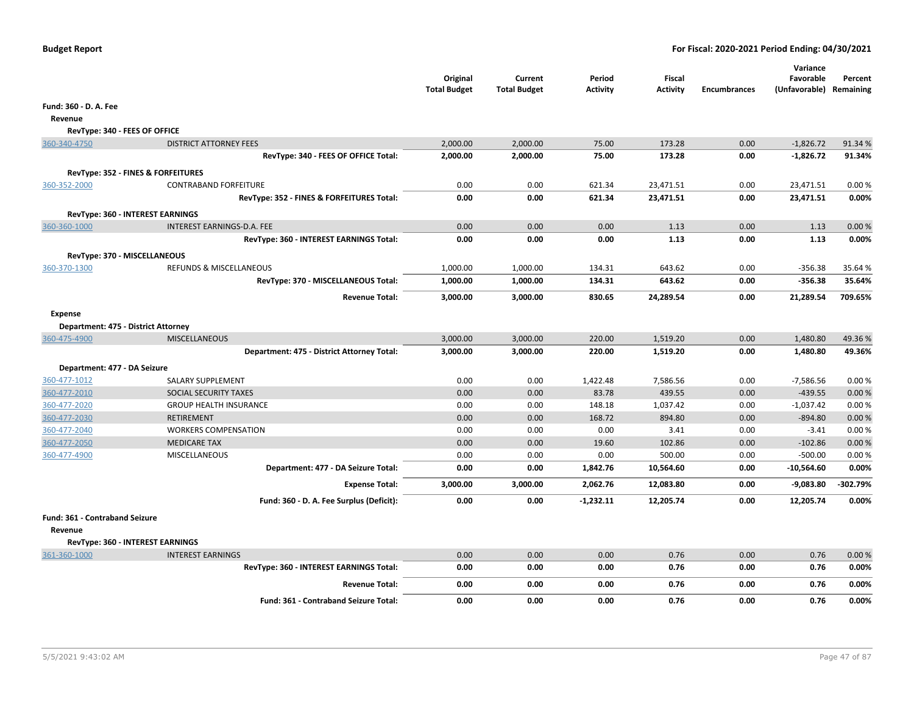**Budget Report** — For Fiscal: 2020-2021 Period Ending: 04/30/2021

| | | Original Total Budget | Current Total Budget | Period Activity | Fiscal Activity | Encumbrances | Variance Favorable (Unfavorable) | Percent Remaining |
|---|---|---|---|---|---|---|---|---|
| **Fund: 360 - D. A. Fee** | | | | | | | | |
| **Revenue** | | | | | | | | |
| **RevType: 340 - FEES OF OFFICE** | | | | | | | | |
| 360-340-4750 | DISTRICT ATTORNEY FEES | 2,000.00 | 2,000.00 | 75.00 | 173.28 | 0.00 | -1,826.72 | 91.34 % |
| | **RevType: 340 - FEES OF OFFICE Total:** | **2,000.00** | **2,000.00** | **75.00** | **173.28** | **0.00** | **-1,826.72** | **91.34%** |
| **RevType: 352 - FINES & FORFEITURES** | | | | | | | | |
| 360-352-2000 | CONTRABAND FORFEITURE | 0.00 | 0.00 | 621.34 | 23,471.51 | 0.00 | 23,471.51 | 0.00 % |
| | **RevType: 352 - FINES & FORFEITURES Total:** | **0.00** | **0.00** | **621.34** | **23,471.51** | **0.00** | **23,471.51** | **0.00%** |
| **RevType: 360 - INTEREST EARNINGS** | | | | | | | | |
| 360-360-1000 | INTEREST EARNINGS-D.A. FEE | 0.00 | 0.00 | 0.00 | 1.13 | 0.00 | 1.13 | 0.00 % |
| | **RevType: 360 - INTEREST EARNINGS Total:** | **0.00** | **0.00** | **0.00** | **1.13** | **0.00** | **1.13** | **0.00%** |
| **RevType: 370 - MISCELLANEOUS** | | | | | | | | |
| 360-370-1300 | REFUNDS & MISCELLANEOUS | 1,000.00 | 1,000.00 | 134.31 | 643.62 | 0.00 | -356.38 | 35.64 % |
| | **RevType: 370 - MISCELLANEOUS Total:** | **1,000.00** | **1,000.00** | **134.31** | **643.62** | **0.00** | **-356.38** | **35.64%** |
| | **Revenue Total:** | **3,000.00** | **3,000.00** | **830.65** | **24,289.54** | **0.00** | **21,289.54** | **709.65%** |
| **Expense** | | | | | | | | |
| **Department: 475 - District Attorney** | | | | | | | | |
| 360-475-4900 | MISCELLANEOUS | 3,000.00 | 3,000.00 | 220.00 | 1,519.20 | 0.00 | 1,480.80 | 49.36 % |
| | **Department: 475 - District Attorney Total:** | **3,000.00** | **3,000.00** | **220.00** | **1,519.20** | **0.00** | **1,480.80** | **49.36%** |
| **Department: 477 - DA Seizure** | | | | | | | | |
| 360-477-1012 | SALARY SUPPLEMENT | 0.00 | 0.00 | 1,422.48 | 7,586.56 | 0.00 | -7,586.56 | 0.00 % |
| 360-477-2010 | SOCIAL SECURITY TAXES | 0.00 | 0.00 | 83.78 | 439.55 | 0.00 | -439.55 | 0.00 % |
| 360-477-2020 | GROUP HEALTH INSURANCE | 0.00 | 0.00 | 148.18 | 1,037.42 | 0.00 | -1,037.42 | 0.00 % |
| 360-477-2030 | RETIREMENT | 0.00 | 0.00 | 168.72 | 894.80 | 0.00 | -894.80 | 0.00 % |
| 360-477-2040 | WORKERS COMPENSATION | 0.00 | 0.00 | 0.00 | 3.41 | 0.00 | -3.41 | 0.00 % |
| 360-477-2050 | MEDICARE TAX | 0.00 | 0.00 | 19.60 | 102.86 | 0.00 | -102.86 | 0.00 % |
| 360-477-4900 | MISCELLANEOUS | 0.00 | 0.00 | 0.00 | 500.00 | 0.00 | -500.00 | 0.00 % |
| | **Department: 477 - DA Seizure Total:** | **0.00** | **0.00** | **1,842.76** | **10,564.60** | **0.00** | **-10,564.60** | **0.00%** |
| | **Expense Total:** | **3,000.00** | **3,000.00** | **2,062.76** | **12,083.80** | **0.00** | **-9,083.80** | **-302.79%** |
| | **Fund: 360 - D. A. Fee Surplus (Deficit):** | **0.00** | **0.00** | **-1,232.11** | **12,205.74** | **0.00** | **12,205.74** | **0.00%** |
| **Fund: 361 - Contraband Seizure** | | | | | | | | |
| **Revenue** | | | | | | | | |
| **RevType: 360 - INTEREST EARNINGS** | | | | | | | | |
| 361-360-1000 | INTEREST EARNINGS | 0.00 | 0.00 | 0.00 | 0.76 | 0.00 | 0.76 | 0.00 % |
| | **RevType: 360 - INTEREST EARNINGS Total:** | **0.00** | **0.00** | **0.00** | **0.76** | **0.00** | **0.76** | **0.00%** |
| | **Revenue Total:** | **0.00** | **0.00** | **0.00** | **0.76** | **0.00** | **0.76** | **0.00%** |
| | **Fund: 361 - Contraband Seizure Total:** | **0.00** | **0.00** | **0.00** | **0.76** | **0.00** | **0.76** | **0.00%** |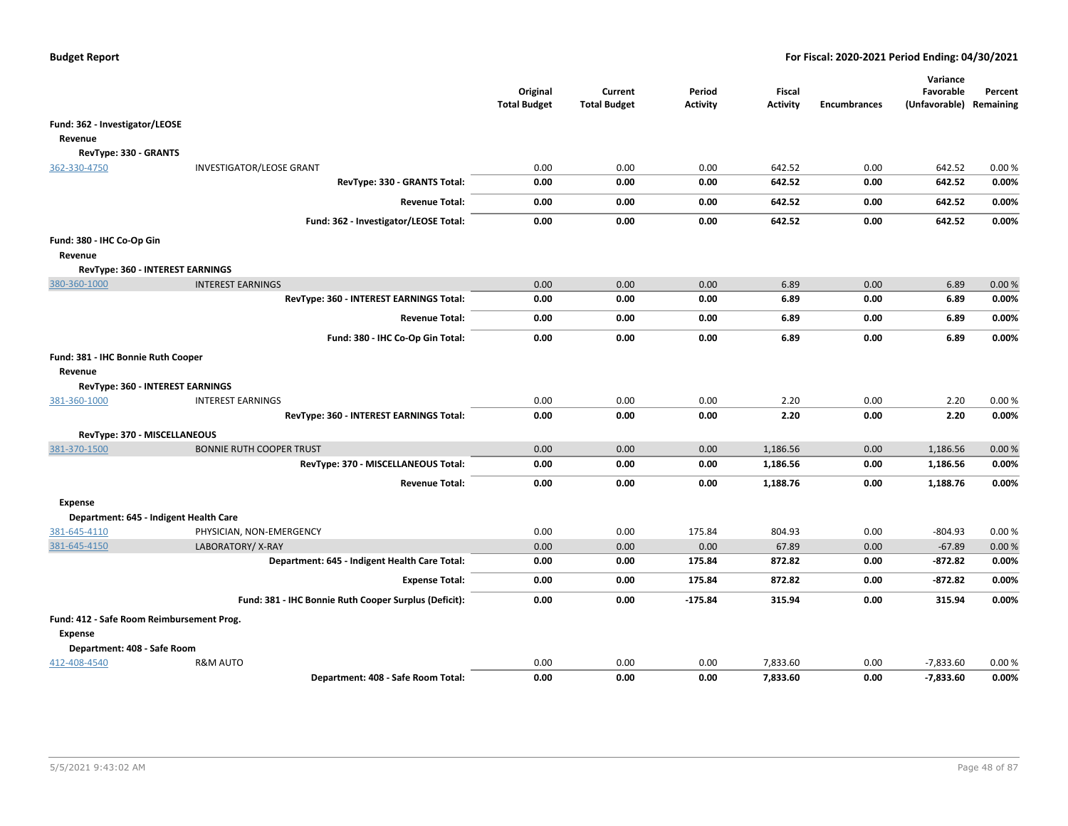**Budget Report** **For Fiscal: 2020-2021 Period Ending: 04/30/2021**

| | | Original Total Budget | Current Total Budget | Period Activity | Fiscal Activity | Encumbrances | Variance Favorable (Unfavorable) | Percent Remaining |
|---|---|---|---|---|---|---|---|---|
| **Fund: 362 - Investigator/LEOSE** | | | | | | | | |
| **Revenue** | | | | | | | | |
| **RevType: 330 - GRANTS** | | | | | | | | |
| 362-330-4750 | INVESTIGATOR/LEOSE GRANT | 0.00 | 0.00 | 0.00 | 642.52 | 0.00 | 642.52 | 0.00 % |
| | **RevType: 330 - GRANTS Total:** | **0.00** | **0.00** | **0.00** | **642.52** | **0.00** | **642.52** | **0.00%** |
| | **Revenue Total:** | **0.00** | **0.00** | **0.00** | **642.52** | **0.00** | **642.52** | **0.00%** |
| | **Fund: 362 - Investigator/LEOSE Total:** | **0.00** | **0.00** | **0.00** | **642.52** | **0.00** | **642.52** | **0.00%** |
| **Fund: 380 - IHC Co-Op Gin** | | | | | | | | |
| **Revenue** | | | | | | | | |
| **RevType: 360 - INTEREST EARNINGS** | | | | | | | | |
| 380-360-1000 | INTEREST EARNINGS | 0.00 | 0.00 | 0.00 | 6.89 | 0.00 | 6.89 | 0.00 % |
| | **RevType: 360 - INTEREST EARNINGS Total:** | **0.00** | **0.00** | **0.00** | **6.89** | **0.00** | **6.89** | **0.00%** |
| | **Revenue Total:** | **0.00** | **0.00** | **0.00** | **6.89** | **0.00** | **6.89** | **0.00%** |
| | **Fund: 380 - IHC Co-Op Gin Total:** | **0.00** | **0.00** | **0.00** | **6.89** | **0.00** | **6.89** | **0.00%** |
| **Fund: 381 - IHC Bonnie Ruth Cooper** | | | | | | | | |
| **Revenue** | | | | | | | | |
| **RevType: 360 - INTEREST EARNINGS** | | | | | | | | |
| 381-360-1000 | INTEREST EARNINGS | 0.00 | 0.00 | 0.00 | 2.20 | 0.00 | 2.20 | 0.00 % |
| | **RevType: 360 - INTEREST EARNINGS Total:** | **0.00** | **0.00** | **0.00** | **2.20** | **0.00** | **2.20** | **0.00%** |
| **RevType: 370 - MISCELLANEOUS** | | | | | | | | |
| 381-370-1500 | BONNIE RUTH COOPER TRUST | 0.00 | 0.00 | 0.00 | 1,186.56 | 0.00 | 1,186.56 | 0.00 % |
| | **RevType: 370 - MISCELLANEOUS Total:** | **0.00** | **0.00** | **0.00** | **1,186.56** | **0.00** | **1,186.56** | **0.00%** |
| | **Revenue Total:** | **0.00** | **0.00** | **0.00** | **1,188.76** | **0.00** | **1,188.76** | **0.00%** |
| **Expense** | | | | | | | | |
| **Department: 645 - Indigent Health Care** | | | | | | | | |
| 381-645-4110 | PHYSICIAN, NON-EMERGENCY | 0.00 | 0.00 | 175.84 | 804.93 | 0.00 | -804.93 | 0.00 % |
| 381-645-4150 | LABORATORY/ X-RAY | 0.00 | 0.00 | 0.00 | 67.89 | 0.00 | -67.89 | 0.00 % |
| | **Department: 645 - Indigent Health Care Total:** | **0.00** | **0.00** | **175.84** | **872.82** | **0.00** | **-872.82** | **0.00%** |
| | **Expense Total:** | **0.00** | **0.00** | **175.84** | **872.82** | **0.00** | **-872.82** | **0.00%** |
| | **Fund: 381 - IHC Bonnie Ruth Cooper Surplus (Deficit):** | **0.00** | **0.00** | **-175.84** | **315.94** | **0.00** | **315.94** | **0.00%** |
| **Fund: 412 - Safe Room Reimbursement Prog.** | | | | | | | | |
| **Expense** | | | | | | | | |
| **Department: 408 - Safe Room** | | | | | | | | |
| 412-408-4540 | R&M AUTO | 0.00 | 0.00 | 0.00 | 7,833.60 | 0.00 | -7,833.60 | 0.00 % |
| | **Department: 408 - Safe Room Total:** | **0.00** | **0.00** | **0.00** | **7,833.60** | **0.00** | **-7,833.60** | **0.00%** |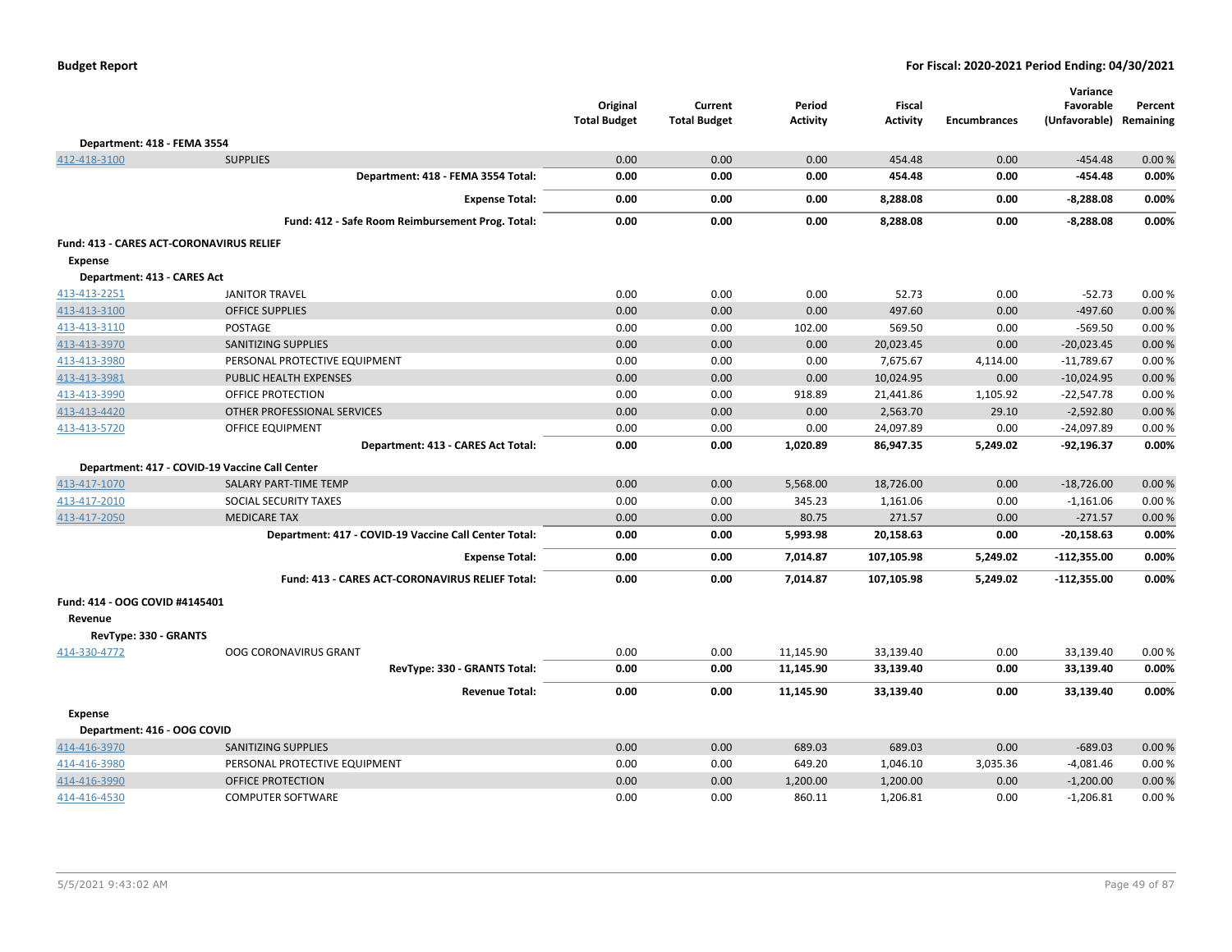**Budget Report** — **For Fiscal: 2020-2021 Period Ending: 04/30/2021**

| | | Original Total Budget | Current Total Budget | Period Activity | Fiscal Activity | Encumbrances | Variance Favorable (Unfavorable) | Percent Remaining |
|---|---|---|---|---|---|---|---|---|
| **Department: 418 - FEMA 3554** | | | | | | | | |
| 412-418-3100 | SUPPLIES | 0.00 | 0.00 | 0.00 | 454.48 | 0.00 | -454.48 | 0.00 % |
| | **Department: 418 - FEMA 3554 Total:** | **0.00** | **0.00** | **0.00** | **454.48** | **0.00** | **-454.48** | **0.00%** |
| | **Expense Total:** | **0.00** | **0.00** | **0.00** | **8,288.08** | **0.00** | **-8,288.08** | **0.00%** |
| | **Fund: 412 - Safe Room Reimbursement Prog. Total:** | **0.00** | **0.00** | **0.00** | **8,288.08** | **0.00** | **-8,288.08** | **0.00%** |
| **Fund: 413 - CARES ACT-CORONAVIRUS RELIEF** | | | | | | | | |
| **Expense** | | | | | | | | |
| **Department: 413 - CARES Act** | | | | | | | | |
| 413-413-2251 | JANITOR TRAVEL | 0.00 | 0.00 | 0.00 | 52.73 | 0.00 | -52.73 | 0.00 % |
| 413-413-3100 | OFFICE SUPPLIES | 0.00 | 0.00 | 0.00 | 497.60 | 0.00 | -497.60 | 0.00 % |
| 413-413-3110 | POSTAGE | 0.00 | 0.00 | 102.00 | 569.50 | 0.00 | -569.50 | 0.00 % |
| 413-413-3970 | SANITIZING SUPPLIES | 0.00 | 0.00 | 0.00 | 20,023.45 | 0.00 | -20,023.45 | 0.00 % |
| 413-413-3980 | PERSONAL PROTECTIVE EQUIPMENT | 0.00 | 0.00 | 0.00 | 7,675.67 | 4,114.00 | -11,789.67 | 0.00 % |
| 413-413-3981 | PUBLIC HEALTH EXPENSES | 0.00 | 0.00 | 0.00 | 10,024.95 | 0.00 | -10,024.95 | 0.00 % |
| 413-413-3990 | OFFICE PROTECTION | 0.00 | 0.00 | 918.89 | 21,441.86 | 1,105.92 | -22,547.78 | 0.00 % |
| 413-413-4420 | OTHER PROFESSIONAL SERVICES | 0.00 | 0.00 | 0.00 | 2,563.70 | 29.10 | -2,592.80 | 0.00 % |
| 413-413-5720 | OFFICE EQUIPMENT | 0.00 | 0.00 | 0.00 | 24,097.89 | 0.00 | -24,097.89 | 0.00 % |
| | **Department: 413 - CARES Act Total:** | **0.00** | **0.00** | **1,020.89** | **86,947.35** | **5,249.02** | **-92,196.37** | **0.00%** |
| **Department: 417 - COVID-19 Vaccine Call Center** | | | | | | | | |
| 413-417-1070 | SALARY PART-TIME TEMP | 0.00 | 0.00 | 5,568.00 | 18,726.00 | 0.00 | -18,726.00 | 0.00 % |
| 413-417-2010 | SOCIAL SECURITY TAXES | 0.00 | 0.00 | 345.23 | 1,161.06 | 0.00 | -1,161.06 | 0.00 % |
| 413-417-2050 | MEDICARE TAX | 0.00 | 0.00 | 80.75 | 271.57 | 0.00 | -271.57 | 0.00 % |
| | **Department: 417 - COVID-19 Vaccine Call Center Total:** | **0.00** | **0.00** | **5,993.98** | **20,158.63** | **0.00** | **-20,158.63** | **0.00%** |
| | **Expense Total:** | **0.00** | **0.00** | **7,014.87** | **107,105.98** | **5,249.02** | **-112,355.00** | **0.00%** |
| | **Fund: 413 - CARES ACT-CORONAVIRUS RELIEF Total:** | **0.00** | **0.00** | **7,014.87** | **107,105.98** | **5,249.02** | **-112,355.00** | **0.00%** |
| **Fund: 414 - OOG COVID #4145401** | | | | | | | | |
| **Revenue** | | | | | | | | |
| **RevType: 330 - GRANTS** | | | | | | | | |
| 414-330-4772 | OOG CORONAVIRUS GRANT | 0.00 | 0.00 | 11,145.90 | 33,139.40 | 0.00 | 33,139.40 | 0.00 % |
| | **RevType: 330 - GRANTS Total:** | **0.00** | **0.00** | **11,145.90** | **33,139.40** | **0.00** | **33,139.40** | **0.00%** |
| | **Revenue Total:** | **0.00** | **0.00** | **11,145.90** | **33,139.40** | **0.00** | **33,139.40** | **0.00%** |
| **Expense** | | | | | | | | |
| **Department: 416 - OOG COVID** | | | | | | | | |
| 414-416-3970 | SANITIZING SUPPLIES | 0.00 | 0.00 | 689.03 | 689.03 | 0.00 | -689.03 | 0.00 % |
| 414-416-3980 | PERSONAL PROTECTIVE EQUIPMENT | 0.00 | 0.00 | 649.20 | 1,046.10 | 3,035.36 | -4,081.46 | 0.00 % |
| 414-416-3990 | OFFICE PROTECTION | 0.00 | 0.00 | 1,200.00 | 1,200.00 | 0.00 | -1,200.00 | 0.00 % |
| 414-416-4530 | COMPUTER SOFTWARE | 0.00 | 0.00 | 860.11 | 1,206.81 | 0.00 | -1,206.81 | 0.00 % |

5/5/2021 9:43:02 AM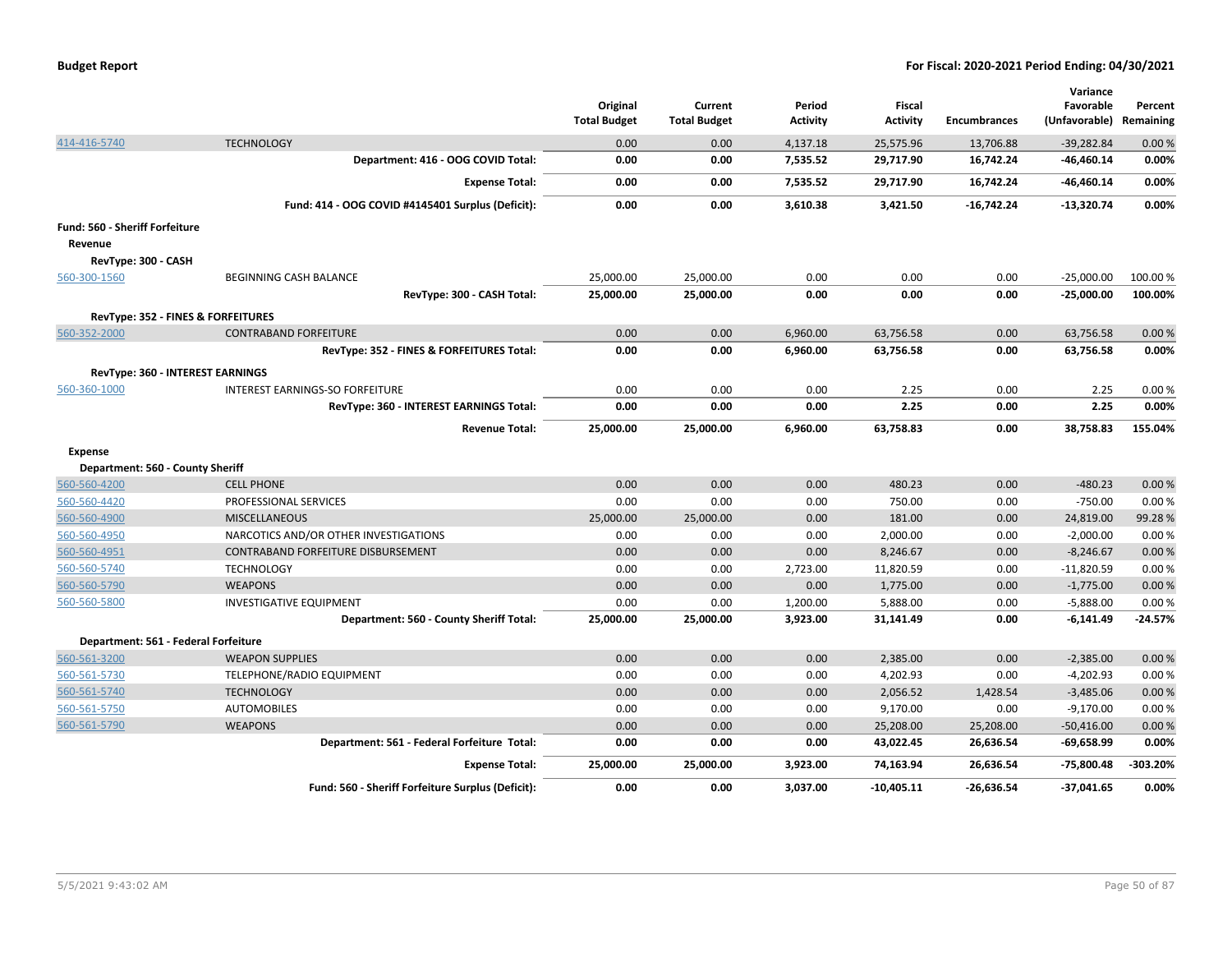# Budget Report

**For Fiscal: 2020-2021 Period Ending: 04/30/2021**

| | | Original Total Budget | Current Total Budget | Period Activity | Fiscal Activity | Encumbrances | Variance Favorable (Unfavorable) | Percent Remaining |
|---|---|---|---|---|---|---|---|---|
| 414-416-5740 | TECHNOLOGY | 0.00 | 0.00 | 4,137.18 | 25,575.96 | 13,706.88 | -39,282.84 | 0.00 % |
| | **Department: 416 - OOG COVID Total:** | **0.00** | **0.00** | **7,535.52** | **29,717.90** | **16,742.24** | **-46,460.14** | **0.00%** |
| | **Expense Total:** | **0.00** | **0.00** | **7,535.52** | **29,717.90** | **16,742.24** | **-46,460.14** | **0.00%** |
| | **Fund: 414 - OOG COVID #4145401 Surplus (Deficit):** | **0.00** | **0.00** | **3,610.38** | **3,421.50** | **-16,742.24** | **-13,320.74** | **0.00%** |
| **Fund: 560 - Sheriff Forfeiture** | | | | | | | | |
| **Revenue** | | | | | | | | |
| **RevType: 300 - CASH** | | | | | | | | |
| 560-300-1560 | BEGINNING CASH BALANCE | 25,000.00 | 25,000.00 | 0.00 | 0.00 | 0.00 | -25,000.00 | 100.00 % |
| | **RevType: 300 - CASH Total:** | **25,000.00** | **25,000.00** | **0.00** | **0.00** | **0.00** | **-25,000.00** | **100.00%** |
| **RevType: 352 - FINES & FORFEITURES** | | | | | | | | |
| 560-352-2000 | CONTRABAND FORFEITURE | 0.00 | 0.00 | 6,960.00 | 63,756.58 | 0.00 | 63,756.58 | 0.00 % |
| | **RevType: 352 - FINES & FORFEITURES Total:** | **0.00** | **0.00** | **6,960.00** | **63,756.58** | **0.00** | **63,756.58** | **0.00%** |
| **RevType: 360 - INTEREST EARNINGS** | | | | | | | | |
| 560-360-1000 | INTEREST EARNINGS-SO FORFEITURE | 0.00 | 0.00 | 0.00 | 2.25 | 0.00 | 2.25 | 0.00 % |
| | **RevType: 360 - INTEREST EARNINGS Total:** | **0.00** | **0.00** | **0.00** | **2.25** | **0.00** | **2.25** | **0.00%** |
| | **Revenue Total:** | **25,000.00** | **25,000.00** | **6,960.00** | **63,758.83** | **0.00** | **38,758.83** | **155.04%** |
| **Expense** | | | | | | | | |
| **Department: 560 - County Sheriff** | | | | | | | | |
| 560-560-4200 | CELL PHONE | 0.00 | 0.00 | 0.00 | 480.23 | 0.00 | -480.23 | 0.00 % |
| 560-560-4420 | PROFESSIONAL SERVICES | 0.00 | 0.00 | 0.00 | 750.00 | 0.00 | -750.00 | 0.00 % |
| 560-560-4900 | MISCELLANEOUS | 25,000.00 | 25,000.00 | 0.00 | 181.00 | 0.00 | 24,819.00 | 99.28 % |
| 560-560-4950 | NARCOTICS AND/OR OTHER INVESTIGATIONS | 0.00 | 0.00 | 0.00 | 2,000.00 | 0.00 | -2,000.00 | 0.00 % |
| 560-560-4951 | CONTRABAND FORFEITURE DISBURSEMENT | 0.00 | 0.00 | 0.00 | 8,246.67 | 0.00 | -8,246.67 | 0.00 % |
| 560-560-5740 | TECHNOLOGY | 0.00 | 0.00 | 2,723.00 | 11,820.59 | 0.00 | -11,820.59 | 0.00 % |
| 560-560-5790 | WEAPONS | 0.00 | 0.00 | 0.00 | 1,775.00 | 0.00 | -1,775.00 | 0.00 % |
| 560-560-5800 | INVESTIGATIVE EQUIPMENT | 0.00 | 0.00 | 1,200.00 | 5,888.00 | 0.00 | -5,888.00 | 0.00 % |
| | **Department: 560 - County Sheriff Total:** | **25,000.00** | **25,000.00** | **3,923.00** | **31,141.49** | **0.00** | **-6,141.49** | **-24.57%** |
| **Department: 561 - Federal Forfeiture** | | | | | | | | |
| 560-561-3200 | WEAPON SUPPLIES | 0.00 | 0.00 | 0.00 | 2,385.00 | 0.00 | -2,385.00 | 0.00 % |
| 560-561-5730 | TELEPHONE/RADIO EQUIPMENT | 0.00 | 0.00 | 0.00 | 4,202.93 | 0.00 | -4,202.93 | 0.00 % |
| 560-561-5740 | TECHNOLOGY | 0.00 | 0.00 | 0.00 | 2,056.52 | 1,428.54 | -3,485.06 | 0.00 % |
| 560-561-5750 | AUTOMOBILES | 0.00 | 0.00 | 0.00 | 9,170.00 | 0.00 | -9,170.00 | 0.00 % |
| 560-561-5790 | WEAPONS | 0.00 | 0.00 | 0.00 | 25,208.00 | 25,208.00 | -50,416.00 | 0.00 % |
| | **Department: 561 - Federal Forfeiture Total:** | **0.00** | **0.00** | **0.00** | **43,022.45** | **26,636.54** | **-69,658.99** | **0.00%** |
| | **Expense Total:** | **25,000.00** | **25,000.00** | **3,923.00** | **74,163.94** | **26,636.54** | **-75,800.48** | **-303.20%** |
| | **Fund: 560 - Sheriff Forfeiture Surplus (Deficit):** | **0.00** | **0.00** | **3,037.00** | **-10,405.11** | **-26,636.54** | **-37,041.65** | **0.00%** |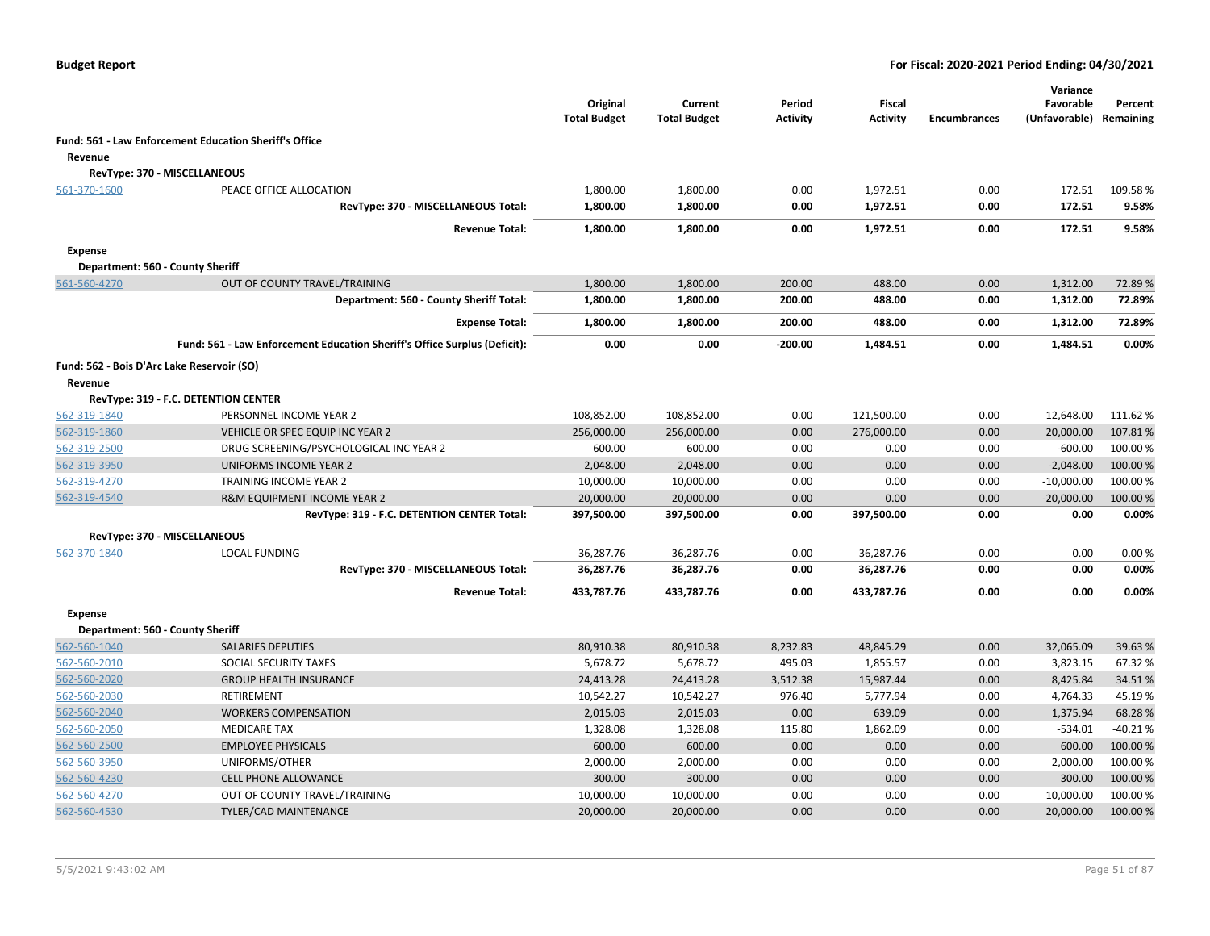**Budget Report** — For Fiscal: 2020-2021 Period Ending: 04/30/2021

| | | Original Total Budget | Current Total Budget | Period Activity | Fiscal Activity | Encumbrances | Variance Favorable (Unfavorable) | Percent Remaining |
|---|---|---|---|---|---|---|---|---|
| **Fund: 561 - Law Enforcement Education Sheriff's Office** | | | | | | | | |
| **Revenue** | | | | | | | | |
| **RevType: 370 - MISCELLANEOUS** | | | | | | | | |
| 561-370-1600 | PEACE OFFICE ALLOCATION | 1,800.00 | 1,800.00 | 0.00 | 1,972.51 | 0.00 | 172.51 | 109.58 % |
| | **RevType: 370 - MISCELLANEOUS Total:** | **1,800.00** | **1,800.00** | **0.00** | **1,972.51** | **0.00** | **172.51** | **9.58%** |
| | **Revenue Total:** | **1,800.00** | **1,800.00** | **0.00** | **1,972.51** | **0.00** | **172.51** | **9.58%** |
| **Expense** | | | | | | | | |
| **Department: 560 - County Sheriff** | | | | | | | | |
| 561-560-4270 | OUT OF COUNTY TRAVEL/TRAINING | 1,800.00 | 1,800.00 | 200.00 | 488.00 | 0.00 | 1,312.00 | 72.89 % |
| | **Department: 560 - County Sheriff Total:** | **1,800.00** | **1,800.00** | **200.00** | **488.00** | **0.00** | **1,312.00** | **72.89%** |
| | **Expense Total:** | **1,800.00** | **1,800.00** | **200.00** | **488.00** | **0.00** | **1,312.00** | **72.89%** |
| | **Fund: 561 - Law Enforcement Education Sheriff's Office Surplus (Deficit):** | **0.00** | **0.00** | **-200.00** | **1,484.51** | **0.00** | **1,484.51** | **0.00%** |
| **Fund: 562 - Bois D'Arc Lake Reservoir (SO)** | | | | | | | | |
| **Revenue** | | | | | | | | |
| **RevType: 319 - F.C. DETENTION CENTER** | | | | | | | | |
| 562-319-1840 | PERSONNEL INCOME YEAR 2 | 108,852.00 | 108,852.00 | 0.00 | 121,500.00 | 0.00 | 12,648.00 | 111.62 % |
| 562-319-1860 | VEHICLE OR SPEC EQUIP INC YEAR 2 | 256,000.00 | 256,000.00 | 0.00 | 276,000.00 | 0.00 | 20,000.00 | 107.81 % |
| 562-319-2500 | DRUG SCREENING/PSYCHOLOGICAL INC YEAR 2 | 600.00 | 600.00 | 0.00 | 0.00 | 0.00 | -600.00 | 100.00 % |
| 562-319-3950 | UNIFORMS INCOME YEAR 2 | 2,048.00 | 2,048.00 | 0.00 | 0.00 | 0.00 | -2,048.00 | 100.00 % |
| 562-319-4270 | TRAINING INCOME YEAR 2 | 10,000.00 | 10,000.00 | 0.00 | 0.00 | 0.00 | -10,000.00 | 100.00 % |
| 562-319-4540 | R&M EQUIPMENT INCOME YEAR 2 | 20,000.00 | 20,000.00 | 0.00 | 0.00 | 0.00 | -20,000.00 | 100.00 % |
| | **RevType: 319 - F.C. DETENTION CENTER Total:** | **397,500.00** | **397,500.00** | **0.00** | **397,500.00** | **0.00** | **0.00** | **0.00%** |
| **RevType: 370 - MISCELLANEOUS** | | | | | | | | |
| 562-370-1840 | LOCAL FUNDING | 36,287.76 | 36,287.76 | 0.00 | 36,287.76 | 0.00 | 0.00 | 0.00 % |
| | **RevType: 370 - MISCELLANEOUS Total:** | **36,287.76** | **36,287.76** | **0.00** | **36,287.76** | **0.00** | **0.00** | **0.00%** |
| | **Revenue Total:** | **433,787.76** | **433,787.76** | **0.00** | **433,787.76** | **0.00** | **0.00** | **0.00%** |
| **Expense** | | | | | | | | |
| **Department: 560 - County Sheriff** | | | | | | | | |
| 562-560-1040 | SALARIES DEPUTIES | 80,910.38 | 80,910.38 | 8,232.83 | 48,845.29 | 0.00 | 32,065.09 | 39.63 % |
| 562-560-2010 | SOCIAL SECURITY TAXES | 5,678.72 | 5,678.72 | 495.03 | 1,855.57 | 0.00 | 3,823.15 | 67.32 % |
| 562-560-2020 | GROUP HEALTH INSURANCE | 24,413.28 | 24,413.28 | 3,512.38 | 15,987.44 | 0.00 | 8,425.84 | 34.51 % |
| 562-560-2030 | RETIREMENT | 10,542.27 | 10,542.27 | 976.40 | 5,777.94 | 0.00 | 4,764.33 | 45.19 % |
| 562-560-2040 | WORKERS COMPENSATION | 2,015.03 | 2,015.03 | 0.00 | 639.09 | 0.00 | 1,375.94 | 68.28 % |
| 562-560-2050 | MEDICARE TAX | 1,328.08 | 1,328.08 | 115.80 | 1,862.09 | 0.00 | -534.01 | -40.21 % |
| 562-560-2500 | EMPLOYEE PHYSICALS | 600.00 | 600.00 | 0.00 | 0.00 | 0.00 | 600.00 | 100.00 % |
| 562-560-3950 | UNIFORMS/OTHER | 2,000.00 | 2,000.00 | 0.00 | 0.00 | 0.00 | 2,000.00 | 100.00 % |
| 562-560-4230 | CELL PHONE ALLOWANCE | 300.00 | 300.00 | 0.00 | 0.00 | 0.00 | 300.00 | 100.00 % |
| 562-560-4270 | OUT OF COUNTY TRAVEL/TRAINING | 10,000.00 | 10,000.00 | 0.00 | 0.00 | 0.00 | 10,000.00 | 100.00 % |
| 562-560-4530 | TYLER/CAD MAINTENANCE | 20,000.00 | 20,000.00 | 0.00 | 0.00 | 0.00 | 20,000.00 | 100.00 % |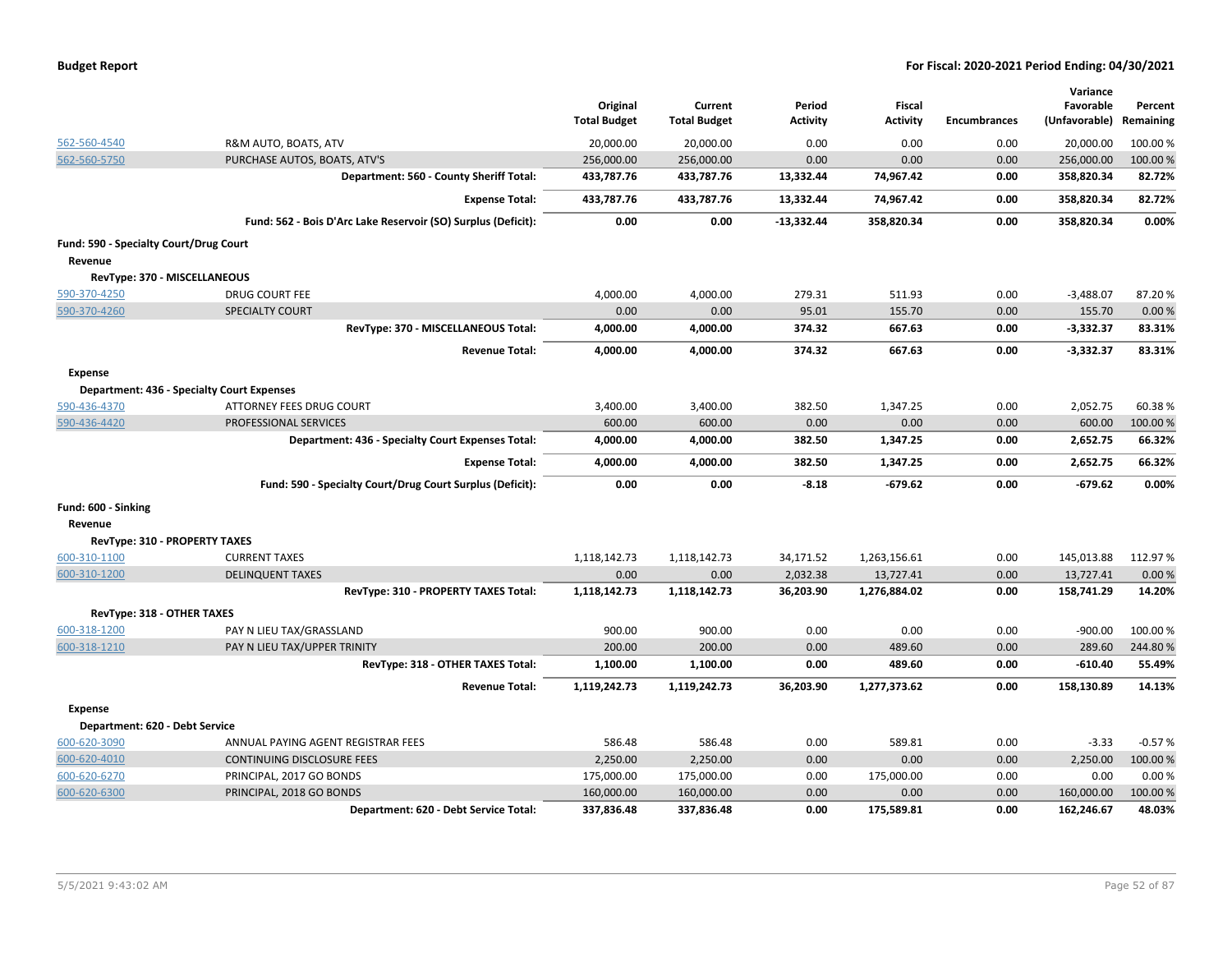| | | Original Total Budget | Current Total Budget | Period Activity | Fiscal Activity | Encumbrances | Variance Favorable (Unfavorable) | Percent Remaining |
|---|---|---|---|---|---|---|---|---|
| 562-560-4540 | R&M AUTO, BOATS, ATV | 20,000.00 | 20,000.00 | 0.00 | 0.00 | 0.00 | 20,000.00 | 100.00 % |
| 562-560-5750 | PURCHASE AUTOS, BOATS, ATV'S | 256,000.00 | 256,000.00 | 0.00 | 0.00 | 0.00 | 256,000.00 | 100.00 % |
| | **Department: 560 - County Sheriff Total:** | **433,787.76** | **433,787.76** | **13,332.44** | **74,967.42** | **0.00** | **358,820.34** | **82.72%** |
| | **Expense Total:** | **433,787.76** | **433,787.76** | **13,332.44** | **74,967.42** | **0.00** | **358,820.34** | **82.72%** |
| | **Fund: 562 - Bois D'Arc Lake Reservoir (SO) Surplus (Deficit):** | **0.00** | **0.00** | **-13,332.44** | **358,820.34** | **0.00** | **358,820.34** | **0.00%** |
| **Fund: 590 - Specialty Court/Drug Court** | | | | | | | | |
| **Revenue** | | | | | | | | |
| **RevType: 370 - MISCELLANEOUS** | | | | | | | | |
| 590-370-4250 | DRUG COURT FEE | 4,000.00 | 4,000.00 | 279.31 | 511.93 | 0.00 | -3,488.07 | 87.20 % |
| 590-370-4260 | SPECIALTY COURT | 0.00 | 0.00 | 95.01 | 155.70 | 0.00 | 155.70 | 0.00 % |
| | **RevType: 370 - MISCELLANEOUS Total:** | **4,000.00** | **4,000.00** | **374.32** | **667.63** | **0.00** | **-3,332.37** | **83.31%** |
| | **Revenue Total:** | **4,000.00** | **4,000.00** | **374.32** | **667.63** | **0.00** | **-3,332.37** | **83.31%** |
| **Expense** | | | | | | | | |
| **Department: 436 - Specialty Court Expenses** | | | | | | | | |
| 590-436-4370 | ATTORNEY FEES DRUG COURT | 3,400.00 | 3,400.00 | 382.50 | 1,347.25 | 0.00 | 2,052.75 | 60.38 % |
| 590-436-4420 | PROFESSIONAL SERVICES | 600.00 | 600.00 | 0.00 | 0.00 | 0.00 | 600.00 | 100.00 % |
| | **Department: 436 - Specialty Court Expenses Total:** | **4,000.00** | **4,000.00** | **382.50** | **1,347.25** | **0.00** | **2,652.75** | **66.32%** |
| | **Expense Total:** | **4,000.00** | **4,000.00** | **382.50** | **1,347.25** | **0.00** | **2,652.75** | **66.32%** |
| | **Fund: 590 - Specialty Court/Drug Court Surplus (Deficit):** | **0.00** | **0.00** | **-8.18** | **-679.62** | **0.00** | **-679.62** | **0.00%** |
| **Fund: 600 - Sinking** | | | | | | | | |
| **Revenue** | | | | | | | | |
| **RevType: 310 - PROPERTY TAXES** | | | | | | | | |
| 600-310-1100 | CURRENT TAXES | 1,118,142.73 | 1,118,142.73 | 34,171.52 | 1,263,156.61 | 0.00 | 145,013.88 | 112.97 % |
| 600-310-1200 | DELINQUENT TAXES | 0.00 | 0.00 | 2,032.38 | 13,727.41 | 0.00 | 13,727.41 | 0.00 % |
| | **RevType: 310 - PROPERTY TAXES Total:** | **1,118,142.73** | **1,118,142.73** | **36,203.90** | **1,276,884.02** | **0.00** | **158,741.29** | **14.20%** |
| **RevType: 318 - OTHER TAXES** | | | | | | | | |
| 600-318-1200 | PAY N LIEU TAX/GRASSLAND | 900.00 | 900.00 | 0.00 | 0.00 | 0.00 | -900.00 | 100.00 % |
| 600-318-1210 | PAY N LIEU TAX/UPPER TRINITY | 200.00 | 200.00 | 0.00 | 489.60 | 0.00 | 289.60 | 244.80 % |
| | **RevType: 318 - OTHER TAXES Total:** | **1,100.00** | **1,100.00** | **0.00** | **489.60** | **0.00** | **-610.40** | **55.49%** |
| | **Revenue Total:** | **1,119,242.73** | **1,119,242.73** | **36,203.90** | **1,277,373.62** | **0.00** | **158,130.89** | **14.13%** |
| **Expense** | | | | | | | | |
| **Department: 620 - Debt Service** | | | | | | | | |
| 600-620-3090 | ANNUAL PAYING AGENT REGISTRAR FEES | 586.48 | 586.48 | 0.00 | 589.81 | 0.00 | -3.33 | -0.57 % |
| 600-620-4010 | CONTINUING DISCLOSURE FEES | 2,250.00 | 2,250.00 | 0.00 | 0.00 | 0.00 | 2,250.00 | 100.00 % |
| 600-620-6270 | PRINCIPAL, 2017 GO BONDS | 175,000.00 | 175,000.00 | 0.00 | 175,000.00 | 0.00 | 0.00 | 0.00 % |
| 600-620-6300 | PRINCIPAL, 2018 GO BONDS | 160,000.00 | 160,000.00 | 0.00 | 0.00 | 0.00 | 160,000.00 | 100.00 % |
| | **Department: 620 - Debt Service Total:** | **337,836.48** | **337,836.48** | **0.00** | **175,589.81** | **0.00** | **162,246.67** | **48.03%** |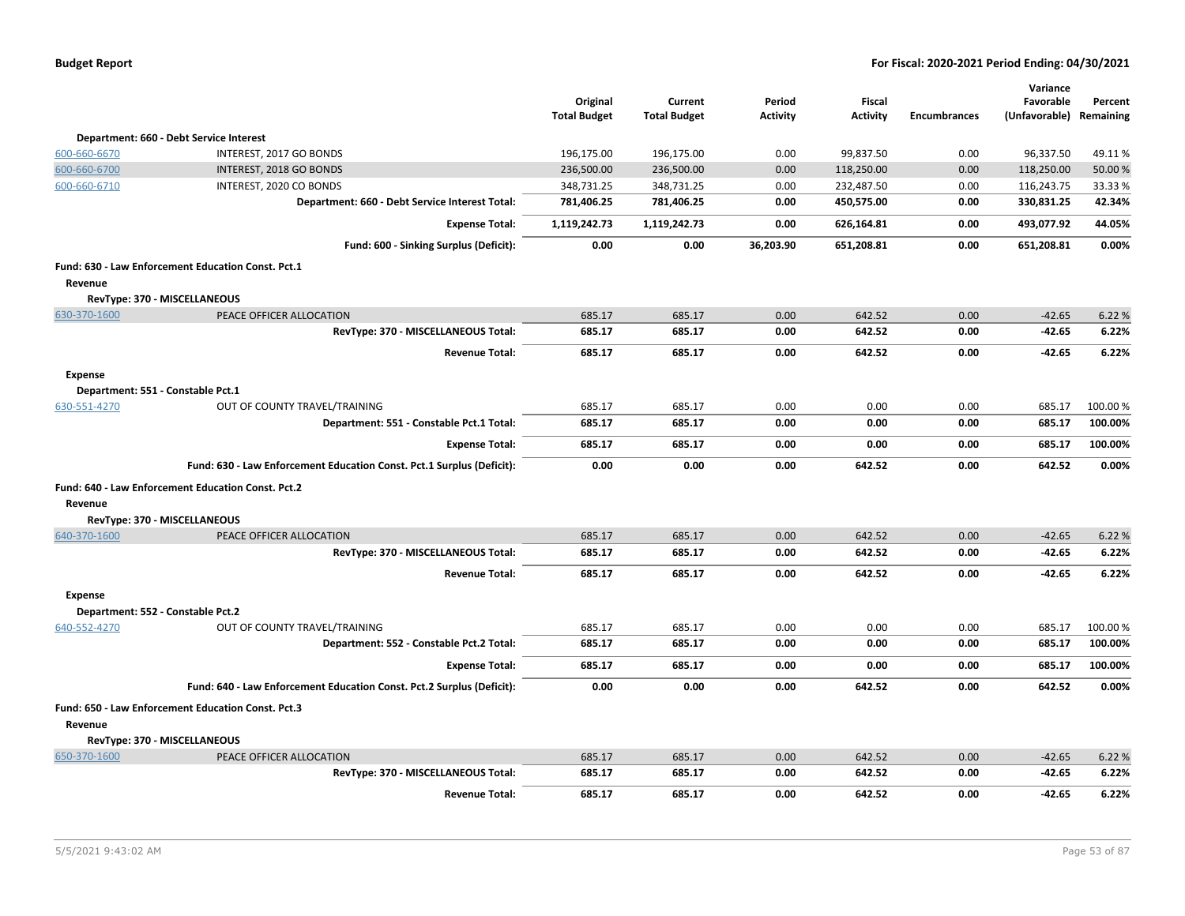| | | Original Total Budget | Current Total Budget | Period Activity | Fiscal Activity | Encumbrances | Variance Favorable (Unfavorable) | Percent Remaining |
|---|---|---|---|---|---|---|---|---|
| **Department: 660 - Debt Service Interest** | | | | | | | | |
| 600-660-6670 | INTEREST, 2017 GO BONDS | 196,175.00 | 196,175.00 | 0.00 | 99,837.50 | 0.00 | 96,337.50 | 49.11 % |
| 600-660-6700 | INTEREST, 2018 GO BONDS | 236,500.00 | 236,500.00 | 0.00 | 118,250.00 | 0.00 | 118,250.00 | 50.00 % |
| 600-660-6710 | INTEREST, 2020 CO BONDS | 348,731.25 | 348,731.25 | 0.00 | 232,487.50 | 0.00 | 116,243.75 | 33.33 % |
| | **Department: 660 - Debt Service Interest Total:** | **781,406.25** | **781,406.25** | **0.00** | **450,575.00** | **0.00** | **330,831.25** | **42.34%** |
| | **Expense Total:** | **1,119,242.73** | **1,119,242.73** | **0.00** | **626,164.81** | **0.00** | **493,077.92** | **44.05%** |
| | **Fund: 600 - Sinking Surplus (Deficit):** | **0.00** | **0.00** | **36,203.90** | **651,208.81** | **0.00** | **651,208.81** | **0.00%** |
| **Fund: 630 - Law Enforcement Education Const. Pct.1** | | | | | | | | |
| **Revenue** | | | | | | | | |
| **RevType: 370 - MISCELLANEOUS** | | | | | | | | |
| 630-370-1600 | PEACE OFFICER ALLOCATION | 685.17 | 685.17 | 0.00 | 642.52 | 0.00 | -42.65 | 6.22 % |
| | **RevType: 370 - MISCELLANEOUS Total:** | **685.17** | **685.17** | **0.00** | **642.52** | **0.00** | **-42.65** | **6.22%** |
| | **Revenue Total:** | **685.17** | **685.17** | **0.00** | **642.52** | **0.00** | **-42.65** | **6.22%** |
| **Expense** | | | | | | | | |
| **Department: 551 - Constable Pct.1** | | | | | | | | |
| 630-551-4270 | OUT OF COUNTY TRAVEL/TRAINING | 685.17 | 685.17 | 0.00 | 0.00 | 0.00 | 685.17 | 100.00 % |
| | **Department: 551 - Constable Pct.1 Total:** | **685.17** | **685.17** | **0.00** | **0.00** | **0.00** | **685.17** | **100.00%** |
| | **Expense Total:** | **685.17** | **685.17** | **0.00** | **0.00** | **0.00** | **685.17** | **100.00%** |
| | **Fund: 630 - Law Enforcement Education Const. Pct.1 Surplus (Deficit):** | **0.00** | **0.00** | **0.00** | **642.52** | **0.00** | **642.52** | **0.00%** |
| **Fund: 640 - Law Enforcement Education Const. Pct.2** | | | | | | | | |
| **Revenue** | | | | | | | | |
| **RevType: 370 - MISCELLANEOUS** | | | | | | | | |
| 640-370-1600 | PEACE OFFICER ALLOCATION | 685.17 | 685.17 | 0.00 | 642.52 | 0.00 | -42.65 | 6.22 % |
| | **RevType: 370 - MISCELLANEOUS Total:** | **685.17** | **685.17** | **0.00** | **642.52** | **0.00** | **-42.65** | **6.22%** |
| | **Revenue Total:** | **685.17** | **685.17** | **0.00** | **642.52** | **0.00** | **-42.65** | **6.22%** |
| **Expense** | | | | | | | | |
| **Department: 552 - Constable Pct.2** | | | | | | | | |
| 640-552-4270 | OUT OF COUNTY TRAVEL/TRAINING | 685.17 | 685.17 | 0.00 | 0.00 | 0.00 | 685.17 | 100.00 % |
| | **Department: 552 - Constable Pct.2 Total:** | **685.17** | **685.17** | **0.00** | **0.00** | **0.00** | **685.17** | **100.00%** |
| | **Expense Total:** | **685.17** | **685.17** | **0.00** | **0.00** | **0.00** | **685.17** | **100.00%** |
| | **Fund: 640 - Law Enforcement Education Const. Pct.2 Surplus (Deficit):** | **0.00** | **0.00** | **0.00** | **642.52** | **0.00** | **642.52** | **0.00%** |
| **Fund: 650 - Law Enforcement Education Const. Pct.3** | | | | | | | | |
| **Revenue** | | | | | | | | |
| **RevType: 370 - MISCELLANEOUS** | | | | | | | | |
| 650-370-1600 | PEACE OFFICER ALLOCATION | 685.17 | 685.17 | 0.00 | 642.52 | 0.00 | -42.65 | 6.22 % |
| | **RevType: 370 - MISCELLANEOUS Total:** | **685.17** | **685.17** | **0.00** | **642.52** | **0.00** | **-42.65** | **6.22%** |
| | **Revenue Total:** | **685.17** | **685.17** | **0.00** | **642.52** | **0.00** | **-42.65** | **6.22%** |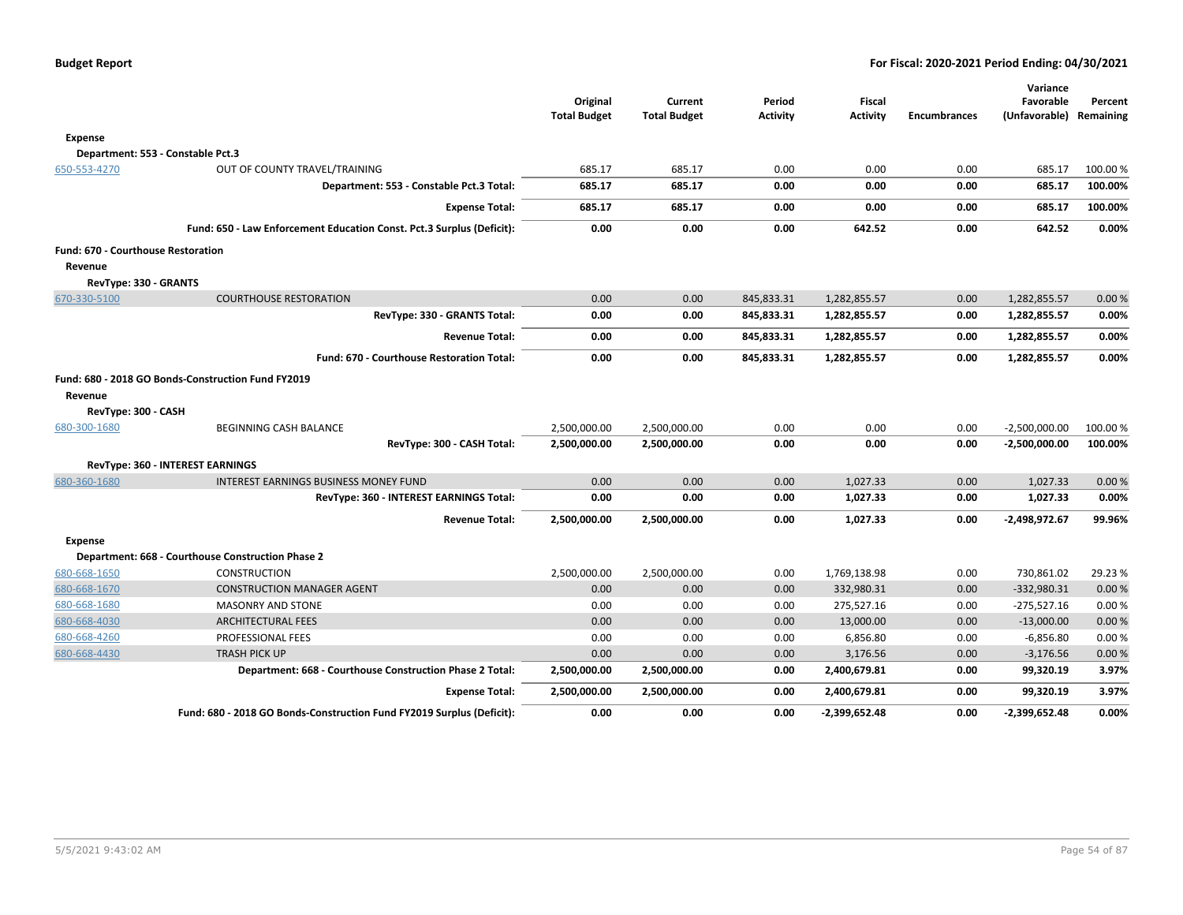**Budget Report** — **For Fiscal: 2020-2021 Period Ending: 04/30/2021**

| | | Original Total Budget | Current Total Budget | Period Activity | Fiscal Activity | Encumbrances | Variance Favorable (Unfavorable) | Percent Remaining |
|---|---|---|---|---|---|---|---|---|
| **Expense** | | | | | | | | |
| **Department: 553 - Constable Pct.3** | | | | | | | | |
| 650-553-4270 | OUT OF COUNTY TRAVEL/TRAINING | 685.17 | 685.17 | 0.00 | 0.00 | 0.00 | 685.17 | 100.00 % |
| | **Department: 553 - Constable Pct.3 Total:** | **685.17** | **685.17** | **0.00** | **0.00** | **0.00** | **685.17** | **100.00%** |
| | **Expense Total:** | **685.17** | **685.17** | **0.00** | **0.00** | **0.00** | **685.17** | **100.00%** |
| | **Fund: 650 - Law Enforcement Education Const. Pct.3 Surplus (Deficit):** | **0.00** | **0.00** | **0.00** | **642.52** | **0.00** | **642.52** | **0.00%** |
| **Fund: 670 - Courthouse Restoration** | | | | | | | | |
| **Revenue** | | | | | | | | |
| **RevType: 330 - GRANTS** | | | | | | | | |
| 670-330-5100 | COURTHOUSE RESTORATION | 0.00 | 0.00 | 845,833.31 | 1,282,855.57 | 0.00 | 1,282,855.57 | 0.00 % |
| | **RevType: 330 - GRANTS Total:** | **0.00** | **0.00** | **845,833.31** | **1,282,855.57** | **0.00** | **1,282,855.57** | **0.00%** |
| | **Revenue Total:** | **0.00** | **0.00** | **845,833.31** | **1,282,855.57** | **0.00** | **1,282,855.57** | **0.00%** |
| | **Fund: 670 - Courthouse Restoration Total:** | **0.00** | **0.00** | **845,833.31** | **1,282,855.57** | **0.00** | **1,282,855.57** | **0.00%** |
| **Fund: 680 - 2018 GO Bonds-Construction Fund FY2019** | | | | | | | | |
| **Revenue** | | | | | | | | |
| **RevType: 300 - CASH** | | | | | | | | |
| 680-300-1680 | BEGINNING CASH BALANCE | 2,500,000.00 | 2,500,000.00 | 0.00 | 0.00 | 0.00 | -2,500,000.00 | 100.00 % |
| | **RevType: 300 - CASH Total:** | **2,500,000.00** | **2,500,000.00** | **0.00** | **0.00** | **0.00** | **-2,500,000.00** | **100.00%** |
| **RevType: 360 - INTEREST EARNINGS** | | | | | | | | |
| 680-360-1680 | INTEREST EARNINGS BUSINESS MONEY FUND | 0.00 | 0.00 | 0.00 | 1,027.33 | 0.00 | 1,027.33 | 0.00 % |
| | **RevType: 360 - INTEREST EARNINGS Total:** | **0.00** | **0.00** | **0.00** | **1,027.33** | **0.00** | **1,027.33** | **0.00%** |
| | **Revenue Total:** | **2,500,000.00** | **2,500,000.00** | **0.00** | **1,027.33** | **0.00** | **-2,498,972.67** | **99.96%** |
| **Expense** | | | | | | | | |
| **Department: 668 - Courthouse Construction Phase 2** | | | | | | | | |
| 680-668-1650 | CONSTRUCTION | 2,500,000.00 | 2,500,000.00 | 0.00 | 1,769,138.98 | 0.00 | 730,861.02 | 29.23 % |
| 680-668-1670 | CONSTRUCTION MANAGER AGENT | 0.00 | 0.00 | 0.00 | 332,980.31 | 0.00 | -332,980.31 | 0.00 % |
| 680-668-1680 | MASONRY AND STONE | 0.00 | 0.00 | 0.00 | 275,527.16 | 0.00 | -275,527.16 | 0.00 % |
| 680-668-4030 | ARCHITECTURAL FEES | 0.00 | 0.00 | 0.00 | 13,000.00 | 0.00 | -13,000.00 | 0.00 % |
| 680-668-4260 | PROFESSIONAL FEES | 0.00 | 0.00 | 0.00 | 6,856.80 | 0.00 | -6,856.80 | 0.00 % |
| 680-668-4430 | TRASH PICK UP | 0.00 | 0.00 | 0.00 | 3,176.56 | 0.00 | -3,176.56 | 0.00 % |
| | **Department: 668 - Courthouse Construction Phase 2 Total:** | **2,500,000.00** | **2,500,000.00** | **0.00** | **2,400,679.81** | **0.00** | **99,320.19** | **3.97%** |
| | **Expense Total:** | **2,500,000.00** | **2,500,000.00** | **0.00** | **2,400,679.81** | **0.00** | **99,320.19** | **3.97%** |
| | **Fund: 680 - 2018 GO Bonds-Construction Fund FY2019 Surplus (Deficit):** | **0.00** | **0.00** | **0.00** | **-2,399,652.48** | **0.00** | **-2,399,652.48** | **0.00%** |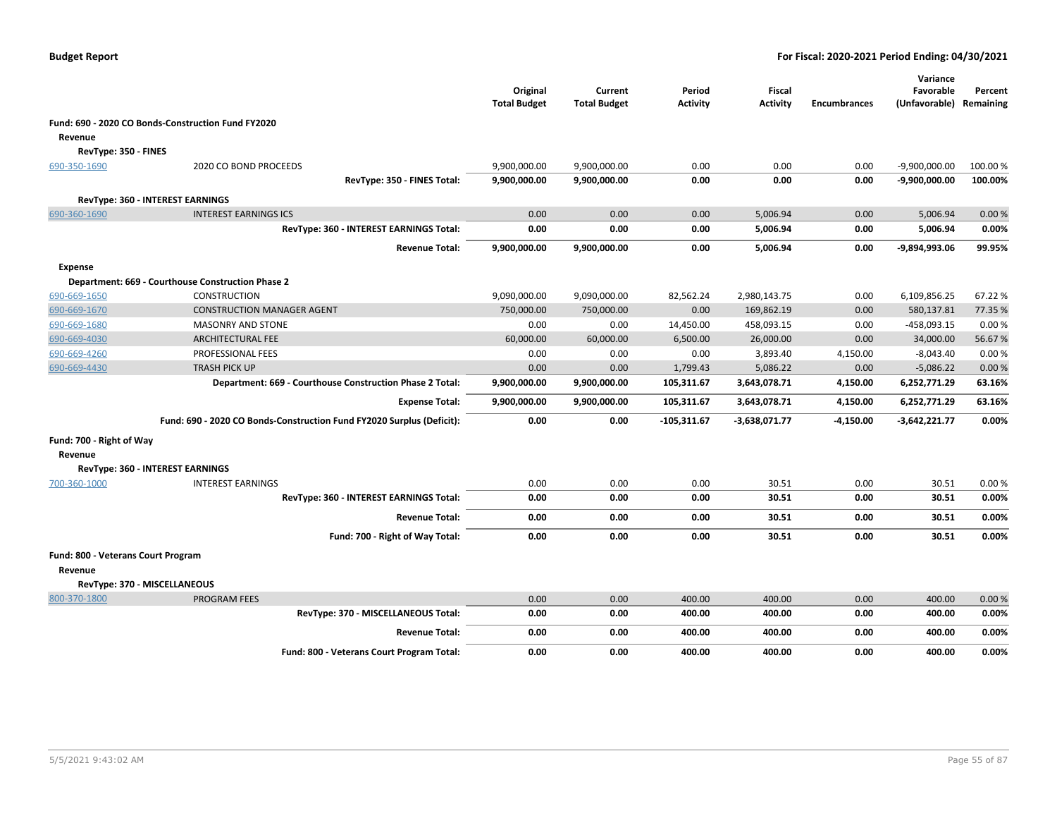| | | Original Total Budget | Current Total Budget | Period Activity | Fiscal Activity | Encumbrances | Variance Favorable (Unfavorable) | Percent Remaining |
|---|---|---|---|---|---|---|---|---|
| **Fund: 690 - 2020 CO Bonds-Construction Fund FY2020** | | | | | | | | |
| **Revenue** | | | | | | | | |
| **RevType: 350 - FINES** | | | | | | | | |
| 690-350-1690 | 2020 CO BOND PROCEEDS | 9,900,000.00 | 9,900,000.00 | 0.00 | 0.00 | 0.00 | -9,900,000.00 | 100.00 % |
| | **RevType: 350 - FINES Total:** | **9,900,000.00** | **9,900,000.00** | **0.00** | **0.00** | **0.00** | **-9,900,000.00** | **100.00%** |
| **RevType: 360 - INTEREST EARNINGS** | | | | | | | | |
| 690-360-1690 | INTEREST EARNINGS ICS | 0.00 | 0.00 | 0.00 | 5,006.94 | 0.00 | 5,006.94 | 0.00 % |
| | **RevType: 360 - INTEREST EARNINGS Total:** | **0.00** | **0.00** | **0.00** | **5,006.94** | **0.00** | **5,006.94** | **0.00%** |
| | **Revenue Total:** | **9,900,000.00** | **9,900,000.00** | **0.00** | **5,006.94** | **0.00** | **-9,894,993.06** | **99.95%** |
| **Expense** | | | | | | | | |
| **Department: 669 - Courthouse Construction Phase 2** | | | | | | | | |
| 690-669-1650 | CONSTRUCTION | 9,090,000.00 | 9,090,000.00 | 82,562.24 | 2,980,143.75 | 0.00 | 6,109,856.25 | 67.22 % |
| 690-669-1670 | CONSTRUCTION MANAGER AGENT | 750,000.00 | 750,000.00 | 0.00 | 169,862.19 | 0.00 | 580,137.81 | 77.35 % |
| 690-669-1680 | MASONRY AND STONE | 0.00 | 0.00 | 14,450.00 | 458,093.15 | 0.00 | -458,093.15 | 0.00 % |
| 690-669-4030 | ARCHITECTURAL FEE | 60,000.00 | 60,000.00 | 6,500.00 | 26,000.00 | 0.00 | 34,000.00 | 56.67 % |
| 690-669-4260 | PROFESSIONAL FEES | 0.00 | 0.00 | 0.00 | 3,893.40 | 4,150.00 | -8,043.40 | 0.00 % |
| 690-669-4430 | TRASH PICK UP | 0.00 | 0.00 | 1,799.43 | 5,086.22 | 0.00 | -5,086.22 | 0.00 % |
| | **Department: 669 - Courthouse Construction Phase 2 Total:** | **9,900,000.00** | **9,900,000.00** | **105,311.67** | **3,643,078.71** | **4,150.00** | **6,252,771.29** | **63.16%** |
| | **Expense Total:** | **9,900,000.00** | **9,900,000.00** | **105,311.67** | **3,643,078.71** | **4,150.00** | **6,252,771.29** | **63.16%** |
| | **Fund: 690 - 2020 CO Bonds-Construction Fund FY2020 Surplus (Deficit):** | **0.00** | **0.00** | **-105,311.67** | **-3,638,071.77** | **-4,150.00** | **-3,642,221.77** | **0.00%** |
| **Fund: 700 - Right of Way** | | | | | | | | |
| **Revenue** | | | | | | | | |
| **RevType: 360 - INTEREST EARNINGS** | | | | | | | | |
| 700-360-1000 | INTEREST EARNINGS | 0.00 | 0.00 | 0.00 | 30.51 | 0.00 | 30.51 | 0.00 % |
| | **RevType: 360 - INTEREST EARNINGS Total:** | **0.00** | **0.00** | **0.00** | **30.51** | **0.00** | **30.51** | **0.00%** |
| | **Revenue Total:** | **0.00** | **0.00** | **0.00** | **30.51** | **0.00** | **30.51** | **0.00%** |
| | **Fund: 700 - Right of Way Total:** | **0.00** | **0.00** | **0.00** | **30.51** | **0.00** | **30.51** | **0.00%** |
| **Fund: 800 - Veterans Court Program** | | | | | | | | |
| **Revenue** | | | | | | | | |
| **RevType: 370 - MISCELLANEOUS** | | | | | | | | |
| 800-370-1800 | PROGRAM FEES | 0.00 | 0.00 | 400.00 | 400.00 | 0.00 | 400.00 | 0.00 % |
| | **RevType: 370 - MISCELLANEOUS Total:** | **0.00** | **0.00** | **400.00** | **400.00** | **0.00** | **400.00** | **0.00%** |
| | **Revenue Total:** | **0.00** | **0.00** | **400.00** | **400.00** | **0.00** | **400.00** | **0.00%** |
| | **Fund: 800 - Veterans Court Program Total:** | **0.00** | **0.00** | **400.00** | **400.00** | **0.00** | **400.00** | **0.00%** |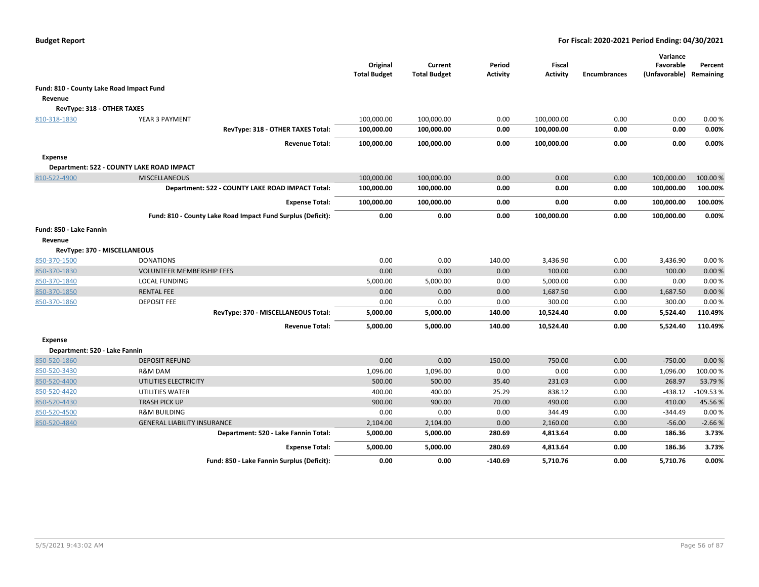**Budget Report** — **For Fiscal: 2020-2021 Period Ending: 04/30/2021**

| | | Original Total Budget | Current Total Budget | Period Activity | Fiscal Activity | Encumbrances | Variance Favorable (Unfavorable) | Percent Remaining |
|---|---|---|---|---|---|---|---|---|
| **Fund: 810 - County Lake Road Impact Fund** | | | | | | | | |
| **Revenue** | | | | | | | | |
| **RevType: 318 - OTHER TAXES** | | | | | | | | |
| 810-318-1830 | YEAR 3 PAYMENT | 100,000.00 | 100,000.00 | 0.00 | 100,000.00 | 0.00 | 0.00 | 0.00 % |
| | **RevType: 318 - OTHER TAXES Total:** | **100,000.00** | **100,000.00** | **0.00** | **100,000.00** | **0.00** | **0.00** | **0.00%** |
| | **Revenue Total:** | **100,000.00** | **100,000.00** | **0.00** | **100,000.00** | **0.00** | **0.00** | **0.00%** |
| **Expense** | | | | | | | | |
| **Department: 522 - COUNTY LAKE ROAD IMPACT** | | | | | | | | |
| 810-522-4900 | MISCELLANEOUS | 100,000.00 | 100,000.00 | 0.00 | 0.00 | 0.00 | 100,000.00 | 100.00 % |
| | **Department: 522 - COUNTY LAKE ROAD IMPACT Total:** | **100,000.00** | **100,000.00** | **0.00** | **0.00** | **0.00** | **100,000.00** | **100.00%** |
| | **Expense Total:** | **100,000.00** | **100,000.00** | **0.00** | **0.00** | **0.00** | **100,000.00** | **100.00%** |
| | **Fund: 810 - County Lake Road Impact Fund Surplus (Deficit):** | **0.00** | **0.00** | **0.00** | **100,000.00** | **0.00** | **100,000.00** | **0.00%** |
| **Fund: 850 - Lake Fannin** | | | | | | | | |
| **Revenue** | | | | | | | | |
| **RevType: 370 - MISCELLANEOUS** | | | | | | | | |
| 850-370-1500 | DONATIONS | 0.00 | 0.00 | 140.00 | 3,436.90 | 0.00 | 3,436.90 | 0.00 % |
| 850-370-1830 | VOLUNTEER MEMBERSHIP FEES | 0.00 | 0.00 | 0.00 | 100.00 | 0.00 | 100.00 | 0.00 % |
| 850-370-1840 | LOCAL FUNDING | 5,000.00 | 5,000.00 | 0.00 | 5,000.00 | 0.00 | 0.00 | 0.00 % |
| 850-370-1850 | RENTAL FEE | 0.00 | 0.00 | 0.00 | 1,687.50 | 0.00 | 1,687.50 | 0.00 % |
| 850-370-1860 | DEPOSIT FEE | 0.00 | 0.00 | 0.00 | 300.00 | 0.00 | 300.00 | 0.00 % |
| | **RevType: 370 - MISCELLANEOUS Total:** | **5,000.00** | **5,000.00** | **140.00** | **10,524.40** | **0.00** | **5,524.40** | **110.49%** |
| | **Revenue Total:** | **5,000.00** | **5,000.00** | **140.00** | **10,524.40** | **0.00** | **5,524.40** | **110.49%** |
| **Expense** | | | | | | | | |
| **Department: 520 - Lake Fannin** | | | | | | | | |
| 850-520-1860 | DEPOSIT REFUND | 0.00 | 0.00 | 150.00 | 750.00 | 0.00 | -750.00 | 0.00 % |
| 850-520-3430 | R&M DAM | 1,096.00 | 1,096.00 | 0.00 | 0.00 | 0.00 | 1,096.00 | 100.00 % |
| 850-520-4400 | UTILITIES ELECTRICITY | 500.00 | 500.00 | 35.40 | 231.03 | 0.00 | 268.97 | 53.79 % |
| 850-520-4420 | UTILITIES WATER | 400.00 | 400.00 | 25.29 | 838.12 | 0.00 | -438.12 | -109.53 % |
| 850-520-4430 | TRASH PICK UP | 900.00 | 900.00 | 70.00 | 490.00 | 0.00 | 410.00 | 45.56 % |
| 850-520-4500 | R&M BUILDING | 0.00 | 0.00 | 0.00 | 344.49 | 0.00 | -344.49 | 0.00 % |
| 850-520-4840 | GENERAL LIABILITY INSURANCE | 2,104.00 | 2,104.00 | 0.00 | 2,160.00 | 0.00 | -56.00 | -2.66 % |
| | **Department: 520 - Lake Fannin Total:** | **5,000.00** | **5,000.00** | **280.69** | **4,813.64** | **0.00** | **186.36** | **3.73%** |
| | **Expense Total:** | **5,000.00** | **5,000.00** | **280.69** | **4,813.64** | **0.00** | **186.36** | **3.73%** |
| | **Fund: 850 - Lake Fannin Surplus (Deficit):** | **0.00** | **0.00** | **-140.69** | **5,710.76** | **0.00** | **5,710.76** | **0.00%** |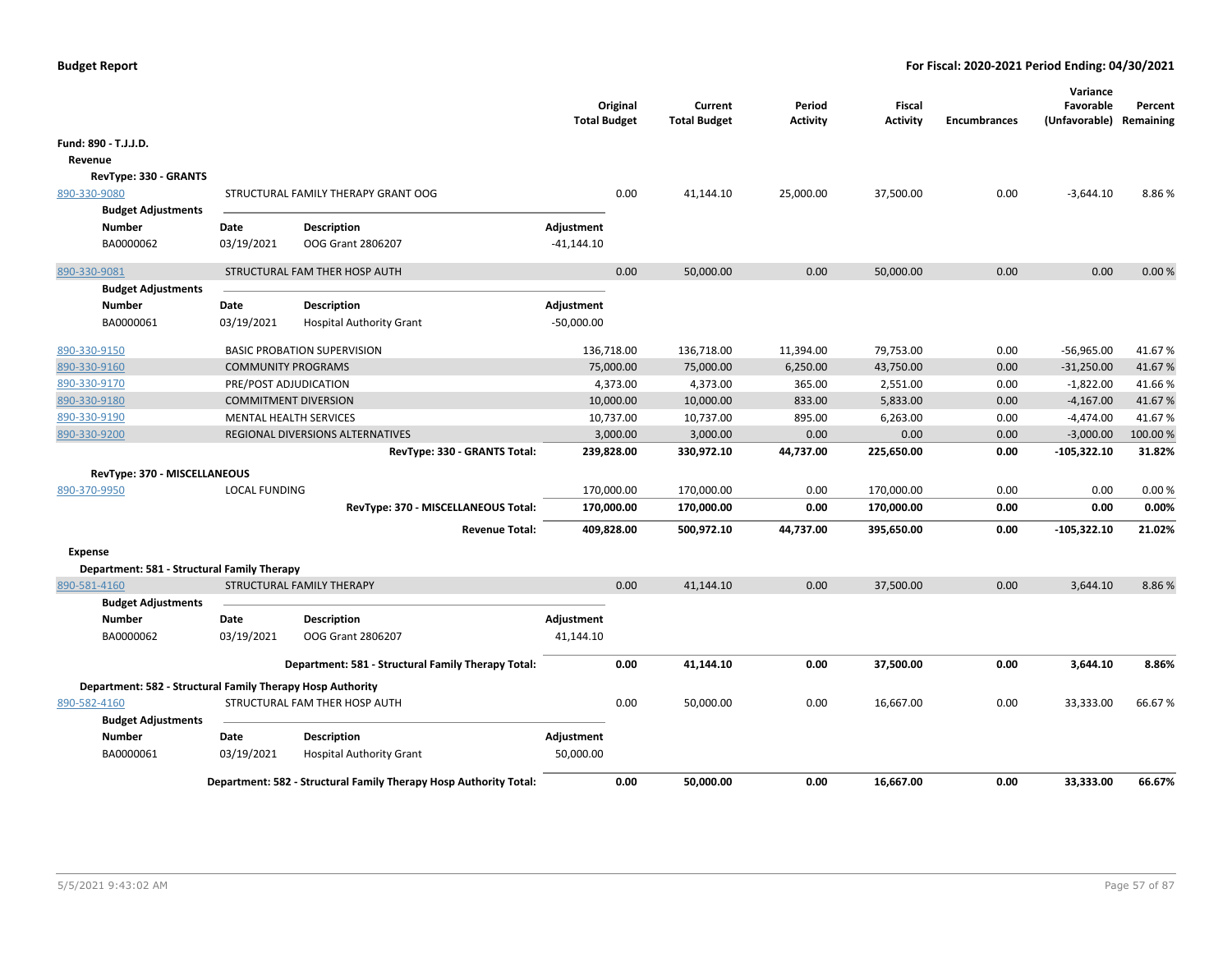**Budget Report** **For Fiscal: 2020-2021 Period Ending: 04/30/2021**

| | | | Original Total Budget | Current Total Budget | Period Activity | Fiscal Activity | Encumbrances | Variance Favorable (Unfavorable) | Percent Remaining |
|---|---|---|---|---|---|---|---|---|---|
| **Fund: 890 - T.J.J.D.** | | | | | | | | | |
| **Revenue** | | | | | | | | | |
| **RevType: 330 - GRANTS** | | | | | | | | | |
| 890-330-9080 | STRUCTURAL FAMILY THERAPY GRANT OOG | | 0.00 | 41,144.10 | 25,000.00 | 37,500.00 | 0.00 | -3,644.10 | 8.86 % |
| **Budget Adjustments** | | | | | | | | | |
| **Number** | **Date** | **Description** | **Adjustment** | | | | | | |
| BA0000062 | 03/19/2021 | OOG Grant 2806207 | -41,144.10 | | | | | | |
| 890-330-9081 | STRUCTURAL FAM THER HOSP AUTH | | 0.00 | 50,000.00 | 0.00 | 50,000.00 | 0.00 | 0.00 | 0.00 % |
| **Budget Adjustments** | | | | | | | | | |
| **Number** | **Date** | **Description** | **Adjustment** | | | | | | |
| BA0000061 | 03/19/2021 | Hospital Authority Grant | -50,000.00 | | | | | | |
| 890-330-9150 | BASIC PROBATION SUPERVISION | | 136,718.00 | 136,718.00 | 11,394.00 | 79,753.00 | 0.00 | -56,965.00 | 41.67 % |
| 890-330-9160 | COMMUNITY PROGRAMS | | 75,000.00 | 75,000.00 | 6,250.00 | 43,750.00 | 0.00 | -31,250.00 | 41.67 % |
| 890-330-9170 | PRE/POST ADJUDICATION | | 4,373.00 | 4,373.00 | 365.00 | 2,551.00 | 0.00 | -1,822.00 | 41.66 % |
| 890-330-9180 | COMMITMENT DIVERSION | | 10,000.00 | 10,000.00 | 833.00 | 5,833.00 | 0.00 | -4,167.00 | 41.67 % |
| 890-330-9190 | MENTAL HEALTH SERVICES | | 10,737.00 | 10,737.00 | 895.00 | 6,263.00 | 0.00 | -4,474.00 | 41.67 % |
| 890-330-9200 | REGIONAL DIVERSIONS ALTERNATIVES | | 3,000.00 | 3,000.00 | 0.00 | 0.00 | 0.00 | -3,000.00 | 100.00 % |
| | | **RevType: 330 - GRANTS Total:** | **239,828.00** | **330,972.10** | **44,737.00** | **225,650.00** | **0.00** | **-105,322.10** | **31.82%** |
| **RevType: 370 - MISCELLANEOUS** | | | | | | | | | |
| 890-370-9950 | LOCAL FUNDING | | 170,000.00 | 170,000.00 | 0.00 | 170,000.00 | 0.00 | 0.00 | 0.00 % |
| | | **RevType: 370 - MISCELLANEOUS Total:** | **170,000.00** | **170,000.00** | **0.00** | **170,000.00** | **0.00** | **0.00** | **0.00%** |
| | | **Revenue Total:** | **409,828.00** | **500,972.10** | **44,737.00** | **395,650.00** | **0.00** | **-105,322.10** | **21.02%** |
| **Expense** | | | | | | | | | |
| **Department: 581 - Structural Family Therapy** | | | | | | | | | |
| 890-581-4160 | STRUCTURAL FAMILY THERAPY | | 0.00 | 41,144.10 | 0.00 | 37,500.00 | 0.00 | 3,644.10 | 8.86 % |
| **Budget Adjustments** | | | | | | | | | |
| **Number** | **Date** | **Description** | **Adjustment** | | | | | | |
| BA0000062 | 03/19/2021 | OOG Grant 2806207 | 41,144.10 | | | | | | |
| | | **Department: 581 - Structural Family Therapy Total:** | **0.00** | **41,144.10** | **0.00** | **37,500.00** | **0.00** | **3,644.10** | **8.86%** |
| **Department: 582 - Structural Family Therapy Hosp Authority** | | | | | | | | | |
| 890-582-4160 | STRUCTURAL FAM THER HOSP AUTH | | 0.00 | 50,000.00 | 0.00 | 16,667.00 | 0.00 | 33,333.00 | 66.67 % |
| **Budget Adjustments** | | | | | | | | | |
| **Number** | **Date** | **Description** | **Adjustment** | | | | | | |
| BA0000061 | 03/19/2021 | Hospital Authority Grant | 50,000.00 | | | | | | |
| | | **Department: 582 - Structural Family Therapy Hosp Authority Total:** | **0.00** | **50,000.00** | **0.00** | **16,667.00** | **0.00** | **33,333.00** | **66.67%** |

5/5/2021 9:43:02 AM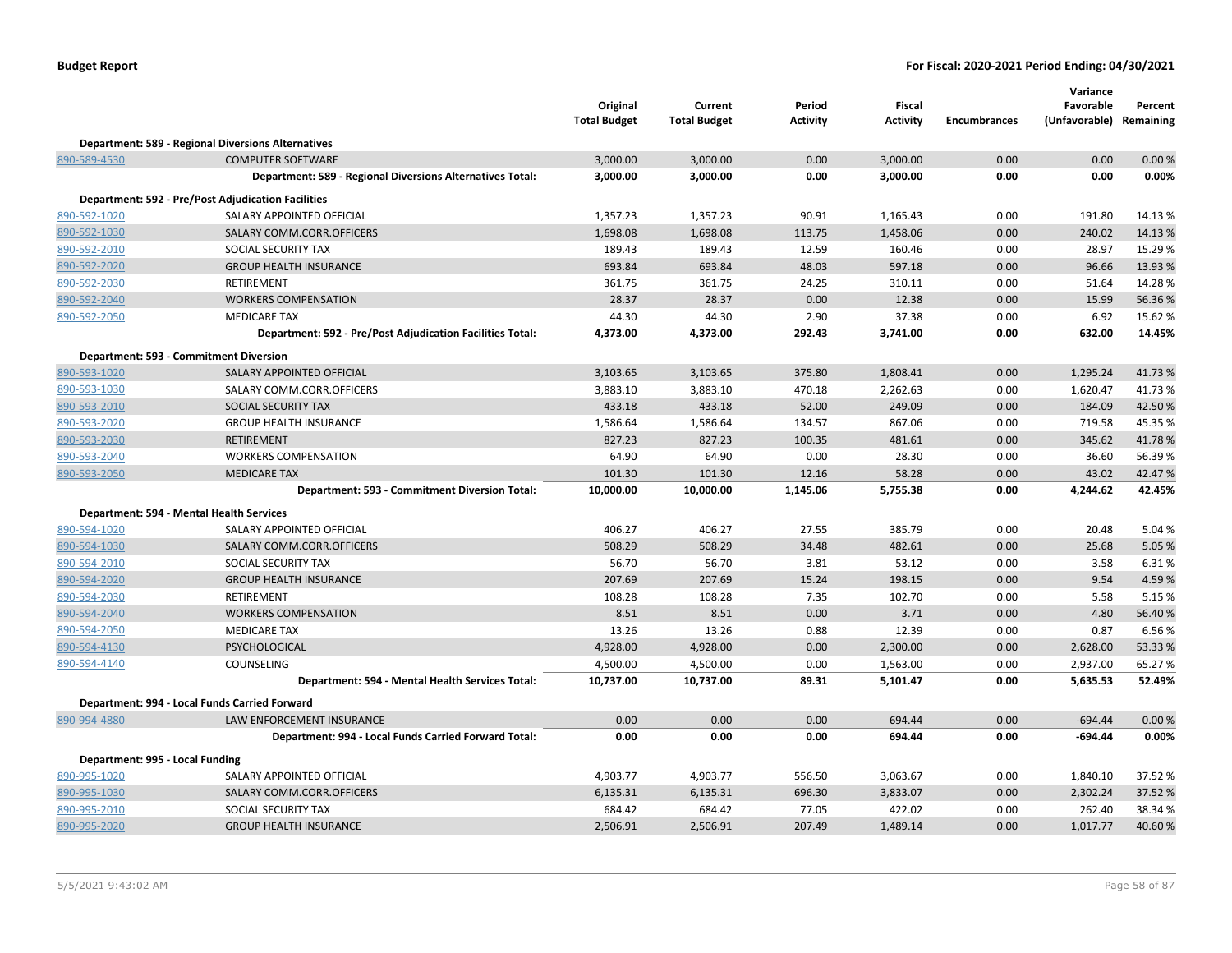**Budget Report** — **For Fiscal: 2020-2021 Period Ending: 04/30/2021**

| | | Original Total Budget | Current Total Budget | Period Activity | Fiscal Activity | Encumbrances | Variance Favorable (Unfavorable) | Percent Remaining |
|---|---|---|---|---|---|---|---|---|
| **Department: 589 - Regional Diversions Alternatives** | | | | | | | | |
| 890-589-4530 | COMPUTER SOFTWARE | 3,000.00 | 3,000.00 | 0.00 | 3,000.00 | 0.00 | 0.00 | 0.00 % |
| | **Department: 589 - Regional Diversions Alternatives Total:** | **3,000.00** | **3,000.00** | **0.00** | **3,000.00** | **0.00** | **0.00** | **0.00%** |
| **Department: 592 - Pre/Post Adjudication Facilities** | | | | | | | | |
| 890-592-1020 | SALARY APPOINTED OFFICIAL | 1,357.23 | 1,357.23 | 90.91 | 1,165.43 | 0.00 | 191.80 | 14.13 % |
| 890-592-1030 | SALARY COMM.CORR.OFFICERS | 1,698.08 | 1,698.08 | 113.75 | 1,458.06 | 0.00 | 240.02 | 14.13 % |
| 890-592-2010 | SOCIAL SECURITY TAX | 189.43 | 189.43 | 12.59 | 160.46 | 0.00 | 28.97 | 15.29 % |
| 890-592-2020 | GROUP HEALTH INSURANCE | 693.84 | 693.84 | 48.03 | 597.18 | 0.00 | 96.66 | 13.93 % |
| 890-592-2030 | RETIREMENT | 361.75 | 361.75 | 24.25 | 310.11 | 0.00 | 51.64 | 14.28 % |
| 890-592-2040 | WORKERS COMPENSATION | 28.37 | 28.37 | 0.00 | 12.38 | 0.00 | 15.99 | 56.36 % |
| 890-592-2050 | MEDICARE TAX | 44.30 | 44.30 | 2.90 | 37.38 | 0.00 | 6.92 | 15.62 % |
| | **Department: 592 - Pre/Post Adjudication Facilities Total:** | **4,373.00** | **4,373.00** | **292.43** | **3,741.00** | **0.00** | **632.00** | **14.45%** |
| **Department: 593 - Commitment Diversion** | | | | | | | | |
| 890-593-1020 | SALARY APPOINTED OFFICIAL | 3,103.65 | 3,103.65 | 375.80 | 1,808.41 | 0.00 | 1,295.24 | 41.73 % |
| 890-593-1030 | SALARY COMM.CORR.OFFICERS | 3,883.10 | 3,883.10 | 470.18 | 2,262.63 | 0.00 | 1,620.47 | 41.73 % |
| 890-593-2010 | SOCIAL SECURITY TAX | 433.18 | 433.18 | 52.00 | 249.09 | 0.00 | 184.09 | 42.50 % |
| 890-593-2020 | GROUP HEALTH INSURANCE | 1,586.64 | 1,586.64 | 134.57 | 867.06 | 0.00 | 719.58 | 45.35 % |
| 890-593-2030 | RETIREMENT | 827.23 | 827.23 | 100.35 | 481.61 | 0.00 | 345.62 | 41.78 % |
| 890-593-2040 | WORKERS COMPENSATION | 64.90 | 64.90 | 0.00 | 28.30 | 0.00 | 36.60 | 56.39 % |
| 890-593-2050 | MEDICARE TAX | 101.30 | 101.30 | 12.16 | 58.28 | 0.00 | 43.02 | 42.47 % |
| | **Department: 593 - Commitment Diversion Total:** | **10,000.00** | **10,000.00** | **1,145.06** | **5,755.38** | **0.00** | **4,244.62** | **42.45%** |
| **Department: 594 - Mental Health Services** | | | | | | | | |
| 890-594-1020 | SALARY APPOINTED OFFICIAL | 406.27 | 406.27 | 27.55 | 385.79 | 0.00 | 20.48 | 5.04 % |
| 890-594-1030 | SALARY COMM.CORR.OFFICERS | 508.29 | 508.29 | 34.48 | 482.61 | 0.00 | 25.68 | 5.05 % |
| 890-594-2010 | SOCIAL SECURITY TAX | 56.70 | 56.70 | 3.81 | 53.12 | 0.00 | 3.58 | 6.31 % |
| 890-594-2020 | GROUP HEALTH INSURANCE | 207.69 | 207.69 | 15.24 | 198.15 | 0.00 | 9.54 | 4.59 % |
| 890-594-2030 | RETIREMENT | 108.28 | 108.28 | 7.35 | 102.70 | 0.00 | 5.58 | 5.15 % |
| 890-594-2040 | WORKERS COMPENSATION | 8.51 | 8.51 | 0.00 | 3.71 | 0.00 | 4.80 | 56.40 % |
| 890-594-2050 | MEDICARE TAX | 13.26 | 13.26 | 0.88 | 12.39 | 0.00 | 0.87 | 6.56 % |
| 890-594-4130 | PSYCHOLOGICAL | 4,928.00 | 4,928.00 | 0.00 | 2,300.00 | 0.00 | 2,628.00 | 53.33 % |
| 890-594-4140 | COUNSELING | 4,500.00 | 4,500.00 | 0.00 | 1,563.00 | 0.00 | 2,937.00 | 65.27 % |
| | **Department: 594 - Mental Health Services Total:** | **10,737.00** | **10,737.00** | **89.31** | **5,101.47** | **0.00** | **5,635.53** | **52.49%** |
| **Department: 994 - Local Funds Carried Forward** | | | | | | | | |
| 890-994-4880 | LAW ENFORCEMENT INSURANCE | 0.00 | 0.00 | 0.00 | 694.44 | 0.00 | -694.44 | 0.00 % |
| | **Department: 994 - Local Funds Carried Forward Total:** | **0.00** | **0.00** | **0.00** | **694.44** | **0.00** | **-694.44** | **0.00%** |
| **Department: 995 - Local Funding** | | | | | | | | |
| 890-995-1020 | SALARY APPOINTED OFFICIAL | 4,903.77 | 4,903.77 | 556.50 | 3,063.67 | 0.00 | 1,840.10 | 37.52 % |
| 890-995-1030 | SALARY COMM.CORR.OFFICERS | 6,135.31 | 6,135.31 | 696.30 | 3,833.07 | 0.00 | 2,302.24 | 37.52 % |
| 890-995-2010 | SOCIAL SECURITY TAX | 684.42 | 684.42 | 77.05 | 422.02 | 0.00 | 262.40 | 38.34 % |
| 890-995-2020 | GROUP HEALTH INSURANCE | 2,506.91 | 2,506.91 | 207.49 | 1,489.14 | 0.00 | 1,017.77 | 40.60 % |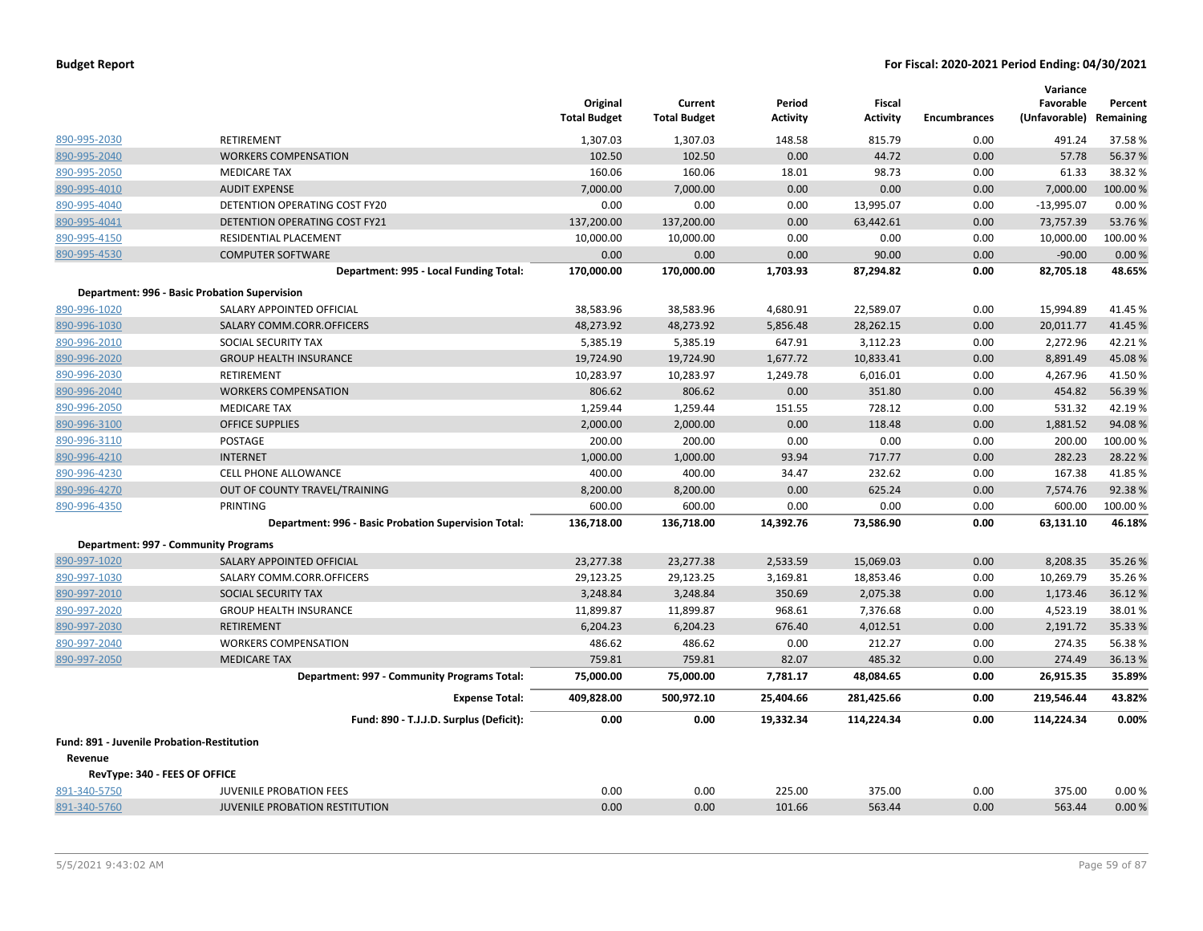| | | Original Total Budget | Current Total Budget | Period Activity | Fiscal Activity | Encumbrances | Variance Favorable (Unfavorable) | Percent Remaining |
|---|---|---|---|---|---|---|---|---|
| 890-995-2030 | RETIREMENT | 1,307.03 | 1,307.03 | 148.58 | 815.79 | 0.00 | 491.24 | 37.58 % |
| 890-995-2040 | WORKERS COMPENSATION | 102.50 | 102.50 | 0.00 | 44.72 | 0.00 | 57.78 | 56.37 % |
| 890-995-2050 | MEDICARE TAX | 160.06 | 160.06 | 18.01 | 98.73 | 0.00 | 61.33 | 38.32 % |
| 890-995-4010 | AUDIT EXPENSE | 7,000.00 | 7,000.00 | 0.00 | 0.00 | 0.00 | 7,000.00 | 100.00 % |
| 890-995-4040 | DETENTION OPERATING COST FY20 | 0.00 | 0.00 | 0.00 | 13,995.07 | 0.00 | -13,995.07 | 0.00 % |
| 890-995-4041 | DETENTION OPERATING COST FY21 | 137,200.00 | 137,200.00 | 0.00 | 63,442.61 | 0.00 | 73,757.39 | 53.76 % |
| 890-995-4150 | RESIDENTIAL PLACEMENT | 10,000.00 | 10,000.00 | 0.00 | 0.00 | 0.00 | 10,000.00 | 100.00 % |
| 890-995-4530 | COMPUTER SOFTWARE | 0.00 | 0.00 | 0.00 | 90.00 | 0.00 | -90.00 | 0.00 % |
| | **Department: 995 - Local Funding Total:** | **170,000.00** | **170,000.00** | **1,703.93** | **87,294.82** | **0.00** | **82,705.18** | **48.65%** |
| **Department: 996 - Basic Probation Supervision** | | | | | | | | |
| 890-996-1020 | SALARY APPOINTED OFFICIAL | 38,583.96 | 38,583.96 | 4,680.91 | 22,589.07 | 0.00 | 15,994.89 | 41.45 % |
| 890-996-1030 | SALARY COMM.CORR.OFFICERS | 48,273.92 | 48,273.92 | 5,856.48 | 28,262.15 | 0.00 | 20,011.77 | 41.45 % |
| 890-996-2010 | SOCIAL SECURITY TAX | 5,385.19 | 5,385.19 | 647.91 | 3,112.23 | 0.00 | 2,272.96 | 42.21 % |
| 890-996-2020 | GROUP HEALTH INSURANCE | 19,724.90 | 19,724.90 | 1,677.72 | 10,833.41 | 0.00 | 8,891.49 | 45.08 % |
| 890-996-2030 | RETIREMENT | 10,283.97 | 10,283.97 | 1,249.78 | 6,016.01 | 0.00 | 4,267.96 | 41.50 % |
| 890-996-2040 | WORKERS COMPENSATION | 806.62 | 806.62 | 0.00 | 351.80 | 0.00 | 454.82 | 56.39 % |
| 890-996-2050 | MEDICARE TAX | 1,259.44 | 1,259.44 | 151.55 | 728.12 | 0.00 | 531.32 | 42.19 % |
| 890-996-3100 | OFFICE SUPPLIES | 2,000.00 | 2,000.00 | 0.00 | 118.48 | 0.00 | 1,881.52 | 94.08 % |
| 890-996-3110 | POSTAGE | 200.00 | 200.00 | 0.00 | 0.00 | 0.00 | 200.00 | 100.00 % |
| 890-996-4210 | INTERNET | 1,000.00 | 1,000.00 | 93.94 | 717.77 | 0.00 | 282.23 | 28.22 % |
| 890-996-4230 | CELL PHONE ALLOWANCE | 400.00 | 400.00 | 34.47 | 232.62 | 0.00 | 167.38 | 41.85 % |
| 890-996-4270 | OUT OF COUNTY TRAVEL/TRAINING | 8,200.00 | 8,200.00 | 0.00 | 625.24 | 0.00 | 7,574.76 | 92.38 % |
| 890-996-4350 | PRINTING | 600.00 | 600.00 | 0.00 | 0.00 | 0.00 | 600.00 | 100.00 % |
| | **Department: 996 - Basic Probation Supervision Total:** | **136,718.00** | **136,718.00** | **14,392.76** | **73,586.90** | **0.00** | **63,131.10** | **46.18%** |
| **Department: 997 - Community Programs** | | | | | | | | |
| 890-997-1020 | SALARY APPOINTED OFFICIAL | 23,277.38 | 23,277.38 | 2,533.59 | 15,069.03 | 0.00 | 8,208.35 | 35.26 % |
| 890-997-1030 | SALARY COMM.CORR.OFFICERS | 29,123.25 | 29,123.25 | 3,169.81 | 18,853.46 | 0.00 | 10,269.79 | 35.26 % |
| 890-997-2010 | SOCIAL SECURITY TAX | 3,248.84 | 3,248.84 | 350.69 | 2,075.38 | 0.00 | 1,173.46 | 36.12 % |
| 890-997-2020 | GROUP HEALTH INSURANCE | 11,899.87 | 11,899.87 | 968.61 | 7,376.68 | 0.00 | 4,523.19 | 38.01 % |
| 890-997-2030 | RETIREMENT | 6,204.23 | 6,204.23 | 676.40 | 4,012.51 | 0.00 | 2,191.72 | 35.33 % |
| 890-997-2040 | WORKERS COMPENSATION | 486.62 | 486.62 | 0.00 | 212.27 | 0.00 | 274.35 | 56.38 % |
| 890-997-2050 | MEDICARE TAX | 759.81 | 759.81 | 82.07 | 485.32 | 0.00 | 274.49 | 36.13 % |
| | **Department: 997 - Community Programs Total:** | **75,000.00** | **75,000.00** | **7,781.17** | **48,084.65** | **0.00** | **26,915.35** | **35.89%** |
| | **Expense Total:** | **409,828.00** | **500,972.10** | **25,404.66** | **281,425.66** | **0.00** | **219,546.44** | **43.82%** |
| | **Fund: 890 - T.J.J.D. Surplus (Deficit):** | **0.00** | **0.00** | **19,332.34** | **114,224.34** | **0.00** | **114,224.34** | **0.00%** |

**Fund: 891 - Juvenile Probation-Restitution**

**Revenue**

**RevType: 340 - FEES OF OFFICE**

| | | Original Total Budget | Current Total Budget | Period Activity | Fiscal Activity | Encumbrances | Variance Favorable (Unfavorable) | Percent Remaining |
|---|---|---|---|---|---|---|---|---|
| 891-340-5750 | JUVENILE PROBATION FEES | 0.00 | 0.00 | 225.00 | 375.00 | 0.00 | 375.00 | 0.00 % |
| 891-340-5760 | JUVENILE PROBATION RESTITUTION | 0.00 | 0.00 | 101.66 | 563.44 | 0.00 | 563.44 | 0.00 % |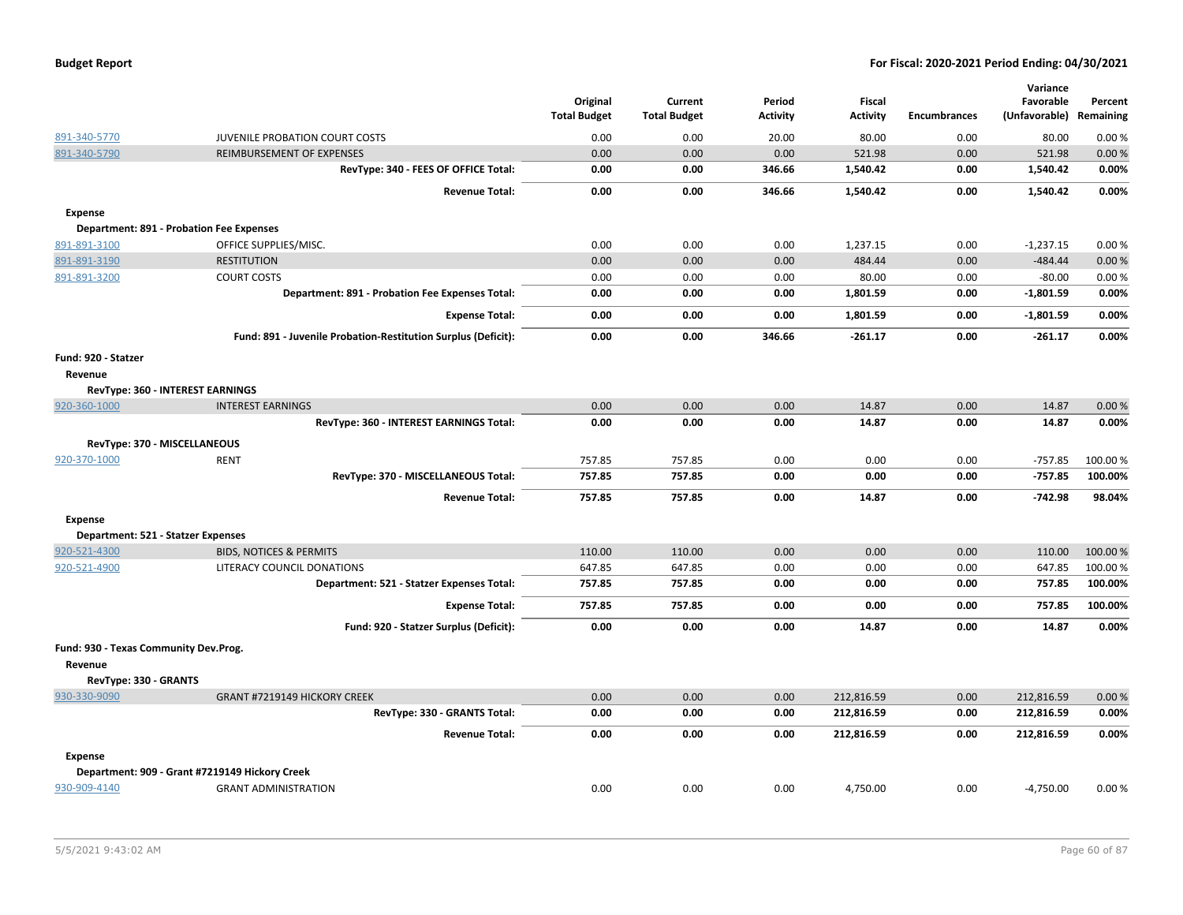| | | Original Total Budget | Current Total Budget | Period Activity | Fiscal Activity | Encumbrances | Variance Favorable (Unfavorable) | Percent Remaining |
|---|---|---|---|---|---|---|---|---|
| 891-340-5770 | JUVENILE PROBATION COURT COSTS | 0.00 | 0.00 | 20.00 | 80.00 | 0.00 | 80.00 | 0.00 % |
| 891-340-5790 | REIMBURSEMENT OF EXPENSES | 0.00 | 0.00 | 0.00 | 521.98 | 0.00 | 521.98 | 0.00 % |
| | **RevType: 340 - FEES OF OFFICE Total:** | **0.00** | **0.00** | **346.66** | **1,540.42** | **0.00** | **1,540.42** | **0.00%** |
| | **Revenue Total:** | **0.00** | **0.00** | **346.66** | **1,540.42** | **0.00** | **1,540.42** | **0.00%** |
| **Expense** | | | | | | | | |
| **Department: 891 - Probation Fee Expenses** | | | | | | | | |
| 891-891-3100 | OFFICE SUPPLIES/MISC. | 0.00 | 0.00 | 0.00 | 1,237.15 | 0.00 | -1,237.15 | 0.00 % |
| 891-891-3190 | RESTITUTION | 0.00 | 0.00 | 0.00 | 484.44 | 0.00 | -484.44 | 0.00 % |
| 891-891-3200 | COURT COSTS | 0.00 | 0.00 | 0.00 | 80.00 | 0.00 | -80.00 | 0.00 % |
| | **Department: 891 - Probation Fee Expenses Total:** | **0.00** | **0.00** | **0.00** | **1,801.59** | **0.00** | **-1,801.59** | **0.00%** |
| | **Expense Total:** | **0.00** | **0.00** | **0.00** | **1,801.59** | **0.00** | **-1,801.59** | **0.00%** |
| | **Fund: 891 - Juvenile Probation-Restitution Surplus (Deficit):** | **0.00** | **0.00** | **346.66** | **-261.17** | **0.00** | **-261.17** | **0.00%** |
| **Fund: 920 - Statzer** | | | | | | | | |
| **Revenue** | | | | | | | | |
| **RevType: 360 - INTEREST EARNINGS** | | | | | | | | |
| 920-360-1000 | INTEREST EARNINGS | 0.00 | 0.00 | 0.00 | 14.87 | 0.00 | 14.87 | 0.00 % |
| | **RevType: 360 - INTEREST EARNINGS Total:** | **0.00** | **0.00** | **0.00** | **14.87** | **0.00** | **14.87** | **0.00%** |
| **RevType: 370 - MISCELLANEOUS** | | | | | | | | |
| 920-370-1000 | RENT | 757.85 | 757.85 | 0.00 | 0.00 | 0.00 | -757.85 | 100.00 % |
| | **RevType: 370 - MISCELLANEOUS Total:** | **757.85** | **757.85** | **0.00** | **0.00** | **0.00** | **-757.85** | **100.00%** |
| | **Revenue Total:** | **757.85** | **757.85** | **0.00** | **14.87** | **0.00** | **-742.98** | **98.04%** |
| **Expense** | | | | | | | | |
| **Department: 521 - Statzer Expenses** | | | | | | | | |
| 920-521-4300 | BIDS, NOTICES & PERMITS | 110.00 | 110.00 | 0.00 | 0.00 | 0.00 | 110.00 | 100.00 % |
| 920-521-4900 | LITERACY COUNCIL DONATIONS | 647.85 | 647.85 | 0.00 | 0.00 | 0.00 | 647.85 | 100.00 % |
| | **Department: 521 - Statzer Expenses Total:** | **757.85** | **757.85** | **0.00** | **0.00** | **0.00** | **757.85** | **100.00%** |
| | **Expense Total:** | **757.85** | **757.85** | **0.00** | **0.00** | **0.00** | **757.85** | **100.00%** |
| | **Fund: 920 - Statzer Surplus (Deficit):** | **0.00** | **0.00** | **0.00** | **14.87** | **0.00** | **14.87** | **0.00%** |
| **Fund: 930 - Texas Community Dev.Prog.** | | | | | | | | |
| **Revenue** | | | | | | | | |
| **RevType: 330 - GRANTS** | | | | | | | | |
| 930-330-9090 | GRANT #7219149 HICKORY CREEK | 0.00 | 0.00 | 0.00 | 212,816.59 | 0.00 | 212,816.59 | 0.00 % |
| | **RevType: 330 - GRANTS Total:** | **0.00** | **0.00** | **0.00** | **212,816.59** | **0.00** | **212,816.59** | **0.00%** |
| | **Revenue Total:** | **0.00** | **0.00** | **0.00** | **212,816.59** | **0.00** | **212,816.59** | **0.00%** |
| **Expense** | | | | | | | | |
| **Department: 909 - Grant #7219149 Hickory Creek** | | | | | | | | |
| 930-909-4140 | GRANT ADMINISTRATION | 0.00 | 0.00 | 0.00 | 4,750.00 | 0.00 | -4,750.00 | 0.00 % |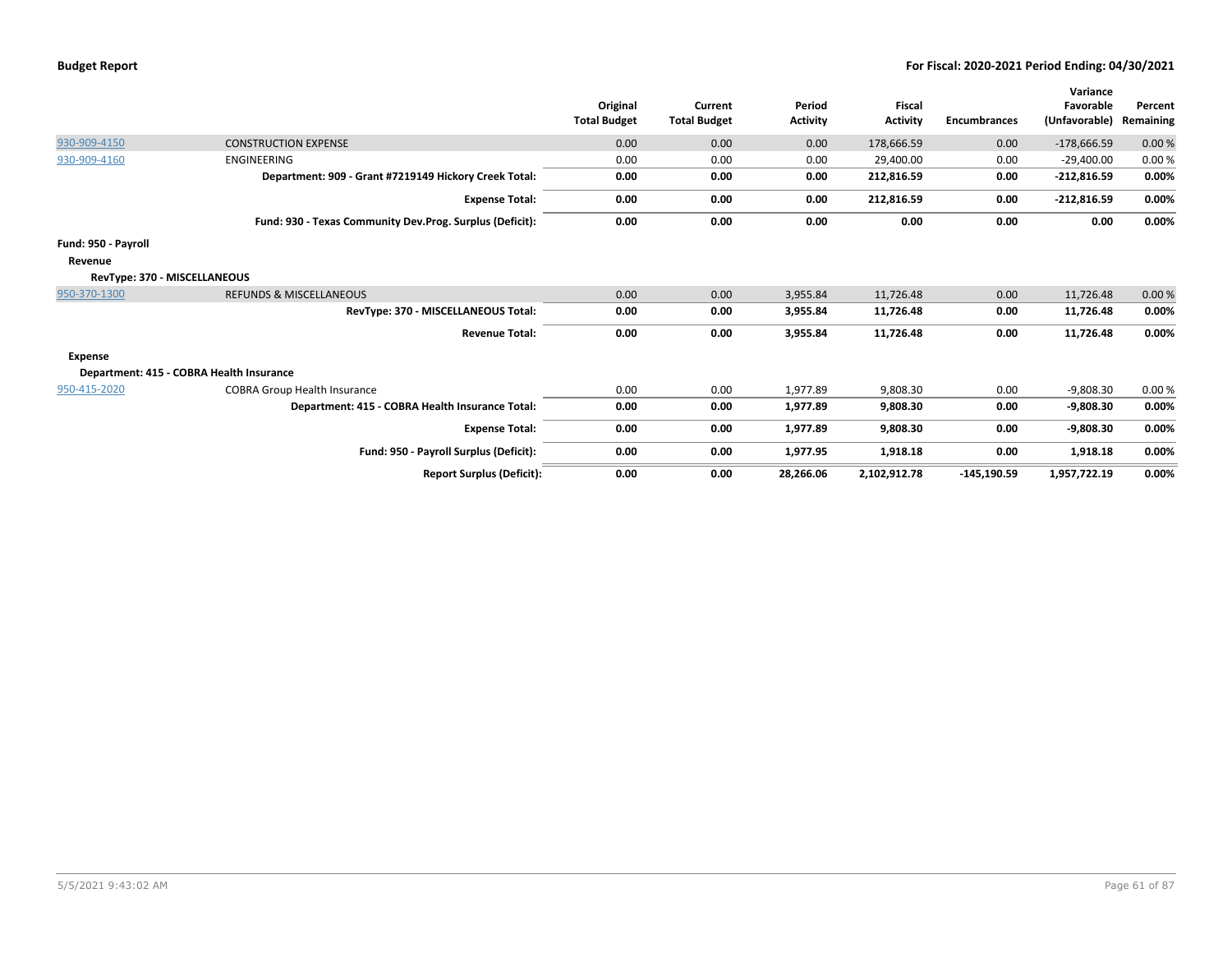| | | Original Total Budget | Current Total Budget | Period Activity | Fiscal Activity | Encumbrances | Variance Favorable (Unfavorable) | Percent Remaining |
|---|---|---|---|---|---|---|---|---|
| 930-909-4150 | CONSTRUCTION EXPENSE | 0.00 | 0.00 | 0.00 | 178,666.59 | 0.00 | -178,666.59 | 0.00 % |
| 930-909-4160 | ENGINEERING | 0.00 | 0.00 | 0.00 | 29,400.00 | 0.00 | -29,400.00 | 0.00 % |
| | **Department: 909 - Grant #7219149 Hickory Creek Total:** | **0.00** | **0.00** | **0.00** | **212,816.59** | **0.00** | **-212,816.59** | **0.00%** |
| | **Expense Total:** | **0.00** | **0.00** | **0.00** | **212,816.59** | **0.00** | **-212,816.59** | **0.00%** |
| | **Fund: 930 - Texas Community Dev.Prog. Surplus (Deficit):** | **0.00** | **0.00** | **0.00** | **0.00** | **0.00** | **0.00** | **0.00%** |
| **Fund: 950 - Payroll** | | | | | | | | |
| **Revenue** | | | | | | | | |
| **RevType: 370 - MISCELLANEOUS** | | | | | | | | |
| 950-370-1300 | REFUNDS & MISCELLANEOUS | 0.00 | 0.00 | 3,955.84 | 11,726.48 | 0.00 | 11,726.48 | 0.00 % |
| | **RevType: 370 - MISCELLANEOUS Total:** | **0.00** | **0.00** | **3,955.84** | **11,726.48** | **0.00** | **11,726.48** | **0.00%** |
| | **Revenue Total:** | **0.00** | **0.00** | **3,955.84** | **11,726.48** | **0.00** | **11,726.48** | **0.00%** |
| **Expense** | | | | | | | | |
| **Department: 415 - COBRA Health Insurance** | | | | | | | | |
| 950-415-2020 | COBRA Group Health Insurance | 0.00 | 0.00 | 1,977.89 | 9,808.30 | 0.00 | -9,808.30 | 0.00 % |
| | **Department: 415 - COBRA Health Insurance Total:** | **0.00** | **0.00** | **1,977.89** | **9,808.30** | **0.00** | **-9,808.30** | **0.00%** |
| | **Expense Total:** | **0.00** | **0.00** | **1,977.89** | **9,808.30** | **0.00** | **-9,808.30** | **0.00%** |
| | **Fund: 950 - Payroll Surplus (Deficit):** | **0.00** | **0.00** | **1,977.95** | **1,918.18** | **0.00** | **1,918.18** | **0.00%** |
| | **Report Surplus (Deficit):** | **0.00** | **0.00** | **28,266.06** | **2,102,912.78** | **-145,190.59** | **1,957,722.19** | **0.00%** |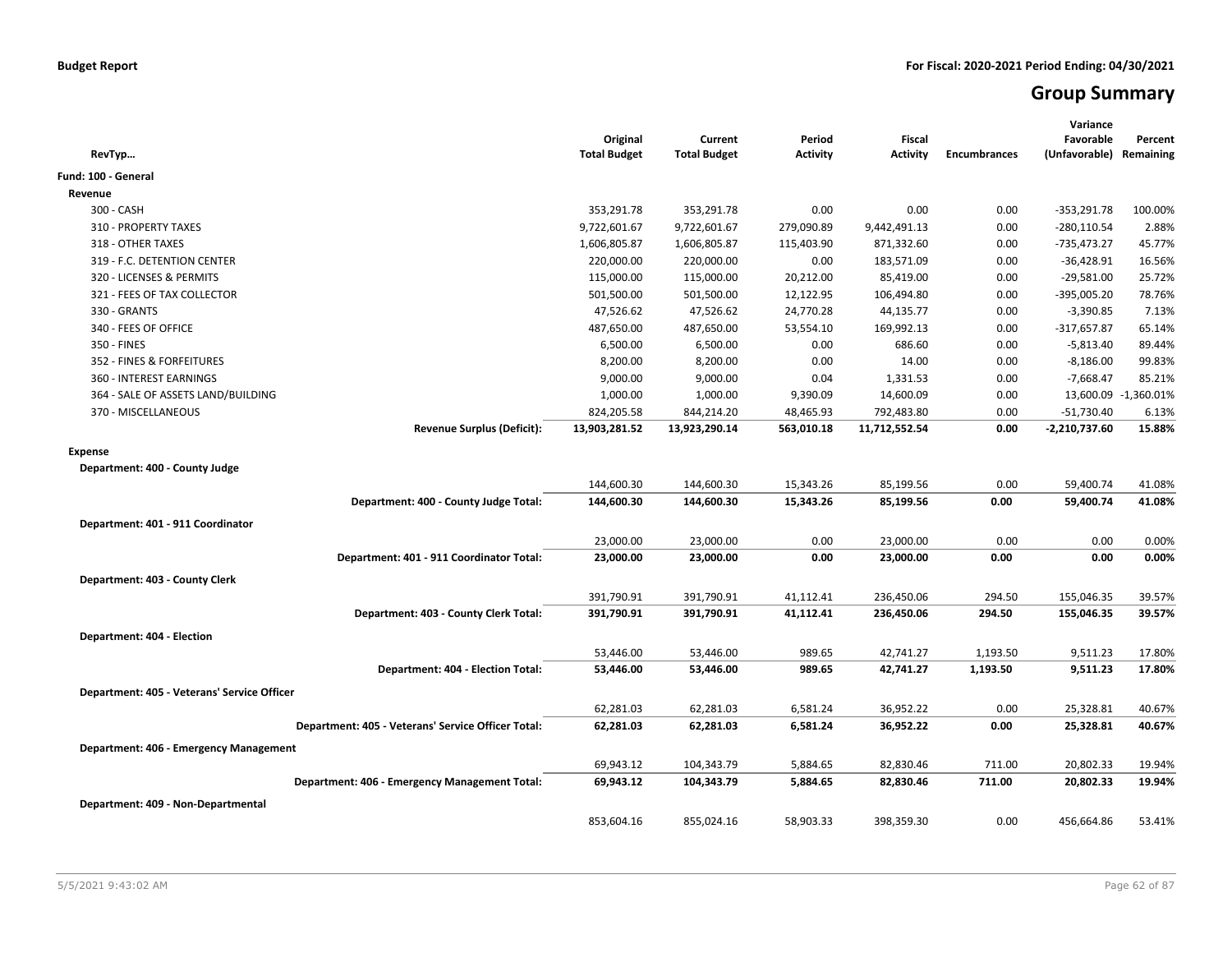**Budget Report** **For Fiscal: 2020-2021 Period Ending: 04/30/2021**

# Group Summary

| RevTyp… | Original Total Budget | Current Total Budget | Period Activity | Fiscal Activity | Encumbrances | Variance Favorable (Unfavorable) | Percent Remaining |
|---|---|---|---|---|---|---|---|
| **Fund: 100 - General** | | | | | | | |
| **Revenue** | | | | | | | |
| 300 - CASH | 353,291.78 | 353,291.78 | 0.00 | 0.00 | 0.00 | -353,291.78 | 100.00% |
| 310 - PROPERTY TAXES | 9,722,601.67 | 9,722,601.67 | 279,090.89 | 9,442,491.13 | 0.00 | -280,110.54 | 2.88% |
| 318 - OTHER TAXES | 1,606,805.87 | 1,606,805.87 | 115,403.90 | 871,332.60 | 0.00 | -735,473.27 | 45.77% |
| 319 - F.C. DETENTION CENTER | 220,000.00 | 220,000.00 | 0.00 | 183,571.09 | 0.00 | -36,428.91 | 16.56% |
| 320 - LICENSES & PERMITS | 115,000.00 | 115,000.00 | 20,212.00 | 85,419.00 | 0.00 | -29,581.00 | 25.72% |
| 321 - FEES OF TAX COLLECTOR | 501,500.00 | 501,500.00 | 12,122.95 | 106,494.80 | 0.00 | -395,005.20 | 78.76% |
| 330 - GRANTS | 47,526.62 | 47,526.62 | 24,770.28 | 44,135.77 | 0.00 | -3,390.85 | 7.13% |
| 340 - FEES OF OFFICE | 487,650.00 | 487,650.00 | 53,554.10 | 169,992.13 | 0.00 | -317,657.87 | 65.14% |
| 350 - FINES | 6,500.00 | 6,500.00 | 0.00 | 686.60 | 0.00 | -5,813.40 | 89.44% |
| 352 - FINES & FORFEITURES | 8,200.00 | 8,200.00 | 0.00 | 14.00 | 0.00 | -8,186.00 | 99.83% |
| 360 - INTEREST EARNINGS | 9,000.00 | 9,000.00 | 0.04 | 1,331.53 | 0.00 | -7,668.47 | 85.21% |
| 364 - SALE OF ASSETS LAND/BUILDING | 1,000.00 | 1,000.00 | 9,390.09 | 14,600.09 | 0.00 | 13,600.09 | -1,360.01% |
| 370 - MISCELLANEOUS | 824,205.58 | 844,214.20 | 48,465.93 | 792,483.80 | 0.00 | -51,730.40 | 6.13% |
| **Revenue Surplus (Deficit):** | **13,903,281.52** | **13,923,290.14** | **563,010.18** | **11,712,552.54** | **0.00** | **-2,210,737.60** | **15.88%** |
| **Expense** | | | | | | | |
| **Department: 400 - County Judge** | | | | | | | |
| | 144,600.30 | 144,600.30 | 15,343.26 | 85,199.56 | 0.00 | 59,400.74 | 41.08% |
| **Department: 400 - County Judge Total:** | **144,600.30** | **144,600.30** | **15,343.26** | **85,199.56** | **0.00** | **59,400.74** | **41.08%** |
| **Department: 401 - 911 Coordinator** | | | | | | | |
| | 23,000.00 | 23,000.00 | 0.00 | 23,000.00 | 0.00 | 0.00 | 0.00% |
| **Department: 401 - 911 Coordinator Total:** | **23,000.00** | **23,000.00** | **0.00** | **23,000.00** | **0.00** | **0.00** | **0.00%** |
| **Department: 403 - County Clerk** | | | | | | | |
| | 391,790.91 | 391,790.91 | 41,112.41 | 236,450.06 | 294.50 | 155,046.35 | 39.57% |
| **Department: 403 - County Clerk Total:** | **391,790.91** | **391,790.91** | **41,112.41** | **236,450.06** | **294.50** | **155,046.35** | **39.57%** |
| **Department: 404 - Election** | | | | | | | |
| | 53,446.00 | 53,446.00 | 989.65 | 42,741.27 | 1,193.50 | 9,511.23 | 17.80% |
| **Department: 404 - Election Total:** | **53,446.00** | **53,446.00** | **989.65** | **42,741.27** | **1,193.50** | **9,511.23** | **17.80%** |
| **Department: 405 - Veterans' Service Officer** | | | | | | | |
| | 62,281.03 | 62,281.03 | 6,581.24 | 36,952.22 | 0.00 | 25,328.81 | 40.67% |
| **Department: 405 - Veterans' Service Officer Total:** | **62,281.03** | **62,281.03** | **6,581.24** | **36,952.22** | **0.00** | **25,328.81** | **40.67%** |
| **Department: 406 - Emergency Management** | | | | | | | |
| | 69,943.12 | 104,343.79 | 5,884.65 | 82,830.46 | 711.00 | 20,802.33 | 19.94% |
| **Department: 406 - Emergency Management Total:** | **69,943.12** | **104,343.79** | **5,884.65** | **82,830.46** | **711.00** | **20,802.33** | **19.94%** |
| **Department: 409 - Non-Departmental** | | | | | | | |
| | 853,604.16 | 855,024.16 | 58,903.33 | 398,359.30 | 0.00 | 456,664.86 | 53.41% |

5/5/2021 9:43:02 AM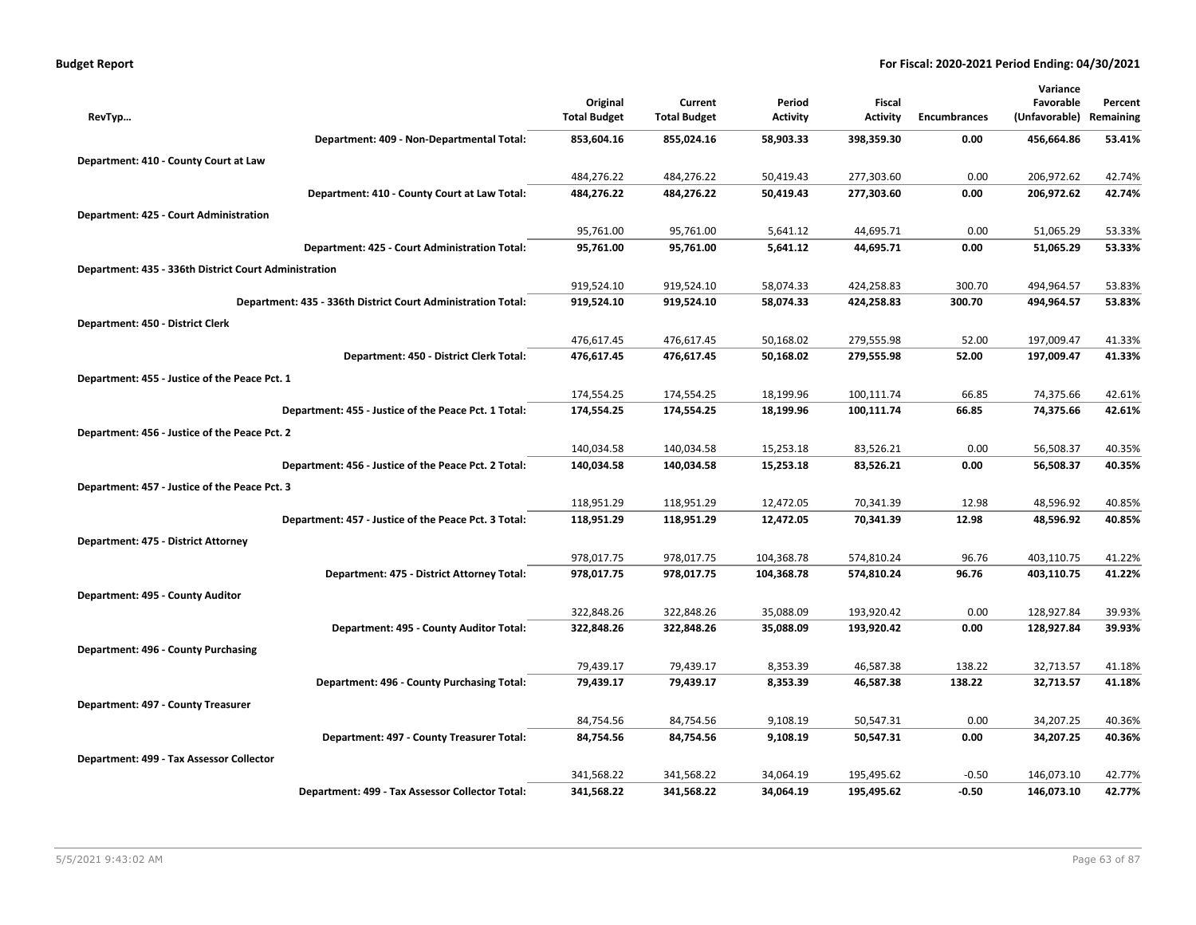**Budget Report** — **For Fiscal: 2020-2021 Period Ending: 04/30/2021**

| RevTyp… | Original Total Budget | Current Total Budget | Period Activity | Fiscal Activity | Encumbrances | Variance Favorable (Unfavorable) | Percent Remaining |
|---|---|---|---|---|---|---|---|
| **Department: 409 - Non-Departmental Total:** | **853,604.16** | **855,024.16** | **58,903.33** | **398,359.30** | **0.00** | **456,664.86** | **53.41%** |
| **Department: 410 - County Court at Law** | | | | | | | |
| | 484,276.22 | 484,276.22 | 50,419.43 | 277,303.60 | 0.00 | 206,972.62 | 42.74% |
| **Department: 410 - County Court at Law Total:** | **484,276.22** | **484,276.22** | **50,419.43** | **277,303.60** | **0.00** | **206,972.62** | **42.74%** |
| **Department: 425 - Court Administration** | | | | | | | |
| | 95,761.00 | 95,761.00 | 5,641.12 | 44,695.71 | 0.00 | 51,065.29 | 53.33% |
| **Department: 425 - Court Administration Total:** | **95,761.00** | **95,761.00** | **5,641.12** | **44,695.71** | **0.00** | **51,065.29** | **53.33%** |
| **Department: 435 - 336th District Court Administration** | | | | | | | |
| | 919,524.10 | 919,524.10 | 58,074.33 | 424,258.83 | 300.70 | 494,964.57 | 53.83% |
| **Department: 435 - 336th District Court Administration Total:** | **919,524.10** | **919,524.10** | **58,074.33** | **424,258.83** | **300.70** | **494,964.57** | **53.83%** |
| **Department: 450 - District Clerk** | | | | | | | |
| | 476,617.45 | 476,617.45 | 50,168.02 | 279,555.98 | 52.00 | 197,009.47 | 41.33% |
| **Department: 450 - District Clerk Total:** | **476,617.45** | **476,617.45** | **50,168.02** | **279,555.98** | **52.00** | **197,009.47** | **41.33%** |
| **Department: 455 - Justice of the Peace Pct. 1** | | | | | | | |
| | 174,554.25 | 174,554.25 | 18,199.96 | 100,111.74 | 66.85 | 74,375.66 | 42.61% |
| **Department: 455 - Justice of the Peace Pct. 1 Total:** | **174,554.25** | **174,554.25** | **18,199.96** | **100,111.74** | **66.85** | **74,375.66** | **42.61%** |
| **Department: 456 - Justice of the Peace Pct. 2** | | | | | | | |
| | 140,034.58 | 140,034.58 | 15,253.18 | 83,526.21 | 0.00 | 56,508.37 | 40.35% |
| **Department: 456 - Justice of the Peace Pct. 2 Total:** | **140,034.58** | **140,034.58** | **15,253.18** | **83,526.21** | **0.00** | **56,508.37** | **40.35%** |
| **Department: 457 - Justice of the Peace Pct. 3** | | | | | | | |
| | 118,951.29 | 118,951.29 | 12,472.05 | 70,341.39 | 12.98 | 48,596.92 | 40.85% |
| **Department: 457 - Justice of the Peace Pct. 3 Total:** | **118,951.29** | **118,951.29** | **12,472.05** | **70,341.39** | **12.98** | **48,596.92** | **40.85%** |
| **Department: 475 - District Attorney** | | | | | | | |
| | 978,017.75 | 978,017.75 | 104,368.78 | 574,810.24 | 96.76 | 403,110.75 | 41.22% |
| **Department: 475 - District Attorney Total:** | **978,017.75** | **978,017.75** | **104,368.78** | **574,810.24** | **96.76** | **403,110.75** | **41.22%** |
| **Department: 495 - County Auditor** | | | | | | | |
| | 322,848.26 | 322,848.26 | 35,088.09 | 193,920.42 | 0.00 | 128,927.84 | 39.93% |
| **Department: 495 - County Auditor Total:** | **322,848.26** | **322,848.26** | **35,088.09** | **193,920.42** | **0.00** | **128,927.84** | **39.93%** |
| **Department: 496 - County Purchasing** | | | | | | | |
| | 79,439.17 | 79,439.17 | 8,353.39 | 46,587.38 | 138.22 | 32,713.57 | 41.18% |
| **Department: 496 - County Purchasing Total:** | **79,439.17** | **79,439.17** | **8,353.39** | **46,587.38** | **138.22** | **32,713.57** | **41.18%** |
| **Department: 497 - County Treasurer** | | | | | | | |
| | 84,754.56 | 84,754.56 | 9,108.19 | 50,547.31 | 0.00 | 34,207.25 | 40.36% |
| **Department: 497 - County Treasurer Total:** | **84,754.56** | **84,754.56** | **9,108.19** | **50,547.31** | **0.00** | **34,207.25** | **40.36%** |
| **Department: 499 - Tax Assessor Collector** | | | | | | | |
| | 341,568.22 | 341,568.22 | 34,064.19 | 195,495.62 | -0.50 | 146,073.10 | 42.77% |
| **Department: 499 - Tax Assessor Collector Total:** | **341,568.22** | **341,568.22** | **34,064.19** | **195,495.62** | **-0.50** | **146,073.10** | **42.77%** |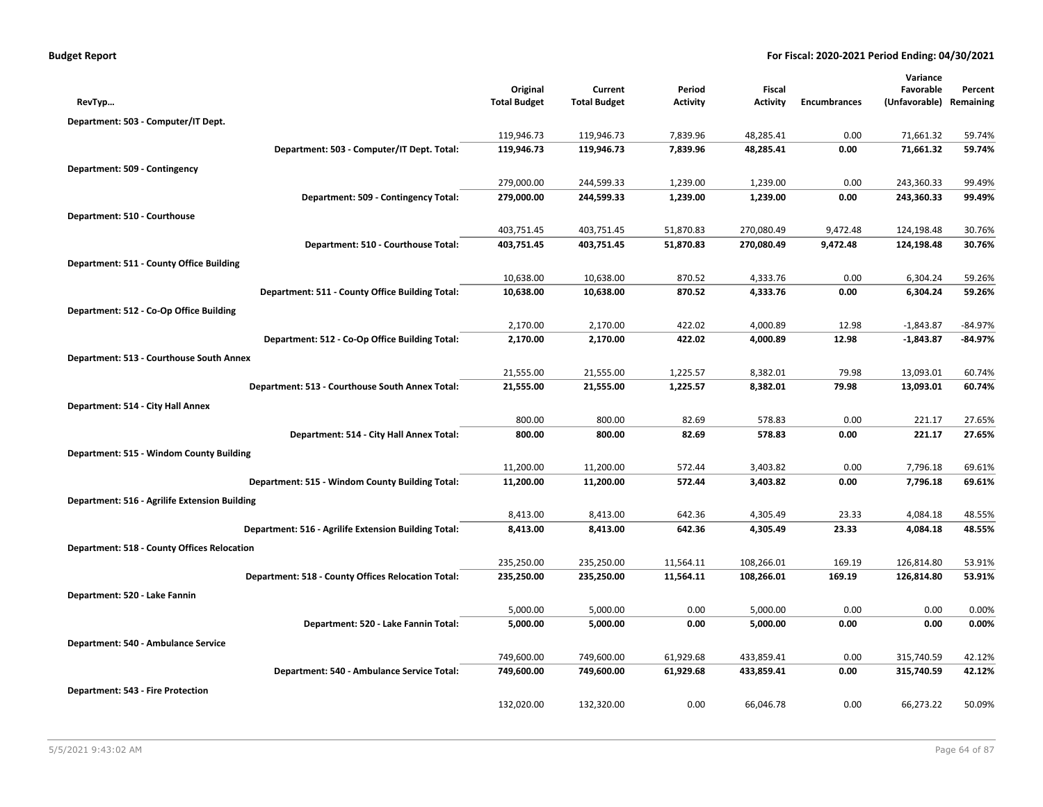**Budget Report** **For Fiscal: 2020-2021 Period Ending: 04/30/2021**

| RevTyp… | Original Total Budget | Current Total Budget | Period Activity | Fiscal Activity | Encumbrances | Variance Favorable (Unfavorable) | Percent Remaining |
|---|---|---|---|---|---|---|---|
| **Department: 503 - Computer/IT Dept.** | | | | | | | |
| | 119,946.73 | 119,946.73 | 7,839.96 | 48,285.41 | 0.00 | 71,661.32 | 59.74% |
| **Department: 503 - Computer/IT Dept. Total:** | **119,946.73** | **119,946.73** | **7,839.96** | **48,285.41** | **0.00** | **71,661.32** | **59.74%** |
| **Department: 509 - Contingency** | | | | | | | |
| | 279,000.00 | 244,599.33 | 1,239.00 | 1,239.00 | 0.00 | 243,360.33 | 99.49% |
| **Department: 509 - Contingency Total:** | **279,000.00** | **244,599.33** | **1,239.00** | **1,239.00** | **0.00** | **243,360.33** | **99.49%** |
| **Department: 510 - Courthouse** | | | | | | | |
| | 403,751.45 | 403,751.45 | 51,870.83 | 270,080.49 | 9,472.48 | 124,198.48 | 30.76% |
| **Department: 510 - Courthouse Total:** | **403,751.45** | **403,751.45** | **51,870.83** | **270,080.49** | **9,472.48** | **124,198.48** | **30.76%** |
| **Department: 511 - County Office Building** | | | | | | | |
| | 10,638.00 | 10,638.00 | 870.52 | 4,333.76 | 0.00 | 6,304.24 | 59.26% |
| **Department: 511 - County Office Building Total:** | **10,638.00** | **10,638.00** | **870.52** | **4,333.76** | **0.00** | **6,304.24** | **59.26%** |
| **Department: 512 - Co-Op Office Building** | | | | | | | |
| | 2,170.00 | 2,170.00 | 422.02 | 4,000.89 | 12.98 | -1,843.87 | -84.97% |
| **Department: 512 - Co-Op Office Building Total:** | **2,170.00** | **2,170.00** | **422.02** | **4,000.89** | **12.98** | **-1,843.87** | **-84.97%** |
| **Department: 513 - Courthouse South Annex** | | | | | | | |
| | 21,555.00 | 21,555.00 | 1,225.57 | 8,382.01 | 79.98 | 13,093.01 | 60.74% |
| **Department: 513 - Courthouse South Annex Total:** | **21,555.00** | **21,555.00** | **1,225.57** | **8,382.01** | **79.98** | **13,093.01** | **60.74%** |
| **Department: 514 - City Hall Annex** | | | | | | | |
| | 800.00 | 800.00 | 82.69 | 578.83 | 0.00 | 221.17 | 27.65% |
| **Department: 514 - City Hall Annex Total:** | **800.00** | **800.00** | **82.69** | **578.83** | **0.00** | **221.17** | **27.65%** |
| **Department: 515 - Windom County Building** | | | | | | | |
| | 11,200.00 | 11,200.00 | 572.44 | 3,403.82 | 0.00 | 7,796.18 | 69.61% |
| **Department: 515 - Windom County Building Total:** | **11,200.00** | **11,200.00** | **572.44** | **3,403.82** | **0.00** | **7,796.18** | **69.61%** |
| **Department: 516 - Agrilife Extension Building** | | | | | | | |
| | 8,413.00 | 8,413.00 | 642.36 | 4,305.49 | 23.33 | 4,084.18 | 48.55% |
| **Department: 516 - Agrilife Extension Building Total:** | **8,413.00** | **8,413.00** | **642.36** | **4,305.49** | **23.33** | **4,084.18** | **48.55%** |
| **Department: 518 - County Offices Relocation** | | | | | | | |
| | 235,250.00 | 235,250.00 | 11,564.11 | 108,266.01 | 169.19 | 126,814.80 | 53.91% |
| **Department: 518 - County Offices Relocation Total:** | **235,250.00** | **235,250.00** | **11,564.11** | **108,266.01** | **169.19** | **126,814.80** | **53.91%** |
| **Department: 520 - Lake Fannin** | | | | | | | |
| | 5,000.00 | 5,000.00 | 0.00 | 5,000.00 | 0.00 | 0.00 | 0.00% |
| **Department: 520 - Lake Fannin Total:** | **5,000.00** | **5,000.00** | **0.00** | **5,000.00** | **0.00** | **0.00** | **0.00%** |
| **Department: 540 - Ambulance Service** | | | | | | | |
| | 749,600.00 | 749,600.00 | 61,929.68 | 433,859.41 | 0.00 | 315,740.59 | 42.12% |
| **Department: 540 - Ambulance Service Total:** | **749,600.00** | **749,600.00** | **61,929.68** | **433,859.41** | **0.00** | **315,740.59** | **42.12%** |
| **Department: 543 - Fire Protection** | | | | | | | |
| | 132,020.00 | 132,320.00 | 0.00 | 66,046.78 | 0.00 | 66,273.22 | 50.09% |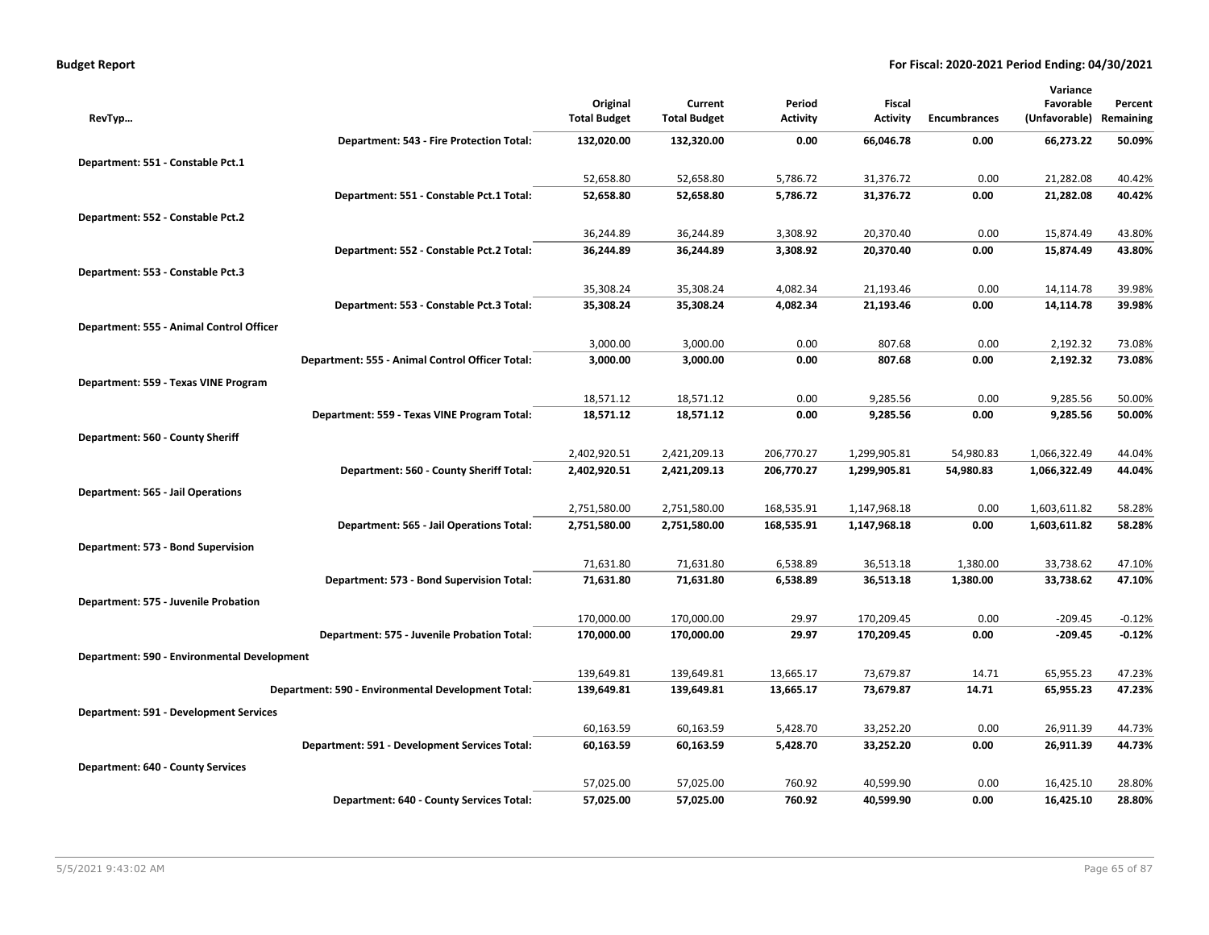**Budget Report** **For Fiscal: 2020-2021 Period Ending: 04/30/2021**

| RevTyp… | Original Total Budget | Current Total Budget | Period Activity | Fiscal Activity | Encumbrances | Variance Favorable (Unfavorable) | Percent Remaining |
|---|---|---|---|---|---|---|---|
| **Department: 543 - Fire Protection Total:** | **132,020.00** | **132,320.00** | **0.00** | **66,046.78** | **0.00** | **66,273.22** | **50.09%** |
| **Department: 551 - Constable Pct.1** | | | | | | | |
| | 52,658.80 | 52,658.80 | 5,786.72 | 31,376.72 | 0.00 | 21,282.08 | 40.42% |
| **Department: 551 - Constable Pct.1 Total:** | **52,658.80** | **52,658.80** | **5,786.72** | **31,376.72** | **0.00** | **21,282.08** | **40.42%** |
| **Department: 552 - Constable Pct.2** | | | | | | | |
| | 36,244.89 | 36,244.89 | 3,308.92 | 20,370.40 | 0.00 | 15,874.49 | 43.80% |
| **Department: 552 - Constable Pct.2 Total:** | **36,244.89** | **36,244.89** | **3,308.92** | **20,370.40** | **0.00** | **15,874.49** | **43.80%** |
| **Department: 553 - Constable Pct.3** | | | | | | | |
| | 35,308.24 | 35,308.24 | 4,082.34 | 21,193.46 | 0.00 | 14,114.78 | 39.98% |
| **Department: 553 - Constable Pct.3 Total:** | **35,308.24** | **35,308.24** | **4,082.34** | **21,193.46** | **0.00** | **14,114.78** | **39.98%** |
| **Department: 555 - Animal Control Officer** | | | | | | | |
| | 3,000.00 | 3,000.00 | 0.00 | 807.68 | 0.00 | 2,192.32 | 73.08% |
| **Department: 555 - Animal Control Officer Total:** | **3,000.00** | **3,000.00** | **0.00** | **807.68** | **0.00** | **2,192.32** | **73.08%** |
| **Department: 559 - Texas VINE Program** | | | | | | | |
| | 18,571.12 | 18,571.12 | 0.00 | 9,285.56 | 0.00 | 9,285.56 | 50.00% |
| **Department: 559 - Texas VINE Program Total:** | **18,571.12** | **18,571.12** | **0.00** | **9,285.56** | **0.00** | **9,285.56** | **50.00%** |
| **Department: 560 - County Sheriff** | | | | | | | |
| | 2,402,920.51 | 2,421,209.13 | 206,770.27 | 1,299,905.81 | 54,980.83 | 1,066,322.49 | 44.04% |
| **Department: 560 - County Sheriff Total:** | **2,402,920.51** | **2,421,209.13** | **206,770.27** | **1,299,905.81** | **54,980.83** | **1,066,322.49** | **44.04%** |
| **Department: 565 - Jail Operations** | | | | | | | |
| | 2,751,580.00 | 2,751,580.00 | 168,535.91 | 1,147,968.18 | 0.00 | 1,603,611.82 | 58.28% |
| **Department: 565 - Jail Operations Total:** | **2,751,580.00** | **2,751,580.00** | **168,535.91** | **1,147,968.18** | **0.00** | **1,603,611.82** | **58.28%** |
| **Department: 573 - Bond Supervision** | | | | | | | |
| | 71,631.80 | 71,631.80 | 6,538.89 | 36,513.18 | 1,380.00 | 33,738.62 | 47.10% |
| **Department: 573 - Bond Supervision Total:** | **71,631.80** | **71,631.80** | **6,538.89** | **36,513.18** | **1,380.00** | **33,738.62** | **47.10%** |
| **Department: 575 - Juvenile Probation** | | | | | | | |
| | 170,000.00 | 170,000.00 | 29.97 | 170,209.45 | 0.00 | -209.45 | -0.12% |
| **Department: 575 - Juvenile Probation Total:** | **170,000.00** | **170,000.00** | **29.97** | **170,209.45** | **0.00** | **-209.45** | **-0.12%** |
| **Department: 590 - Environmental Development** | | | | | | | |
| | 139,649.81 | 139,649.81 | 13,665.17 | 73,679.87 | 14.71 | 65,955.23 | 47.23% |
| **Department: 590 - Environmental Development Total:** | **139,649.81** | **139,649.81** | **13,665.17** | **73,679.87** | **14.71** | **65,955.23** | **47.23%** |
| **Department: 591 - Development Services** | | | | | | | |
| | 60,163.59 | 60,163.59 | 5,428.70 | 33,252.20 | 0.00 | 26,911.39 | 44.73% |
| **Department: 591 - Development Services Total:** | **60,163.59** | **60,163.59** | **5,428.70** | **33,252.20** | **0.00** | **26,911.39** | **44.73%** |
| **Department: 640 - County Services** | | | | | | | |
| | 57,025.00 | 57,025.00 | 760.92 | 40,599.90 | 0.00 | 16,425.10 | 28.80% |
| **Department: 640 - County Services Total:** | **57,025.00** | **57,025.00** | **760.92** | **40,599.90** | **0.00** | **16,425.10** | **28.80%** |

5/5/2021 9:43:02 AM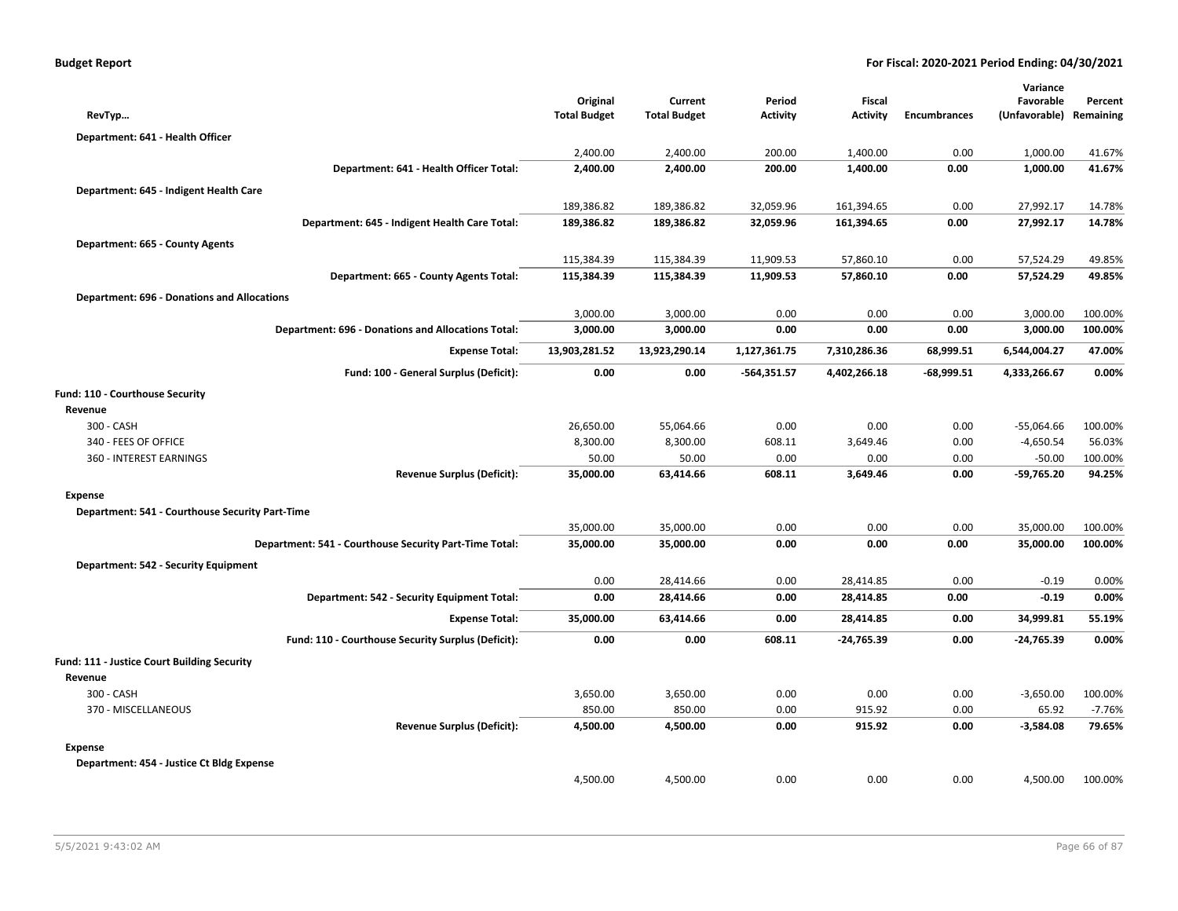| RevTyp... | Original Total Budget | Current Total Budget | Period Activity | Fiscal Activity | Encumbrances | Variance Favorable (Unfavorable) | Percent Remaining |
|---|---|---|---|---|---|---|---|
| **Department: 641 - Health Officer** | | | | | | | |
| | 2,400.00 | 2,400.00 | 200.00 | 1,400.00 | 0.00 | 1,000.00 | 41.67% |
| **Department: 641 - Health Officer Total:** | **2,400.00** | **2,400.00** | **200.00** | **1,400.00** | **0.00** | **1,000.00** | **41.67%** |
| **Department: 645 - Indigent Health Care** | | | | | | | |
| | 189,386.82 | 189,386.82 | 32,059.96 | 161,394.65 | 0.00 | 27,992.17 | 14.78% |
| **Department: 645 - Indigent Health Care Total:** | **189,386.82** | **189,386.82** | **32,059.96** | **161,394.65** | **0.00** | **27,992.17** | **14.78%** |
| **Department: 665 - County Agents** | | | | | | | |
| | 115,384.39 | 115,384.39 | 11,909.53 | 57,860.10 | 0.00 | 57,524.29 | 49.85% |
| **Department: 665 - County Agents Total:** | **115,384.39** | **115,384.39** | **11,909.53** | **57,860.10** | **0.00** | **57,524.29** | **49.85%** |
| **Department: 696 - Donations and Allocations** | | | | | | | |
| | 3,000.00 | 3,000.00 | 0.00 | 0.00 | 0.00 | 3,000.00 | 100.00% |
| **Department: 696 - Donations and Allocations Total:** | **3,000.00** | **3,000.00** | **0.00** | **0.00** | **0.00** | **3,000.00** | **100.00%** |
| **Expense Total:** | **13,903,281.52** | **13,923,290.14** | **1,127,361.75** | **7,310,286.36** | **68,999.51** | **6,544,004.27** | **47.00%** |
| **Fund: 100 - General Surplus (Deficit):** | **0.00** | **0.00** | **-564,351.57** | **4,402,266.18** | **-68,999.51** | **4,333,266.67** | **0.00%** |
| **Fund: 110 - Courthouse Security** | | | | | | | |
| **Revenue** | | | | | | | |
| 300 - CASH | 26,650.00 | 55,064.66 | 0.00 | 0.00 | 0.00 | -55,064.66 | 100.00% |
| 340 - FEES OF OFFICE | 8,300.00 | 8,300.00 | 608.11 | 3,649.46 | 0.00 | -4,650.54 | 56.03% |
| 360 - INTEREST EARNINGS | 50.00 | 50.00 | 0.00 | 0.00 | 0.00 | -50.00 | 100.00% |
| **Revenue Surplus (Deficit):** | **35,000.00** | **63,414.66** | **608.11** | **3,649.46** | **0.00** | **-59,765.20** | **94.25%** |
| **Expense** | | | | | | | |
| **Department: 541 - Courthouse Security Part-Time** | | | | | | | |
| | 35,000.00 | 35,000.00 | 0.00 | 0.00 | 0.00 | 35,000.00 | 100.00% |
| **Department: 541 - Courthouse Security Part-Time Total:** | **35,000.00** | **35,000.00** | **0.00** | **0.00** | **0.00** | **35,000.00** | **100.00%** |
| **Department: 542 - Security Equipment** | | | | | | | |
| | 0.00 | 28,414.66 | 0.00 | 28,414.85 | 0.00 | -0.19 | 0.00% |
| **Department: 542 - Security Equipment Total:** | **0.00** | **28,414.66** | **0.00** | **28,414.85** | **0.00** | **-0.19** | **0.00%** |
| **Expense Total:** | **35,000.00** | **63,414.66** | **0.00** | **28,414.85** | **0.00** | **34,999.81** | **55.19%** |
| **Fund: 110 - Courthouse Security Surplus (Deficit):** | **0.00** | **0.00** | **608.11** | **-24,765.39** | **0.00** | **-24,765.39** | **0.00%** |
| **Fund: 111 - Justice Court Building Security** | | | | | | | |
| **Revenue** | | | | | | | |
| 300 - CASH | 3,650.00 | 3,650.00 | 0.00 | 0.00 | 0.00 | -3,650.00 | 100.00% |
| 370 - MISCELLANEOUS | 850.00 | 850.00 | 0.00 | 915.92 | 0.00 | 65.92 | -7.76% |
| **Revenue Surplus (Deficit):** | **4,500.00** | **4,500.00** | **0.00** | **915.92** | **0.00** | **-3,584.08** | **79.65%** |
| **Expense** | | | | | | | |
| **Department: 454 - Justice Ct Bldg Expense** | | | | | | | |
| | 4,500.00 | 4,500.00 | 0.00 | 0.00 | 0.00 | 4,500.00 | 100.00% |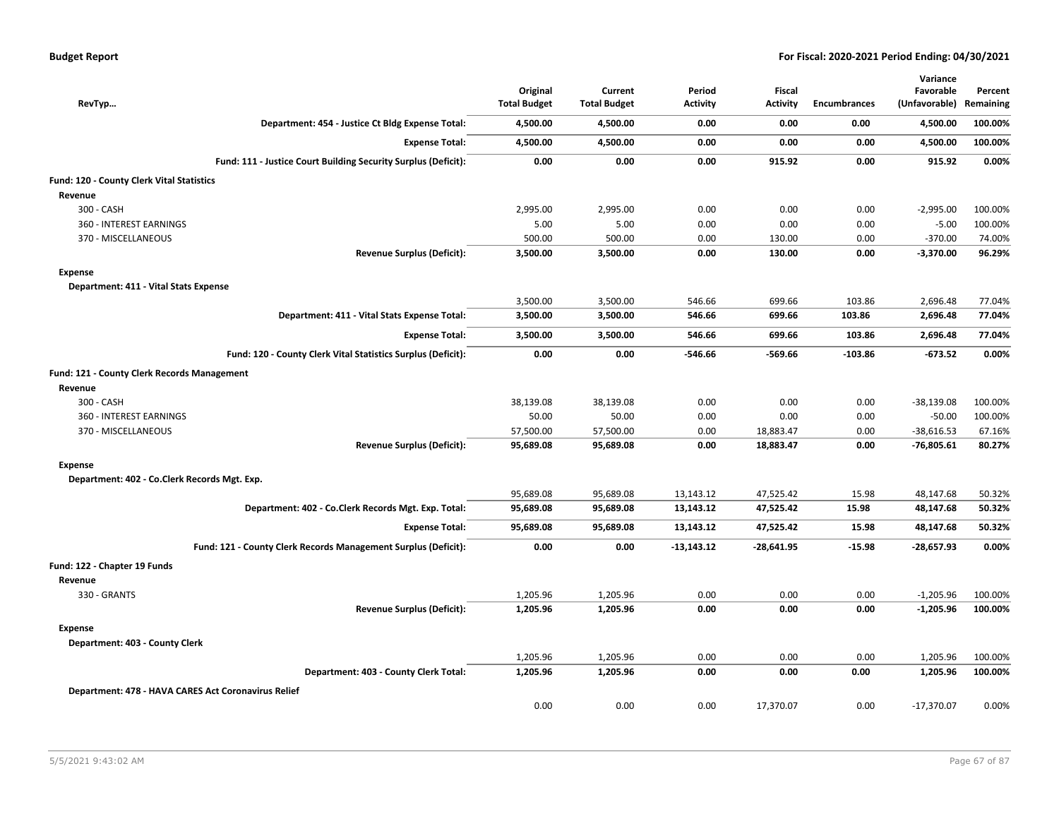**Budget Report** — **For Fiscal: 2020-2021 Period Ending: 04/30/2021**

| RevTyp… | Original Total Budget | Current Total Budget | Period Activity | Fiscal Activity | Encumbrances | Variance Favorable (Unfavorable) | Percent Remaining |
|---|---|---|---|---|---|---|---|
| **Department: 454 - Justice Ct Bldg Expense Total:** | **4,500.00** | **4,500.00** | **0.00** | **0.00** | **0.00** | **4,500.00** | **100.00%** |
| **Expense Total:** | **4,500.00** | **4,500.00** | **0.00** | **0.00** | **0.00** | **4,500.00** | **100.00%** |
| **Fund: 111 - Justice Court Building Security Surplus (Deficit):** | **0.00** | **0.00** | **0.00** | **915.92** | **0.00** | **915.92** | **0.00%** |
| **Fund: 120 - County Clerk Vital Statistics** | | | | | | | |
| **Revenue** | | | | | | | |
| 300 - CASH | 2,995.00 | 2,995.00 | 0.00 | 0.00 | 0.00 | -2,995.00 | 100.00% |
| 360 - INTEREST EARNINGS | 5.00 | 5.00 | 0.00 | 0.00 | 0.00 | -5.00 | 100.00% |
| 370 - MISCELLANEOUS | 500.00 | 500.00 | 0.00 | 130.00 | 0.00 | -370.00 | 74.00% |
| **Revenue Surplus (Deficit):** | **3,500.00** | **3,500.00** | **0.00** | **130.00** | **0.00** | **-3,370.00** | **96.29%** |
| **Expense** | | | | | | | |
| **Department: 411 - Vital Stats Expense** | | | | | | | |
| | 3,500.00 | 3,500.00 | 546.66 | 699.66 | 103.86 | 2,696.48 | 77.04% |
| **Department: 411 - Vital Stats Expense Total:** | **3,500.00** | **3,500.00** | **546.66** | **699.66** | **103.86** | **2,696.48** | **77.04%** |
| **Expense Total:** | **3,500.00** | **3,500.00** | **546.66** | **699.66** | **103.86** | **2,696.48** | **77.04%** |
| **Fund: 120 - County Clerk Vital Statistics Surplus (Deficit):** | **0.00** | **0.00** | **-546.66** | **-569.66** | **-103.86** | **-673.52** | **0.00%** |
| **Fund: 121 - County Clerk Records Management** | | | | | | | |
| **Revenue** | | | | | | | |
| 300 - CASH | 38,139.08 | 38,139.08 | 0.00 | 0.00 | 0.00 | -38,139.08 | 100.00% |
| 360 - INTEREST EARNINGS | 50.00 | 50.00 | 0.00 | 0.00 | 0.00 | -50.00 | 100.00% |
| 370 - MISCELLANEOUS | 57,500.00 | 57,500.00 | 0.00 | 18,883.47 | 0.00 | -38,616.53 | 67.16% |
| **Revenue Surplus (Deficit):** | **95,689.08** | **95,689.08** | **0.00** | **18,883.47** | **0.00** | **-76,805.61** | **80.27%** |
| **Expense** | | | | | | | |
| **Department: 402 - Co.Clerk Records Mgt. Exp.** | | | | | | | |
| | 95,689.08 | 95,689.08 | 13,143.12 | 47,525.42 | 15.98 | 48,147.68 | 50.32% |
| **Department: 402 - Co.Clerk Records Mgt. Exp. Total:** | **95,689.08** | **95,689.08** | **13,143.12** | **47,525.42** | **15.98** | **48,147.68** | **50.32%** |
| **Expense Total:** | **95,689.08** | **95,689.08** | **13,143.12** | **47,525.42** | **15.98** | **48,147.68** | **50.32%** |
| **Fund: 121 - County Clerk Records Management Surplus (Deficit):** | **0.00** | **0.00** | **-13,143.12** | **-28,641.95** | **-15.98** | **-28,657.93** | **0.00%** |
| **Fund: 122 - Chapter 19 Funds** | | | | | | | |
| **Revenue** | | | | | | | |
| 330 - GRANTS | 1,205.96 | 1,205.96 | 0.00 | 0.00 | 0.00 | -1,205.96 | 100.00% |
| **Revenue Surplus (Deficit):** | **1,205.96** | **1,205.96** | **0.00** | **0.00** | **0.00** | **-1,205.96** | **100.00%** |
| **Expense** | | | | | | | |
| **Department: 403 - County Clerk** | | | | | | | |
| | 1,205.96 | 1,205.96 | 0.00 | 0.00 | 0.00 | 1,205.96 | 100.00% |
| **Department: 403 - County Clerk Total:** | **1,205.96** | **1,205.96** | **0.00** | **0.00** | **0.00** | **1,205.96** | **100.00%** |
| **Department: 478 - HAVA CARES Act Coronavirus Relief** | | | | | | | |
| | 0.00 | 0.00 | 0.00 | 17,370.07 | 0.00 | -17,370.07 | 0.00% |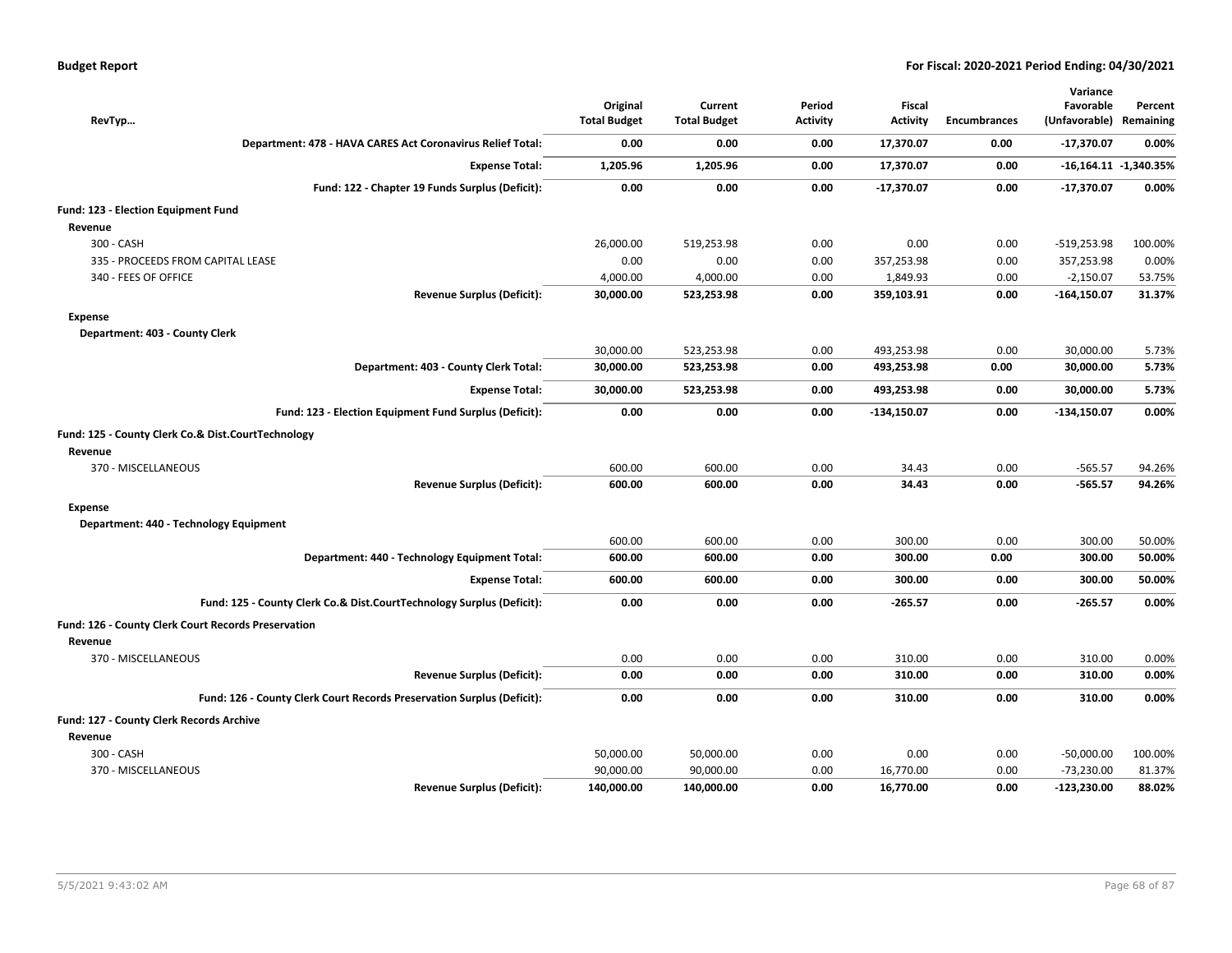**Budget Report** — **For Fiscal: 2020-2021 Period Ending: 04/30/2021**

| RevTyp… | Original Total Budget | Current Total Budget | Period Activity | Fiscal Activity | Encumbrances | Variance Favorable (Unfavorable) | Percent Remaining |
|---|---|---|---|---|---|---|---|
| **Department: 478 - HAVA CARES Act Coronavirus Relief Total:** | **0.00** | **0.00** | **0.00** | **17,370.07** | **0.00** | **-17,370.07** | **0.00%** |
| **Expense Total:** | **1,205.96** | **1,205.96** | **0.00** | **17,370.07** | **0.00** | **-16,164.11** | **-1,340.35%** |
| **Fund: 122 - Chapter 19 Funds Surplus (Deficit):** | **0.00** | **0.00** | **0.00** | **-17,370.07** | **0.00** | **-17,370.07** | **0.00%** |
| **Fund: 123 - Election Equipment Fund** | | | | | | | |
| **Revenue** | | | | | | | |
| 300 - CASH | 26,000.00 | 519,253.98 | 0.00 | 0.00 | 0.00 | -519,253.98 | 100.00% |
| 335 - PROCEEDS FROM CAPITAL LEASE | 0.00 | 0.00 | 0.00 | 357,253.98 | 0.00 | 357,253.98 | 0.00% |
| 340 - FEES OF OFFICE | 4,000.00 | 4,000.00 | 0.00 | 1,849.93 | 0.00 | -2,150.07 | 53.75% |
| **Revenue Surplus (Deficit):** | **30,000.00** | **523,253.98** | **0.00** | **359,103.91** | **0.00** | **-164,150.07** | **31.37%** |
| **Expense** | | | | | | | |
| **Department: 403 - County Clerk** | | | | | | | |
| | 30,000.00 | 523,253.98 | 0.00 | 493,253.98 | 0.00 | 30,000.00 | 5.73% |
| **Department: 403 - County Clerk Total:** | **30,000.00** | **523,253.98** | **0.00** | **493,253.98** | **0.00** | **30,000.00** | **5.73%** |
| **Expense Total:** | **30,000.00** | **523,253.98** | **0.00** | **493,253.98** | **0.00** | **30,000.00** | **5.73%** |
| **Fund: 123 - Election Equipment Fund Surplus (Deficit):** | **0.00** | **0.00** | **0.00** | **-134,150.07** | **0.00** | **-134,150.07** | **0.00%** |
| **Fund: 125 - County Clerk Co.& Dist.CourtTechnology** | | | | | | | |
| **Revenue** | | | | | | | |
| 370 - MISCELLANEOUS | 600.00 | 600.00 | 0.00 | 34.43 | 0.00 | -565.57 | 94.26% |
| **Revenue Surplus (Deficit):** | **600.00** | **600.00** | **0.00** | **34.43** | **0.00** | **-565.57** | **94.26%** |
| **Expense** | | | | | | | |
| **Department: 440 - Technology Equipment** | | | | | | | |
| | 600.00 | 600.00 | 0.00 | 300.00 | 0.00 | 300.00 | 50.00% |
| **Department: 440 - Technology Equipment Total:** | **600.00** | **600.00** | **0.00** | **300.00** | **0.00** | **300.00** | **50.00%** |
| **Expense Total:** | **600.00** | **600.00** | **0.00** | **300.00** | **0.00** | **300.00** | **50.00%** |
| **Fund: 125 - County Clerk Co.& Dist.CourtTechnology Surplus (Deficit):** | **0.00** | **0.00** | **0.00** | **-265.57** | **0.00** | **-265.57** | **0.00%** |
| **Fund: 126 - County Clerk Court Records Preservation** | | | | | | | |
| **Revenue** | | | | | | | |
| 370 - MISCELLANEOUS | 0.00 | 0.00 | 0.00 | 310.00 | 0.00 | 310.00 | 0.00% |
| **Revenue Surplus (Deficit):** | **0.00** | **0.00** | **0.00** | **310.00** | **0.00** | **310.00** | **0.00%** |
| **Fund: 126 - County Clerk Court Records Preservation Surplus (Deficit):** | **0.00** | **0.00** | **0.00** | **310.00** | **0.00** | **310.00** | **0.00%** |
| **Fund: 127 - County Clerk Records Archive** | | | | | | | |
| **Revenue** | | | | | | | |
| 300 - CASH | 50,000.00 | 50,000.00 | 0.00 | 0.00 | 0.00 | -50,000.00 | 100.00% |
| 370 - MISCELLANEOUS | 90,000.00 | 90,000.00 | 0.00 | 16,770.00 | 0.00 | -73,230.00 | 81.37% |
| **Revenue Surplus (Deficit):** | **140,000.00** | **140,000.00** | **0.00** | **16,770.00** | **0.00** | **-123,230.00** | **88.02%** |

5/5/2021 9:43:02 AM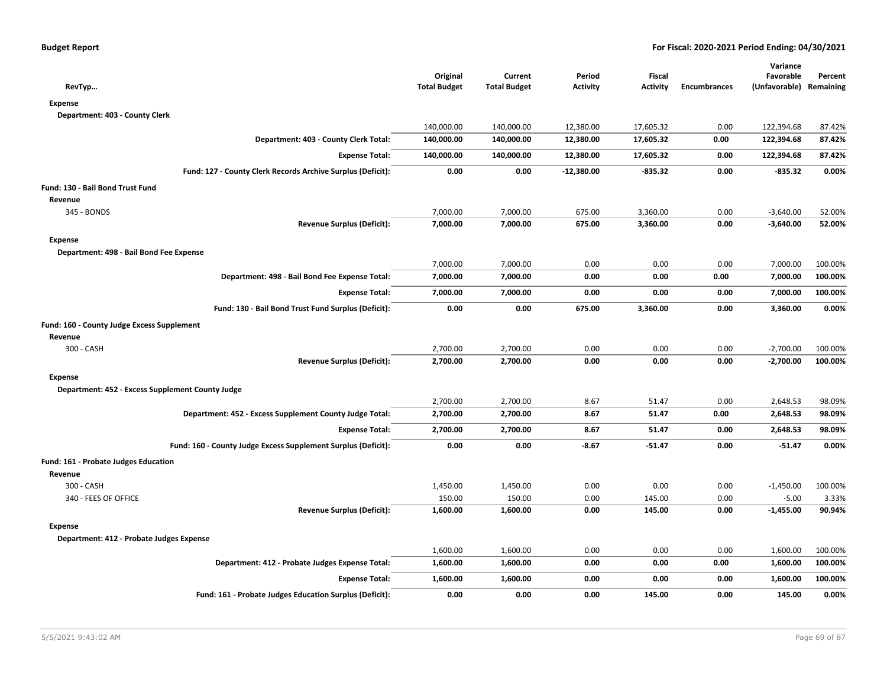**Budget Report** — For Fiscal: 2020-2021 Period Ending: 04/30/2021

| RevTyp… | Original Total Budget | Current Total Budget | Period Activity | Fiscal Activity | Encumbrances | Variance Favorable (Unfavorable) | Percent Remaining |
|---|---|---|---|---|---|---|---|
| **Expense** | | | | | | | |
| **Department: 403 - County Clerk** | | | | | | | |
| | 140,000.00 | 140,000.00 | 12,380.00 | 17,605.32 | 0.00 | 122,394.68 | 87.42% |
| **Department: 403 - County Clerk Total:** | **140,000.00** | **140,000.00** | **12,380.00** | **17,605.32** | **0.00** | **122,394.68** | **87.42%** |
| **Expense Total:** | **140,000.00** | **140,000.00** | **12,380.00** | **17,605.32** | **0.00** | **122,394.68** | **87.42%** |
| **Fund: 127 - County Clerk Records Archive Surplus (Deficit):** | **0.00** | **0.00** | **-12,380.00** | **-835.32** | **0.00** | **-835.32** | **0.00%** |
| **Fund: 130 - Bail Bond Trust Fund** | | | | | | | |
| **Revenue** | | | | | | | |
| 345 - BONDS | 7,000.00 | 7,000.00 | 675.00 | 3,360.00 | 0.00 | -3,640.00 | 52.00% |
| **Revenue Surplus (Deficit):** | **7,000.00** | **7,000.00** | **675.00** | **3,360.00** | **0.00** | **-3,640.00** | **52.00%** |
| **Expense** | | | | | | | |
| **Department: 498 - Bail Bond Fee Expense** | | | | | | | |
| | 7,000.00 | 7,000.00 | 0.00 | 0.00 | 0.00 | 7,000.00 | 100.00% |
| **Department: 498 - Bail Bond Fee Expense Total:** | **7,000.00** | **7,000.00** | **0.00** | **0.00** | **0.00** | **7,000.00** | **100.00%** |
| **Expense Total:** | **7,000.00** | **7,000.00** | **0.00** | **0.00** | **0.00** | **7,000.00** | **100.00%** |
| **Fund: 130 - Bail Bond Trust Fund Surplus (Deficit):** | **0.00** | **0.00** | **675.00** | **3,360.00** | **0.00** | **3,360.00** | **0.00%** |
| **Fund: 160 - County Judge Excess Supplement** | | | | | | | |
| **Revenue** | | | | | | | |
| 300 - CASH | 2,700.00 | 2,700.00 | 0.00 | 0.00 | 0.00 | -2,700.00 | 100.00% |
| **Revenue Surplus (Deficit):** | **2,700.00** | **2,700.00** | **0.00** | **0.00** | **0.00** | **-2,700.00** | **100.00%** |
| **Expense** | | | | | | | |
| **Department: 452 - Excess Supplement County Judge** | | | | | | | |
| | 2,700.00 | 2,700.00 | 8.67 | 51.47 | 0.00 | 2,648.53 | 98.09% |
| **Department: 452 - Excess Supplement County Judge Total:** | **2,700.00** | **2,700.00** | **8.67** | **51.47** | **0.00** | **2,648.53** | **98.09%** |
| **Expense Total:** | **2,700.00** | **2,700.00** | **8.67** | **51.47** | **0.00** | **2,648.53** | **98.09%** |
| **Fund: 160 - County Judge Excess Supplement Surplus (Deficit):** | **0.00** | **0.00** | **-8.67** | **-51.47** | **0.00** | **-51.47** | **0.00%** |
| **Fund: 161 - Probate Judges Education** | | | | | | | |
| **Revenue** | | | | | | | |
| 300 - CASH | 1,450.00 | 1,450.00 | 0.00 | 0.00 | 0.00 | -1,450.00 | 100.00% |
| 340 - FEES OF OFFICE | 150.00 | 150.00 | 0.00 | 145.00 | 0.00 | -5.00 | 3.33% |
| **Revenue Surplus (Deficit):** | **1,600.00** | **1,600.00** | **0.00** | **145.00** | **0.00** | **-1,455.00** | **90.94%** |
| **Expense** | | | | | | | |
| **Department: 412 - Probate Judges Expense** | | | | | | | |
| | 1,600.00 | 1,600.00 | 0.00 | 0.00 | 0.00 | 1,600.00 | 100.00% |
| **Department: 412 - Probate Judges Expense Total:** | **1,600.00** | **1,600.00** | **0.00** | **0.00** | **0.00** | **1,600.00** | **100.00%** |
| **Expense Total:** | **1,600.00** | **1,600.00** | **0.00** | **0.00** | **0.00** | **1,600.00** | **100.00%** |
| **Fund: 161 - Probate Judges Education Surplus (Deficit):** | **0.00** | **0.00** | **0.00** | **145.00** | **0.00** | **145.00** | **0.00%** |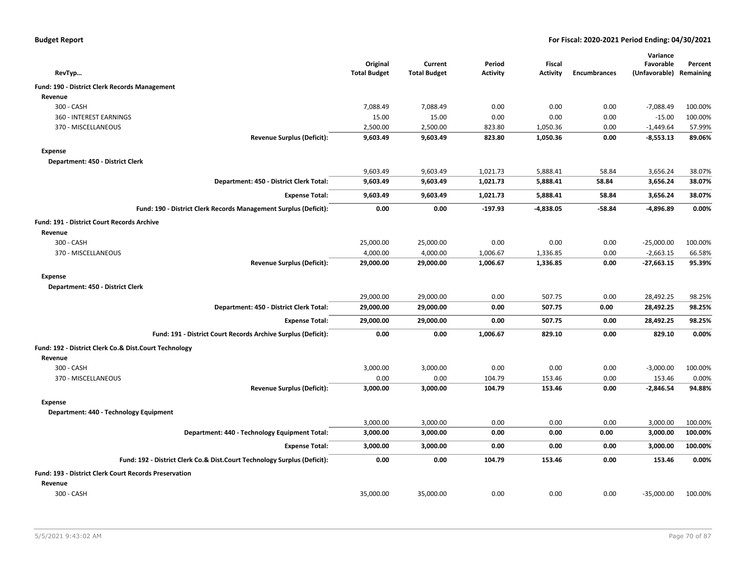**Budget Report** **For Fiscal: 2020-2021 Period Ending: 04/30/2021**

| RevTyp… | Original Total Budget | Current Total Budget | Period Activity | Fiscal Activity | Encumbrances | Variance Favorable (Unfavorable) | Percent Remaining |
|---|---|---|---|---|---|---|---|
| **Fund: 190 - District Clerk Records Management** | | | | | | | |
| **Revenue** | | | | | | | |
| 300 - CASH | 7,088.49 | 7,088.49 | 0.00 | 0.00 | 0.00 | -7,088.49 | 100.00% |
| 360 - INTEREST EARNINGS | 15.00 | 15.00 | 0.00 | 0.00 | 0.00 | -15.00 | 100.00% |
| 370 - MISCELLANEOUS | 2,500.00 | 2,500.00 | 823.80 | 1,050.36 | 0.00 | -1,449.64 | 57.99% |
| **Revenue Surplus (Deficit):** | **9,603.49** | **9,603.49** | **823.80** | **1,050.36** | **0.00** | **-8,553.13** | **89.06%** |
| **Expense** | | | | | | | |
| **Department: 450 - District Clerk** | | | | | | | |
| | 9,603.49 | 9,603.49 | 1,021.73 | 5,888.41 | 58.84 | 3,656.24 | 38.07% |
| **Department: 450 - District Clerk Total:** | **9,603.49** | **9,603.49** | **1,021.73** | **5,888.41** | **58.84** | **3,656.24** | **38.07%** |
| **Expense Total:** | **9,603.49** | **9,603.49** | **1,021.73** | **5,888.41** | **58.84** | **3,656.24** | **38.07%** |
| **Fund: 190 - District Clerk Records Management Surplus (Deficit):** | **0.00** | **0.00** | **-197.93** | **-4,838.05** | **-58.84** | **-4,896.89** | **0.00%** |
| **Fund: 191 - District Court Records Archive** | | | | | | | |
| **Revenue** | | | | | | | |
| 300 - CASH | 25,000.00 | 25,000.00 | 0.00 | 0.00 | 0.00 | -25,000.00 | 100.00% |
| 370 - MISCELLANEOUS | 4,000.00 | 4,000.00 | 1,006.67 | 1,336.85 | 0.00 | -2,663.15 | 66.58% |
| **Revenue Surplus (Deficit):** | **29,000.00** | **29,000.00** | **1,006.67** | **1,336.85** | **0.00** | **-27,663.15** | **95.39%** |
| **Expense** | | | | | | | |
| **Department: 450 - District Clerk** | | | | | | | |
| | 29,000.00 | 29,000.00 | 0.00 | 507.75 | 0.00 | 28,492.25 | 98.25% |
| **Department: 450 - District Clerk Total:** | **29,000.00** | **29,000.00** | **0.00** | **507.75** | **0.00** | **28,492.25** | **98.25%** |
| **Expense Total:** | **29,000.00** | **29,000.00** | **0.00** | **507.75** | **0.00** | **28,492.25** | **98.25%** |
| **Fund: 191 - District Court Records Archive Surplus (Deficit):** | **0.00** | **0.00** | **1,006.67** | **829.10** | **0.00** | **829.10** | **0.00%** |
| **Fund: 192 - District Clerk Co.& Dist.Court Technology** | | | | | | | |
| **Revenue** | | | | | | | |
| 300 - CASH | 3,000.00 | 3,000.00 | 0.00 | 0.00 | 0.00 | -3,000.00 | 100.00% |
| 370 - MISCELLANEOUS | 0.00 | 0.00 | 104.79 | 153.46 | 0.00 | 153.46 | 0.00% |
| **Revenue Surplus (Deficit):** | **3,000.00** | **3,000.00** | **104.79** | **153.46** | **0.00** | **-2,846.54** | **94.88%** |
| **Expense** | | | | | | | |
| **Department: 440 - Technology Equipment** | | | | | | | |
| | 3,000.00 | 3,000.00 | 0.00 | 0.00 | 0.00 | 3,000.00 | 100.00% |
| **Department: 440 - Technology Equipment Total:** | **3,000.00** | **3,000.00** | **0.00** | **0.00** | **0.00** | **3,000.00** | **100.00%** |
| **Expense Total:** | **3,000.00** | **3,000.00** | **0.00** | **0.00** | **0.00** | **3,000.00** | **100.00%** |
| **Fund: 192 - District Clerk Co.& Dist.Court Technology Surplus (Deficit):** | **0.00** | **0.00** | **104.79** | **153.46** | **0.00** | **153.46** | **0.00%** |
| **Fund: 193 - District Clerk Court Records Preservation** | | | | | | | |
| **Revenue** | | | | | | | |
| 300 - CASH | 35,000.00 | 35,000.00 | 0.00 | 0.00 | 0.00 | -35,000.00 | 100.00% |

5/5/2021 9:43:02 AM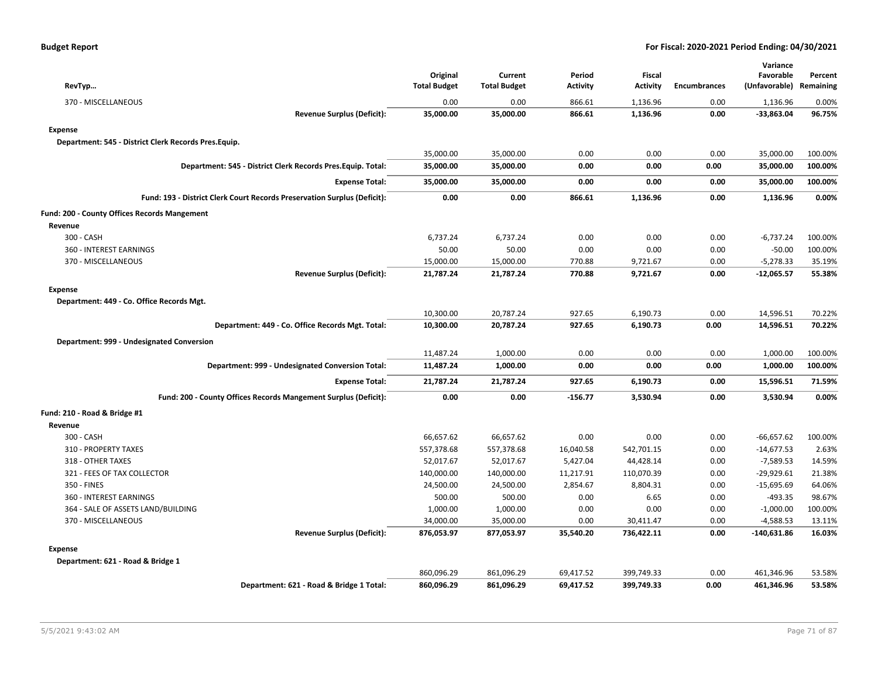**Budget Report** | **For Fiscal: 2020-2021 Period Ending: 04/30/2021**

| RevTyp… | Original Total Budget | Current Total Budget | Period Activity | Fiscal Activity | Encumbrances | Variance Favorable (Unfavorable) | Percent Remaining |
|---|---|---|---|---|---|---|---|
| 370 - MISCELLANEOUS | 0.00 | 0.00 | 866.61 | 1,136.96 | 0.00 | 1,136.96 | 0.00% |
| **Revenue Surplus (Deficit):** | **35,000.00** | **35,000.00** | **866.61** | **1,136.96** | **0.00** | **-33,863.04** | **96.75%** |
| **Expense** | | | | | | | |
| **Department: 545 - District Clerk Records Pres.Equip.** | | | | | | | |
| | 35,000.00 | 35,000.00 | 0.00 | 0.00 | 0.00 | 35,000.00 | 100.00% |
| **Department: 545 - District Clerk Records Pres.Equip. Total:** | **35,000.00** | **35,000.00** | **0.00** | **0.00** | **0.00** | **35,000.00** | **100.00%** |
| **Expense Total:** | **35,000.00** | **35,000.00** | **0.00** | **0.00** | **0.00** | **35,000.00** | **100.00%** |
| **Fund: 193 - District Clerk Court Records Preservation Surplus (Deficit):** | **0.00** | **0.00** | **866.61** | **1,136.96** | **0.00** | **1,136.96** | **0.00%** |
| **Fund: 200 - County Offices Records Mangement** | | | | | | | |
| **Revenue** | | | | | | | |
| 300 - CASH | 6,737.24 | 6,737.24 | 0.00 | 0.00 | 0.00 | -6,737.24 | 100.00% |
| 360 - INTEREST EARNINGS | 50.00 | 50.00 | 0.00 | 0.00 | 0.00 | -50.00 | 100.00% |
| 370 - MISCELLANEOUS | 15,000.00 | 15,000.00 | 770.88 | 9,721.67 | 0.00 | -5,278.33 | 35.19% |
| **Revenue Surplus (Deficit):** | **21,787.24** | **21,787.24** | **770.88** | **9,721.67** | **0.00** | **-12,065.57** | **55.38%** |
| **Expense** | | | | | | | |
| **Department: 449 - Co. Office Records Mgt.** | | | | | | | |
| | 10,300.00 | 20,787.24 | 927.65 | 6,190.73 | 0.00 | 14,596.51 | 70.22% |
| **Department: 449 - Co. Office Records Mgt. Total:** | **10,300.00** | **20,787.24** | **927.65** | **6,190.73** | **0.00** | **14,596.51** | **70.22%** |
| **Department: 999 - Undesignated Conversion** | | | | | | | |
| | 11,487.24 | 1,000.00 | 0.00 | 0.00 | 0.00 | 1,000.00 | 100.00% |
| **Department: 999 - Undesignated Conversion Total:** | **11,487.24** | **1,000.00** | **0.00** | **0.00** | **0.00** | **1,000.00** | **100.00%** |
| **Expense Total:** | **21,787.24** | **21,787.24** | **927.65** | **6,190.73** | **0.00** | **15,596.51** | **71.59%** |
| **Fund: 200 - County Offices Records Mangement Surplus (Deficit):** | **0.00** | **0.00** | **-156.77** | **3,530.94** | **0.00** | **3,530.94** | **0.00%** |
| **Fund: 210 - Road & Bridge #1** | | | | | | | |
| **Revenue** | | | | | | | |
| 300 - CASH | 66,657.62 | 66,657.62 | 0.00 | 0.00 | 0.00 | -66,657.62 | 100.00% |
| 310 - PROPERTY TAXES | 557,378.68 | 557,378.68 | 16,040.58 | 542,701.15 | 0.00 | -14,677.53 | 2.63% |
| 318 - OTHER TAXES | 52,017.67 | 52,017.67 | 5,427.04 | 44,428.14 | 0.00 | -7,589.53 | 14.59% |
| 321 - FEES OF TAX COLLECTOR | 140,000.00 | 140,000.00 | 11,217.91 | 110,070.39 | 0.00 | -29,929.61 | 21.38% |
| 350 - FINES | 24,500.00 | 24,500.00 | 2,854.67 | 8,804.31 | 0.00 | -15,695.69 | 64.06% |
| 360 - INTEREST EARNINGS | 500.00 | 500.00 | 0.00 | 6.65 | 0.00 | -493.35 | 98.67% |
| 364 - SALE OF ASSETS LAND/BUILDING | 1,000.00 | 1,000.00 | 0.00 | 0.00 | 0.00 | -1,000.00 | 100.00% |
| 370 - MISCELLANEOUS | 34,000.00 | 35,000.00 | 0.00 | 30,411.47 | 0.00 | -4,588.53 | 13.11% |
| **Revenue Surplus (Deficit):** | **876,053.97** | **877,053.97** | **35,540.20** | **736,422.11** | **0.00** | **-140,631.86** | **16.03%** |
| **Expense** | | | | | | | |
| **Department: 621 - Road & Bridge 1** | | | | | | | |
| | 860,096.29 | 861,096.29 | 69,417.52 | 399,749.33 | 0.00 | 461,346.96 | 53.58% |
| **Department: 621 - Road & Bridge 1 Total:** | **860,096.29** | **861,096.29** | **69,417.52** | **399,749.33** | **0.00** | **461,346.96** | **53.58%** |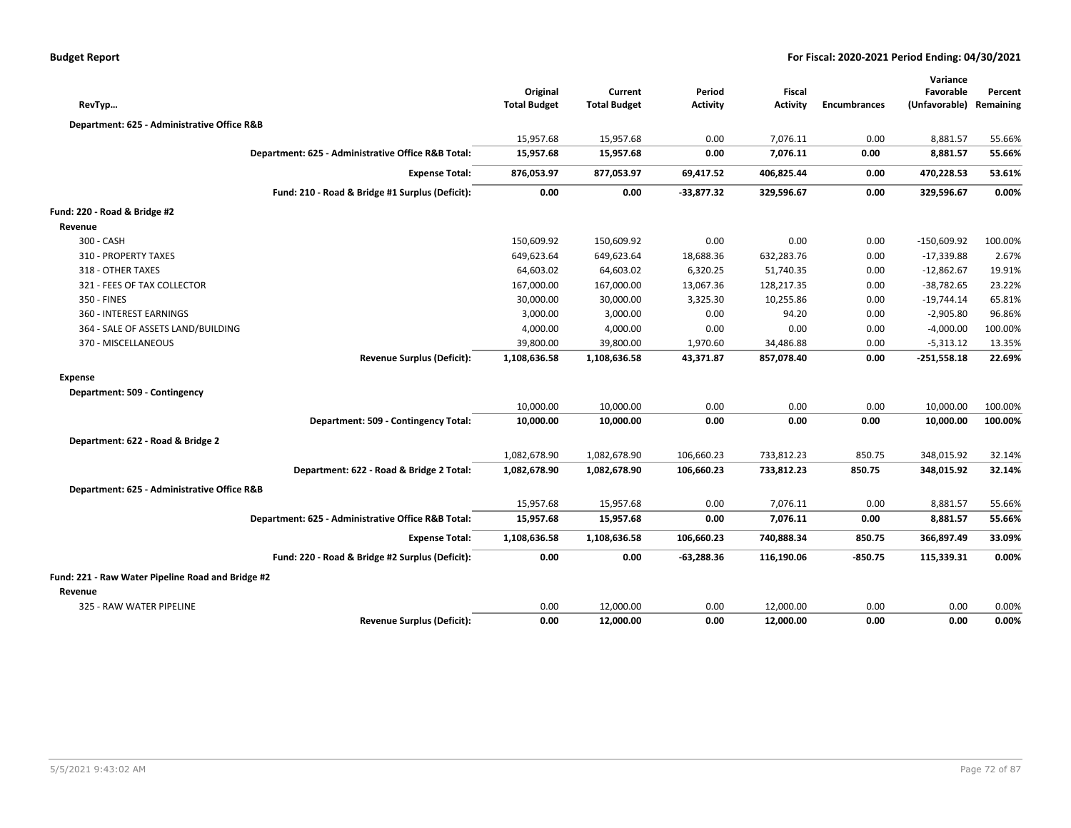| RevTyp… | Original Total Budget | Current Total Budget | Period Activity | Fiscal Activity | Encumbrances | Variance Favorable (Unfavorable) | Percent Remaining |
|---|---|---|---|---|---|---|---|
| **Department: 625 - Administrative Office R&B** | | | | | | | |
| | 15,957.68 | 15,957.68 | 0.00 | 7,076.11 | 0.00 | 8,881.57 | 55.66% |
| **Department: 625 - Administrative Office R&B Total:** | **15,957.68** | **15,957.68** | **0.00** | **7,076.11** | **0.00** | **8,881.57** | **55.66%** |
| **Expense Total:** | **876,053.97** | **877,053.97** | **69,417.52** | **406,825.44** | **0.00** | **470,228.53** | **53.61%** |
| **Fund: 210 - Road & Bridge #1 Surplus (Deficit):** | **0.00** | **0.00** | **-33,877.32** | **329,596.67** | **0.00** | **329,596.67** | **0.00%** |
| **Fund: 220 - Road & Bridge #2** | | | | | | | |
| **Revenue** | | | | | | | |
| 300 - CASH | 150,609.92 | 150,609.92 | 0.00 | 0.00 | 0.00 | -150,609.92 | 100.00% |
| 310 - PROPERTY TAXES | 649,623.64 | 649,623.64 | 18,688.36 | 632,283.76 | 0.00 | -17,339.88 | 2.67% |
| 318 - OTHER TAXES | 64,603.02 | 64,603.02 | 6,320.25 | 51,740.35 | 0.00 | -12,862.67 | 19.91% |
| 321 - FEES OF TAX COLLECTOR | 167,000.00 | 167,000.00 | 13,067.36 | 128,217.35 | 0.00 | -38,782.65 | 23.22% |
| 350 - FINES | 30,000.00 | 30,000.00 | 3,325.30 | 10,255.86 | 0.00 | -19,744.14 | 65.81% |
| 360 - INTEREST EARNINGS | 3,000.00 | 3,000.00 | 0.00 | 94.20 | 0.00 | -2,905.80 | 96.86% |
| 364 - SALE OF ASSETS LAND/BUILDING | 4,000.00 | 4,000.00 | 0.00 | 0.00 | 0.00 | -4,000.00 | 100.00% |
| 370 - MISCELLANEOUS | 39,800.00 | 39,800.00 | 1,970.60 | 34,486.88 | 0.00 | -5,313.12 | 13.35% |
| **Revenue Surplus (Deficit):** | **1,108,636.58** | **1,108,636.58** | **43,371.87** | **857,078.40** | **0.00** | **-251,558.18** | **22.69%** |
| **Expense** | | | | | | | |
| **Department: 509 - Contingency** | | | | | | | |
| | 10,000.00 | 10,000.00 | 0.00 | 0.00 | 0.00 | 10,000.00 | 100.00% |
| **Department: 509 - Contingency Total:** | **10,000.00** | **10,000.00** | **0.00** | **0.00** | **0.00** | **10,000.00** | **100.00%** |
| **Department: 622 - Road & Bridge 2** | | | | | | | |
| | 1,082,678.90 | 1,082,678.90 | 106,660.23 | 733,812.23 | 850.75 | 348,015.92 | 32.14% |
| **Department: 622 - Road & Bridge 2 Total:** | **1,082,678.90** | **1,082,678.90** | **106,660.23** | **733,812.23** | **850.75** | **348,015.92** | **32.14%** |
| **Department: 625 - Administrative Office R&B** | | | | | | | |
| | 15,957.68 | 15,957.68 | 0.00 | 7,076.11 | 0.00 | 8,881.57 | 55.66% |
| **Department: 625 - Administrative Office R&B Total:** | **15,957.68** | **15,957.68** | **0.00** | **7,076.11** | **0.00** | **8,881.57** | **55.66%** |
| **Expense Total:** | **1,108,636.58** | **1,108,636.58** | **106,660.23** | **740,888.34** | **850.75** | **366,897.49** | **33.09%** |
| **Fund: 220 - Road & Bridge #2 Surplus (Deficit):** | **0.00** | **0.00** | **-63,288.36** | **116,190.06** | **-850.75** | **115,339.31** | **0.00%** |
| **Fund: 221 - Raw Water Pipeline Road and Bridge #2** | | | | | | | |
| **Revenue** | | | | | | | |
| 325 - RAW WATER PIPELINE | 0.00 | 12,000.00 | 0.00 | 12,000.00 | 0.00 | 0.00 | 0.00% |
| **Revenue Surplus (Deficit):** | **0.00** | **12,000.00** | **0.00** | **12,000.00** | **0.00** | **0.00** | **0.00%** |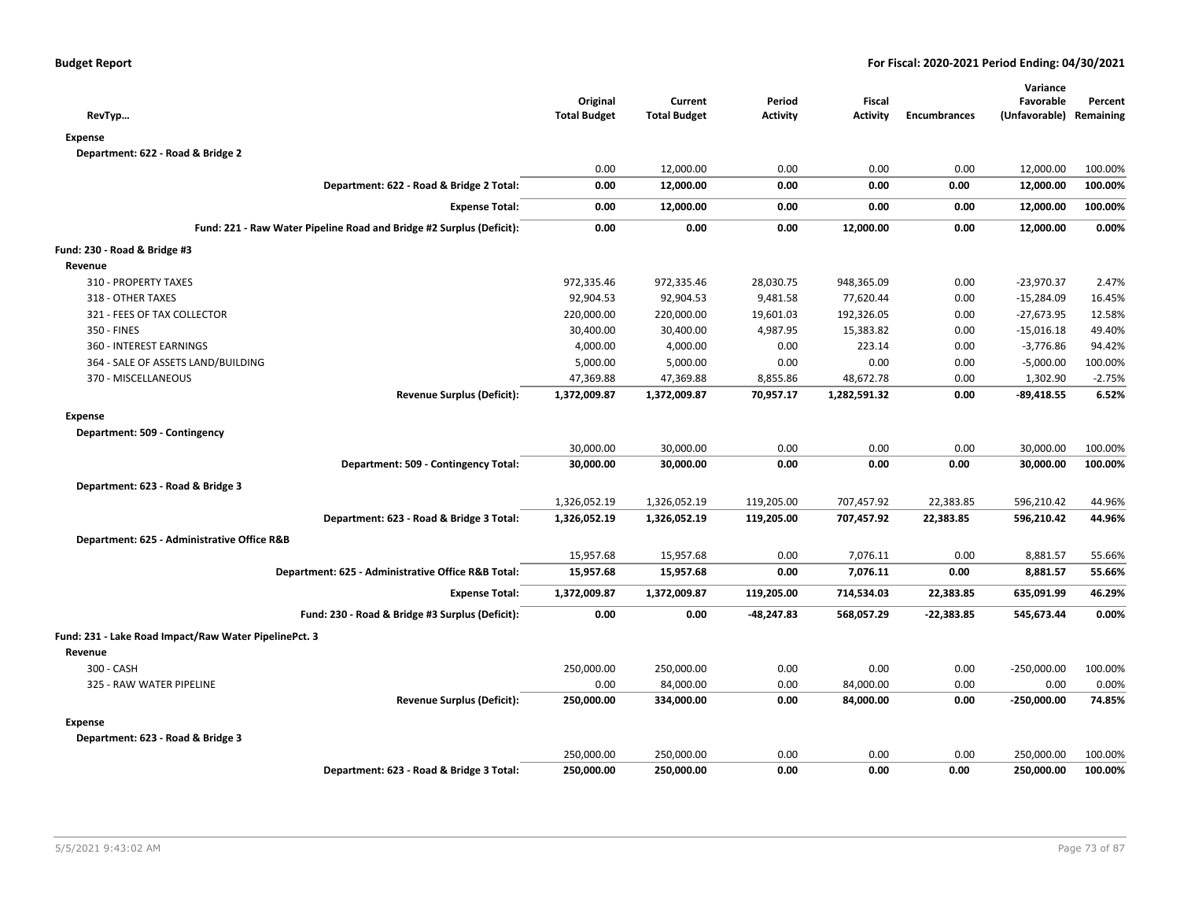**Budget Report** **For Fiscal: 2020-2021 Period Ending: 04/30/2021**

| RevTyp… | Original Total Budget | Current Total Budget | Period Activity | Fiscal Activity | Encumbrances | Variance Favorable (Unfavorable) | Percent Remaining |
|---|---|---|---|---|---|---|---|
| **Expense** | | | | | | | |
| **Department: 622 - Road & Bridge 2** | | | | | | | |
| | 0.00 | 12,000.00 | 0.00 | 0.00 | 0.00 | 12,000.00 | 100.00% |
| **Department: 622 - Road & Bridge 2 Total:** | **0.00** | **12,000.00** | **0.00** | **0.00** | **0.00** | **12,000.00** | **100.00%** |
| **Expense Total:** | **0.00** | **12,000.00** | **0.00** | **0.00** | **0.00** | **12,000.00** | **100.00%** |
| **Fund: 221 - Raw Water Pipeline Road and Bridge #2 Surplus (Deficit):** | **0.00** | **0.00** | **0.00** | **12,000.00** | **0.00** | **12,000.00** | **0.00%** |
| **Fund: 230 - Road & Bridge #3** | | | | | | | |
| **Revenue** | | | | | | | |
| 310 - PROPERTY TAXES | 972,335.46 | 972,335.46 | 28,030.75 | 948,365.09 | 0.00 | -23,970.37 | 2.47% |
| 318 - OTHER TAXES | 92,904.53 | 92,904.53 | 9,481.58 | 77,620.44 | 0.00 | -15,284.09 | 16.45% |
| 321 - FEES OF TAX COLLECTOR | 220,000.00 | 220,000.00 | 19,601.03 | 192,326.05 | 0.00 | -27,673.95 | 12.58% |
| 350 - FINES | 30,400.00 | 30,400.00 | 4,987.95 | 15,383.82 | 0.00 | -15,016.18 | 49.40% |
| 360 - INTEREST EARNINGS | 4,000.00 | 4,000.00 | 0.00 | 223.14 | 0.00 | -3,776.86 | 94.42% |
| 364 - SALE OF ASSETS LAND/BUILDING | 5,000.00 | 5,000.00 | 0.00 | 0.00 | 0.00 | -5,000.00 | 100.00% |
| 370 - MISCELLANEOUS | 47,369.88 | 47,369.88 | 8,855.86 | 48,672.78 | 0.00 | 1,302.90 | -2.75% |
| **Revenue Surplus (Deficit):** | **1,372,009.87** | **1,372,009.87** | **70,957.17** | **1,282,591.32** | **0.00** | **-89,418.55** | **6.52%** |
| **Expense** | | | | | | | |
| **Department: 509 - Contingency** | | | | | | | |
| | 30,000.00 | 30,000.00 | 0.00 | 0.00 | 0.00 | 30,000.00 | 100.00% |
| **Department: 509 - Contingency Total:** | **30,000.00** | **30,000.00** | **0.00** | **0.00** | **0.00** | **30,000.00** | **100.00%** |
| **Department: 623 - Road & Bridge 3** | | | | | | | |
| | 1,326,052.19 | 1,326,052.19 | 119,205.00 | 707,457.92 | 22,383.85 | 596,210.42 | 44.96% |
| **Department: 623 - Road & Bridge 3 Total:** | **1,326,052.19** | **1,326,052.19** | **119,205.00** | **707,457.92** | **22,383.85** | **596,210.42** | **44.96%** |
| **Department: 625 - Administrative Office R&B** | | | | | | | |
| | 15,957.68 | 15,957.68 | 0.00 | 7,076.11 | 0.00 | 8,881.57 | 55.66% |
| **Department: 625 - Administrative Office R&B Total:** | **15,957.68** | **15,957.68** | **0.00** | **7,076.11** | **0.00** | **8,881.57** | **55.66%** |
| **Expense Total:** | **1,372,009.87** | **1,372,009.87** | **119,205.00** | **714,534.03** | **22,383.85** | **635,091.99** | **46.29%** |
| **Fund: 230 - Road & Bridge #3 Surplus (Deficit):** | **0.00** | **0.00** | **-48,247.83** | **568,057.29** | **-22,383.85** | **545,673.44** | **0.00%** |
| **Fund: 231 - Lake Road Impact/Raw Water PipelinePct. 3** | | | | | | | |
| **Revenue** | | | | | | | |
| 300 - CASH | 250,000.00 | 250,000.00 | 0.00 | 0.00 | 0.00 | -250,000.00 | 100.00% |
| 325 - RAW WATER PIPELINE | 0.00 | 84,000.00 | 0.00 | 84,000.00 | 0.00 | 0.00 | 0.00% |
| **Revenue Surplus (Deficit):** | **250,000.00** | **334,000.00** | **0.00** | **84,000.00** | **0.00** | **-250,000.00** | **74.85%** |
| **Expense** | | | | | | | |
| **Department: 623 - Road & Bridge 3** | | | | | | | |
| | 250,000.00 | 250,000.00 | 0.00 | 0.00 | 0.00 | 250,000.00 | 100.00% |
| **Department: 623 - Road & Bridge 3 Total:** | **250,000.00** | **250,000.00** | **0.00** | **0.00** | **0.00** | **250,000.00** | **100.00%** |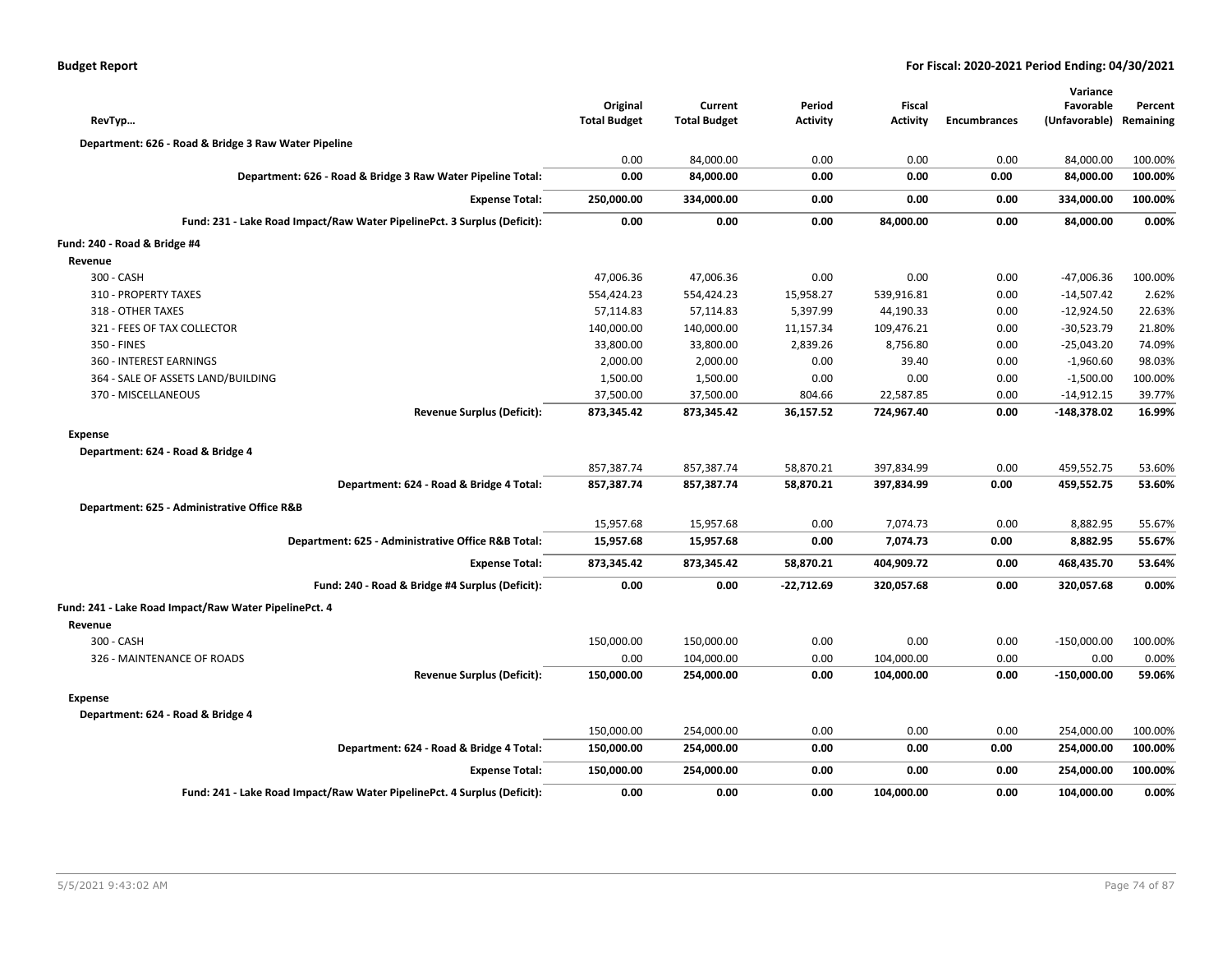**Budget Report** — **For Fiscal: 2020-2021 Period Ending: 04/30/2021**

| RevTyp… | Original Total Budget | Current Total Budget | Period Activity | Fiscal Activity | Encumbrances | Variance Favorable (Unfavorable) | Percent Remaining |
|---|---|---|---|---|---|---|---|
| **Department: 626 - Road & Bridge 3 Raw Water Pipeline** | | | | | | | |
| | 0.00 | 84,000.00 | 0.00 | 0.00 | 0.00 | 84,000.00 | 100.00% |
| **Department: 626 - Road & Bridge 3 Raw Water Pipeline Total:** | **0.00** | **84,000.00** | **0.00** | **0.00** | **0.00** | **84,000.00** | **100.00%** |
| **Expense Total:** | **250,000.00** | **334,000.00** | **0.00** | **0.00** | **0.00** | **334,000.00** | **100.00%** |
| **Fund: 231 - Lake Road Impact/Raw Water PipelinePct. 3 Surplus (Deficit):** | **0.00** | **0.00** | **0.00** | **84,000.00** | **0.00** | **84,000.00** | **0.00%** |
| **Fund: 240 - Road & Bridge #4** | | | | | | | |
| **Revenue** | | | | | | | |
| 300 - CASH | 47,006.36 | 47,006.36 | 0.00 | 0.00 | 0.00 | -47,006.36 | 100.00% |
| 310 - PROPERTY TAXES | 554,424.23 | 554,424.23 | 15,958.27 | 539,916.81 | 0.00 | -14,507.42 | 2.62% |
| 318 - OTHER TAXES | 57,114.83 | 57,114.83 | 5,397.99 | 44,190.33 | 0.00 | -12,924.50 | 22.63% |
| 321 - FEES OF TAX COLLECTOR | 140,000.00 | 140,000.00 | 11,157.34 | 109,476.21 | 0.00 | -30,523.79 | 21.80% |
| 350 - FINES | 33,800.00 | 33,800.00 | 2,839.26 | 8,756.80 | 0.00 | -25,043.20 | 74.09% |
| 360 - INTEREST EARNINGS | 2,000.00 | 2,000.00 | 0.00 | 39.40 | 0.00 | -1,960.60 | 98.03% |
| 364 - SALE OF ASSETS LAND/BUILDING | 1,500.00 | 1,500.00 | 0.00 | 0.00 | 0.00 | -1,500.00 | 100.00% |
| 370 - MISCELLANEOUS | 37,500.00 | 37,500.00 | 804.66 | 22,587.85 | 0.00 | -14,912.15 | 39.77% |
| **Revenue Surplus (Deficit):** | **873,345.42** | **873,345.42** | **36,157.52** | **724,967.40** | **0.00** | **-148,378.02** | **16.99%** |
| **Expense** | | | | | | | |
| **Department: 624 - Road & Bridge 4** | | | | | | | |
| | 857,387.74 | 857,387.74 | 58,870.21 | 397,834.99 | 0.00 | 459,552.75 | 53.60% |
| **Department: 624 - Road & Bridge 4 Total:** | **857,387.74** | **857,387.74** | **58,870.21** | **397,834.99** | **0.00** | **459,552.75** | **53.60%** |
| **Department: 625 - Administrative Office R&B** | | | | | | | |
| | 15,957.68 | 15,957.68 | 0.00 | 7,074.73 | 0.00 | 8,882.95 | 55.67% |
| **Department: 625 - Administrative Office R&B Total:** | **15,957.68** | **15,957.68** | **0.00** | **7,074.73** | **0.00** | **8,882.95** | **55.67%** |
| **Expense Total:** | **873,345.42** | **873,345.42** | **58,870.21** | **404,909.72** | **0.00** | **468,435.70** | **53.64%** |
| **Fund: 240 - Road & Bridge #4 Surplus (Deficit):** | **0.00** | **0.00** | **-22,712.69** | **320,057.68** | **0.00** | **320,057.68** | **0.00%** |
| **Fund: 241 - Lake Road Impact/Raw Water PipelinePct. 4** | | | | | | | |
| **Revenue** | | | | | | | |
| 300 - CASH | 150,000.00 | 150,000.00 | 0.00 | 0.00 | 0.00 | -150,000.00 | 100.00% |
| 326 - MAINTENANCE OF ROADS | 0.00 | 104,000.00 | 0.00 | 104,000.00 | 0.00 | 0.00 | 0.00% |
| **Revenue Surplus (Deficit):** | **150,000.00** | **254,000.00** | **0.00** | **104,000.00** | **0.00** | **-150,000.00** | **59.06%** |
| **Expense** | | | | | | | |
| **Department: 624 - Road & Bridge 4** | | | | | | | |
| | 150,000.00 | 254,000.00 | 0.00 | 0.00 | 0.00 | 254,000.00 | 100.00% |
| **Department: 624 - Road & Bridge 4 Total:** | **150,000.00** | **254,000.00** | **0.00** | **0.00** | **0.00** | **254,000.00** | **100.00%** |
| **Expense Total:** | **150,000.00** | **254,000.00** | **0.00** | **0.00** | **0.00** | **254,000.00** | **100.00%** |
| **Fund: 241 - Lake Road Impact/Raw Water PipelinePct. 4 Surplus (Deficit):** | **0.00** | **0.00** | **0.00** | **104,000.00** | **0.00** | **104,000.00** | **0.00%** |

5/5/2021 9:43:02 AM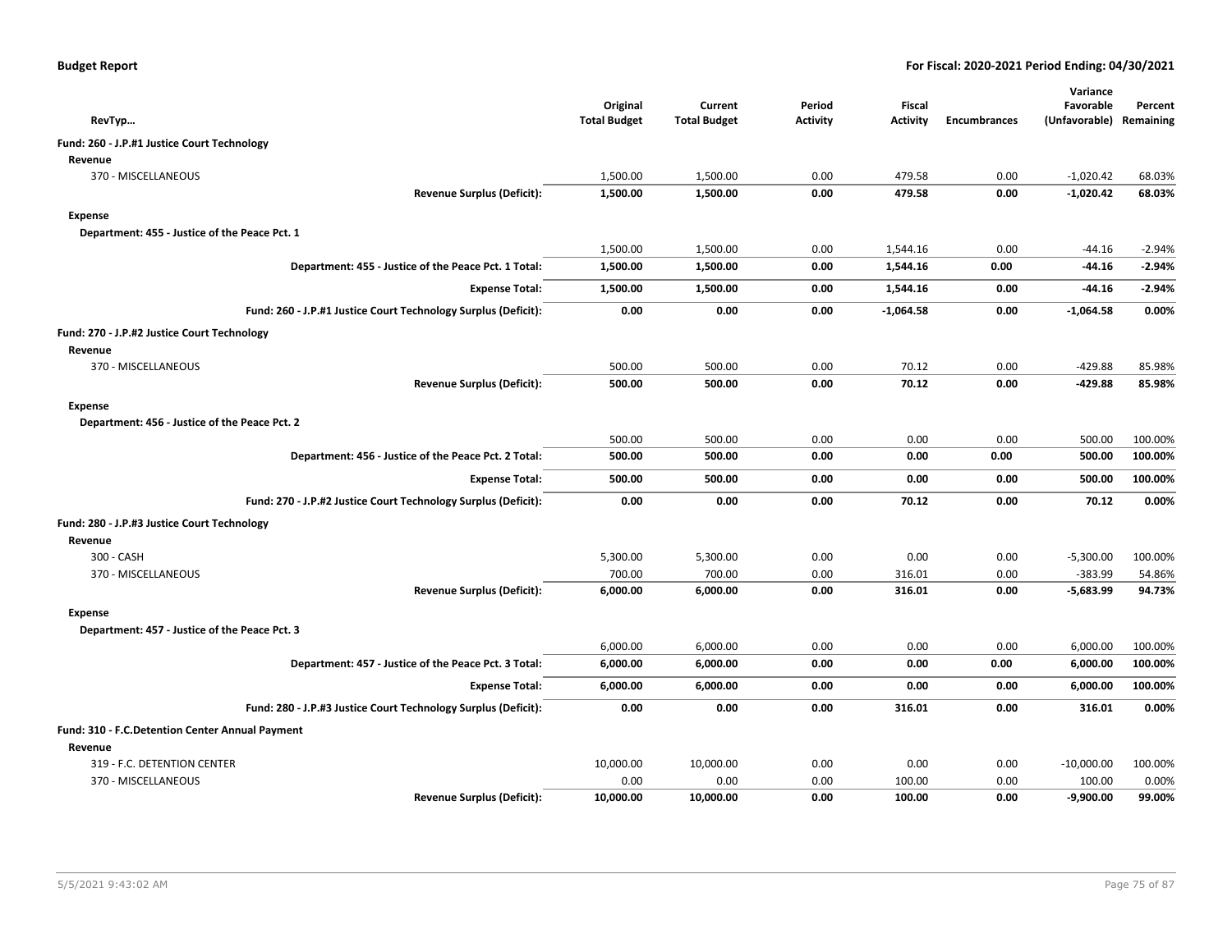**Budget Report** — For Fiscal: 2020-2021 Period Ending: 04/30/2021

| RevTyp... | Original Total Budget | Current Total Budget | Period Activity | Fiscal Activity | Encumbrances | Variance Favorable (Unfavorable) | Percent Remaining |
|---|---|---|---|---|---|---|---|
| **Fund: 260 - J.P.#1 Justice Court Technology** | | | | | | | |
| **Revenue** | | | | | | | |
| 370 - MISCELLANEOUS | 1,500.00 | 1,500.00 | 0.00 | 479.58 | 0.00 | -1,020.42 | 68.03% |
| **Revenue Surplus (Deficit):** | **1,500.00** | **1,500.00** | **0.00** | **479.58** | **0.00** | **-1,020.42** | **68.03%** |
| **Expense** | | | | | | | |
| **Department: 455 - Justice of the Peace Pct. 1** | | | | | | | |
| | 1,500.00 | 1,500.00 | 0.00 | 1,544.16 | 0.00 | -44.16 | -2.94% |
| **Department: 455 - Justice of the Peace Pct. 1 Total:** | **1,500.00** | **1,500.00** | **0.00** | **1,544.16** | **0.00** | **-44.16** | **-2.94%** |
| **Expense Total:** | **1,500.00** | **1,500.00** | **0.00** | **1,544.16** | **0.00** | **-44.16** | **-2.94%** |
| **Fund: 260 - J.P.#1 Justice Court Technology Surplus (Deficit):** | **0.00** | **0.00** | **0.00** | **-1,064.58** | **0.00** | **-1,064.58** | **0.00%** |
| **Fund: 270 - J.P.#2 Justice Court Technology** | | | | | | | |
| **Revenue** | | | | | | | |
| 370 - MISCELLANEOUS | 500.00 | 500.00 | 0.00 | 70.12 | 0.00 | -429.88 | 85.98% |
| **Revenue Surplus (Deficit):** | **500.00** | **500.00** | **0.00** | **70.12** | **0.00** | **-429.88** | **85.98%** |
| **Expense** | | | | | | | |
| **Department: 456 - Justice of the Peace Pct. 2** | | | | | | | |
| | 500.00 | 500.00 | 0.00 | 0.00 | 0.00 | 500.00 | 100.00% |
| **Department: 456 - Justice of the Peace Pct. 2 Total:** | **500.00** | **500.00** | **0.00** | **0.00** | **0.00** | **500.00** | **100.00%** |
| **Expense Total:** | **500.00** | **500.00** | **0.00** | **0.00** | **0.00** | **500.00** | **100.00%** |
| **Fund: 270 - J.P.#2 Justice Court Technology Surplus (Deficit):** | **0.00** | **0.00** | **0.00** | **70.12** | **0.00** | **70.12** | **0.00%** |
| **Fund: 280 - J.P.#3 Justice Court Technology** | | | | | | | |
| **Revenue** | | | | | | | |
| 300 - CASH | 5,300.00 | 5,300.00 | 0.00 | 0.00 | 0.00 | -5,300.00 | 100.00% |
| 370 - MISCELLANEOUS | 700.00 | 700.00 | 0.00 | 316.01 | 0.00 | -383.99 | 54.86% |
| **Revenue Surplus (Deficit):** | **6,000.00** | **6,000.00** | **0.00** | **316.01** | **0.00** | **-5,683.99** | **94.73%** |
| **Expense** | | | | | | | |
| **Department: 457 - Justice of the Peace Pct. 3** | | | | | | | |
| | 6,000.00 | 6,000.00 | 0.00 | 0.00 | 0.00 | 6,000.00 | 100.00% |
| **Department: 457 - Justice of the Peace Pct. 3 Total:** | **6,000.00** | **6,000.00** | **0.00** | **0.00** | **0.00** | **6,000.00** | **100.00%** |
| **Expense Total:** | **6,000.00** | **6,000.00** | **0.00** | **0.00** | **0.00** | **6,000.00** | **100.00%** |
| **Fund: 280 - J.P.#3 Justice Court Technology Surplus (Deficit):** | **0.00** | **0.00** | **0.00** | **316.01** | **0.00** | **316.01** | **0.00%** |
| **Fund: 310 - F.C.Detention Center Annual Payment** | | | | | | | |
| **Revenue** | | | | | | | |
| 319 - F.C. DETENTION CENTER | 10,000.00 | 10,000.00 | 0.00 | 0.00 | 0.00 | -10,000.00 | 100.00% |
| 370 - MISCELLANEOUS | 0.00 | 0.00 | 0.00 | 100.00 | 0.00 | 100.00 | 0.00% |
| **Revenue Surplus (Deficit):** | **10,000.00** | **10,000.00** | **0.00** | **100.00** | **0.00** | **-9,900.00** | **99.00%** |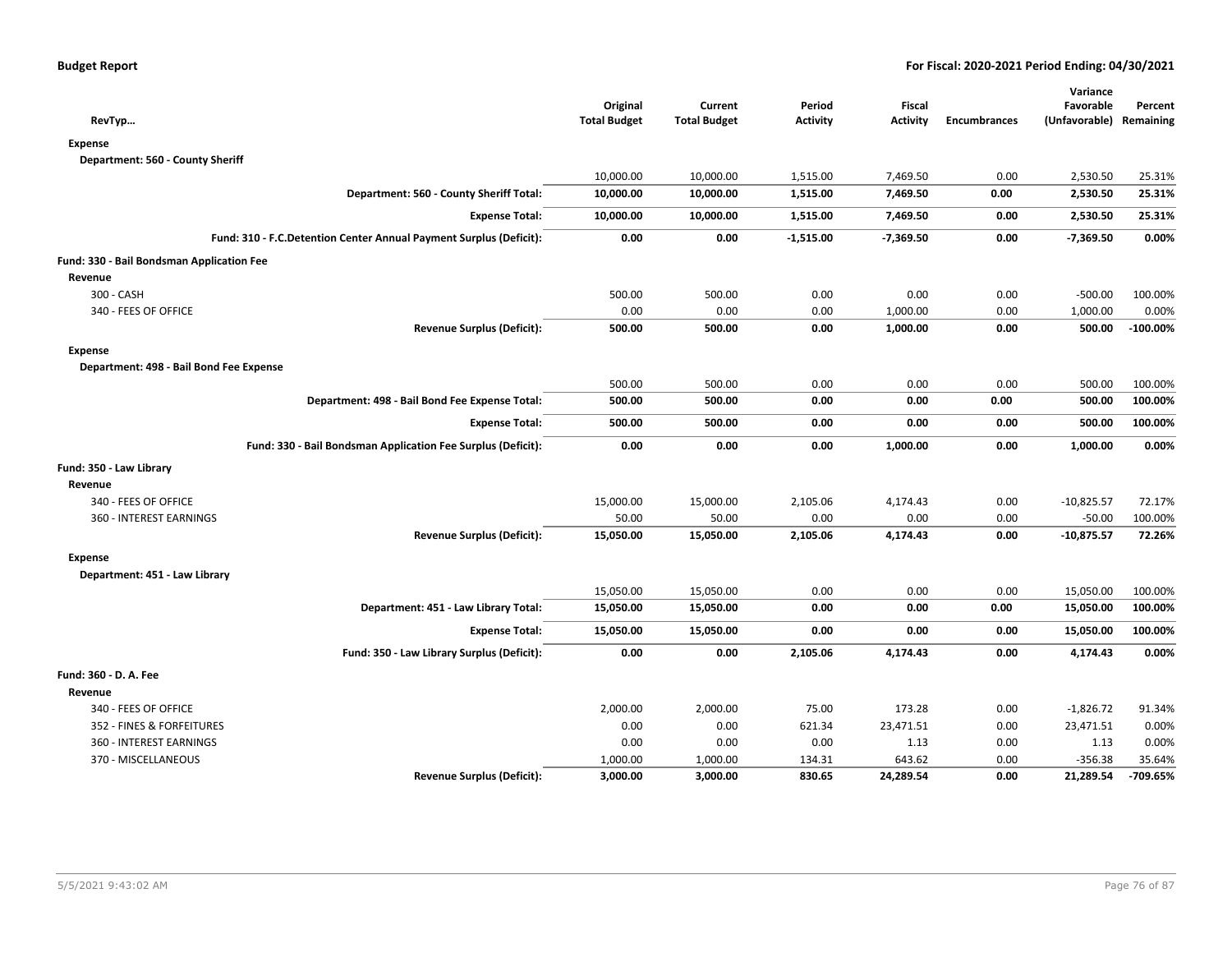**Budget Report** — **For Fiscal: 2020-2021 Period Ending: 04/30/2021**

| RevTyp… | Original Total Budget | Current Total Budget | Period Activity | Fiscal Activity | Encumbrances | Variance Favorable (Unfavorable) | Percent Remaining |
|---|---|---|---|---|---|---|---|
| **Expense** | | | | | | | |
| **Department: 560 - County Sheriff** | | | | | | | |
| | 10,000.00 | 10,000.00 | 1,515.00 | 7,469.50 | 0.00 | 2,530.50 | 25.31% |
| **Department: 560 - County Sheriff Total:** | **10,000.00** | **10,000.00** | **1,515.00** | **7,469.50** | **0.00** | **2,530.50** | **25.31%** |
| **Expense Total:** | **10,000.00** | **10,000.00** | **1,515.00** | **7,469.50** | **0.00** | **2,530.50** | **25.31%** |
| **Fund: 310 - F.C.Detention Center Annual Payment Surplus (Deficit):** | **0.00** | **0.00** | **-1,515.00** | **-7,369.50** | **0.00** | **-7,369.50** | **0.00%** |
| **Fund: 330 - Bail Bondsman Application Fee** | | | | | | | |
| **Revenue** | | | | | | | |
| 300 - CASH | 500.00 | 500.00 | 0.00 | 0.00 | 0.00 | -500.00 | 100.00% |
| 340 - FEES OF OFFICE | 0.00 | 0.00 | 0.00 | 1,000.00 | 0.00 | 1,000.00 | 0.00% |
| **Revenue Surplus (Deficit):** | **500.00** | **500.00** | **0.00** | **1,000.00** | **0.00** | **500.00** | **-100.00%** |
| **Expense** | | | | | | | |
| **Department: 498 - Bail Bond Fee Expense** | | | | | | | |
| | 500.00 | 500.00 | 0.00 | 0.00 | 0.00 | 500.00 | 100.00% |
| **Department: 498 - Bail Bond Fee Expense Total:** | **500.00** | **500.00** | **0.00** | **0.00** | **0.00** | **500.00** | **100.00%** |
| **Expense Total:** | **500.00** | **500.00** | **0.00** | **0.00** | **0.00** | **500.00** | **100.00%** |
| **Fund: 330 - Bail Bondsman Application Fee Surplus (Deficit):** | **0.00** | **0.00** | **0.00** | **1,000.00** | **0.00** | **1,000.00** | **0.00%** |
| **Fund: 350 - Law Library** | | | | | | | |
| **Revenue** | | | | | | | |
| 340 - FEES OF OFFICE | 15,000.00 | 15,000.00 | 2,105.06 | 4,174.43 | 0.00 | -10,825.57 | 72.17% |
| 360 - INTEREST EARNINGS | 50.00 | 50.00 | 0.00 | 0.00 | 0.00 | -50.00 | 100.00% |
| **Revenue Surplus (Deficit):** | **15,050.00** | **15,050.00** | **2,105.06** | **4,174.43** | **0.00** | **-10,875.57** | **72.26%** |
| **Expense** | | | | | | | |
| **Department: 451 - Law Library** | | | | | | | |
| | 15,050.00 | 15,050.00 | 0.00 | 0.00 | 0.00 | 15,050.00 | 100.00% |
| **Department: 451 - Law Library Total:** | **15,050.00** | **15,050.00** | **0.00** | **0.00** | **0.00** | **15,050.00** | **100.00%** |
| **Expense Total:** | **15,050.00** | **15,050.00** | **0.00** | **0.00** | **0.00** | **15,050.00** | **100.00%** |
| **Fund: 350 - Law Library Surplus (Deficit):** | **0.00** | **0.00** | **2,105.06** | **4,174.43** | **0.00** | **4,174.43** | **0.00%** |
| **Fund: 360 - D. A. Fee** | | | | | | | |
| **Revenue** | | | | | | | |
| 340 - FEES OF OFFICE | 2,000.00 | 2,000.00 | 75.00 | 173.28 | 0.00 | -1,826.72 | 91.34% |
| 352 - FINES & FORFEITURES | 0.00 | 0.00 | 621.34 | 23,471.51 | 0.00 | 23,471.51 | 0.00% |
| 360 - INTEREST EARNINGS | 0.00 | 0.00 | 0.00 | 1.13 | 0.00 | 1.13 | 0.00% |
| 370 - MISCELLANEOUS | 1,000.00 | 1,000.00 | 134.31 | 643.62 | 0.00 | -356.38 | 35.64% |
| **Revenue Surplus (Deficit):** | **3,000.00** | **3,000.00** | **830.65** | **24,289.54** | **0.00** | **21,289.54** | **-709.65%** |

5/5/2021 9:43:02 AM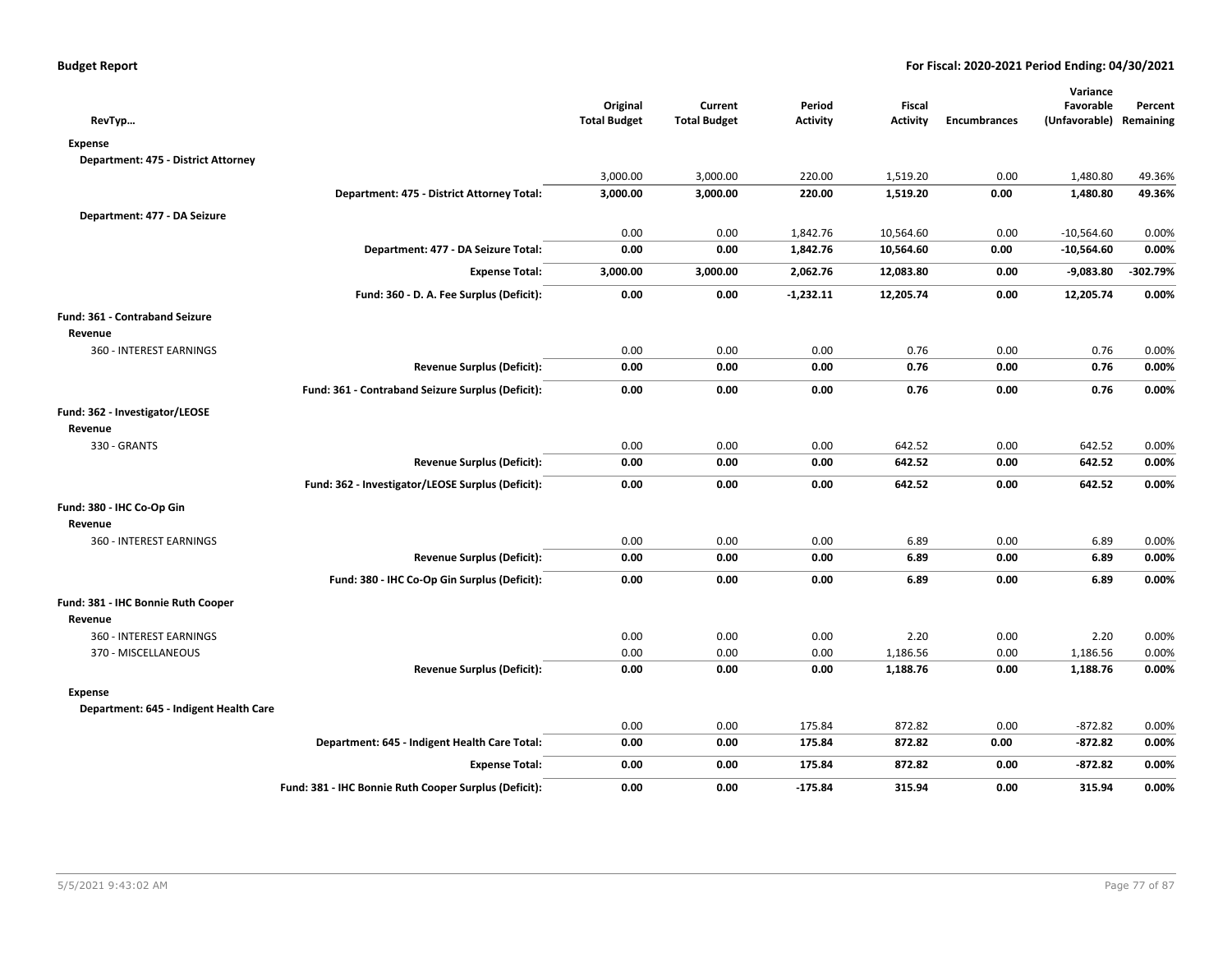**Budget Report** — **For Fiscal: 2020-2021 Period Ending: 04/30/2021**

| RevTyp… | | Original Total Budget | Current Total Budget | Period Activity | Fiscal Activity | Encumbrances | Variance Favorable (Unfavorable) | Percent Remaining |
|---|---|---|---|---|---|---|---|---|
| **Expense** | | | | | | | | |
| **Department: 475 - District Attorney** | | | | | | | | |
| | | 3,000.00 | 3,000.00 | 220.00 | 1,519.20 | 0.00 | 1,480.80 | 49.36% |
| | **Department: 475 - District Attorney Total:** | **3,000.00** | **3,000.00** | **220.00** | **1,519.20** | **0.00** | **1,480.80** | **49.36%** |
| **Department: 477 - DA Seizure** | | | | | | | | |
| | | 0.00 | 0.00 | 1,842.76 | 10,564.60 | 0.00 | -10,564.60 | 0.00% |
| | **Department: 477 - DA Seizure Total:** | **0.00** | **0.00** | **1,842.76** | **10,564.60** | **0.00** | **-10,564.60** | **0.00%** |
| | **Expense Total:** | **3,000.00** | **3,000.00** | **2,062.76** | **12,083.80** | **0.00** | **-9,083.80** | **-302.79%** |
| | **Fund: 360 - D. A. Fee Surplus (Deficit):** | **0.00** | **0.00** | **-1,232.11** | **12,205.74** | **0.00** | **12,205.74** | **0.00%** |
| **Fund: 361 - Contraband Seizure** | | | | | | | | |
| **Revenue** | | | | | | | | |
| 360 - INTEREST EARNINGS | | 0.00 | 0.00 | 0.00 | 0.76 | 0.00 | 0.76 | 0.00% |
| | **Revenue Surplus (Deficit):** | **0.00** | **0.00** | **0.00** | **0.76** | **0.00** | **0.76** | **0.00%** |
| | **Fund: 361 - Contraband Seizure Surplus (Deficit):** | **0.00** | **0.00** | **0.00** | **0.76** | **0.00** | **0.76** | **0.00%** |
| **Fund: 362 - Investigator/LEOSE** | | | | | | | | |
| **Revenue** | | | | | | | | |
| 330 - GRANTS | | 0.00 | 0.00 | 0.00 | 642.52 | 0.00 | 642.52 | 0.00% |
| | **Revenue Surplus (Deficit):** | **0.00** | **0.00** | **0.00** | **642.52** | **0.00** | **642.52** | **0.00%** |
| | **Fund: 362 - Investigator/LEOSE Surplus (Deficit):** | **0.00** | **0.00** | **0.00** | **642.52** | **0.00** | **642.52** | **0.00%** |
| **Fund: 380 - IHC Co-Op Gin** | | | | | | | | |
| **Revenue** | | | | | | | | |
| 360 - INTEREST EARNINGS | | 0.00 | 0.00 | 0.00 | 6.89 | 0.00 | 6.89 | 0.00% |
| | **Revenue Surplus (Deficit):** | **0.00** | **0.00** | **0.00** | **6.89** | **0.00** | **6.89** | **0.00%** |
| | **Fund: 380 - IHC Co-Op Gin Surplus (Deficit):** | **0.00** | **0.00** | **0.00** | **6.89** | **0.00** | **6.89** | **0.00%** |
| **Fund: 381 - IHC Bonnie Ruth Cooper** | | | | | | | | |
| **Revenue** | | | | | | | | |
| 360 - INTEREST EARNINGS | | 0.00 | 0.00 | 0.00 | 2.20 | 0.00 | 2.20 | 0.00% |
| 370 - MISCELLANEOUS | | 0.00 | 0.00 | 0.00 | 1,186.56 | 0.00 | 1,186.56 | 0.00% |
| | **Revenue Surplus (Deficit):** | **0.00** | **0.00** | **0.00** | **1,188.76** | **0.00** | **1,188.76** | **0.00%** |
| **Expense** | | | | | | | | |
| **Department: 645 - Indigent Health Care** | | | | | | | | |
| | | 0.00 | 0.00 | 175.84 | 872.82 | 0.00 | -872.82 | 0.00% |
| | **Department: 645 - Indigent Health Care Total:** | **0.00** | **0.00** | **175.84** | **872.82** | **0.00** | **-872.82** | **0.00%** |
| | **Expense Total:** | **0.00** | **0.00** | **175.84** | **872.82** | **0.00** | **-872.82** | **0.00%** |
| | **Fund: 381 - IHC Bonnie Ruth Cooper Surplus (Deficit):** | **0.00** | **0.00** | **-175.84** | **315.94** | **0.00** | **315.94** | **0.00%** |

5/5/2021 9:43:02 AM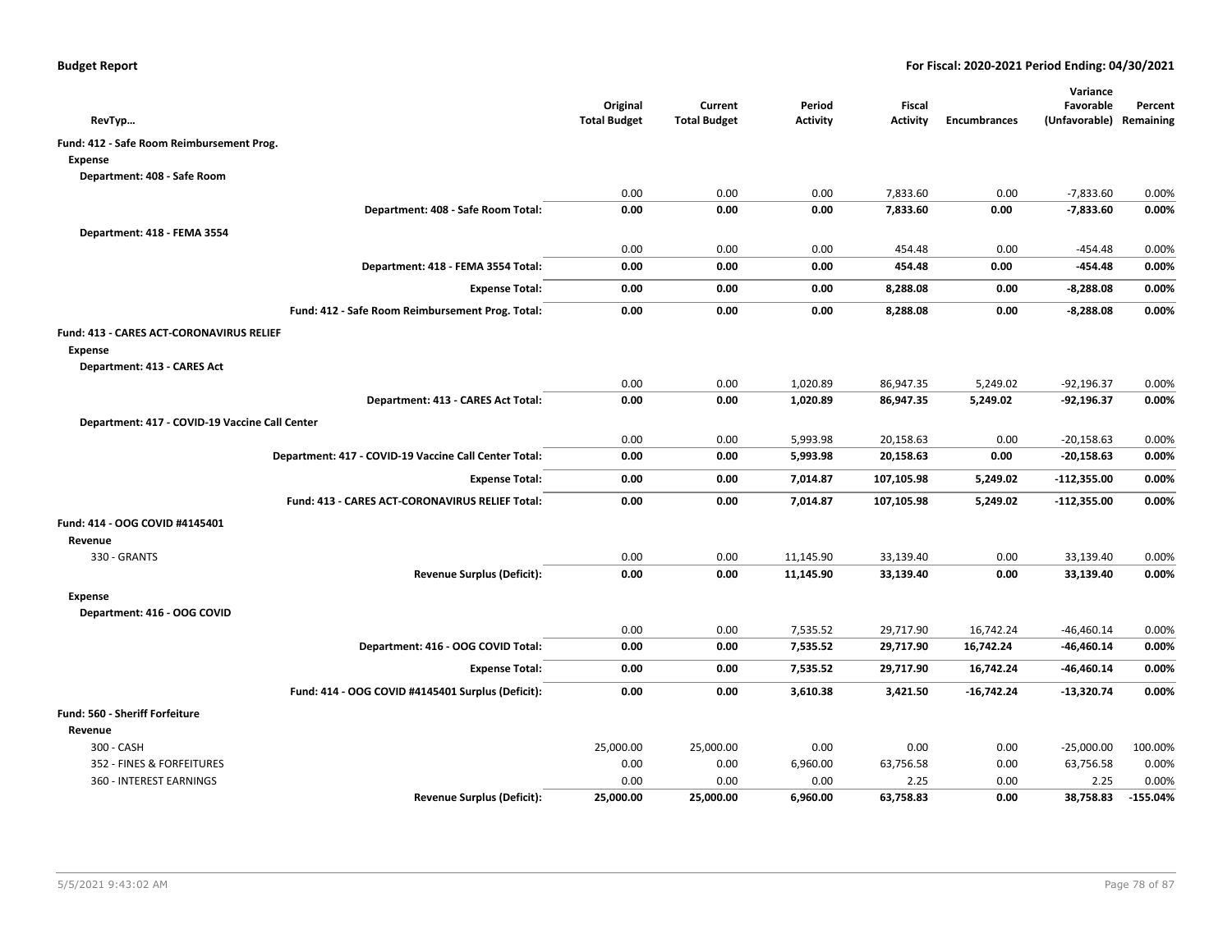**Budget Report** | **For Fiscal: 2020-2021 Period Ending: 04/30/2021**

| RevTyp… | Original Total Budget | Current Total Budget | Period Activity | Fiscal Activity | Encumbrances | Variance Favorable (Unfavorable) | Percent Remaining |
|---|---|---|---|---|---|---|---|
| **Fund: 412 - Safe Room Reimbursement Prog.** | | | | | | | |
| **Expense** | | | | | | | |
| **Department: 408 - Safe Room** | | | | | | | |
| | 0.00 | 0.00 | 0.00 | 7,833.60 | 0.00 | -7,833.60 | 0.00% |
| **Department: 408 - Safe Room Total:** | **0.00** | **0.00** | **0.00** | **7,833.60** | **0.00** | **-7,833.60** | **0.00%** |
| **Department: 418 - FEMA 3554** | | | | | | | |
| | 0.00 | 0.00 | 0.00 | 454.48 | 0.00 | -454.48 | 0.00% |
| **Department: 418 - FEMA 3554 Total:** | **0.00** | **0.00** | **0.00** | **454.48** | **0.00** | **-454.48** | **0.00%** |
| **Expense Total:** | **0.00** | **0.00** | **0.00** | **8,288.08** | **0.00** | **-8,288.08** | **0.00%** |
| **Fund: 412 - Safe Room Reimbursement Prog. Total:** | **0.00** | **0.00** | **0.00** | **8,288.08** | **0.00** | **-8,288.08** | **0.00%** |
| **Fund: 413 - CARES ACT-CORONAVIRUS RELIEF** | | | | | | | |
| **Expense** | | | | | | | |
| **Department: 413 - CARES Act** | | | | | | | |
| | 0.00 | 0.00 | 1,020.89 | 86,947.35 | 5,249.02 | -92,196.37 | 0.00% |
| **Department: 413 - CARES Act Total:** | **0.00** | **0.00** | **1,020.89** | **86,947.35** | **5,249.02** | **-92,196.37** | **0.00%** |
| **Department: 417 - COVID-19 Vaccine Call Center** | | | | | | | |
| | 0.00 | 0.00 | 5,993.98 | 20,158.63 | 0.00 | -20,158.63 | 0.00% |
| **Department: 417 - COVID-19 Vaccine Call Center Total:** | **0.00** | **0.00** | **5,993.98** | **20,158.63** | **0.00** | **-20,158.63** | **0.00%** |
| **Expense Total:** | **0.00** | **0.00** | **7,014.87** | **107,105.98** | **5,249.02** | **-112,355.00** | **0.00%** |
| **Fund: 413 - CARES ACT-CORONAVIRUS RELIEF Total:** | **0.00** | **0.00** | **7,014.87** | **107,105.98** | **5,249.02** | **-112,355.00** | **0.00%** |
| **Fund: 414 - OOG COVID #4145401** | | | | | | | |
| **Revenue** | | | | | | | |
| 330 - GRANTS | 0.00 | 0.00 | 11,145.90 | 33,139.40 | 0.00 | 33,139.40 | 0.00% |
| **Revenue Surplus (Deficit):** | **0.00** | **0.00** | **11,145.90** | **33,139.40** | **0.00** | **33,139.40** | **0.00%** |
| **Expense** | | | | | | | |
| **Department: 416 - OOG COVID** | | | | | | | |
| | 0.00 | 0.00 | 7,535.52 | 29,717.90 | 16,742.24 | -46,460.14 | 0.00% |
| **Department: 416 - OOG COVID Total:** | **0.00** | **0.00** | **7,535.52** | **29,717.90** | **16,742.24** | **-46,460.14** | **0.00%** |
| **Expense Total:** | **0.00** | **0.00** | **7,535.52** | **29,717.90** | **16,742.24** | **-46,460.14** | **0.00%** |
| **Fund: 414 - OOG COVID #4145401 Surplus (Deficit):** | **0.00** | **0.00** | **3,610.38** | **3,421.50** | **-16,742.24** | **-13,320.74** | **0.00%** |
| **Fund: 560 - Sheriff Forfeiture** | | | | | | | |
| **Revenue** | | | | | | | |
| 300 - CASH | 25,000.00 | 25,000.00 | 0.00 | 0.00 | 0.00 | -25,000.00 | 100.00% |
| 352 - FINES & FORFEITURES | 0.00 | 0.00 | 6,960.00 | 63,756.58 | 0.00 | 63,756.58 | 0.00% |
| 360 - INTEREST EARNINGS | 0.00 | 0.00 | 0.00 | 2.25 | 0.00 | 2.25 | 0.00% |
| **Revenue Surplus (Deficit):** | **25,000.00** | **25,000.00** | **6,960.00** | **63,758.83** | **0.00** | **38,758.83** | **-155.04%** |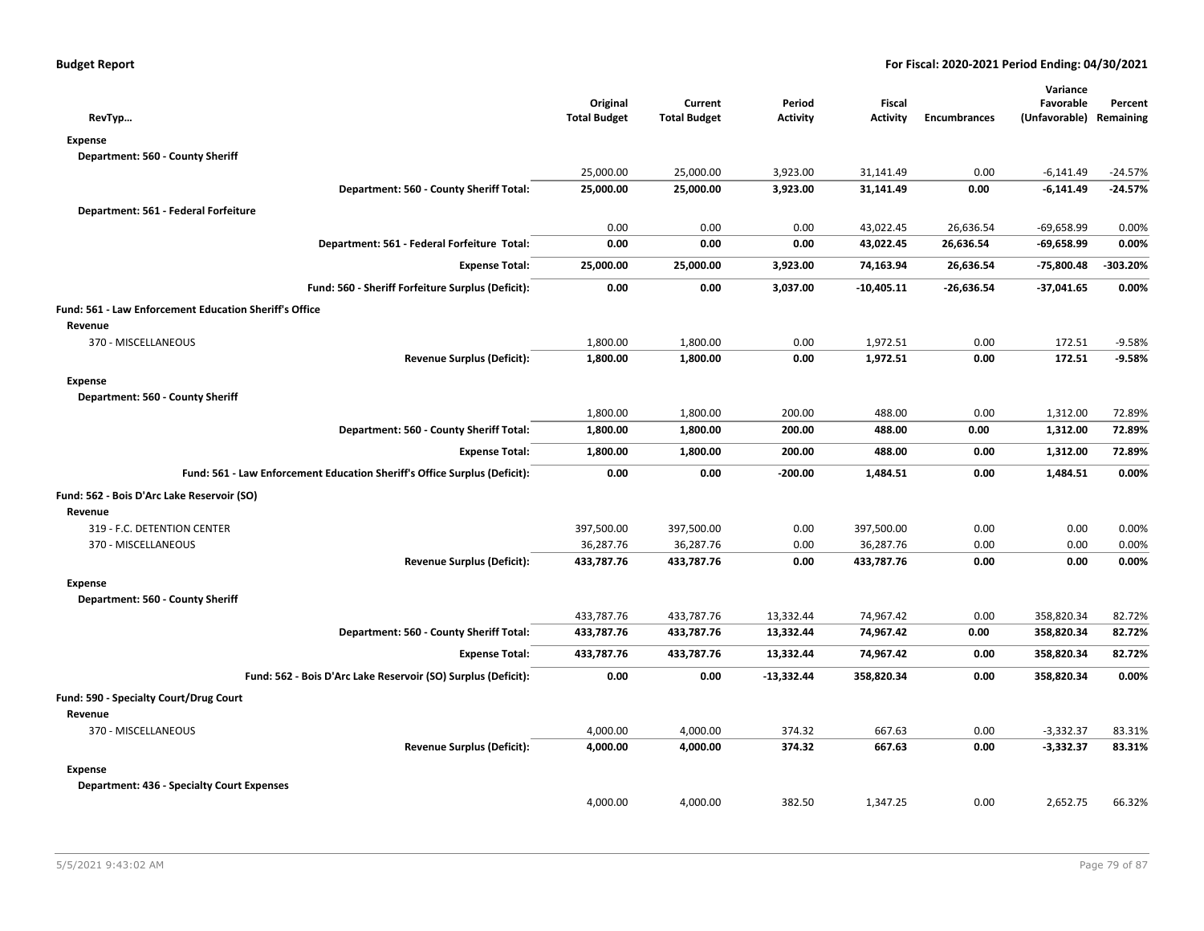**Budget Report** **For Fiscal: 2020-2021 Period Ending: 04/30/2021**

| RevTyp… | Original Total Budget | Current Total Budget | Period Activity | Fiscal Activity | Encumbrances | Variance Favorable (Unfavorable) | Percent Remaining |
|---|---|---|---|---|---|---|---|
| **Expense** | | | | | | | |
| **Department: 560 - County Sheriff** | | | | | | | |
| | 25,000.00 | 25,000.00 | 3,923.00 | 31,141.49 | 0.00 | -6,141.49 | -24.57% |
| **Department: 560 - County Sheriff Total:** | **25,000.00** | **25,000.00** | **3,923.00** | **31,141.49** | **0.00** | **-6,141.49** | **-24.57%** |
| **Department: 561 - Federal Forfeiture** | | | | | | | |
| | 0.00 | 0.00 | 0.00 | 43,022.45 | 26,636.54 | -69,658.99 | 0.00% |
| **Department: 561 - Federal Forfeiture Total:** | **0.00** | **0.00** | **0.00** | **43,022.45** | **26,636.54** | **-69,658.99** | **0.00%** |
| **Expense Total:** | **25,000.00** | **25,000.00** | **3,923.00** | **74,163.94** | **26,636.54** | **-75,800.48** | **-303.20%** |
| **Fund: 560 - Sheriff Forfeiture Surplus (Deficit):** | **0.00** | **0.00** | **3,037.00** | **-10,405.11** | **-26,636.54** | **-37,041.65** | **0.00%** |
| **Fund: 561 - Law Enforcement Education Sheriff's Office** | | | | | | | |
| **Revenue** | | | | | | | |
| 370 - MISCELLANEOUS | 1,800.00 | 1,800.00 | 0.00 | 1,972.51 | 0.00 | 172.51 | -9.58% |
| **Revenue Surplus (Deficit):** | **1,800.00** | **1,800.00** | **0.00** | **1,972.51** | **0.00** | **172.51** | **-9.58%** |
| **Expense** | | | | | | | |
| **Department: 560 - County Sheriff** | | | | | | | |
| | 1,800.00 | 1,800.00 | 200.00 | 488.00 | 0.00 | 1,312.00 | 72.89% |
| **Department: 560 - County Sheriff Total:** | **1,800.00** | **1,800.00** | **200.00** | **488.00** | **0.00** | **1,312.00** | **72.89%** |
| **Expense Total:** | **1,800.00** | **1,800.00** | **200.00** | **488.00** | **0.00** | **1,312.00** | **72.89%** |
| **Fund: 561 - Law Enforcement Education Sheriff's Office Surplus (Deficit):** | **0.00** | **0.00** | **-200.00** | **1,484.51** | **0.00** | **1,484.51** | **0.00%** |
| **Fund: 562 - Bois D'Arc Lake Reservoir (SO)** | | | | | | | |
| **Revenue** | | | | | | | |
| 319 - F.C. DETENTION CENTER | 397,500.00 | 397,500.00 | 0.00 | 397,500.00 | 0.00 | 0.00 | 0.00% |
| 370 - MISCELLANEOUS | 36,287.76 | 36,287.76 | 0.00 | 36,287.76 | 0.00 | 0.00 | 0.00% |
| **Revenue Surplus (Deficit):** | **433,787.76** | **433,787.76** | **0.00** | **433,787.76** | **0.00** | **0.00** | **0.00%** |
| **Expense** | | | | | | | |
| **Department: 560 - County Sheriff** | | | | | | | |
| | 433,787.76 | 433,787.76 | 13,332.44 | 74,967.42 | 0.00 | 358,820.34 | 82.72% |
| **Department: 560 - County Sheriff Total:** | **433,787.76** | **433,787.76** | **13,332.44** | **74,967.42** | **0.00** | **358,820.34** | **82.72%** |
| **Expense Total:** | **433,787.76** | **433,787.76** | **13,332.44** | **74,967.42** | **0.00** | **358,820.34** | **82.72%** |
| **Fund: 562 - Bois D'Arc Lake Reservoir (SO) Surplus (Deficit):** | **0.00** | **0.00** | **-13,332.44** | **358,820.34** | **0.00** | **358,820.34** | **0.00%** |
| **Fund: 590 - Specialty Court/Drug Court** | | | | | | | |
| **Revenue** | | | | | | | |
| 370 - MISCELLANEOUS | 4,000.00 | 4,000.00 | 374.32 | 667.63 | 0.00 | -3,332.37 | 83.31% |
| **Revenue Surplus (Deficit):** | **4,000.00** | **4,000.00** | **374.32** | **667.63** | **0.00** | **-3,332.37** | **83.31%** |
| **Expense** | | | | | | | |
| **Department: 436 - Specialty Court Expenses** | | | | | | | |
| | 4,000.00 | 4,000.00 | 382.50 | 1,347.25 | 0.00 | 2,652.75 | 66.32% |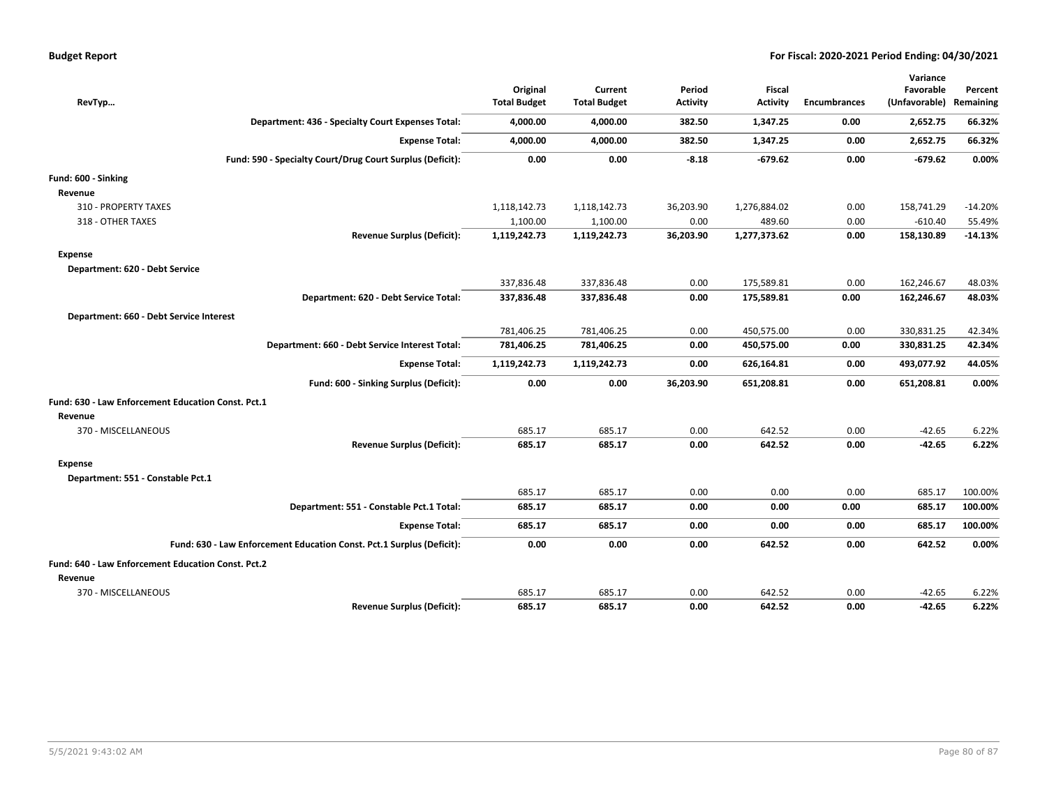**Budget Report** — **For Fiscal: 2020-2021 Period Ending: 04/30/2021**

| RevTyp… | Original Total Budget | Current Total Budget | Period Activity | Fiscal Activity | Encumbrances | Variance Favorable (Unfavorable) | Percent Remaining |
|---|---|---|---|---|---|---|---|
| **Department: 436 - Specialty Court Expenses Total:** | **4,000.00** | **4,000.00** | **382.50** | **1,347.25** | **0.00** | **2,652.75** | **66.32%** |
| **Expense Total:** | **4,000.00** | **4,000.00** | **382.50** | **1,347.25** | **0.00** | **2,652.75** | **66.32%** |
| **Fund: 590 - Specialty Court/Drug Court Surplus (Deficit):** | **0.00** | **0.00** | **-8.18** | **-679.62** | **0.00** | **-679.62** | **0.00%** |
| **Fund: 600 - Sinking** | | | | | | | |
| **Revenue** | | | | | | | |
| 310 - PROPERTY TAXES | 1,118,142.73 | 1,118,142.73 | 36,203.90 | 1,276,884.02 | 0.00 | 158,741.29 | -14.20% |
| 318 - OTHER TAXES | 1,100.00 | 1,100.00 | 0.00 | 489.60 | 0.00 | -610.40 | 55.49% |
| **Revenue Surplus (Deficit):** | **1,119,242.73** | **1,119,242.73** | **36,203.90** | **1,277,373.62** | **0.00** | **158,130.89** | **-14.13%** |
| **Expense** | | | | | | | |
| **Department: 620 - Debt Service** | | | | | | | |
| | 337,836.48 | 337,836.48 | 0.00 | 175,589.81 | 0.00 | 162,246.67 | 48.03% |
| **Department: 620 - Debt Service Total:** | **337,836.48** | **337,836.48** | **0.00** | **175,589.81** | **0.00** | **162,246.67** | **48.03%** |
| **Department: 660 - Debt Service Interest** | | | | | | | |
| | 781,406.25 | 781,406.25 | 0.00 | 450,575.00 | 0.00 | 330,831.25 | 42.34% |
| **Department: 660 - Debt Service Interest Total:** | **781,406.25** | **781,406.25** | **0.00** | **450,575.00** | **0.00** | **330,831.25** | **42.34%** |
| **Expense Total:** | **1,119,242.73** | **1,119,242.73** | **0.00** | **626,164.81** | **0.00** | **493,077.92** | **44.05%** |
| **Fund: 600 - Sinking Surplus (Deficit):** | **0.00** | **0.00** | **36,203.90** | **651,208.81** | **0.00** | **651,208.81** | **0.00%** |
| **Fund: 630 - Law Enforcement Education Const. Pct.1** | | | | | | | |
| **Revenue** | | | | | | | |
| 370 - MISCELLANEOUS | 685.17 | 685.17 | 0.00 | 642.52 | 0.00 | -42.65 | 6.22% |
| **Revenue Surplus (Deficit):** | **685.17** | **685.17** | **0.00** | **642.52** | **0.00** | **-42.65** | **6.22%** |
| **Expense** | | | | | | | |
| **Department: 551 - Constable Pct.1** | | | | | | | |
| | 685.17 | 685.17 | 0.00 | 0.00 | 0.00 | 685.17 | 100.00% |
| **Department: 551 - Constable Pct.1 Total:** | **685.17** | **685.17** | **0.00** | **0.00** | **0.00** | **685.17** | **100.00%** |
| **Expense Total:** | **685.17** | **685.17** | **0.00** | **0.00** | **0.00** | **685.17** | **100.00%** |
| **Fund: 630 - Law Enforcement Education Const. Pct.1 Surplus (Deficit):** | **0.00** | **0.00** | **0.00** | **642.52** | **0.00** | **642.52** | **0.00%** |
| **Fund: 640 - Law Enforcement Education Const. Pct.2** | | | | | | | |
| **Revenue** | | | | | | | |
| 370 - MISCELLANEOUS | 685.17 | 685.17 | 0.00 | 642.52 | 0.00 | -42.65 | 6.22% |
| **Revenue Surplus (Deficit):** | **685.17** | **685.17** | **0.00** | **642.52** | **0.00** | **-42.65** | **6.22%** |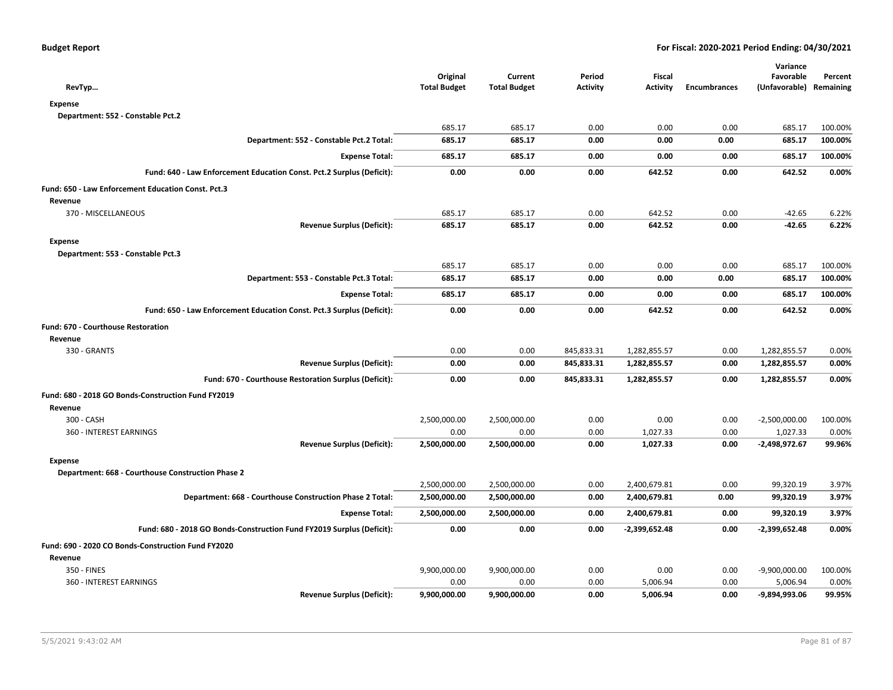| RevTyp… | Original Total Budget | Current Total Budget | Period Activity | Fiscal Activity | Encumbrances | Variance Favorable (Unfavorable) | Percent Remaining |
|---|---|---|---|---|---|---|---|
| **Expense** | | | | | | | |
| Department: 552 - Constable Pct.2 | | | | | | | |
| | 685.17 | 685.17 | 0.00 | 0.00 | 0.00 | 685.17 | 100.00% |
| **Department: 552 - Constable Pct.2 Total:** | **685.17** | **685.17** | **0.00** | **0.00** | **0.00** | **685.17** | **100.00%** |
| **Expense Total:** | **685.17** | **685.17** | **0.00** | **0.00** | **0.00** | **685.17** | **100.00%** |
| **Fund: 640 - Law Enforcement Education Const. Pct.2 Surplus (Deficit):** | **0.00** | **0.00** | **0.00** | **642.52** | **0.00** | **642.52** | **0.00%** |
| **Fund: 650 - Law Enforcement Education Const. Pct.3** | | | | | | | |
| **Revenue** | | | | | | | |
| 370 - MISCELLANEOUS | 685.17 | 685.17 | 0.00 | 642.52 | 0.00 | -42.65 | 6.22% |
| **Revenue Surplus (Deficit):** | **685.17** | **685.17** | **0.00** | **642.52** | **0.00** | **-42.65** | **6.22%** |
| **Expense** | | | | | | | |
| Department: 553 - Constable Pct.3 | | | | | | | |
| | 685.17 | 685.17 | 0.00 | 0.00 | 0.00 | 685.17 | 100.00% |
| **Department: 553 - Constable Pct.3 Total:** | **685.17** | **685.17** | **0.00** | **0.00** | **0.00** | **685.17** | **100.00%** |
| **Expense Total:** | **685.17** | **685.17** | **0.00** | **0.00** | **0.00** | **685.17** | **100.00%** |
| **Fund: 650 - Law Enforcement Education Const. Pct.3 Surplus (Deficit):** | **0.00** | **0.00** | **0.00** | **642.52** | **0.00** | **642.52** | **0.00%** |
| **Fund: 670 - Courthouse Restoration** | | | | | | | |
| **Revenue** | | | | | | | |
| 330 - GRANTS | 0.00 | 0.00 | 845,833.31 | 1,282,855.57 | 0.00 | 1,282,855.57 | 0.00% |
| **Revenue Surplus (Deficit):** | **0.00** | **0.00** | **845,833.31** | **1,282,855.57** | **0.00** | **1,282,855.57** | **0.00%** |
| **Fund: 670 - Courthouse Restoration Surplus (Deficit):** | **0.00** | **0.00** | **845,833.31** | **1,282,855.57** | **0.00** | **1,282,855.57** | **0.00%** |
| **Fund: 680 - 2018 GO Bonds-Construction Fund FY2019** | | | | | | | |
| **Revenue** | | | | | | | |
| 300 - CASH | 2,500,000.00 | 2,500,000.00 | 0.00 | 0.00 | 0.00 | -2,500,000.00 | 100.00% |
| 360 - INTEREST EARNINGS | 0.00 | 0.00 | 0.00 | 1,027.33 | 0.00 | 1,027.33 | 0.00% |
| **Revenue Surplus (Deficit):** | **2,500,000.00** | **2,500,000.00** | **0.00** | **1,027.33** | **0.00** | **-2,498,972.67** | **99.96%** |
| **Expense** | | | | | | | |
| Department: 668 - Courthouse Construction Phase 2 | | | | | | | |
| | 2,500,000.00 | 2,500,000.00 | 0.00 | 2,400,679.81 | 0.00 | 99,320.19 | 3.97% |
| **Department: 668 - Courthouse Construction Phase 2 Total:** | **2,500,000.00** | **2,500,000.00** | **0.00** | **2,400,679.81** | **0.00** | **99,320.19** | **3.97%** |
| **Expense Total:** | **2,500,000.00** | **2,500,000.00** | **0.00** | **2,400,679.81** | **0.00** | **99,320.19** | **3.97%** |
| **Fund: 680 - 2018 GO Bonds-Construction Fund FY2019 Surplus (Deficit):** | **0.00** | **0.00** | **0.00** | **-2,399,652.48** | **0.00** | **-2,399,652.48** | **0.00%** |
| **Fund: 690 - 2020 CO Bonds-Construction Fund FY2020** | | | | | | | |
| **Revenue** | | | | | | | |
| 350 - FINES | 9,900,000.00 | 9,900,000.00 | 0.00 | 0.00 | 0.00 | -9,900,000.00 | 100.00% |
| 360 - INTEREST EARNINGS | 0.00 | 0.00 | 0.00 | 5,006.94 | 0.00 | 5,006.94 | 0.00% |
| **Revenue Surplus (Deficit):** | **9,900,000.00** | **9,900,000.00** | **0.00** | **5,006.94** | **0.00** | **-9,894,993.06** | **99.95%** |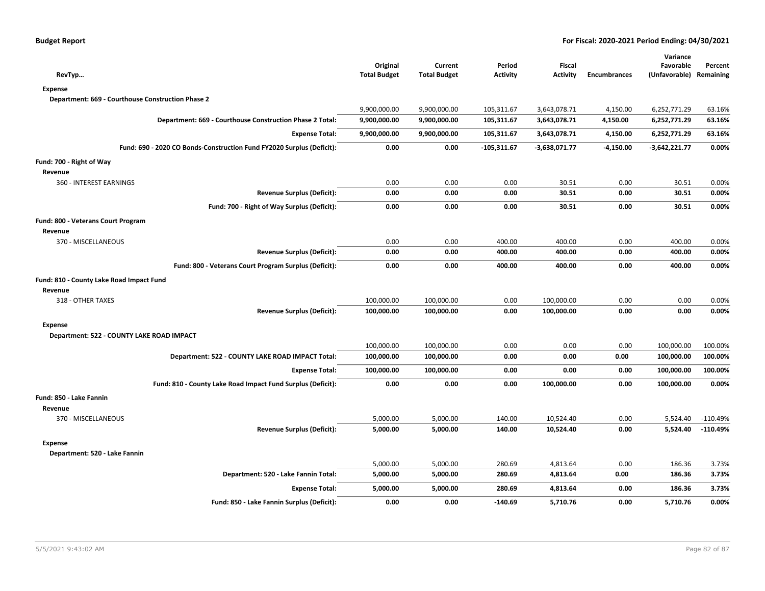**Budget Report** — For Fiscal: 2020-2021 Period Ending: 04/30/2021

| RevTyp... | Original Total Budget | Current Total Budget | Period Activity | Fiscal Activity | Encumbrances | Variance Favorable (Unfavorable) | Percent Remaining |
|---|---|---|---|---|---|---|---|
| **Expense** | | | | | | | |
| **Department: 669 - Courthouse Construction Phase 2** | | | | | | | |
| | 9,900,000.00 | 9,900,000.00 | 105,311.67 | 3,643,078.71 | 4,150.00 | 6,252,771.29 | 63.16% |
| **Department: 669 - Courthouse Construction Phase 2 Total:** | **9,900,000.00** | **9,900,000.00** | **105,311.67** | **3,643,078.71** | **4,150.00** | **6,252,771.29** | **63.16%** |
| **Expense Total:** | **9,900,000.00** | **9,900,000.00** | **105,311.67** | **3,643,078.71** | **4,150.00** | **6,252,771.29** | **63.16%** |
| **Fund: 690 - 2020 CO Bonds-Construction Fund FY2020 Surplus (Deficit):** | **0.00** | **0.00** | **-105,311.67** | **-3,638,071.77** | **-4,150.00** | **-3,642,221.77** | **0.00%** |
| **Fund: 700 - Right of Way** | | | | | | | |
| **Revenue** | | | | | | | |
| 360 - INTEREST EARNINGS | 0.00 | 0.00 | 0.00 | 30.51 | 0.00 | 30.51 | 0.00% |
| **Revenue Surplus (Deficit):** | **0.00** | **0.00** | **0.00** | **30.51** | **0.00** | **30.51** | **0.00%** |
| **Fund: 700 - Right of Way Surplus (Deficit):** | **0.00** | **0.00** | **0.00** | **30.51** | **0.00** | **30.51** | **0.00%** |
| **Fund: 800 - Veterans Court Program** | | | | | | | |
| **Revenue** | | | | | | | |
| 370 - MISCELLANEOUS | 0.00 | 0.00 | 400.00 | 400.00 | 0.00 | 400.00 | 0.00% |
| **Revenue Surplus (Deficit):** | **0.00** | **0.00** | **400.00** | **400.00** | **0.00** | **400.00** | **0.00%** |
| **Fund: 800 - Veterans Court Program Surplus (Deficit):** | **0.00** | **0.00** | **400.00** | **400.00** | **0.00** | **400.00** | **0.00%** |
| **Fund: 810 - County Lake Road Impact Fund** | | | | | | | |
| **Revenue** | | | | | | | |
| 318 - OTHER TAXES | 100,000.00 | 100,000.00 | 0.00 | 100,000.00 | 0.00 | 0.00 | 0.00% |
| **Revenue Surplus (Deficit):** | **100,000.00** | **100,000.00** | **0.00** | **100,000.00** | **0.00** | **0.00** | **0.00%** |
| **Expense** | | | | | | | |
| **Department: 522 - COUNTY LAKE ROAD IMPACT** | | | | | | | |
| | 100,000.00 | 100,000.00 | 0.00 | 0.00 | 0.00 | 100,000.00 | 100.00% |
| **Department: 522 - COUNTY LAKE ROAD IMPACT Total:** | **100,000.00** | **100,000.00** | **0.00** | **0.00** | **0.00** | **100,000.00** | **100.00%** |
| **Expense Total:** | **100,000.00** | **100,000.00** | **0.00** | **0.00** | **0.00** | **100,000.00** | **100.00%** |
| **Fund: 810 - County Lake Road Impact Fund Surplus (Deficit):** | **0.00** | **0.00** | **0.00** | **100,000.00** | **0.00** | **100,000.00** | **0.00%** |
| **Fund: 850 - Lake Fannin** | | | | | | | |
| **Revenue** | | | | | | | |
| 370 - MISCELLANEOUS | 5,000.00 | 5,000.00 | 140.00 | 10,524.40 | 0.00 | 5,524.40 | -110.49% |
| **Revenue Surplus (Deficit):** | **5,000.00** | **5,000.00** | **140.00** | **10,524.40** | **0.00** | **5,524.40** | **-110.49%** |
| **Expense** | | | | | | | |
| **Department: 520 - Lake Fannin** | | | | | | | |
| | 5,000.00 | 5,000.00 | 280.69 | 4,813.64 | 0.00 | 186.36 | 3.73% |
| **Department: 520 - Lake Fannin Total:** | **5,000.00** | **5,000.00** | **280.69** | **4,813.64** | **0.00** | **186.36** | **3.73%** |
| **Expense Total:** | **5,000.00** | **5,000.00** | **280.69** | **4,813.64** | **0.00** | **186.36** | **3.73%** |
| **Fund: 850 - Lake Fannin Surplus (Deficit):** | **0.00** | **0.00** | **-140.69** | **5,710.76** | **0.00** | **5,710.76** | **0.00%** |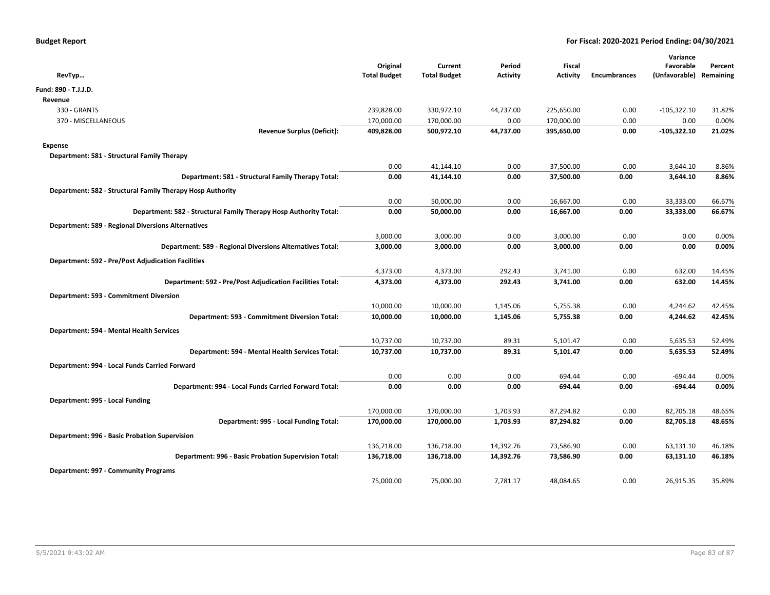**Budget Report** — **For Fiscal: 2020-2021 Period Ending: 04/30/2021**

| RevTyp... | Original Total Budget | Current Total Budget | Period Activity | Fiscal Activity | Encumbrances | Variance Favorable (Unfavorable) | Percent Remaining |
|---|---|---|---|---|---|---|---|
| **Fund: 890 - T.J.J.D.** | | | | | | | |
| **Revenue** | | | | | | | |
| 330 - GRANTS | 239,828.00 | 330,972.10 | 44,737.00 | 225,650.00 | 0.00 | -105,322.10 | 31.82% |
| 370 - MISCELLANEOUS | 170,000.00 | 170,000.00 | 0.00 | 170,000.00 | 0.00 | 0.00 | 0.00% |
| **Revenue Surplus (Deficit):** | **409,828.00** | **500,972.10** | **44,737.00** | **395,650.00** | **0.00** | **-105,322.10** | **21.02%** |
| **Expense** | | | | | | | |
| **Department: 581 - Structural Family Therapy** | | | | | | | |
| | 0.00 | 41,144.10 | 0.00 | 37,500.00 | 0.00 | 3,644.10 | 8.86% |
| **Department: 581 - Structural Family Therapy Total:** | **0.00** | **41,144.10** | **0.00** | **37,500.00** | **0.00** | **3,644.10** | **8.86%** |
| **Department: 582 - Structural Family Therapy Hosp Authority** | | | | | | | |
| | 0.00 | 50,000.00 | 0.00 | 16,667.00 | 0.00 | 33,333.00 | 66.67% |
| **Department: 582 - Structural Family Therapy Hosp Authority Total:** | **0.00** | **50,000.00** | **0.00** | **16,667.00** | **0.00** | **33,333.00** | **66.67%** |
| **Department: 589 - Regional Diversions Alternatives** | | | | | | | |
| | 3,000.00 | 3,000.00 | 0.00 | 3,000.00 | 0.00 | 0.00 | 0.00% |
| **Department: 589 - Regional Diversions Alternatives Total:** | **3,000.00** | **3,000.00** | **0.00** | **3,000.00** | **0.00** | **0.00** | **0.00%** |
| **Department: 592 - Pre/Post Adjudication Facilities** | | | | | | | |
| | 4,373.00 | 4,373.00 | 292.43 | 3,741.00 | 0.00 | 632.00 | 14.45% |
| **Department: 592 - Pre/Post Adjudication Facilities Total:** | **4,373.00** | **4,373.00** | **292.43** | **3,741.00** | **0.00** | **632.00** | **14.45%** |
| **Department: 593 - Commitment Diversion** | | | | | | | |
| | 10,000.00 | 10,000.00 | 1,145.06 | 5,755.38 | 0.00 | 4,244.62 | 42.45% |
| **Department: 593 - Commitment Diversion Total:** | **10,000.00** | **10,000.00** | **1,145.06** | **5,755.38** | **0.00** | **4,244.62** | **42.45%** |
| **Department: 594 - Mental Health Services** | | | | | | | |
| | 10,737.00 | 10,737.00 | 89.31 | 5,101.47 | 0.00 | 5,635.53 | 52.49% |
| **Department: 594 - Mental Health Services Total:** | **10,737.00** | **10,737.00** | **89.31** | **5,101.47** | **0.00** | **5,635.53** | **52.49%** |
| **Department: 994 - Local Funds Carried Forward** | | | | | | | |
| | 0.00 | 0.00 | 0.00 | 694.44 | 0.00 | -694.44 | 0.00% |
| **Department: 994 - Local Funds Carried Forward Total:** | **0.00** | **0.00** | **0.00** | **694.44** | **0.00** | **-694.44** | **0.00%** |
| **Department: 995 - Local Funding** | | | | | | | |
| | 170,000.00 | 170,000.00 | 1,703.93 | 87,294.82 | 0.00 | 82,705.18 | 48.65% |
| **Department: 995 - Local Funding Total:** | **170,000.00** | **170,000.00** | **1,703.93** | **87,294.82** | **0.00** | **82,705.18** | **48.65%** |
| **Department: 996 - Basic Probation Supervision** | | | | | | | |
| | 136,718.00 | 136,718.00 | 14,392.76 | 73,586.90 | 0.00 | 63,131.10 | 46.18% |
| **Department: 996 - Basic Probation Supervision Total:** | **136,718.00** | **136,718.00** | **14,392.76** | **73,586.90** | **0.00** | **63,131.10** | **46.18%** |
| **Department: 997 - Community Programs** | | | | | | | |
| | 75,000.00 | 75,000.00 | 7,781.17 | 48,084.65 | 0.00 | 26,915.35 | 35.89% |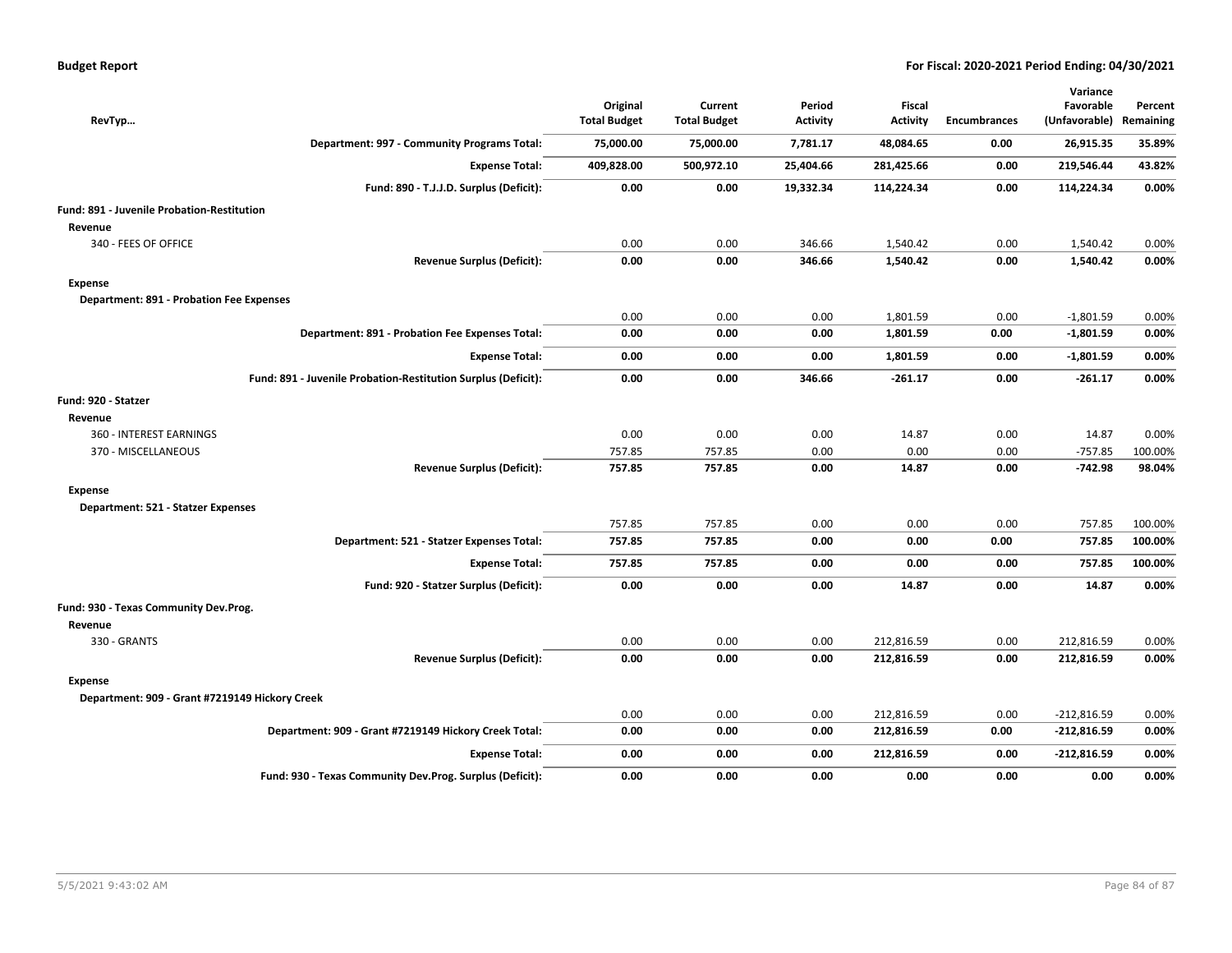| RevTyp… | Original Total Budget | Current Total Budget | Period Activity | Fiscal Activity | Encumbrances | Variance Favorable (Unfavorable) | Percent Remaining |
|---|---|---|---|---|---|---|---|
| **Department: 997 - Community Programs Total:** | **75,000.00** | **75,000.00** | **7,781.17** | **48,084.65** | **0.00** | **26,915.35** | **35.89%** |
| **Expense Total:** | **409,828.00** | **500,972.10** | **25,404.66** | **281,425.66** | **0.00** | **219,546.44** | **43.82%** |
| **Fund: 890 - T.J.J.D. Surplus (Deficit):** | **0.00** | **0.00** | **19,332.34** | **114,224.34** | **0.00** | **114,224.34** | **0.00%** |
| **Fund: 891 - Juvenile Probation-Restitution** | | | | | | | |
| **Revenue** | | | | | | | |
| 340 - FEES OF OFFICE | 0.00 | 0.00 | 346.66 | 1,540.42 | 0.00 | 1,540.42 | 0.00% |
| **Revenue Surplus (Deficit):** | **0.00** | **0.00** | **346.66** | **1,540.42** | **0.00** | **1,540.42** | **0.00%** |
| **Expense** | | | | | | | |
| **Department: 891 - Probation Fee Expenses** | | | | | | | |
| | 0.00 | 0.00 | 0.00 | 1,801.59 | 0.00 | -1,801.59 | 0.00% |
| **Department: 891 - Probation Fee Expenses Total:** | **0.00** | **0.00** | **0.00** | **1,801.59** | **0.00** | **-1,801.59** | **0.00%** |
| **Expense Total:** | **0.00** | **0.00** | **0.00** | **1,801.59** | **0.00** | **-1,801.59** | **0.00%** |
| **Fund: 891 - Juvenile Probation-Restitution Surplus (Deficit):** | **0.00** | **0.00** | **346.66** | **-261.17** | **0.00** | **-261.17** | **0.00%** |
| **Fund: 920 - Statzer** | | | | | | | |
| **Revenue** | | | | | | | |
| 360 - INTEREST EARNINGS | 0.00 | 0.00 | 0.00 | 14.87 | 0.00 | 14.87 | 0.00% |
| 370 - MISCELLANEOUS | 757.85 | 757.85 | 0.00 | 0.00 | 0.00 | -757.85 | 100.00% |
| **Revenue Surplus (Deficit):** | **757.85** | **757.85** | **0.00** | **14.87** | **0.00** | **-742.98** | **98.04%** |
| **Expense** | | | | | | | |
| **Department: 521 - Statzer Expenses** | | | | | | | |
| | 757.85 | 757.85 | 0.00 | 0.00 | 0.00 | 757.85 | 100.00% |
| **Department: 521 - Statzer Expenses Total:** | **757.85** | **757.85** | **0.00** | **0.00** | **0.00** | **757.85** | **100.00%** |
| **Expense Total:** | **757.85** | **757.85** | **0.00** | **0.00** | **0.00** | **757.85** | **100.00%** |
| **Fund: 920 - Statzer Surplus (Deficit):** | **0.00** | **0.00** | **0.00** | **14.87** | **0.00** | **14.87** | **0.00%** |
| **Fund: 930 - Texas Community Dev.Prog.** | | | | | | | |
| **Revenue** | | | | | | | |
| 330 - GRANTS | 0.00 | 0.00 | 0.00 | 212,816.59 | 0.00 | 212,816.59 | 0.00% |
| **Revenue Surplus (Deficit):** | **0.00** | **0.00** | **0.00** | **212,816.59** | **0.00** | **212,816.59** | **0.00%** |
| **Expense** | | | | | | | |
| **Department: 909 - Grant #7219149 Hickory Creek** | | | | | | | |
| | 0.00 | 0.00 | 0.00 | 212,816.59 | 0.00 | -212,816.59 | 0.00% |
| **Department: 909 - Grant #7219149 Hickory Creek Total:** | **0.00** | **0.00** | **0.00** | **212,816.59** | **0.00** | **-212,816.59** | **0.00%** |
| **Expense Total:** | **0.00** | **0.00** | **0.00** | **212,816.59** | **0.00** | **-212,816.59** | **0.00%** |
| **Fund: 930 - Texas Community Dev.Prog. Surplus (Deficit):** | **0.00** | **0.00** | **0.00** | **0.00** | **0.00** | **0.00** | **0.00%** |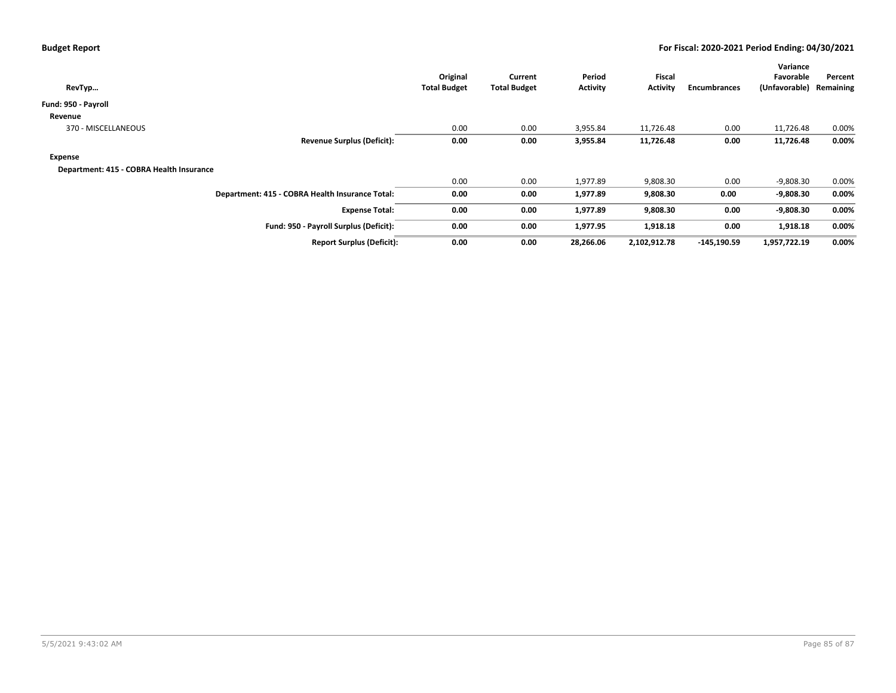| RevTyp… | Original Total Budget | Current Total Budget | Period Activity | Fiscal Activity | Encumbrances | Variance Favorable (Unfavorable) | Percent Remaining |
|---|---|---|---|---|---|---|---|
| **Fund: 950 - Payroll** | | | | | | | |
| **Revenue** | | | | | | | |
| 370 - MISCELLANEOUS | 0.00 | 0.00 | 3,955.84 | 11,726.48 | 0.00 | 11,726.48 | 0.00% |
| **Revenue Surplus (Deficit):** | **0.00** | **0.00** | **3,955.84** | **11,726.48** | **0.00** | **11,726.48** | **0.00%** |
| **Expense** | | | | | | | |
| **Department: 415 - COBRA Health Insurance** | | | | | | | |
| | 0.00 | 0.00 | 1,977.89 | 9,808.30 | 0.00 | -9,808.30 | 0.00% |
| **Department: 415 - COBRA Health Insurance Total:** | **0.00** | **0.00** | **1,977.89** | **9,808.30** | **0.00** | **-9,808.30** | **0.00%** |
| **Expense Total:** | **0.00** | **0.00** | **1,977.89** | **9,808.30** | **0.00** | **-9,808.30** | **0.00%** |
| **Fund: 950 - Payroll Surplus (Deficit):** | **0.00** | **0.00** | **1,977.95** | **1,918.18** | **0.00** | **1,918.18** | **0.00%** |
| **Report Surplus (Deficit):** | **0.00** | **0.00** | **28,266.06** | **2,102,912.78** | **-145,190.59** | **1,957,722.19** | **0.00%** |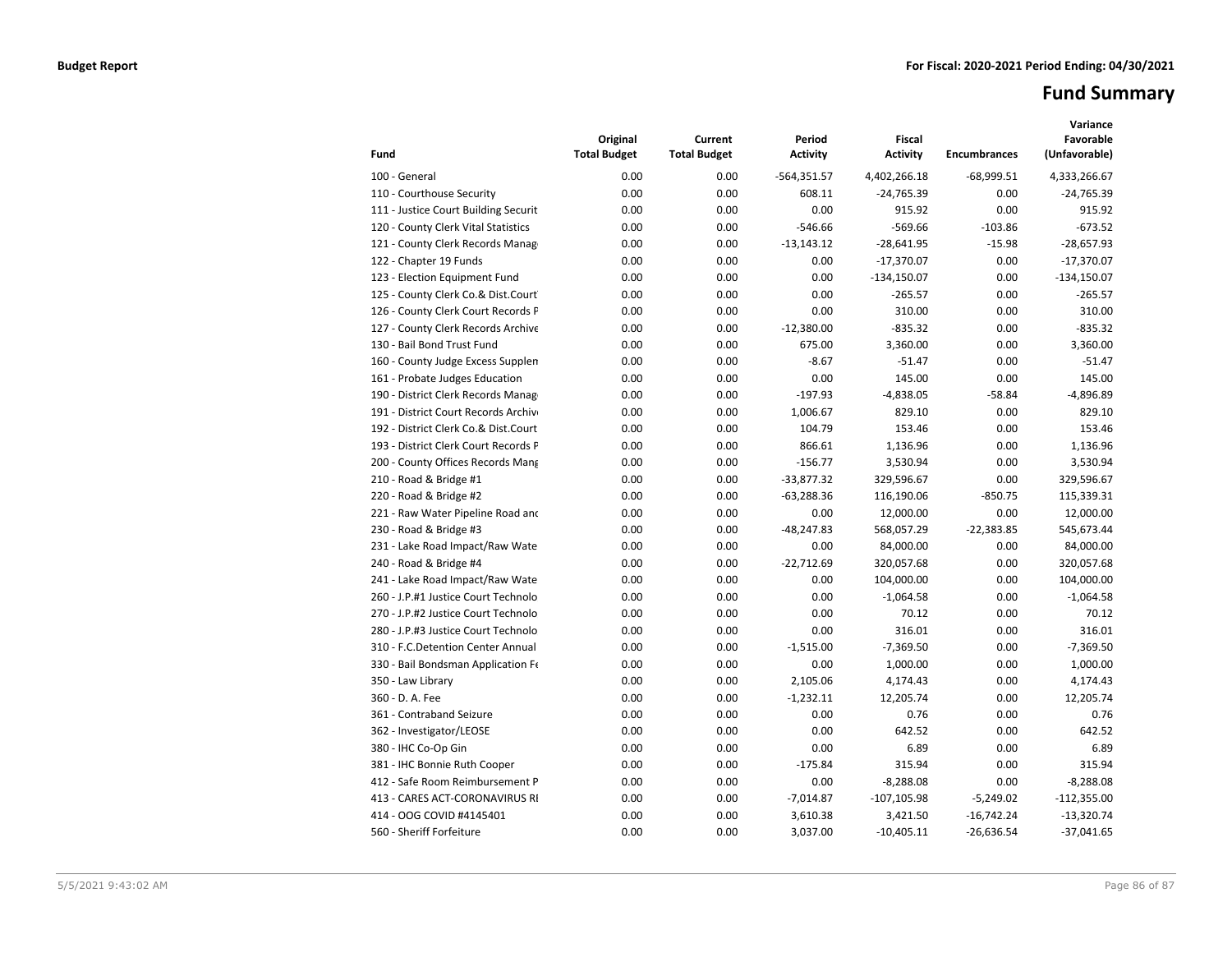**Budget Report** **For Fiscal: 2020-2021 Period Ending: 04/30/2021**

# Fund Summary

| Fund | Original Total Budget | Current Total Budget | Period Activity | Fiscal Activity | Encumbrances | Variance Favorable (Unfavorable) |
|---|---|---|---|---|---|---|
| 100 - General | 0.00 | 0.00 | -564,351.57 | 4,402,266.18 | -68,999.51 | 4,333,266.67 |
| 110 - Courthouse Security | 0.00 | 0.00 | 608.11 | -24,765.39 | 0.00 | -24,765.39 |
| 111 - Justice Court Building Securit | 0.00 | 0.00 | 0.00 | 915.92 | 0.00 | 915.92 |
| 120 - County Clerk Vital Statistics | 0.00 | 0.00 | -546.66 | -569.66 | -103.86 | -673.52 |
| 121 - County Clerk Records Manag | 0.00 | 0.00 | -13,143.12 | -28,641.95 | -15.98 | -28,657.93 |
| 122 - Chapter 19 Funds | 0.00 | 0.00 | 0.00 | -17,370.07 | 0.00 | -17,370.07 |
| 123 - Election Equipment Fund | 0.00 | 0.00 | 0.00 | -134,150.07 | 0.00 | -134,150.07 |
| 125 - County Clerk Co.& Dist.Court | 0.00 | 0.00 | 0.00 | -265.57 | 0.00 | -265.57 |
| 126 - County Clerk Court Records F | 0.00 | 0.00 | 0.00 | 310.00 | 0.00 | 310.00 |
| 127 - County Clerk Records Archive | 0.00 | 0.00 | -12,380.00 | -835.32 | 0.00 | -835.32 |
| 130 - Bail Bond Trust Fund | 0.00 | 0.00 | 675.00 | 3,360.00 | 0.00 | 3,360.00 |
| 160 - County Judge Excess Supplen | 0.00 | 0.00 | -8.67 | -51.47 | 0.00 | -51.47 |
| 161 - Probate Judges Education | 0.00 | 0.00 | 0.00 | 145.00 | 0.00 | 145.00 |
| 190 - District Clerk Records Manag | 0.00 | 0.00 | -197.93 | -4,838.05 | -58.84 | -4,896.89 |
| 191 - District Court Records Archiv | 0.00 | 0.00 | 1,006.67 | 829.10 | 0.00 | 829.10 |
| 192 - District Clerk Co.& Dist.Court | 0.00 | 0.00 | 104.79 | 153.46 | 0.00 | 153.46 |
| 193 - District Clerk Court Records F | 0.00 | 0.00 | 866.61 | 1,136.96 | 0.00 | 1,136.96 |
| 200 - County Offices Records Mang | 0.00 | 0.00 | -156.77 | 3,530.94 | 0.00 | 3,530.94 |
| 210 - Road & Bridge #1 | 0.00 | 0.00 | -33,877.32 | 329,596.67 | 0.00 | 329,596.67 |
| 220 - Road & Bridge #2 | 0.00 | 0.00 | -63,288.36 | 116,190.06 | -850.75 | 115,339.31 |
| 221 - Raw Water Pipeline Road and | 0.00 | 0.00 | 0.00 | 12,000.00 | 0.00 | 12,000.00 |
| 230 - Road & Bridge #3 | 0.00 | 0.00 | -48,247.83 | 568,057.29 | -22,383.85 | 545,673.44 |
| 231 - Lake Road Impact/Raw Wate | 0.00 | 0.00 | 0.00 | 84,000.00 | 0.00 | 84,000.00 |
| 240 - Road & Bridge #4 | 0.00 | 0.00 | -22,712.69 | 320,057.68 | 0.00 | 320,057.68 |
| 241 - Lake Road Impact/Raw Wate | 0.00 | 0.00 | 0.00 | 104,000.00 | 0.00 | 104,000.00 |
| 260 - J.P.#1 Justice Court Technolo | 0.00 | 0.00 | 0.00 | -1,064.58 | 0.00 | -1,064.58 |
| 270 - J.P.#2 Justice Court Technolo | 0.00 | 0.00 | 0.00 | 70.12 | 0.00 | 70.12 |
| 280 - J.P.#3 Justice Court Technolo | 0.00 | 0.00 | 0.00 | 316.01 | 0.00 | 316.01 |
| 310 - F.C.Detention Center Annual | 0.00 | 0.00 | -1,515.00 | -7,369.50 | 0.00 | -7,369.50 |
| 330 - Bail Bondsman Application Fe | 0.00 | 0.00 | 0.00 | 1,000.00 | 0.00 | 1,000.00 |
| 350 - Law Library | 0.00 | 0.00 | 2,105.06 | 4,174.43 | 0.00 | 4,174.43 |
| 360 - D. A. Fee | 0.00 | 0.00 | -1,232.11 | 12,205.74 | 0.00 | 12,205.74 |
| 361 - Contraband Seizure | 0.00 | 0.00 | 0.00 | 0.76 | 0.00 | 0.76 |
| 362 - Investigator/LEOSE | 0.00 | 0.00 | 0.00 | 642.52 | 0.00 | 642.52 |
| 380 - IHC Co-Op Gin | 0.00 | 0.00 | 0.00 | 6.89 | 0.00 | 6.89 |
| 381 - IHC Bonnie Ruth Cooper | 0.00 | 0.00 | -175.84 | 315.94 | 0.00 | 315.94 |
| 412 - Safe Room Reimbursement P | 0.00 | 0.00 | 0.00 | -8,288.08 | 0.00 | -8,288.08 |
| 413 - CARES ACT-CORONAVIRUS RI | 0.00 | 0.00 | -7,014.87 | -107,105.98 | -5,249.02 | -112,355.00 |
| 414 - OOG COVID #4145401 | 0.00 | 0.00 | 3,610.38 | 3,421.50 | -16,742.24 | -13,320.74 |
| 560 - Sheriff Forfeiture | 0.00 | 0.00 | 3,037.00 | -10,405.11 | -26,636.54 | -37,041.65 |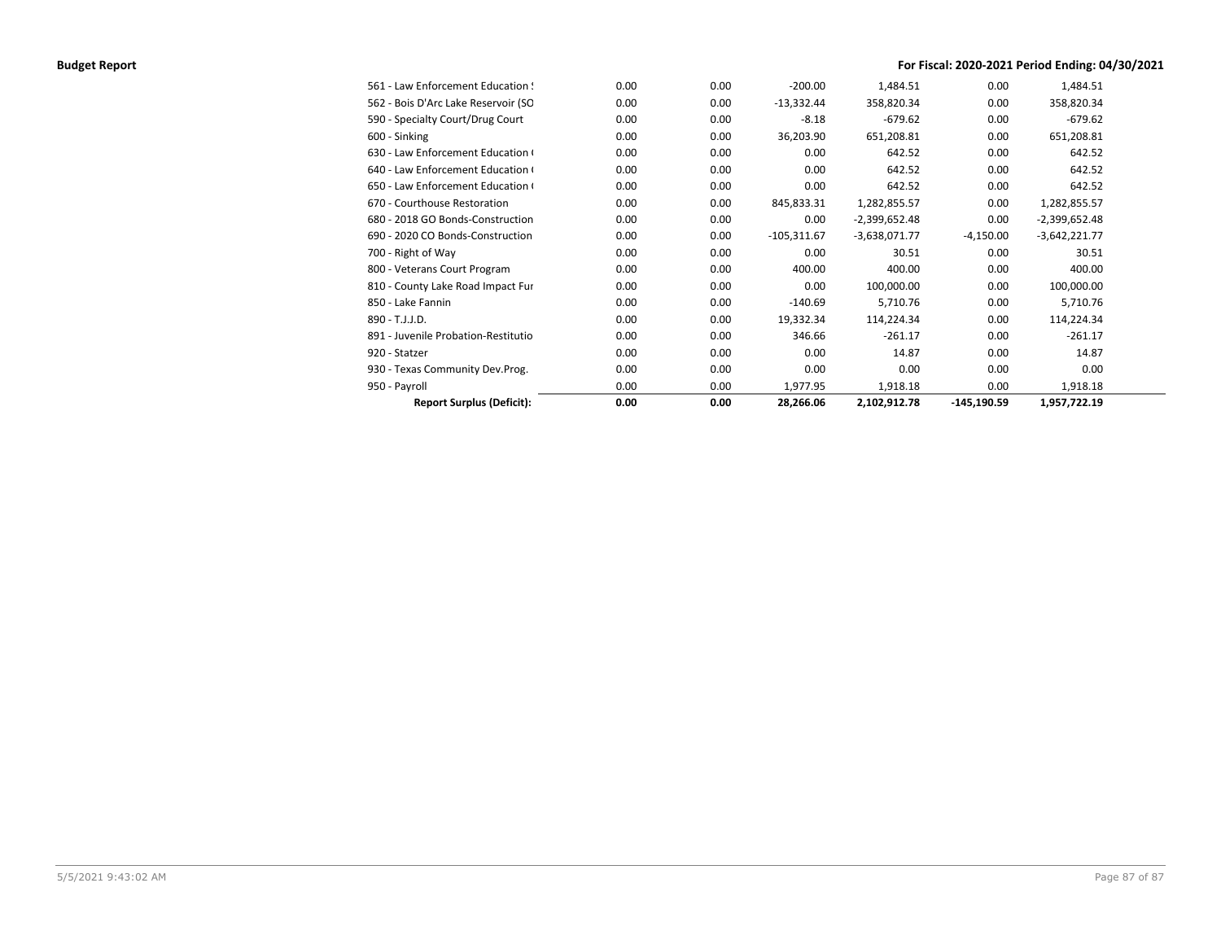| | | | | | | |
|---|---|---|---|---|---|---|
| 561 - Law Enforcement Education ! | 0.00 | 0.00 | -200.00 | 1,484.51 | 0.00 | 1,484.51 |
| 562 - Bois D'Arc Lake Reservoir (SO | 0.00 | 0.00 | -13,332.44 | 358,820.34 | 0.00 | 358,820.34 |
| 590 - Specialty Court/Drug Court | 0.00 | 0.00 | -8.18 | -679.62 | 0.00 | -679.62 |
| 600 - Sinking | 0.00 | 0.00 | 36,203.90 | 651,208.81 | 0.00 | 651,208.81 |
| 630 - Law Enforcement Education ( | 0.00 | 0.00 | 0.00 | 642.52 | 0.00 | 642.52 |
| 640 - Law Enforcement Education ( | 0.00 | 0.00 | 0.00 | 642.52 | 0.00 | 642.52 |
| 650 - Law Enforcement Education ( | 0.00 | 0.00 | 0.00 | 642.52 | 0.00 | 642.52 |
| 670 - Courthouse Restoration | 0.00 | 0.00 | 845,833.31 | 1,282,855.57 | 0.00 | 1,282,855.57 |
| 680 - 2018 GO Bonds-Construction | 0.00 | 0.00 | 0.00 | -2,399,652.48 | 0.00 | -2,399,652.48 |
| 690 - 2020 CO Bonds-Construction | 0.00 | 0.00 | -105,311.67 | -3,638,071.77 | -4,150.00 | -3,642,221.77 |
| 700 - Right of Way | 0.00 | 0.00 | 0.00 | 30.51 | 0.00 | 30.51 |
| 800 - Veterans Court Program | 0.00 | 0.00 | 400.00 | 400.00 | 0.00 | 400.00 |
| 810 - County Lake Road Impact Fur | 0.00 | 0.00 | 0.00 | 100,000.00 | 0.00 | 100,000.00 |
| 850 - Lake Fannin | 0.00 | 0.00 | -140.69 | 5,710.76 | 0.00 | 5,710.76 |
| 890 - T.J.J.D. | 0.00 | 0.00 | 19,332.34 | 114,224.34 | 0.00 | 114,224.34 |
| 891 - Juvenile Probation-Restitutio | 0.00 | 0.00 | 346.66 | -261.17 | 0.00 | -261.17 |
| 920 - Statzer | 0.00 | 0.00 | 0.00 | 14.87 | 0.00 | 14.87 |
| 930 - Texas Community Dev.Prog. | 0.00 | 0.00 | 0.00 | 0.00 | 0.00 | 0.00 |
| 950 - Payroll | 0.00 | 0.00 | 1,977.95 | 1,918.18 | 0.00 | 1,918.18 |
| **Report Surplus (Deficit):** | **0.00** | **0.00** | **28,266.06** | **2,102,912.78** | **-145,190.59** | **1,957,722.19** |